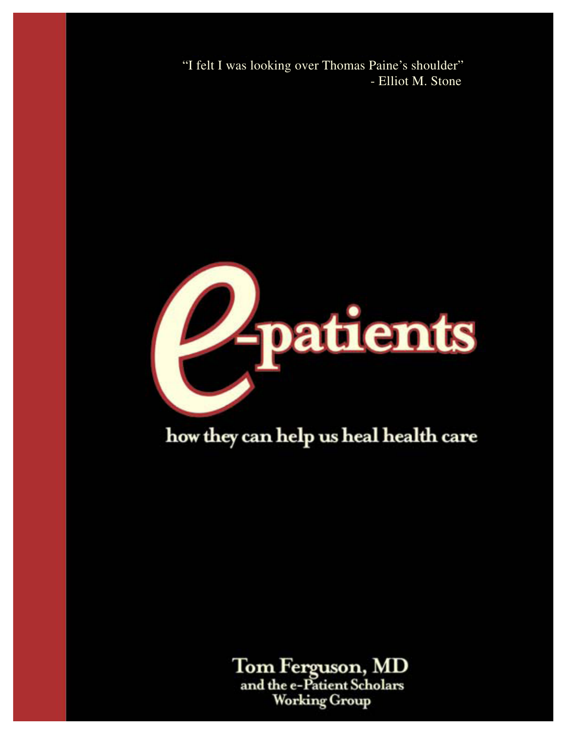"I felt I was looking over Thomas Paine's shoulder"
- Elliot M. Stone

# e-patients

## how they can help us heal health care

**Tom Ferguson, MD**
**and the e-Patient Scholars Working Group**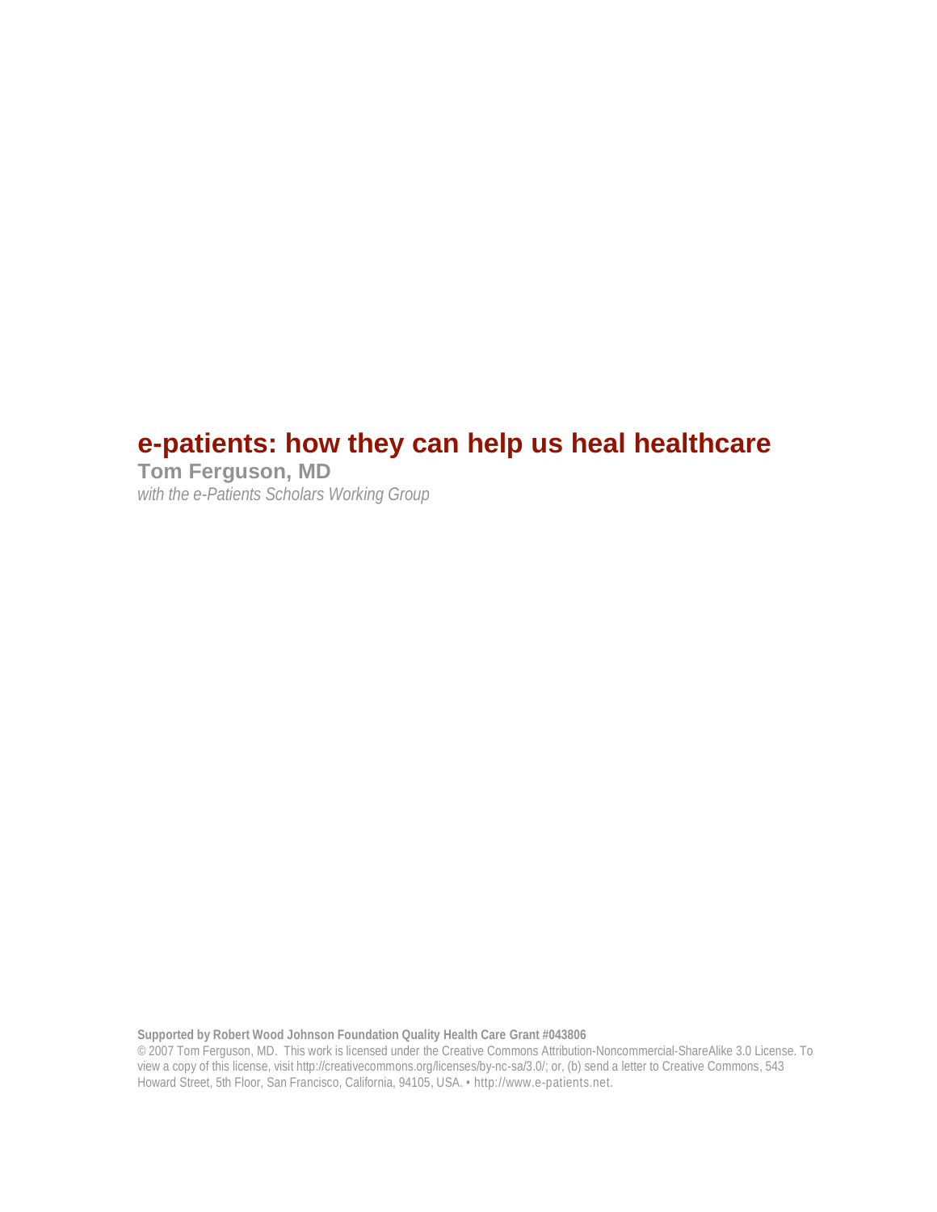# e-patients: how they can help us heal healthcare

**Tom Ferguson, MD**

*with the e-Patients Scholars Working Group*

**Supported by Robert Wood Johnson Foundation Quality Health Care Grant #043806**

© 2007 Tom Ferguson, MD. This work is licensed under the Creative Commons Attribution-Noncommercial-ShareAlike 3.0 License. To view a copy of this license, visit http://creativecommons.org/licenses/by-nc-sa/3.0/; or, (b) send a letter to Creative Commons, 543 Howard Street, 5th Floor, San Francisco, California, 94105, USA. • http://www.e-patients.net.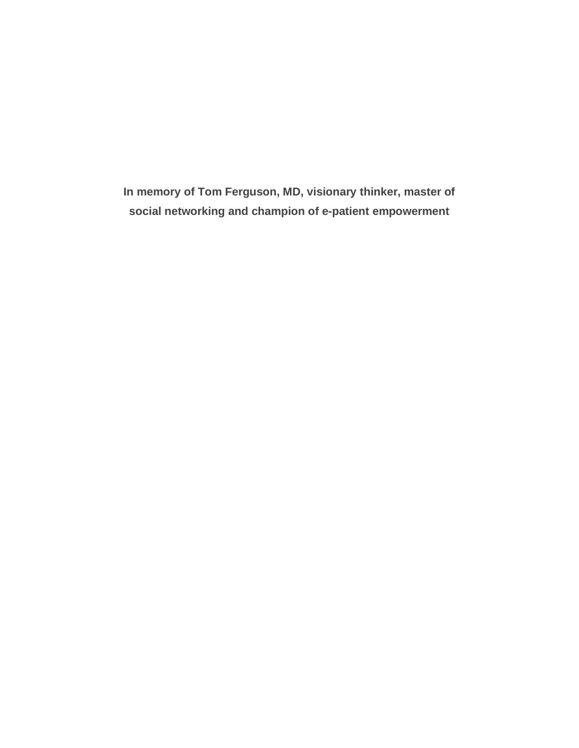**In memory of Tom Ferguson, MD, visionary thinker, master of social networking and champion of e-patient empowerment**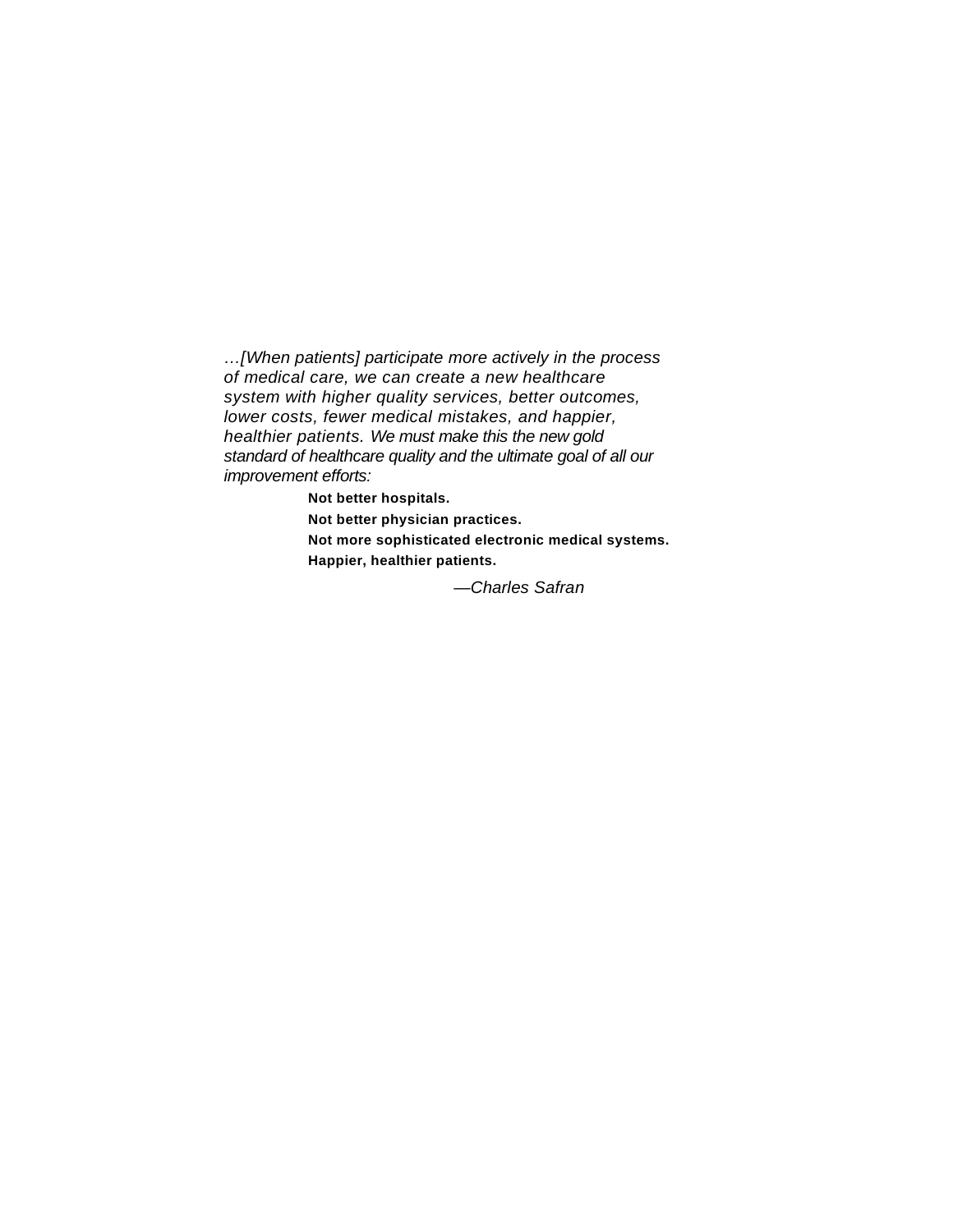*…[When patients] participate more actively in the process of medical care, we can create a new healthcare system with higher quality services, better outcomes, lower costs, fewer medical mistakes, and happier, healthier patients. We must make this the new gold standard of healthcare quality and the ultimate goal of all our improvement efforts:*

> **Not better hospitals.**
> **Not better physician practices.**
> **Not more sophisticated electronic medical systems.**
> **Happier, healthier patients.**

*—Charles Safran*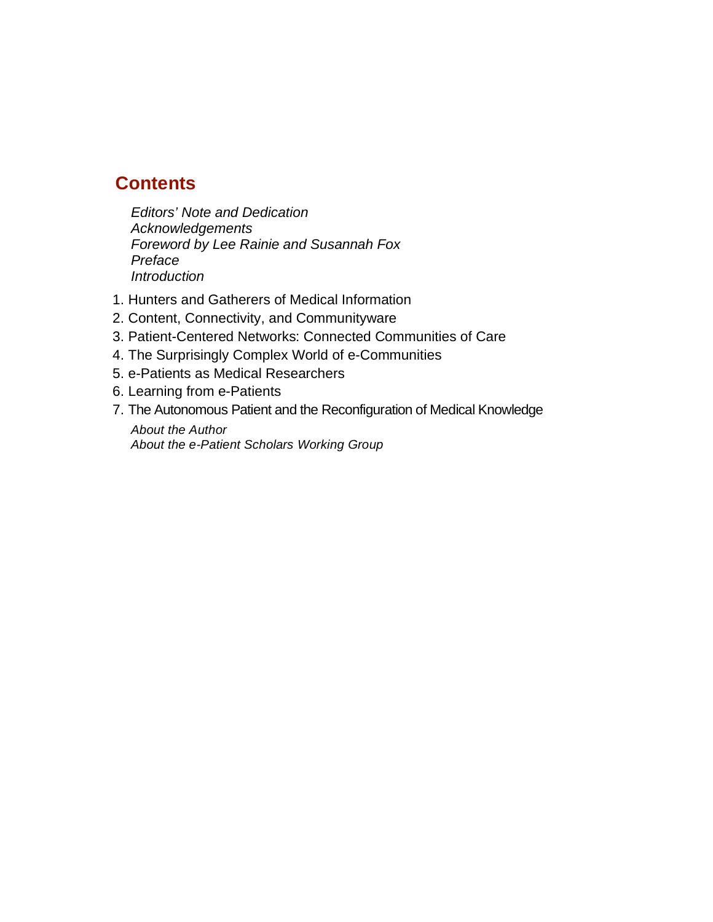# Contents

*Editors' Note and Dedication*
*Acknowledgements*
*Foreword by Lee Rainie and Susannah Fox*
*Preface*
*Introduction*

1. Hunters and Gatherers of Medical Information
2. Content, Connectivity, and Communityware
3. Patient-Centered Networks: Connected Communities of Care
4. The Surprisingly Complex World of e-Communities
5. e-Patients as Medical Researchers
6. Learning from e-Patients
7. The Autonomous Patient and the Reconfiguration of Medical Knowledge

*About the Author*
*About the e-Patient Scholars Working Group*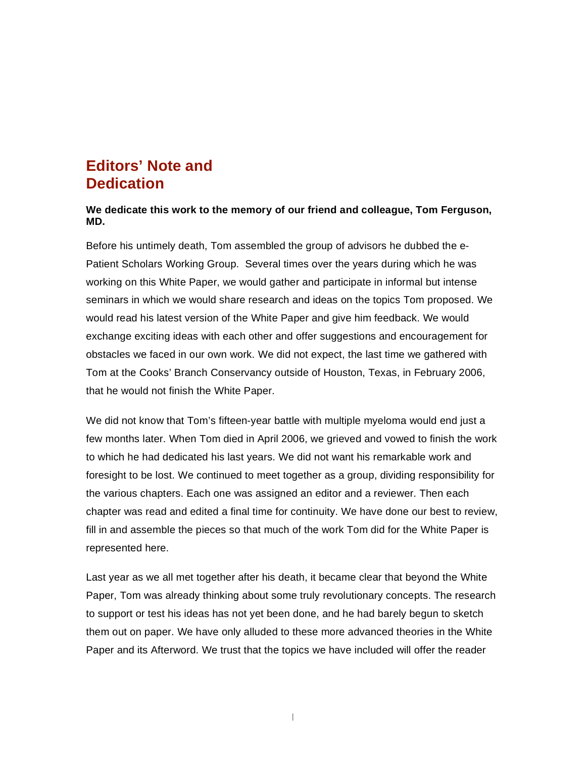# Editors' Note and Dedication

**We dedicate this work to the memory of our friend and colleague, Tom Ferguson, MD.**

Before his untimely death, Tom assembled the group of advisors he dubbed the e-Patient Scholars Working Group. Several times over the years during which he was working on this White Paper, we would gather and participate in informal but intense seminars in which we would share research and ideas on the topics Tom proposed. We would read his latest version of the White Paper and give him feedback. We would exchange exciting ideas with each other and offer suggestions and encouragement for obstacles we faced in our own work. We did not expect, the last time we gathered with Tom at the Cooks' Branch Conservancy outside of Houston, Texas, in February 2006, that he would not finish the White Paper.

We did not know that Tom's fifteen-year battle with multiple myeloma would end just a few months later. When Tom died in April 2006, we grieved and vowed to finish the work to which he had dedicated his last years. We did not want his remarkable work and foresight to be lost. We continued to meet together as a group, dividing responsibility for the various chapters. Each one was assigned an editor and a reviewer. Then each chapter was read and edited a final time for continuity. We have done our best to review, fill in and assemble the pieces so that much of the work Tom did for the White Paper is represented here.

Last year as we all met together after his death, it became clear that beyond the White Paper, Tom was already thinking about some truly revolutionary concepts. The research to support or test his ideas has not yet been done, and he had barely begun to sketch them out on paper. We have only alluded to these more advanced theories in the White Paper and its Afterword. We trust that the topics we have included will offer the reader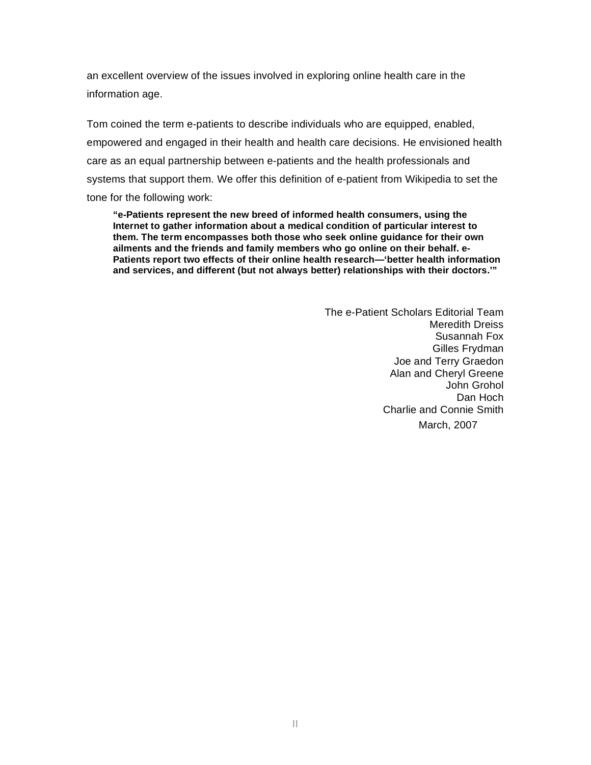an excellent overview of the issues involved in exploring online health care in the information age.

Tom coined the term e-patients to describe individuals who are equipped, enabled, empowered and engaged in their health and health care decisions. He envisioned health care as an equal partnership between e-patients and the health professionals and systems that support them. We offer this definition of e-patient from Wikipedia to set the tone for the following work:

> **"e-Patients represent the new breed of informed health consumers, using the Internet to gather information about a medical condition of particular interest to them. The term encompasses both those who seek online guidance for their own ailments and the friends and family members who go online on their behalf. e-Patients report two effects of their online health research—'better health information and services, and different (but not always better) relationships with their doctors.'"**

The e-Patient Scholars Editorial Team
Meredith Dreiss
Susannah Fox
Gilles Frydman
Joe and Terry Graedon
Alan and Cheryl Greene
John Grohol
Dan Hoch
Charlie and Connie Smith
March, 2007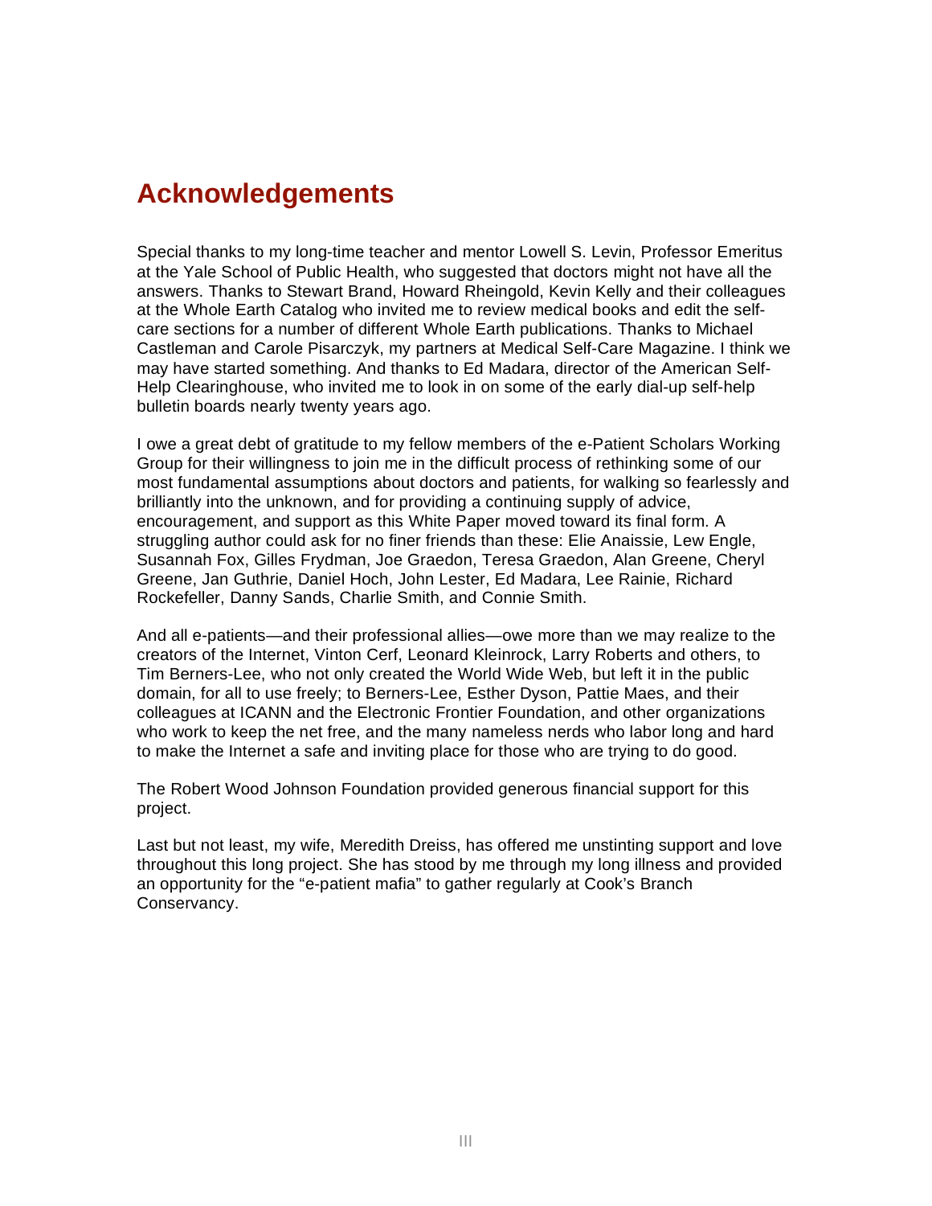# Acknowledgements

Special thanks to my long-time teacher and mentor Lowell S. Levin, Professor Emeritus at the Yale School of Public Health, who suggested that doctors might not have all the answers. Thanks to Stewart Brand, Howard Rheingold, Kevin Kelly and their colleagues at the Whole Earth Catalog who invited me to review medical books and edit the self-care sections for a number of different Whole Earth publications. Thanks to Michael Castleman and Carole Pisarczyk, my partners at Medical Self-Care Magazine. I think we may have started something. And thanks to Ed Madara, director of the American Self-Help Clearinghouse, who invited me to look in on some of the early dial-up self-help bulletin boards nearly twenty years ago.

I owe a great debt of gratitude to my fellow members of the e-Patient Scholars Working Group for their willingness to join me in the difficult process of rethinking some of our most fundamental assumptions about doctors and patients, for walking so fearlessly and brilliantly into the unknown, and for providing a continuing supply of advice, encouragement, and support as this White Paper moved toward its final form. A struggling author could ask for no finer friends than these: Elie Anaissie, Lew Engle, Susannah Fox, Gilles Frydman, Joe Graedon, Teresa Graedon, Alan Greene, Cheryl Greene, Jan Guthrie, Daniel Hoch, John Lester, Ed Madara, Lee Rainie, Richard Rockefeller, Danny Sands, Charlie Smith, and Connie Smith.

And all e-patients—and their professional allies—owe more than we may realize to the creators of the Internet, Vinton Cerf, Leonard Kleinrock, Larry Roberts and others, to Tim Berners-Lee, who not only created the World Wide Web, but left it in the public domain, for all to use freely; to Berners-Lee, Esther Dyson, Pattie Maes, and their colleagues at ICANN and the Electronic Frontier Foundation, and other organizations who work to keep the net free, and the many nameless nerds who labor long and hard to make the Internet a safe and inviting place for those who are trying to do good.

The Robert Wood Johnson Foundation provided generous financial support for this project.

Last but not least, my wife, Meredith Dreiss, has offered me unstinting support and love throughout this long project. She has stood by me through my long illness and provided an opportunity for the "e-patient mafia" to gather regularly at Cook's Branch Conservancy.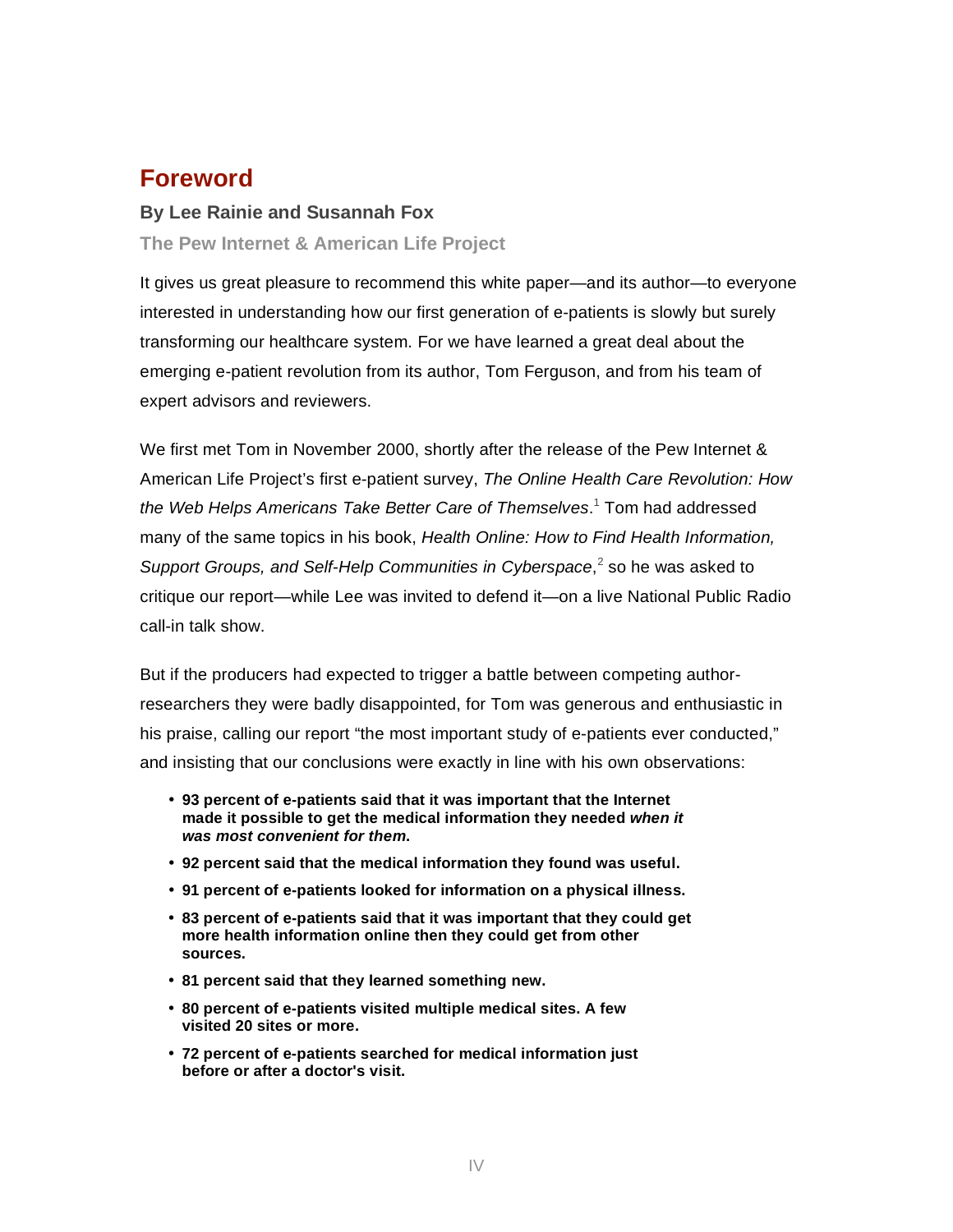# Foreword

### By Lee Rainie and Susannah Fox

### The Pew Internet & American Life Project

It gives us great pleasure to recommend this white paper—and its author—to everyone interested in understanding how our first generation of e-patients is slowly but surely transforming our healthcare system. For we have learned a great deal about the emerging e-patient revolution from its author, Tom Ferguson, and from his team of expert advisors and reviewers.

We first met Tom in November 2000, shortly after the release of the Pew Internet & American Life Project's first e-patient survey, *The Online Health Care Revolution: How the Web Helps Americans Take Better Care of Themselves*.[1] Tom had addressed many of the same topics in his book, *Health Online: How to Find Health Information, Support Groups, and Self-Help Communities in Cyberspace*,[2] so he was asked to critique our report—while Lee was invited to defend it—on a live National Public Radio call-in talk show.

But if the producers had expected to trigger a battle between competing author-researchers they were badly disappointed, for Tom was generous and enthusiastic in his praise, calling our report "the most important study of e-patients ever conducted," and insisting that our conclusions were exactly in line with his own observations:

- **93 percent of e-patients said that it was important that the Internet made it possible to get the medical information they needed *when it was most convenient for them*.**
- **92 percent said that the medical information they found was useful.**
- **91 percent of e-patients looked for information on a physical illness.**
- **83 percent of e-patients said that it was important that they could get more health information online then they could get from other sources.**
- **81 percent said that they learned something new.**
- **80 percent of e-patients visited multiple medical sites. A few visited 20 sites or more.**
- **72 percent of e-patients searched for medical information just before or after a doctor's visit.**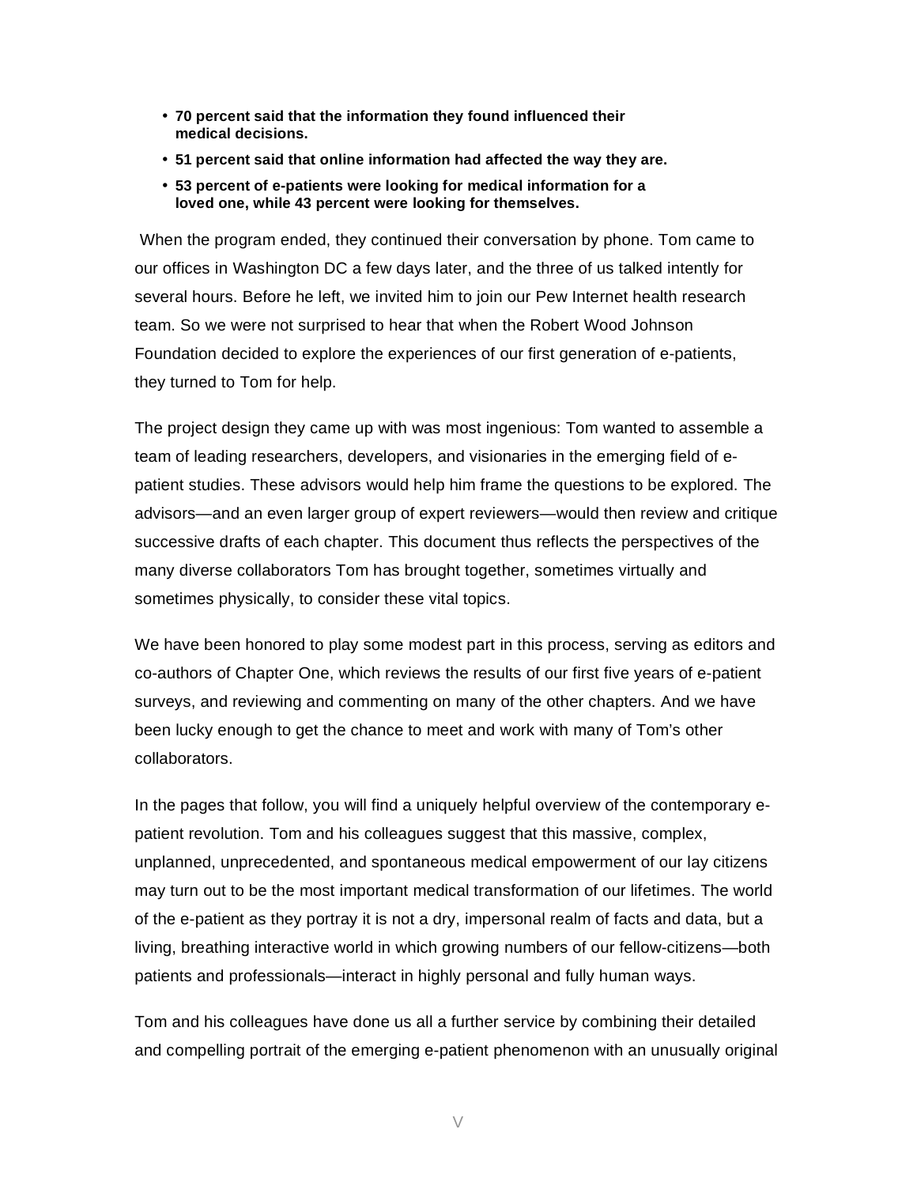- **70 percent said that the information they found influenced their medical decisions.**
- **51 percent said that online information had affected the way they are.**
- **53 percent of e-patients were looking for medical information for a loved one, while 43 percent were looking for themselves.**

When the program ended, they continued their conversation by phone. Tom came to our offices in Washington DC a few days later, and the three of us talked intently for several hours. Before he left, we invited him to join our Pew Internet health research team. So we were not surprised to hear that when the Robert Wood Johnson Foundation decided to explore the experiences of our first generation of e-patients, they turned to Tom for help.

The project design they came up with was most ingenious: Tom wanted to assemble a team of leading researchers, developers, and visionaries in the emerging field of e-patient studies. These advisors would help him frame the questions to be explored. The advisors—and an even larger group of expert reviewers—would then review and critique successive drafts of each chapter. This document thus reflects the perspectives of the many diverse collaborators Tom has brought together, sometimes virtually and sometimes physically, to consider these vital topics.

We have been honored to play some modest part in this process, serving as editors and co-authors of Chapter One, which reviews the results of our first five years of e-patient surveys, and reviewing and commenting on many of the other chapters. And we have been lucky enough to get the chance to meet and work with many of Tom's other collaborators.

In the pages that follow, you will find a uniquely helpful overview of the contemporary e-patient revolution. Tom and his colleagues suggest that this massive, complex, unplanned, unprecedented, and spontaneous medical empowerment of our lay citizens may turn out to be the most important medical transformation of our lifetimes. The world of the e-patient as they portray it is not a dry, impersonal realm of facts and data, but a living, breathing interactive world in which growing numbers of our fellow-citizens—both patients and professionals—interact in highly personal and fully human ways.

Tom and his colleagues have done us all a further service by combining their detailed and compelling portrait of the emerging e-patient phenomenon with an unusually original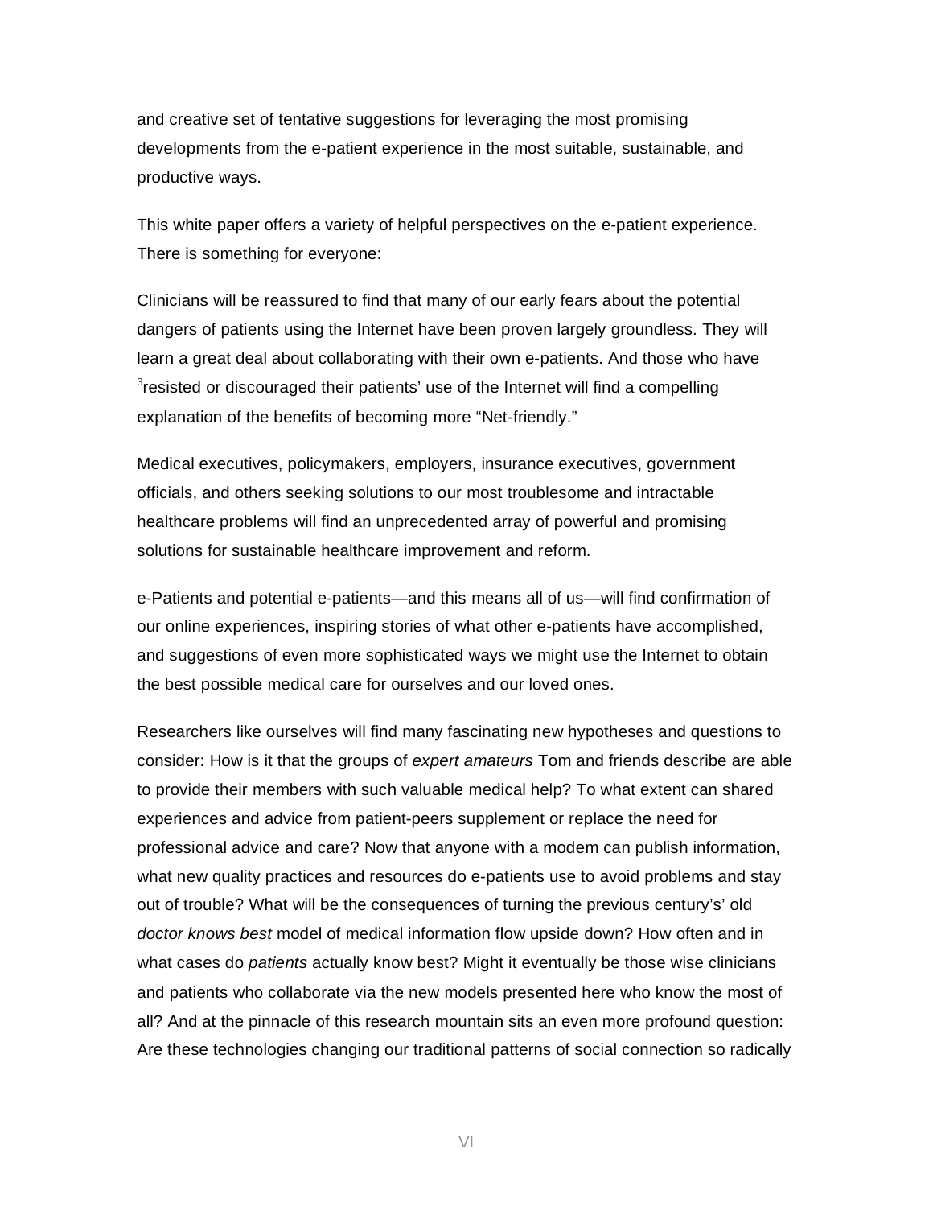and creative set of tentative suggestions for leveraging the most promising developments from the e-patient experience in the most suitable, sustainable, and productive ways.

This white paper offers a variety of helpful perspectives on the e-patient experience. There is something for everyone:

Clinicians will be reassured to find that many of our early fears about the potential dangers of patients using the Internet have been proven largely groundless. They will learn a great deal about collaborating with their own e-patients. And those who have [3]resisted or discouraged their patients' use of the Internet will find a compelling explanation of the benefits of becoming more "Net-friendly."

Medical executives, policymakers, employers, insurance executives, government officials, and others seeking solutions to our most troublesome and intractable healthcare problems will find an unprecedented array of powerful and promising solutions for sustainable healthcare improvement and reform.

e-Patients and potential e-patients—and this means all of us—will find confirmation of our online experiences, inspiring stories of what other e-patients have accomplished, and suggestions of even more sophisticated ways we might use the Internet to obtain the best possible medical care for ourselves and our loved ones.

Researchers like ourselves will find many fascinating new hypotheses and questions to consider: How is it that the groups of *expert amateurs* Tom and friends describe are able to provide their members with such valuable medical help? To what extent can shared experiences and advice from patient-peers supplement or replace the need for professional advice and care? Now that anyone with a modem can publish information, what new quality practices and resources do e-patients use to avoid problems and stay out of trouble? What will be the consequences of turning the previous century's' old *doctor knows best* model of medical information flow upside down? How often and in what cases do *patients* actually know best? Might it eventually be those wise clinicians and patients who collaborate via the new models presented here who know the most of all? And at the pinnacle of this research mountain sits an even more profound question: Are these technologies changing our traditional patterns of social connection so radically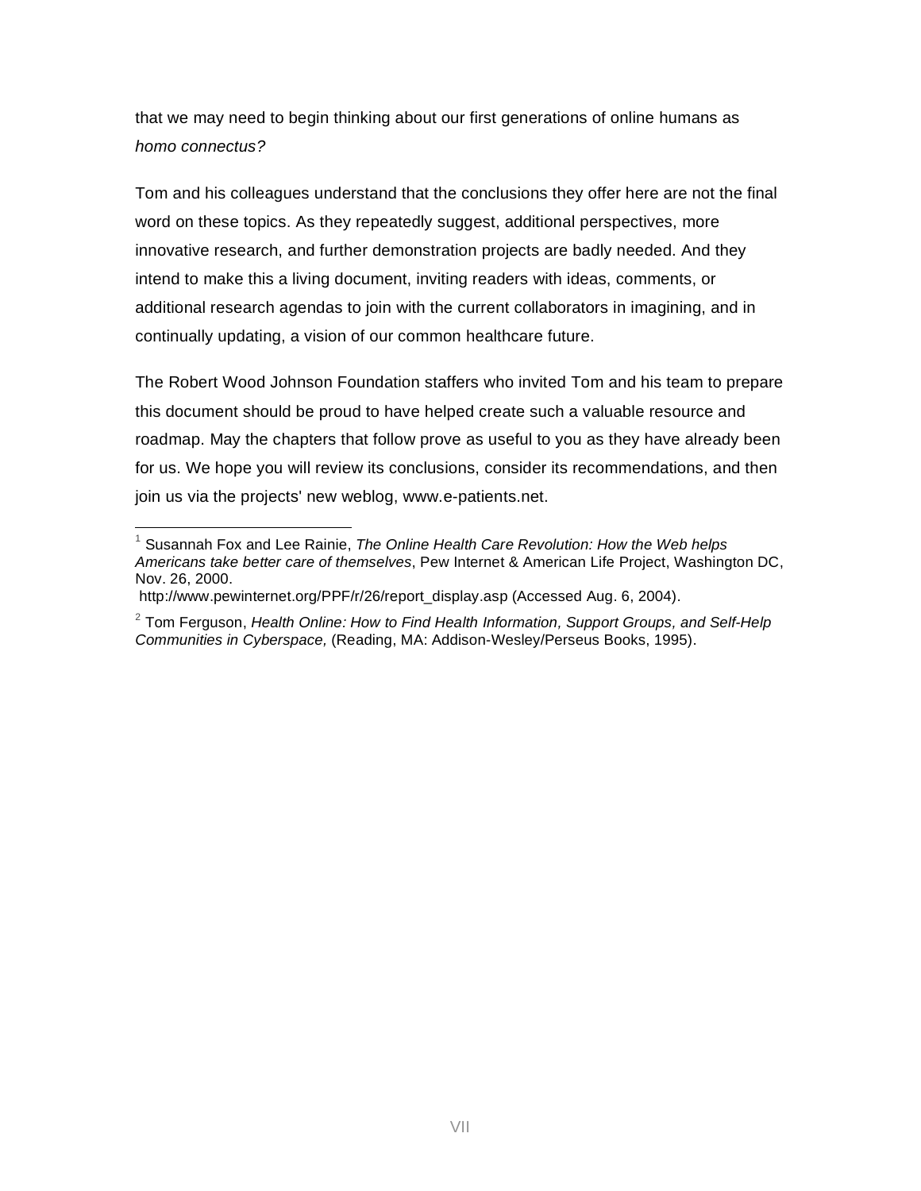that we may need to begin thinking about our first generations of online humans as *homo connectus?*

Tom and his colleagues understand that the conclusions they offer here are not the final word on these topics. As they repeatedly suggest, additional perspectives, more innovative research, and further demonstration projects are badly needed. And they intend to make this a living document, inviting readers with ideas, comments, or additional research agendas to join with the current collaborators in imagining, and in continually updating, a vision of our common healthcare future.

The Robert Wood Johnson Foundation staffers who invited Tom and his team to prepare this document should be proud to have helped create such a valuable resource and roadmap. May the chapters that follow prove as useful to you as they have already been for us. We hope you will review its conclusions, consider its recommendations, and then join us via the projects' new weblog, www.e-patients.net.

---

[1] Susannah Fox and Lee Rainie, *The Online Health Care Revolution: How the Web helps Americans take better care of themselves*, Pew Internet & American Life Project, Washington DC, Nov. 26, 2000.
http://www.pewinternet.org/PPF/r/26/report_display.asp (Accessed Aug. 6, 2004).

[2] Tom Ferguson, *Health Online: How to Find Health Information, Support Groups, and Self-Help Communities in Cyberspace,* (Reading, MA: Addison-Wesley/Perseus Books, 1995).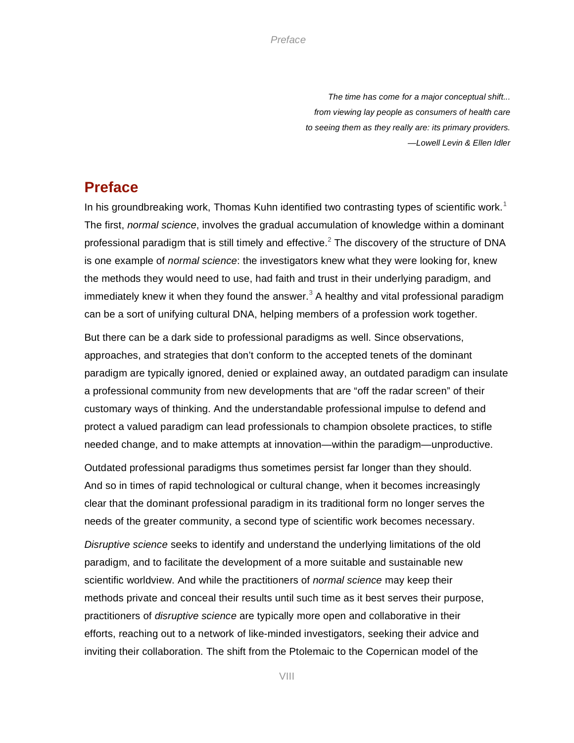*The time has come for a major conceptual shift...*
*from viewing lay people as consumers of health care*
*to seeing them as they really are: its primary providers.*
*—Lowell Levin & Ellen Idler*

# Preface

In his groundbreaking work, Thomas Kuhn identified two contrasting types of scientific work.[1] The first, *normal science*, involves the gradual accumulation of knowledge within a dominant professional paradigm that is still timely and effective.[2] The discovery of the structure of DNA is one example of *normal science*: the investigators knew what they were looking for, knew the methods they would need to use, had faith and trust in their underlying paradigm, and immediately knew it when they found the answer.[3] A healthy and vital professional paradigm can be a sort of unifying cultural DNA, helping members of a profession work together.

But there can be a dark side to professional paradigms as well. Since observations, approaches, and strategies that don't conform to the accepted tenets of the dominant paradigm are typically ignored, denied or explained away, an outdated paradigm can insulate a professional community from new developments that are "off the radar screen" of their customary ways of thinking. And the understandable professional impulse to defend and protect a valued paradigm can lead professionals to champion obsolete practices, to stifle needed change, and to make attempts at innovation—within the paradigm—unproductive.

Outdated professional paradigms thus sometimes persist far longer than they should. And so in times of rapid technological or cultural change, when it becomes increasingly clear that the dominant professional paradigm in its traditional form no longer serves the needs of the greater community, a second type of scientific work becomes necessary.

*Disruptive science* seeks to identify and understand the underlying limitations of the old paradigm, and to facilitate the development of a more suitable and sustainable new scientific worldview. And while the practitioners of *normal science* may keep their methods private and conceal their results until such time as it best serves their purpose, practitioners of *disruptive science* are typically more open and collaborative in their efforts, reaching out to a network of like-minded investigators, seeking their advice and inviting their collaboration. The shift from the Ptolemaic to the Copernican model of the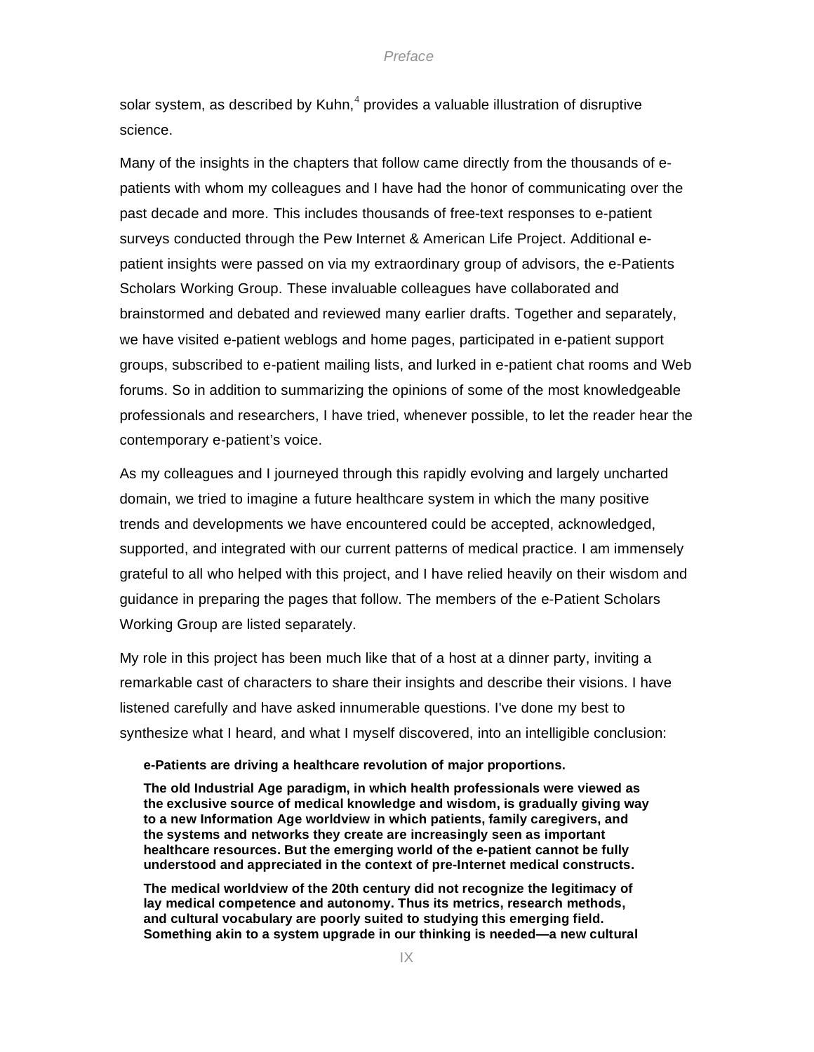solar system, as described by Kuhn,[4] provides a valuable illustration of disruptive science.

Many of the insights in the chapters that follow came directly from the thousands of e-patients with whom my colleagues and I have had the honor of communicating over the past decade and more. This includes thousands of free-text responses to e-patient surveys conducted through the Pew Internet & American Life Project. Additional e-patient insights were passed on via my extraordinary group of advisors, the e-Patients Scholars Working Group. These invaluable colleagues have collaborated and brainstormed and debated and reviewed many earlier drafts. Together and separately, we have visited e-patient weblogs and home pages, participated in e-patient support groups, subscribed to e-patient mailing lists, and lurked in e-patient chat rooms and Web forums. So in addition to summarizing the opinions of some of the most knowledgeable professionals and researchers, I have tried, whenever possible, to let the reader hear the contemporary e-patient's voice.

As my colleagues and I journeyed through this rapidly evolving and largely uncharted domain, we tried to imagine a future healthcare system in which the many positive trends and developments we have encountered could be accepted, acknowledged, supported, and integrated with our current patterns of medical practice. I am immensely grateful to all who helped with this project, and I have relied heavily on their wisdom and guidance in preparing the pages that follow. The members of the e-Patient Scholars Working Group are listed separately.

My role in this project has been much like that of a host at a dinner party, inviting a remarkable cast of characters to share their insights and describe their visions. I have listened carefully and have asked innumerable questions. I've done my best to synthesize what I heard, and what I myself discovered, into an intelligible conclusion:

> **e-Patients are driving a healthcare revolution of major proportions.**
>
> **The old Industrial Age paradigm, in which health professionals were viewed as the exclusive source of medical knowledge and wisdom, is gradually giving way to a new Information Age worldview in which patients, family caregivers, and the systems and networks they create are increasingly seen as important healthcare resources. But the emerging world of the e-patient cannot be fully understood and appreciated in the context of pre-Internet medical constructs.**
>
> **The medical worldview of the 20th century did not recognize the legitimacy of lay medical competence and autonomy. Thus its metrics, research methods, and cultural vocabulary are poorly suited to studying this emerging field. Something akin to a system upgrade in our thinking is needed—a new cultural**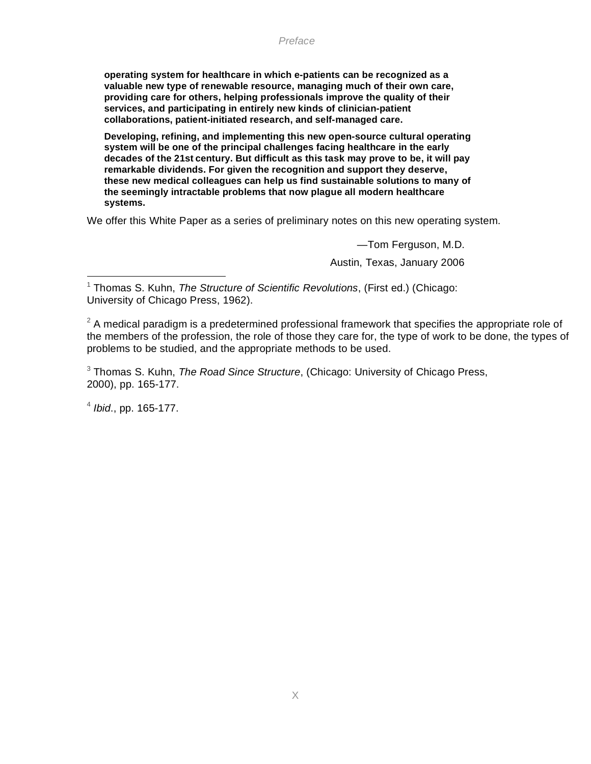**operating system for healthcare in which e-patients can be recognized as a valuable new type of renewable resource, managing much of their own care, providing care for others, helping professionals improve the quality of their services, and participating in entirely new kinds of clinician-patient collaborations, patient-initiated research, and self-managed care.**

**Developing, refining, and implementing this new open-source cultural operating system will be one of the principal challenges facing healthcare in the early decades of the 21st century. But difficult as this task may prove to be, it will pay remarkable dividends. For given the recognition and support they deserve, these new medical colleagues can help us find sustainable solutions to many of the seemingly intractable problems that now plague all modern healthcare systems.**

We offer this White Paper as a series of preliminary notes on this new operating system.

—Tom Ferguson, M.D.

Austin, Texas, January 2006

---

[1] Thomas S. Kuhn, *The Structure of Scientific Revolutions*, (First ed.) (Chicago: University of Chicago Press, 1962).

[2] A medical paradigm is a predetermined professional framework that specifies the appropriate role of the members of the profession, the role of those they care for, the type of work to be done, the types of problems to be studied, and the appropriate methods to be used.

[3] Thomas S. Kuhn, *The Road Since Structure*, (Chicago: University of Chicago Press, 2000), pp. 165-177.

[4] *Ibid*., pp. 165-177.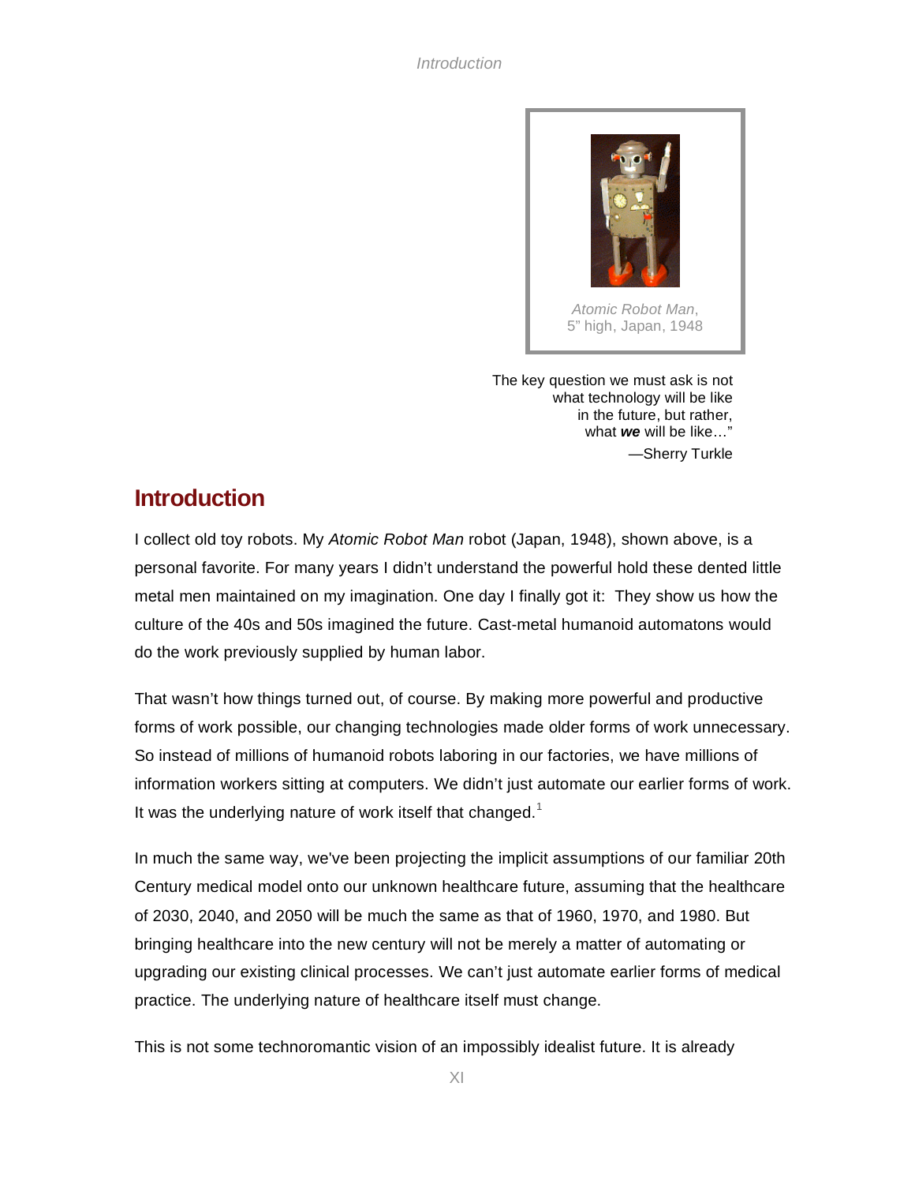*Atomic Robot Man*,
5" high, Japan, 1948

The key question we must ask is not
what technology will be like
in the future, but rather,
what ***we*** will be like…"

—Sherry Turkle

## Introduction

I collect old toy robots. My *Atomic Robot Man* robot (Japan, 1948), shown above, is a personal favorite. For many years I didn't understand the powerful hold these dented little metal men maintained on my imagination. One day I finally got it: They show us how the culture of the 40s and 50s imagined the future. Cast-metal humanoid automatons would do the work previously supplied by human labor.

That wasn't how things turned out, of course. By making more powerful and productive forms of work possible, our changing technologies made older forms of work unnecessary. So instead of millions of humanoid robots laboring in our factories, we have millions of information workers sitting at computers. We didn't just automate our earlier forms of work. It was the underlying nature of work itself that changed.[1]

In much the same way, we've been projecting the implicit assumptions of our familiar 20th Century medical model onto our unknown healthcare future, assuming that the healthcare of 2030, 2040, and 2050 will be much the same as that of 1960, 1970, and 1980. But bringing healthcare into the new century will not be merely a matter of automating or upgrading our existing clinical processes. We can't just automate earlier forms of medical practice. The underlying nature of healthcare itself must change.

This is not some technoromantic vision of an impossibly idealist future. It is already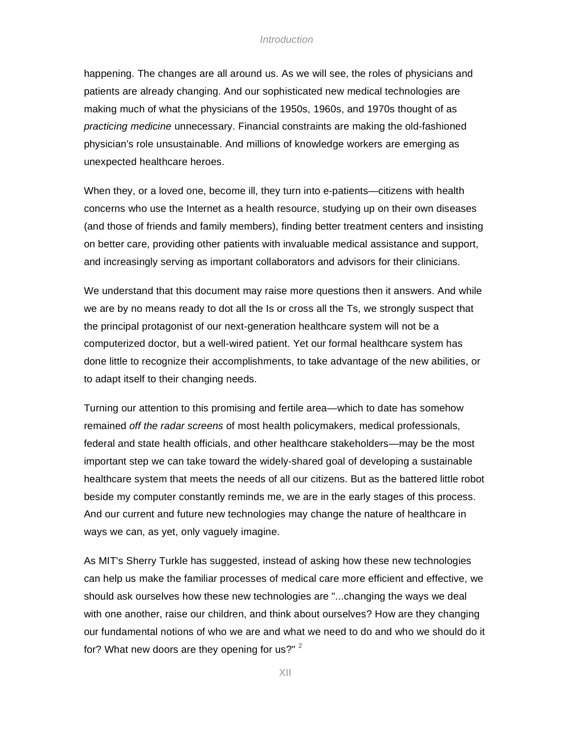happening. The changes are all around us. As we will see, the roles of physicians and patients are already changing. And our sophisticated new medical technologies are making much of what the physicians of the 1950s, 1960s, and 1970s thought of as *practicing medicine* unnecessary. Financial constraints are making the old-fashioned physician's role unsustainable. And millions of knowledge workers are emerging as unexpected healthcare heroes.

When they, or a loved one, become ill, they turn into e-patients—citizens with health concerns who use the Internet as a health resource, studying up on their own diseases (and those of friends and family members), finding better treatment centers and insisting on better care, providing other patients with invaluable medical assistance and support, and increasingly serving as important collaborators and advisors for their clinicians.

We understand that this document may raise more questions then it answers. And while we are by no means ready to dot all the Is or cross all the Ts, we strongly suspect that the principal protagonist of our next-generation healthcare system will not be a computerized doctor, but a well-wired patient. Yet our formal healthcare system has done little to recognize their accomplishments, to take advantage of the new abilities, or to adapt itself to their changing needs.

Turning our attention to this promising and fertile area—which to date has somehow remained *off the radar screens* of most health policymakers, medical professionals, federal and state health officials, and other healthcare stakeholders—may be the most important step we can take toward the widely-shared goal of developing a sustainable healthcare system that meets the needs of all our citizens. But as the battered little robot beside my computer constantly reminds me, we are in the early stages of this process. And our current and future new technologies may change the nature of healthcare in ways we can, as yet, only vaguely imagine.

As MIT's Sherry Turkle has suggested, instead of asking how these new technologies can help us make the familiar processes of medical care more efficient and effective, we should ask ourselves how these new technologies are "...changing the ways we deal with one another, raise our children, and think about ourselves? How are they changing our fundamental notions of who we are and what we need to do and who we should do it for? What new doors are they opening for us?" [2]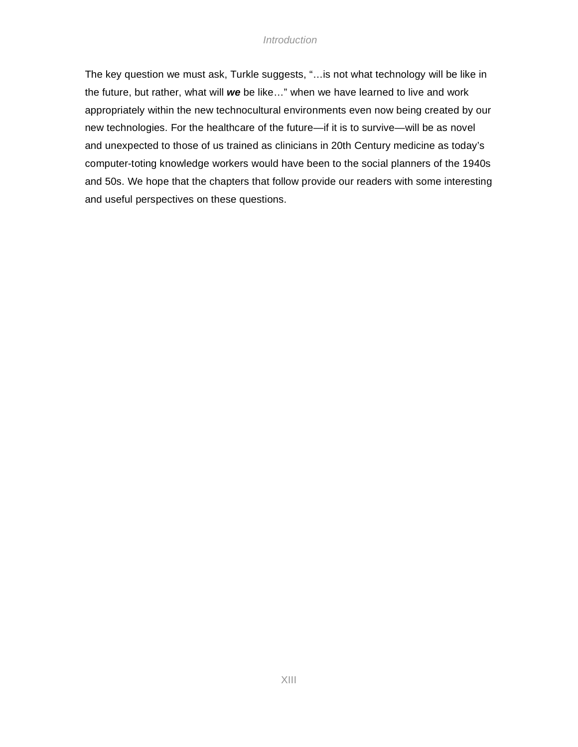The key question we must ask, Turkle suggests, "…is not what technology will be like in the future, but rather, what will ***we*** be like…" when we have learned to live and work appropriately within the new technocultural environments even now being created by our new technologies. For the healthcare of the future—if it is to survive—will be as novel and unexpected to those of us trained as clinicians in 20th Century medicine as today's computer-toting knowledge workers would have been to the social planners of the 1940s and 50s. We hope that the chapters that follow provide our readers with some interesting and useful perspectives on these questions.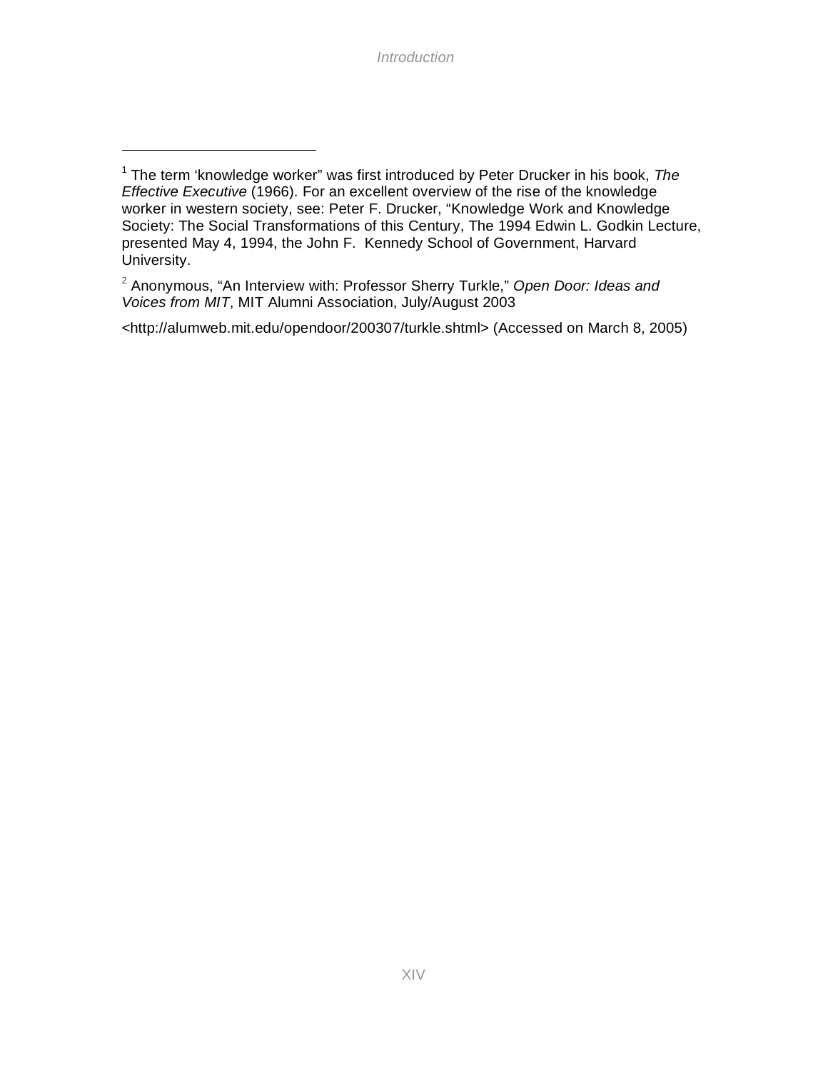[1] The term 'knowledge worker" was first introduced by Peter Drucker in his book, *The Effective Executive* (1966). For an excellent overview of the rise of the knowledge worker in western society, see: Peter F. Drucker, "Knowledge Work and Knowledge Society: The Social Transformations of this Century, The 1994 Edwin L. Godkin Lecture, presented May 4, 1994, the John F. Kennedy School of Government, Harvard University.

[2] Anonymous, "An Interview with: Professor Sherry Turkle," *Open Door: Ideas and Voices from MIT*, MIT Alumni Association, July/August 2003

<http://alumweb.mit.edu/opendoor/200307/turkle.shtml> (Accessed on March 8, 2005)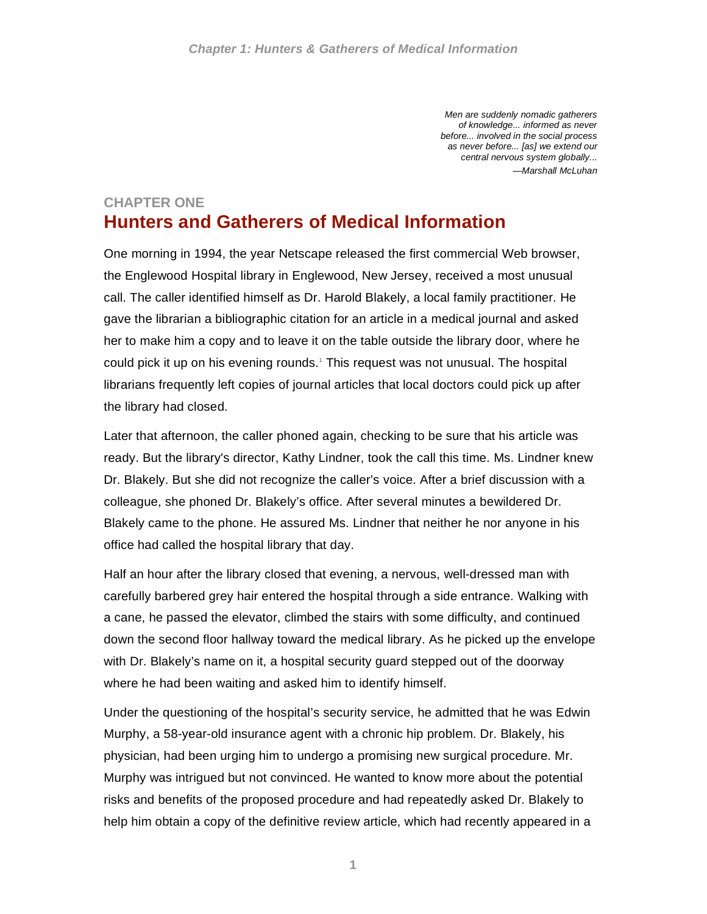*Men are suddenly nomadic gatherers of knowledge... informed as never before... involved in the social process as never before... [as] we extend our central nervous system globally...*

*—Marshall McLuhan*

## CHAPTER ONE

# Hunters and Gatherers of Medical Information

One morning in 1994, the year Netscape released the first commercial Web browser, the Englewood Hospital library in Englewood, New Jersey, received a most unusual call. The caller identified himself as Dr. Harold Blakely, a local family practitioner. He gave the librarian a bibliographic citation for an article in a medical journal and asked her to make him a copy and to leave it on the table outside the library door, where he could pick it up on his evening rounds.[1] This request was not unusual. The hospital librarians frequently left copies of journal articles that local doctors could pick up after the library had closed.

Later that afternoon, the caller phoned again, checking to be sure that his article was ready. But the library's director, Kathy Lindner, took the call this time. Ms. Lindner knew Dr. Blakely. But she did not recognize the caller's voice. After a brief discussion with a colleague, she phoned Dr. Blakely's office. After several minutes a bewildered Dr. Blakely came to the phone. He assured Ms. Lindner that neither he nor anyone in his office had called the hospital library that day.

Half an hour after the library closed that evening, a nervous, well-dressed man with carefully barbered grey hair entered the hospital through a side entrance. Walking with a cane, he passed the elevator, climbed the stairs with some difficulty, and continued down the second floor hallway toward the medical library. As he picked up the envelope with Dr. Blakely's name on it, a hospital security guard stepped out of the doorway where he had been waiting and asked him to identify himself.

Under the questioning of the hospital's security service, he admitted that he was Edwin Murphy, a 58-year-old insurance agent with a chronic hip problem. Dr. Blakely, his physician, had been urging him to undergo a promising new surgical procedure. Mr. Murphy was intrigued but not convinced. He wanted to know more about the potential risks and benefits of the proposed procedure and had repeatedly asked Dr. Blakely to help him obtain a copy of the definitive review article, which had recently appeared in a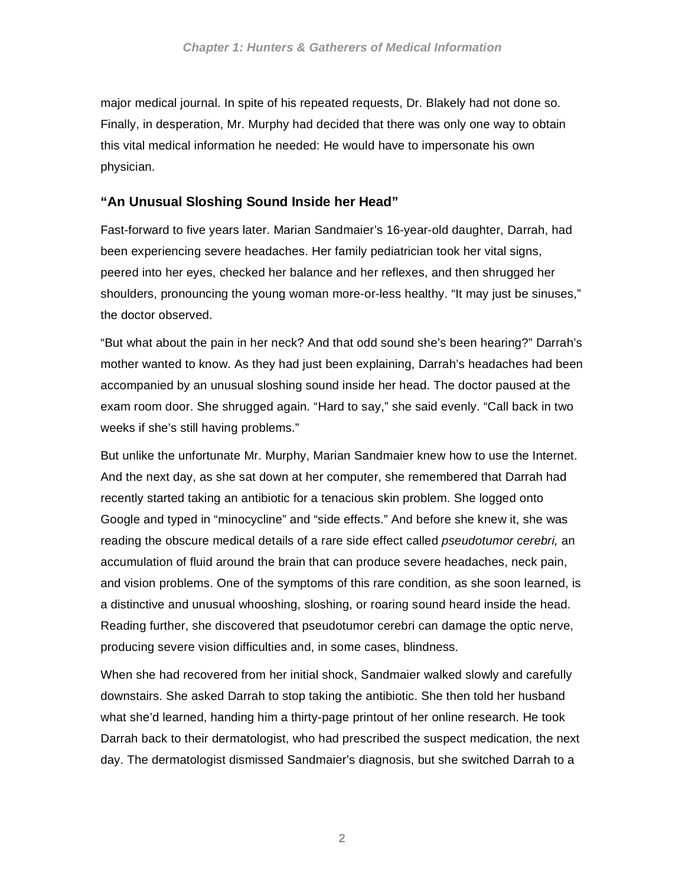major medical journal. In spite of his repeated requests, Dr. Blakely had not done so. Finally, in desperation, Mr. Murphy had decided that there was only one way to obtain this vital medical information he needed: He would have to impersonate his own physician.

### "An Unusual Sloshing Sound Inside her Head"

Fast-forward to five years later. Marian Sandmaier's 16-year-old daughter, Darrah, had been experiencing severe headaches. Her family pediatrician took her vital signs, peered into her eyes, checked her balance and her reflexes, and then shrugged her shoulders, pronouncing the young woman more-or-less healthy. "It may just be sinuses," the doctor observed.

"But what about the pain in her neck? And that odd sound she's been hearing?" Darrah's mother wanted to know. As they had just been explaining, Darrah's headaches had been accompanied by an unusual sloshing sound inside her head. The doctor paused at the exam room door. She shrugged again. "Hard to say," she said evenly. "Call back in two weeks if she's still having problems."

But unlike the unfortunate Mr. Murphy, Marian Sandmaier knew how to use the Internet. And the next day, as she sat down at her computer, she remembered that Darrah had recently started taking an antibiotic for a tenacious skin problem. She logged onto Google and typed in "minocycline" and "side effects." And before she knew it, she was reading the obscure medical details of a rare side effect called *pseudotumor cerebri,* an accumulation of fluid around the brain that can produce severe headaches, neck pain, and vision problems. One of the symptoms of this rare condition, as she soon learned, is a distinctive and unusual whooshing, sloshing, or roaring sound heard inside the head. Reading further, she discovered that pseudotumor cerebri can damage the optic nerve, producing severe vision difficulties and, in some cases, blindness.

When she had recovered from her initial shock, Sandmaier walked slowly and carefully downstairs. She asked Darrah to stop taking the antibiotic. She then told her husband what she'd learned, handing him a thirty-page printout of her online research. He took Darrah back to their dermatologist, who had prescribed the suspect medication, the next day. The dermatologist dismissed Sandmaier's diagnosis, but she switched Darrah to a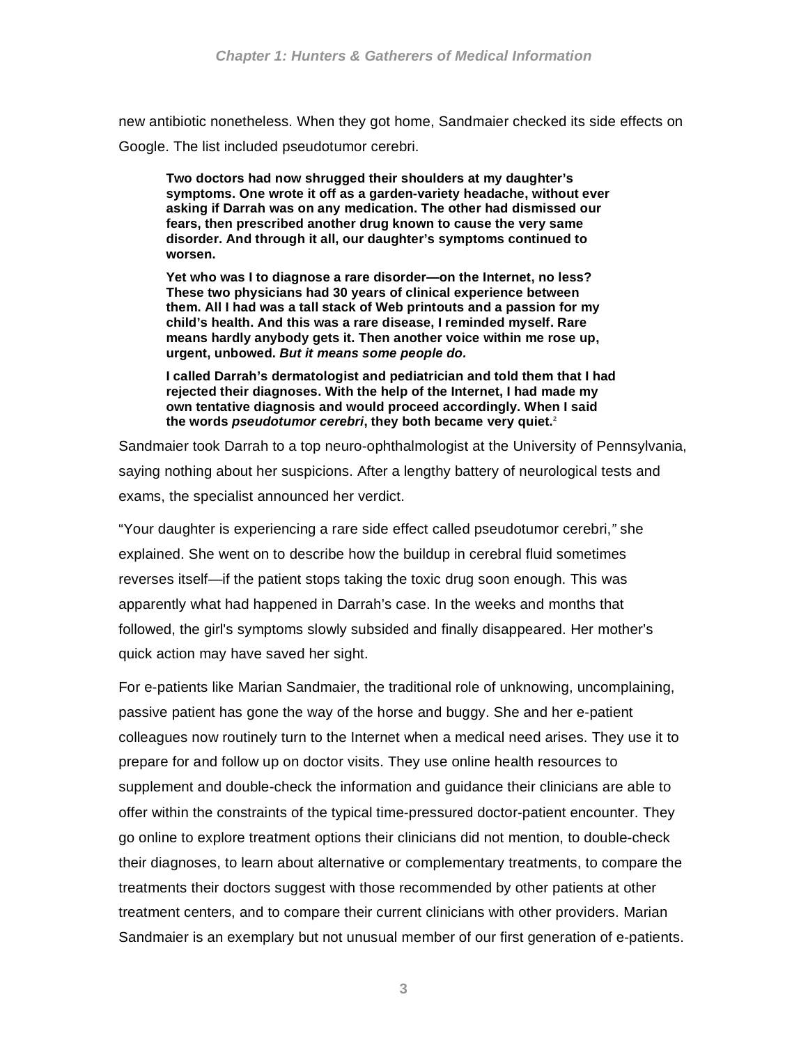new antibiotic nonetheless. When they got home, Sandmaier checked its side effects on Google. The list included pseudotumor cerebri.

> **Two doctors had now shrugged their shoulders at my daughter's symptoms. One wrote it off as a garden-variety headache, without ever asking if Darrah was on any medication. The other had dismissed our fears, then prescribed another drug known to cause the very same disorder. And through it all, our daughter's symptoms continued to worsen.**
>
> **Yet who was I to diagnose a rare disorder—on the Internet, no less? These two physicians had 30 years of clinical experience between them. All I had was a tall stack of Web printouts and a passion for my child's health. And this was a rare disease, I reminded myself. Rare means hardly anybody gets it. Then another voice within me rose up, urgent, unbowed. *But it means some people do.***
>
> **I called Darrah's dermatologist and pediatrician and told them that I had rejected their diagnoses. With the help of the Internet, I had made my own tentative diagnosis and would proceed accordingly. When I said the words *pseudotumor cerebri*, they both became very quiet.**[2]

Sandmaier took Darrah to a top neuro-ophthalmologist at the University of Pennsylvania, saying nothing about her suspicions. After a lengthy battery of neurological tests and exams, the specialist announced her verdict.

"Your daughter is experiencing a rare side effect called pseudotumor cerebri," she explained. She went on to describe how the buildup in cerebral fluid sometimes reverses itself—if the patient stops taking the toxic drug soon enough. This was apparently what had happened in Darrah's case. In the weeks and months that followed, the girl's symptoms slowly subsided and finally disappeared. Her mother's quick action may have saved her sight.

For e-patients like Marian Sandmaier, the traditional role of unknowing, uncomplaining, passive patient has gone the way of the horse and buggy. She and her e-patient colleagues now routinely turn to the Internet when a medical need arises. They use it to prepare for and follow up on doctor visits. They use online health resources to supplement and double-check the information and guidance their clinicians are able to offer within the constraints of the typical time-pressured doctor-patient encounter. They go online to explore treatment options their clinicians did not mention, to double-check their diagnoses, to learn about alternative or complementary treatments, to compare the treatments their doctors suggest with those recommended by other patients at other treatment centers, and to compare their current clinicians with other providers. Marian Sandmaier is an exemplary but not unusual member of our first generation of e-patients.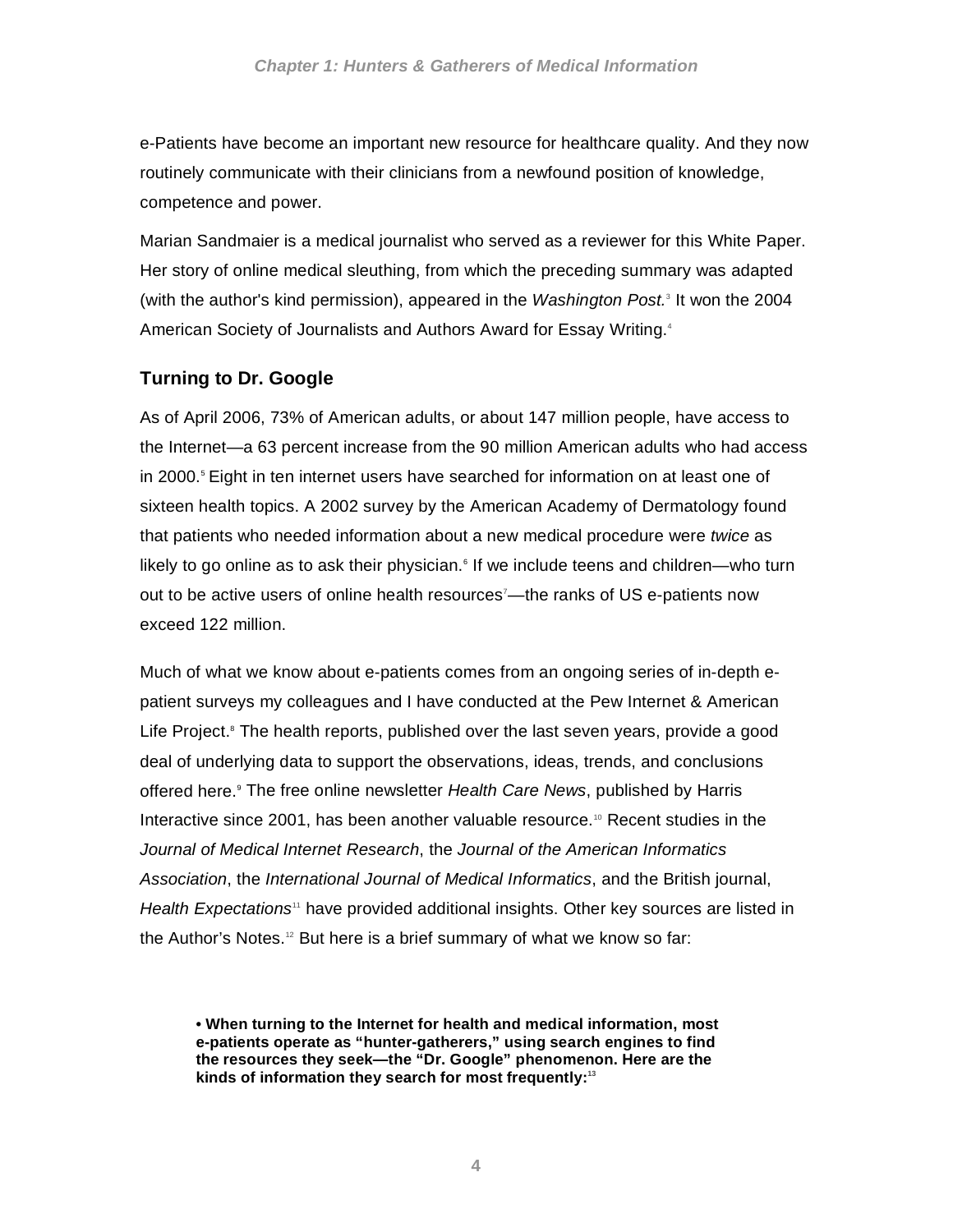e-Patients have become an important new resource for healthcare quality. And they now routinely communicate with their clinicians from a newfound position of knowledge, competence and power.

Marian Sandmaier is a medical journalist who served as a reviewer for this White Paper. Her story of online medical sleuthing, from which the preceding summary was adapted (with the author's kind permission), appeared in the *Washington Post.*[3] It won the 2004 American Society of Journalists and Authors Award for Essay Writing.[4]

## Turning to Dr. Google

As of April 2006, 73% of American adults, or about 147 million people, have access to the Internet—a 63 percent increase from the 90 million American adults who had access in 2000.[5] Eight in ten internet users have searched for information on at least one of sixteen health topics. A 2002 survey by the American Academy of Dermatology found that patients who needed information about a new medical procedure were *twice* as likely to go online as to ask their physician.[6] If we include teens and children—who turn out to be active users of online health resources[7]—the ranks of US e-patients now exceed 122 million.

Much of what we know about e-patients comes from an ongoing series of in-depth e-patient surveys my colleagues and I have conducted at the Pew Internet & American Life Project.[8] The health reports, published over the last seven years, provide a good deal of underlying data to support the observations, ideas, trends, and conclusions offered here.[9] The free online newsletter *Health Care News*, published by Harris Interactive since 2001, has been another valuable resource.[10] Recent studies in the *Journal of Medical Internet Research*, the *Journal of the American Informatics Association*, the *International Journal of Medical Informatics*, and the British journal, *Health Expectations*[11] have provided additional insights. Other key sources are listed in the Author's Notes.[12] But here is a brief summary of what we know so far:

- **When turning to the Internet for health and medical information, most e-patients operate as "hunter-gatherers," using search engines to find the resources they seek—the "Dr. Google" phenomenon. Here are the kinds of information they search for most frequently:**[13]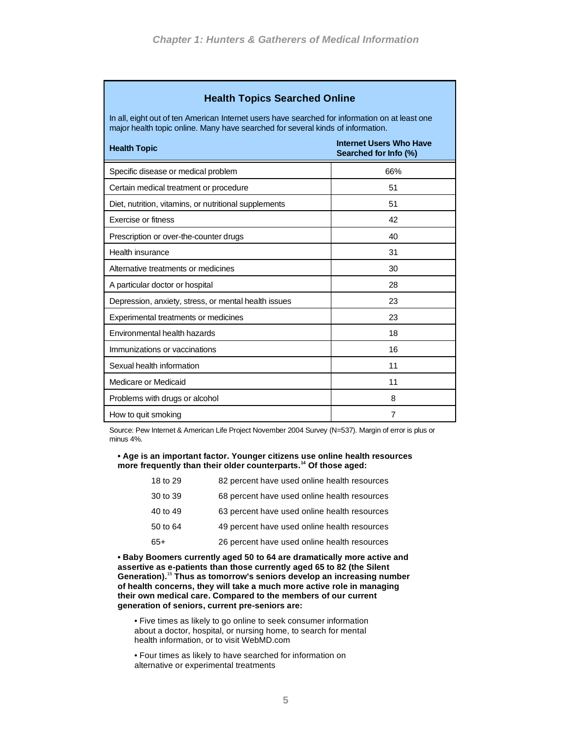### Health Topics Searched Online

In all, eight out of ten American Internet users have searched for information on at least one major health topic online. Many have searched for several kinds of information.

| Health Topic | Internet Users Who Have Searched for Info (%) |
|---|---|
| Specific disease or medical problem | 66% |
| Certain medical treatment or procedure | 51 |
| Diet, nutrition, vitamins, or nutritional supplements | 51 |
| Exercise or fitness | 42 |
| Prescription or over-the-counter drugs | 40 |
| Health insurance | 31 |
| Alternative treatments or medicines | 30 |
| A particular doctor or hospital | 28 |
| Depression, anxiety, stress, or mental health issues | 23 |
| Experimental treatments or medicines | 23 |
| Environmental health hazards | 18 |
| Immunizations or vaccinations | 16 |
| Sexual health information | 11 |
| Medicare or Medicaid | 11 |
| Problems with drugs or alcohol | 8 |
| How to quit smoking | 7 |

Source: Pew Internet & American Life Project November 2004 Survey (N=537). Margin of error is plus or minus 4%.

**• Age is an important factor. Younger citizens use online health resources more frequently than their older counterparts.[14] Of those aged:**

| | |
|---|---|
| 18 to 29 | 82 percent have used online health resources |
| 30 to 39 | 68 percent have used online health resources |
| 40 to 49 | 63 percent have used online health resources |
| 50 to 64 | 49 percent have used online health resources |
| 65+ | 26 percent have used online health resources |

**• Baby Boomers currently aged 50 to 64 are dramatically more active and assertive as e-patients than those currently aged 65 to 82 (the Silent Generation).[15] Thus as tomorrow's seniors develop an increasing number of health concerns, they will take a much more active role in managing their own medical care. Compared to the members of our current generation of seniors, current pre-seniors are:**

- Five times as likely to go online to seek consumer information about a doctor, hospital, or nursing home, to search for mental health information, or to visit WebMD.com
- Four times as likely to have searched for information on alternative or experimental treatments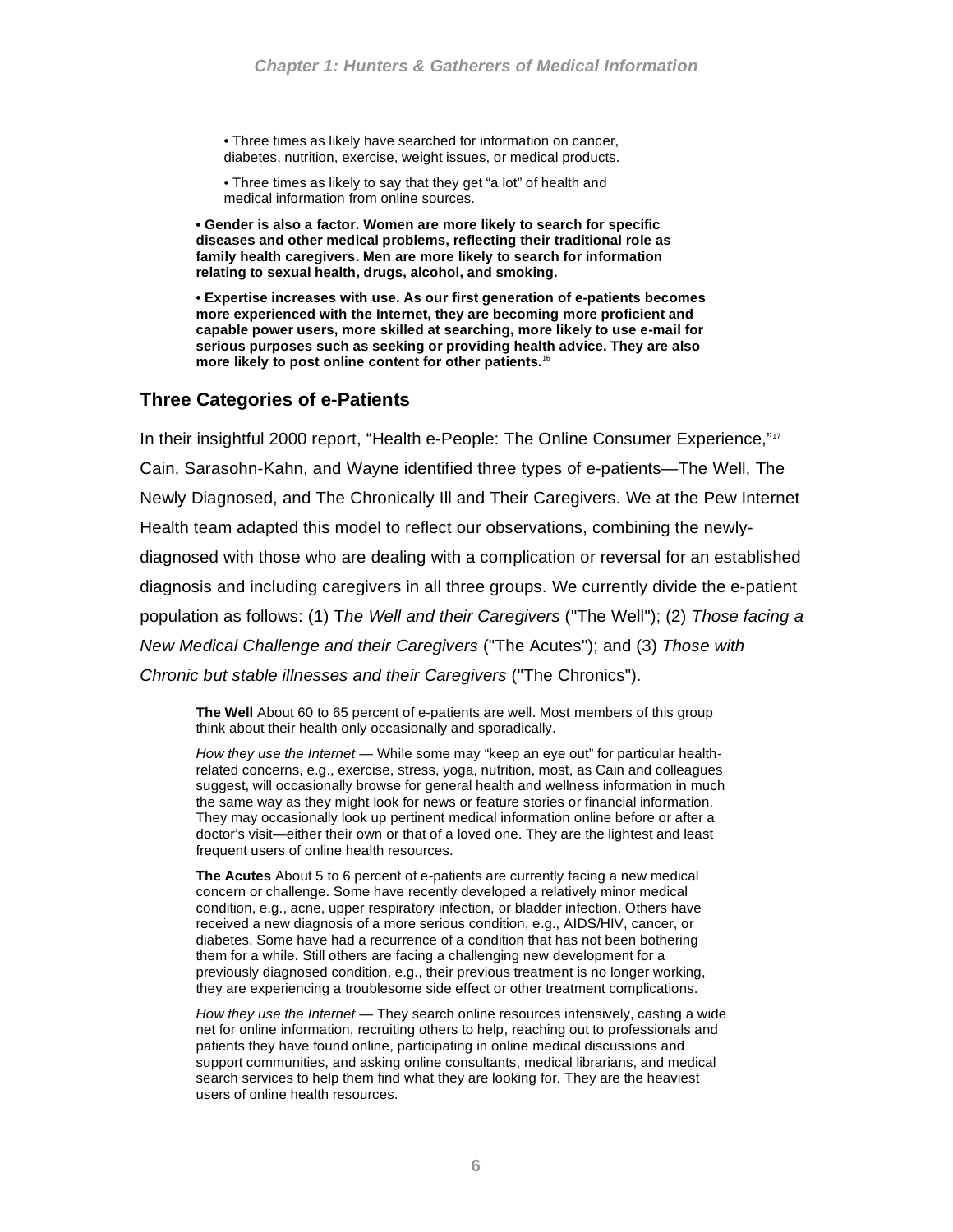• Three times as likely have searched for information on cancer, diabetes, nutrition, exercise, weight issues, or medical products.

• Three times as likely to say that they get "a lot" of health and medical information from online sources.

**• Gender is also a factor. Women are more likely to search for specific diseases and other medical problems, reflecting their traditional role as family health caregivers. Men are more likely to search for information relating to sexual health, drugs, alcohol, and smoking.**

**• Expertise increases with use. As our first generation of e-patients becomes more experienced with the Internet, they are becoming more proficient and capable power users, more skilled at searching, more likely to use e-mail for serious purposes such as seeking or providing health advice. They are also more likely to post online content for other patients.**[16]

## Three Categories of e-Patients

In their insightful 2000 report, "Health e-People: The Online Consumer Experience,"[17] Cain, Sarasohn-Kahn, and Wayne identified three types of e-patients—The Well, The Newly Diagnosed, and The Chronically Ill and Their Caregivers. We at the Pew Internet Health team adapted this model to reflect our observations, combining the newly-diagnosed with those who are dealing with a complication or reversal for an established diagnosis and including caregivers in all three groups. We currently divide the e-patient population as follows: (1) T*he Well and their Caregivers* ("The Well"); (2) *Those facing a New Medical Challenge and their Caregivers* ("The Acutes"); and (3) *Those with Chronic but stable illnesses and their Caregivers* ("The Chronics").

**The Well** About 60 to 65 percent of e-patients are well. Most members of this group think about their health only occasionally and sporadically.

*How they use the Internet* — While some may "keep an eye out" for particular health-related concerns, e.g., exercise, stress, yoga, nutrition, most, as Cain and colleagues suggest, will occasionally browse for general health and wellness information in much the same way as they might look for news or feature stories or financial information. They may occasionally look up pertinent medical information online before or after a doctor's visit—either their own or that of a loved one. They are the lightest and least frequent users of online health resources.

**The Acutes** About 5 to 6 percent of e-patients are currently facing a new medical concern or challenge. Some have recently developed a relatively minor medical condition, e.g., acne, upper respiratory infection, or bladder infection. Others have received a new diagnosis of a more serious condition, e.g., AIDS/HIV, cancer, or diabetes. Some have had a recurrence of a condition that has not been bothering them for a while. Still others are facing a challenging new development for a previously diagnosed condition, e.g., their previous treatment is no longer working, they are experiencing a troublesome side effect or other treatment complications.

*How they use the Internet* — They search online resources intensively, casting a wide net for online information, recruiting others to help, reaching out to professionals and patients they have found online, participating in online medical discussions and support communities, and asking online consultants, medical librarians, and medical search services to help them find what they are looking for. They are the heaviest users of online health resources.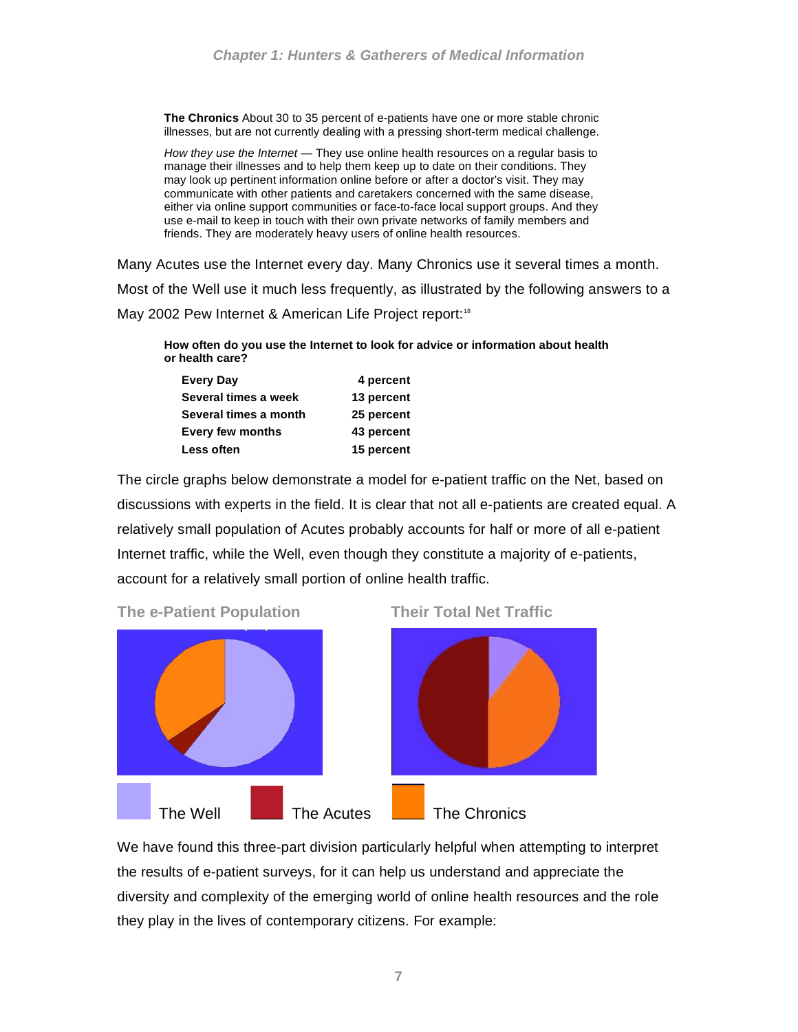**The Chronics** About 30 to 35 percent of e-patients have one or more stable chronic illnesses, but are not currently dealing with a pressing short-term medical challenge.

*How they use the Internet* — They use online health resources on a regular basis to manage their illnesses and to help them keep up to date on their conditions. They may look up pertinent information online before or after a doctor's visit. They may communicate with other patients and caretakers concerned with the same disease, either via online support communities or face-to-face local support groups. And they use e-mail to keep in touch with their own private networks of family members and friends. They are moderately heavy users of online health resources.

Many Acutes use the Internet every day. Many Chronics use it several times a month. Most of the Well use it much less frequently, as illustrated by the following answers to a May 2002 Pew Internet & American Life Project report:[18]

**How often do you use the Internet to look for advice or information about health or health care?**

| | |
|---|---|
| **Every Day** | **4 percent** |
| **Several times a week** | **13 percent** |
| **Several times a month** | **25 percent** |
| **Every few months** | **43 percent** |
| **Less often** | **15 percent** |

The circle graphs below demonstrate a model for e-patient traffic on the Net, based on discussions with experts in the field. It is clear that not all e-patients are created equal. A relatively small population of Acutes probably accounts for half or more of all e-patient Internet traffic, while the Well, even though they constitute a majority of e-patients, account for a relatively small portion of online health traffic.

**The e-Patient Population** | **Their Total Net Traffic**

The Well | The Acutes | The Chronics

We have found this three-part division particularly helpful when attempting to interpret the results of e-patient surveys, for it can help us understand and appreciate the diversity and complexity of the emerging world of online health resources and the role they play in the lives of contemporary citizens. For example: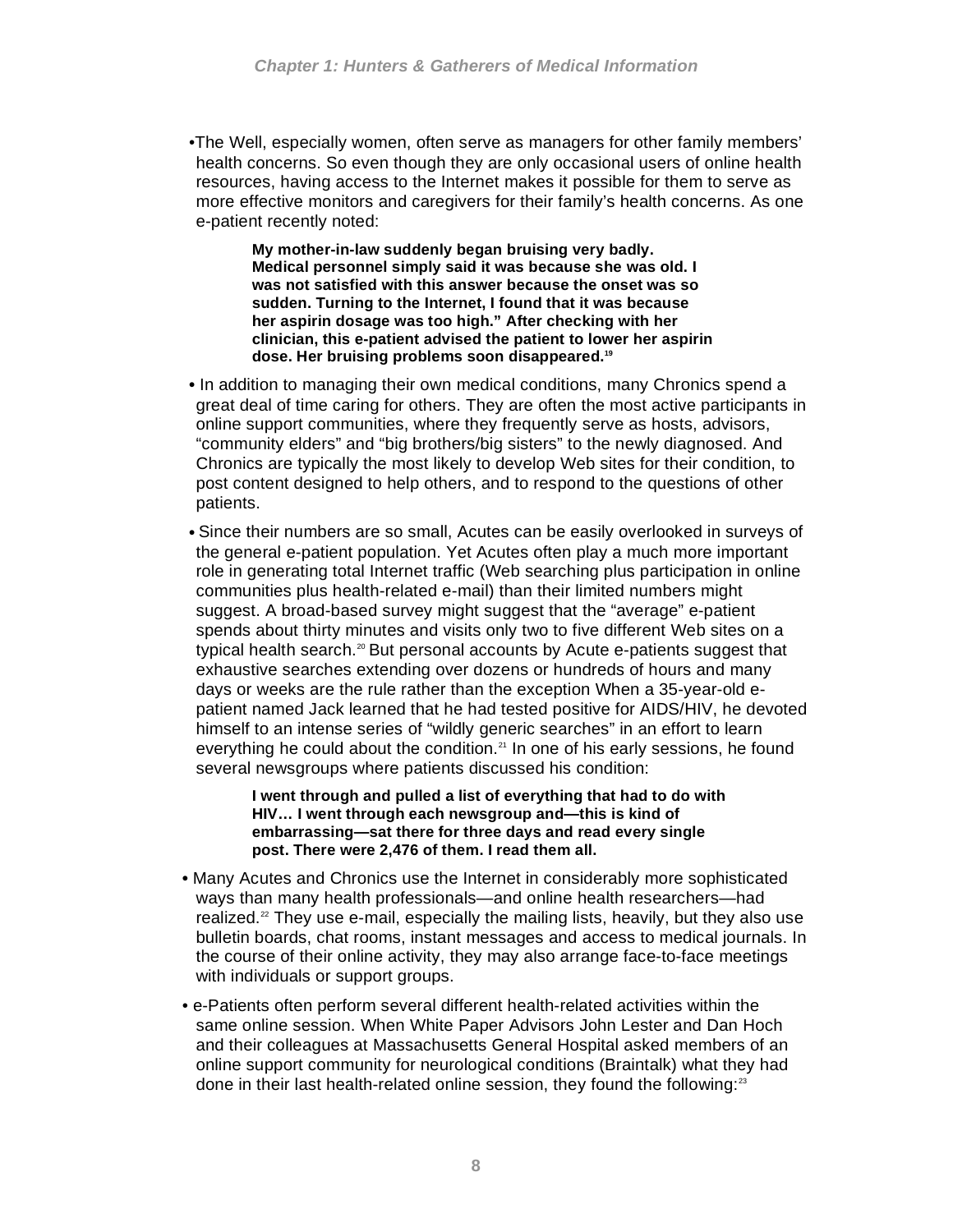- The Well, especially women, often serve as managers for other family members' health concerns. So even though they are only occasional users of online health resources, having access to the Internet makes it possible for them to serve as more effective monitors and caregivers for their family's health concerns. As one e-patient recently noted:

> **My mother-in-law suddenly began bruising very badly. Medical personnel simply said it was because she was old. I was not satisfied with this answer because the onset was so sudden. Turning to the Internet, I found that it was because her aspirin dosage was too high." After checking with her clinician, this e-patient advised the patient to lower her aspirin dose. Her bruising problems soon disappeared.[19]**

- In addition to managing their own medical conditions, many Chronics spend a great deal of time caring for others. They are often the most active participants in online support communities, where they frequently serve as hosts, advisors, "community elders" and "big brothers/big sisters" to the newly diagnosed. And Chronics are typically the most likely to develop Web sites for their condition, to post content designed to help others, and to respond to the questions of other patients.

- Since their numbers are so small, Acutes can be easily overlooked in surveys of the general e-patient population. Yet Acutes often play a much more important role in generating total Internet traffic (Web searching plus participation in online communities plus health-related e-mail) than their limited numbers might suggest. A broad-based survey might suggest that the "average" e-patient spends about thirty minutes and visits only two to five different Web sites on a typical health search.[20] But personal accounts by Acute e-patients suggest that exhaustive searches extending over dozens or hundreds of hours and many days or weeks are the rule rather than the exception When a 35-year-old e-patient named Jack learned that he had tested positive for AIDS/HIV, he devoted himself to an intense series of "wildly generic searches" in an effort to learn everything he could about the condition.[21] In one of his early sessions, he found several newsgroups where patients discussed his condition:

> **I went through and pulled a list of everything that had to do with HIV… I went through each newsgroup and—this is kind of embarrassing—sat there for three days and read every single post. There were 2,476 of them. I read them all.**

- Many Acutes and Chronics use the Internet in considerably more sophisticated ways than many health professionals—and online health researchers—had realized.[22] They use e-mail, especially the mailing lists, heavily, but they also use bulletin boards, chat rooms, instant messages and access to medical journals. In the course of their online activity, they may also arrange face-to-face meetings with individuals or support groups.

- e-Patients often perform several different health-related activities within the same online session. When White Paper Advisors John Lester and Dan Hoch and their colleagues at Massachusetts General Hospital asked members of an online support community for neurological conditions (Braintalk) what they had done in their last health-related online session, they found the following:[23]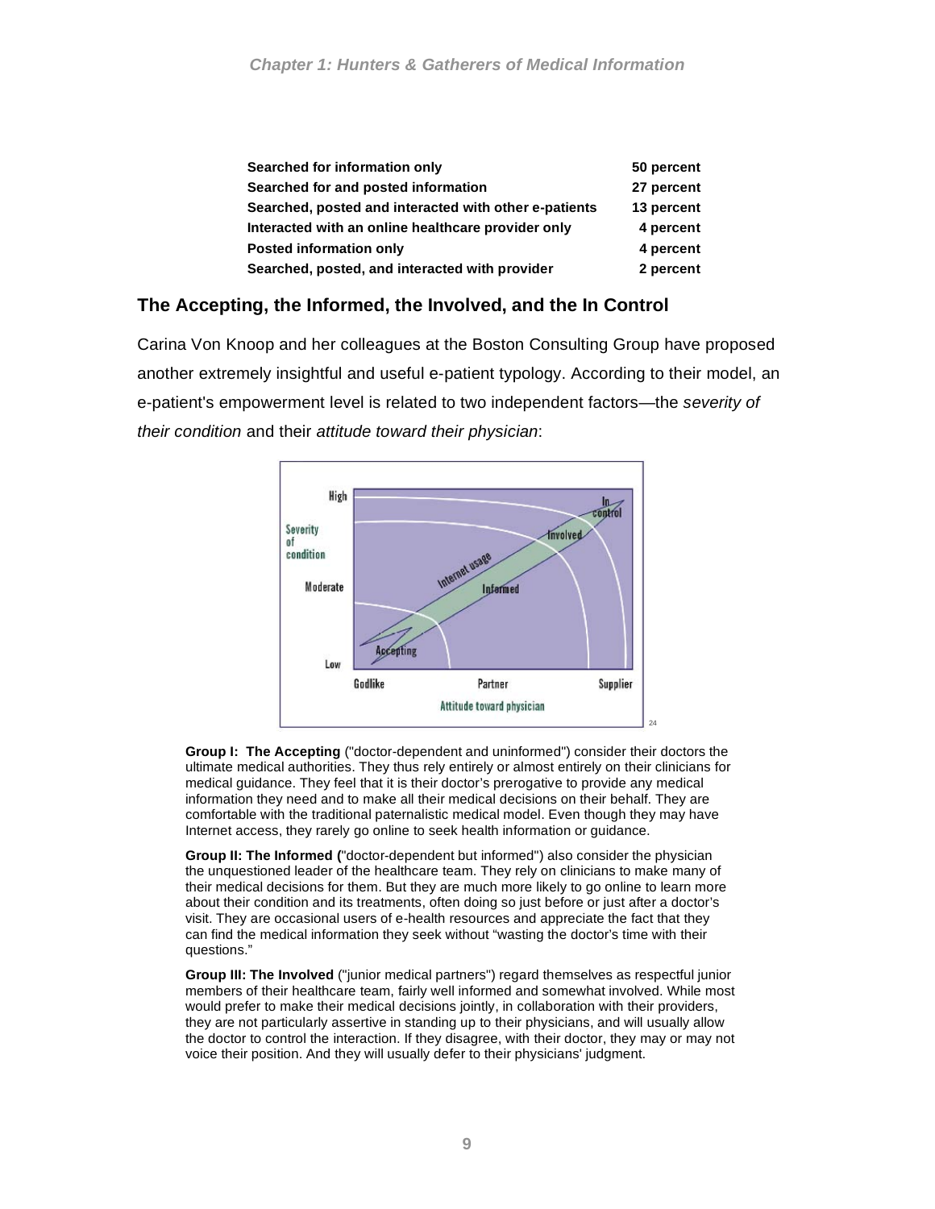| | |
|---|---|
| **Searched for information only** | **50 percent** |
| **Searched for and posted information** | **27 percent** |
| **Searched, posted and interacted with other e-patients** | **13 percent** |
| **Interacted with an online healthcare provider only** | **4 percent** |
| **Posted information only** | **4 percent** |
| **Searched, posted, and interacted with provider** | **2 percent** |

## The Accepting, the Informed, the Involved, and the In Control

Carina Von Knoop and her colleagues at the Boston Consulting Group have proposed another extremely insightful and useful e-patient typology. According to their model, an e-patient's empowerment level is related to two independent factors—the *severity of their condition* and their *attitude toward their physician*:

[24]

**Group I: The Accepting** ("doctor-dependent and uninformed") consider their doctors the ultimate medical authorities. They thus rely entirely or almost entirely on their clinicians for medical guidance. They feel that it is their doctor's prerogative to provide any medical information they need and to make all their medical decisions on their behalf. They are comfortable with the traditional paternalistic medical model. Even though they may have Internet access, they rarely go online to seek health information or guidance.

**Group II: The Informed (**"doctor-dependent but informed") also consider the physician the unquestioned leader of the healthcare team. They rely on clinicians to make many of their medical decisions for them. But they are much more likely to go online to learn more about their condition and its treatments, often doing so just before or just after a doctor's visit. They are occasional users of e-health resources and appreciate the fact that they can find the medical information they seek without "wasting the doctor's time with their questions."

**Group III: The Involved** ("junior medical partners") regard themselves as respectful junior members of their healthcare team, fairly well informed and somewhat involved. While most would prefer to make their medical decisions jointly, in collaboration with their providers, they are not particularly assertive in standing up to their physicians, and will usually allow the doctor to control the interaction. If they disagree, with their doctor, they may or may not voice their position. And they will usually defer to their physicians' judgment.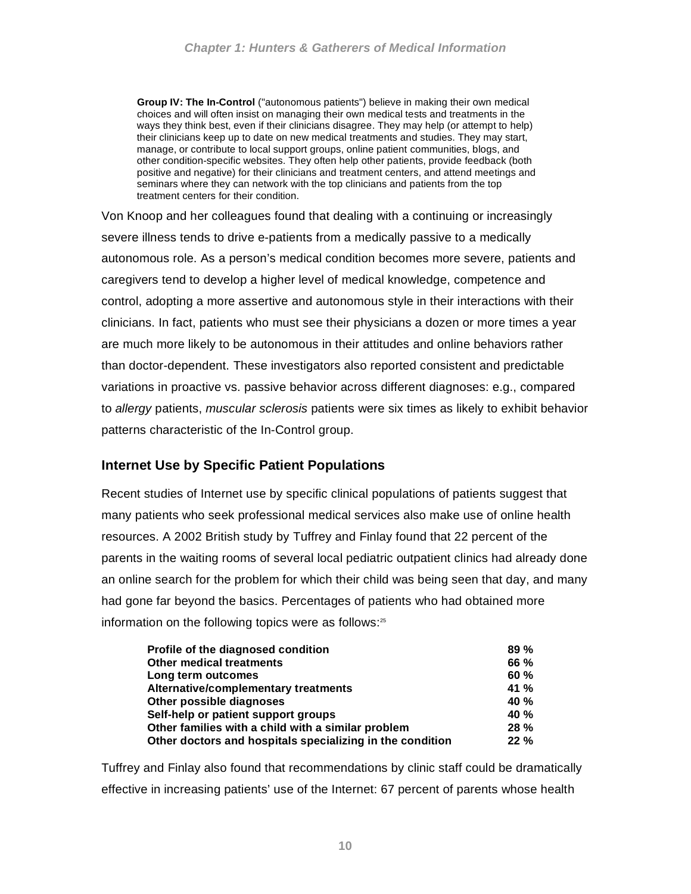**Group IV: The In-Control** ("autonomous patients") believe in making their own medical choices and will often insist on managing their own medical tests and treatments in the ways they think best, even if their clinicians disagree. They may help (or attempt to help) their clinicians keep up to date on new medical treatments and studies. They may start, manage, or contribute to local support groups, online patient communities, blogs, and other condition-specific websites. They often help other patients, provide feedback (both positive and negative) for their clinicians and treatment centers, and attend meetings and seminars where they can network with the top clinicians and patients from the top treatment centers for their condition.

Von Knoop and her colleagues found that dealing with a continuing or increasingly severe illness tends to drive e-patients from a medically passive to a medically autonomous role. As a person's medical condition becomes more severe, patients and caregivers tend to develop a higher level of medical knowledge, competence and control, adopting a more assertive and autonomous style in their interactions with their clinicians. In fact, patients who must see their physicians a dozen or more times a year are much more likely to be autonomous in their attitudes and online behaviors rather than doctor-dependent. These investigators also reported consistent and predictable variations in proactive vs. passive behavior across different diagnoses: e.g., compared to *allergy* patients, *muscular sclerosis* patients were six times as likely to exhibit behavior patterns characteristic of the In-Control group.

### Internet Use by Specific Patient Populations

Recent studies of Internet use by specific clinical populations of patients suggest that many patients who seek professional medical services also make use of online health resources. A 2002 British study by Tuffrey and Finlay found that 22 percent of the parents in the waiting rooms of several local pediatric outpatient clinics had already done an online search for the problem for which their child was being seen that day, and many had gone far beyond the basics. Percentages of patients who had obtained more information on the following topics were as follows:[25]

| | |
|---|---|
| **Profile of the diagnosed condition** | **89 %** |
| **Other medical treatments** | **66 %** |
| **Long term outcomes** | **60 %** |
| **Alternative/complementary treatments** | **41 %** |
| **Other possible diagnoses** | **40 %** |
| **Self-help or patient support groups** | **40 %** |
| **Other families with a child with a similar problem** | **28 %** |
| **Other doctors and hospitals specializing in the condition** | **22 %** |

Tuffrey and Finlay also found that recommendations by clinic staff could be dramatically effective in increasing patients' use of the Internet: 67 percent of parents whose health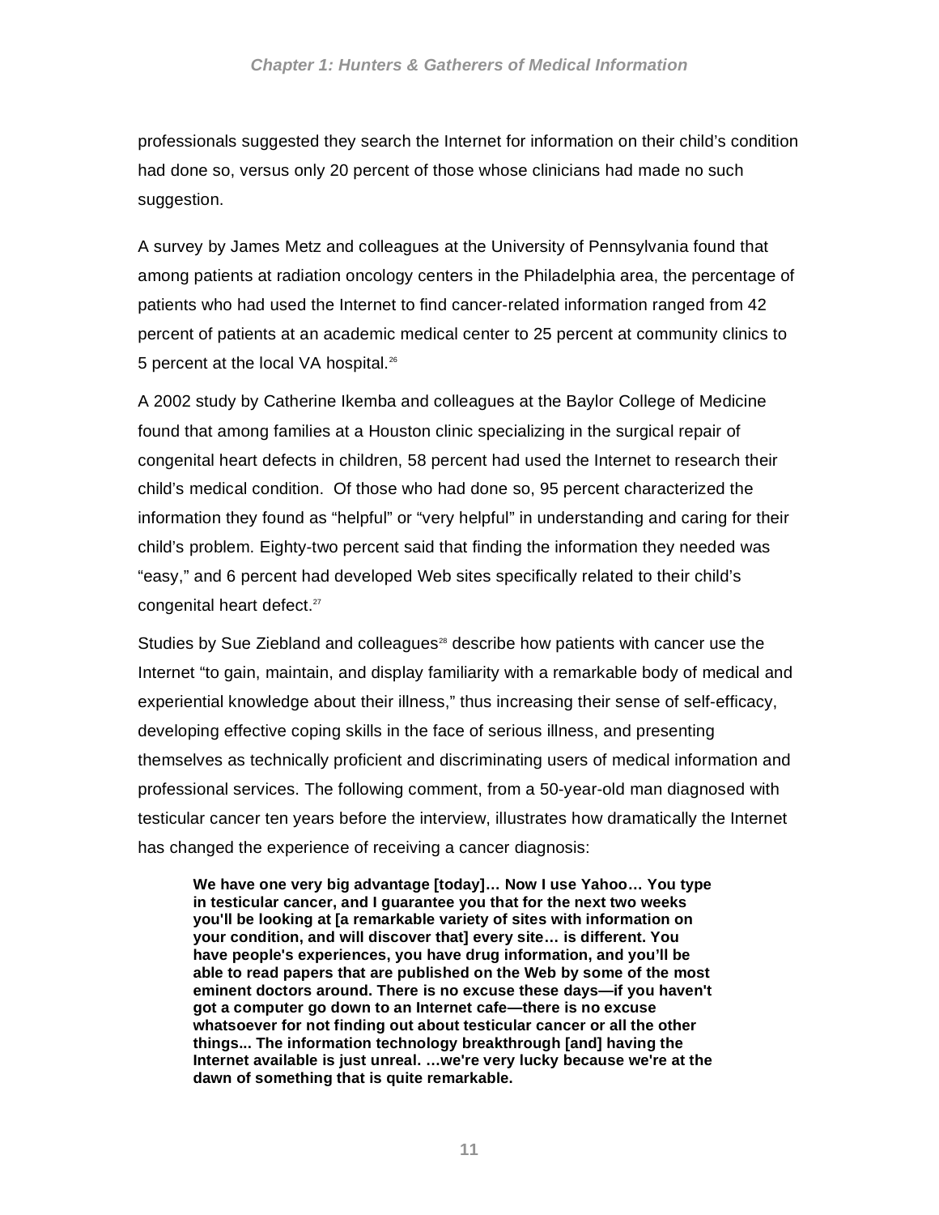professionals suggested they search the Internet for information on their child's condition had done so, versus only 20 percent of those whose clinicians had made no such suggestion.

A survey by James Metz and colleagues at the University of Pennsylvania found that among patients at radiation oncology centers in the Philadelphia area, the percentage of patients who had used the Internet to find cancer-related information ranged from 42 percent of patients at an academic medical center to 25 percent at community clinics to 5 percent at the local VA hospital.[26]

A 2002 study by Catherine Ikemba and colleagues at the Baylor College of Medicine found that among families at a Houston clinic specializing in the surgical repair of congenital heart defects in children, 58 percent had used the Internet to research their child's medical condition. Of those who had done so, 95 percent characterized the information they found as "helpful" or "very helpful" in understanding and caring for their child's problem. Eighty-two percent said that finding the information they needed was "easy," and 6 percent had developed Web sites specifically related to their child's congenital heart defect.[27]

Studies by Sue Ziebland and colleagues[28] describe how patients with cancer use the Internet "to gain, maintain, and display familiarity with a remarkable body of medical and experiential knowledge about their illness," thus increasing their sense of self-efficacy, developing effective coping skills in the face of serious illness, and presenting themselves as technically proficient and discriminating users of medical information and professional services. The following comment, from a 50-year-old man diagnosed with testicular cancer ten years before the interview, illustrates how dramatically the Internet has changed the experience of receiving a cancer diagnosis:

> **We have one very big advantage [today]… Now I use Yahoo… You type in testicular cancer, and I guarantee you that for the next two weeks you'll be looking at [a remarkable variety of sites with information on your condition, and will discover that] every site… is different. You have people's experiences, you have drug information, and you'll be able to read papers that are published on the Web by some of the most eminent doctors around. There is no excuse these days—if you haven't got a computer go down to an Internet cafe—there is no excuse whatsoever for not finding out about testicular cancer or all the other things... The information technology breakthrough [and] having the Internet available is just unreal. …we're very lucky because we're at the dawn of something that is quite remarkable.**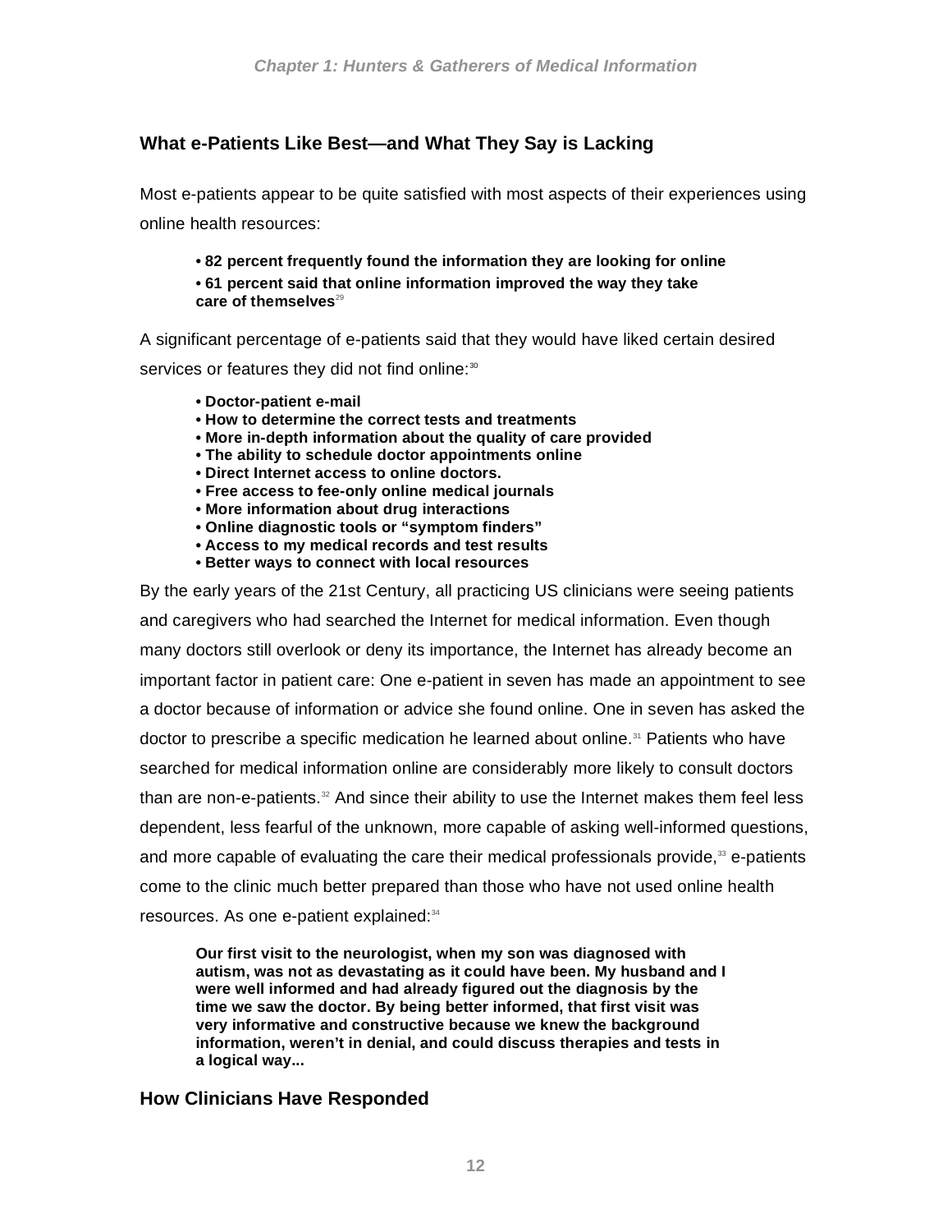## What e-Patients Like Best—and What They Say is Lacking

Most e-patients appear to be quite satisfied with most aspects of their experiences using online health resources:

- **82 percent frequently found the information they are looking for online**
- **61 percent said that online information improved the way they take care of themselves**[29]

A significant percentage of e-patients said that they would have liked certain desired services or features they did not find online:[30]

- **Doctor-patient e-mail**
- **How to determine the correct tests and treatments**
- **More in-depth information about the quality of care provided**
- **The ability to schedule doctor appointments online**
- **Direct Internet access to online doctors.**
- **Free access to fee-only online medical journals**
- **More information about drug interactions**
- **Online diagnostic tools or "symptom finders"**
- **Access to my medical records and test results**
- **Better ways to connect with local resources**

By the early years of the 21st Century, all practicing US clinicians were seeing patients and caregivers who had searched the Internet for medical information. Even though many doctors still overlook or deny its importance, the Internet has already become an important factor in patient care: One e-patient in seven has made an appointment to see a doctor because of information or advice she found online. One in seven has asked the doctor to prescribe a specific medication he learned about online.[31] Patients who have searched for medical information online are considerably more likely to consult doctors than are non-e-patients.[32] And since their ability to use the Internet makes them feel less dependent, less fearful of the unknown, more capable of asking well-informed questions, and more capable of evaluating the care their medical professionals provide,[33] e-patients come to the clinic much better prepared than those who have not used online health resources. As one e-patient explained:[34]

> **Our first visit to the neurologist, when my son was diagnosed with autism, was not as devastating as it could have been. My husband and I were well informed and had already figured out the diagnosis by the time we saw the doctor. By being better informed, that first visit was very informative and constructive because we knew the background information, weren't in denial, and could discuss therapies and tests in a logical way...**

## How Clinicians Have Responded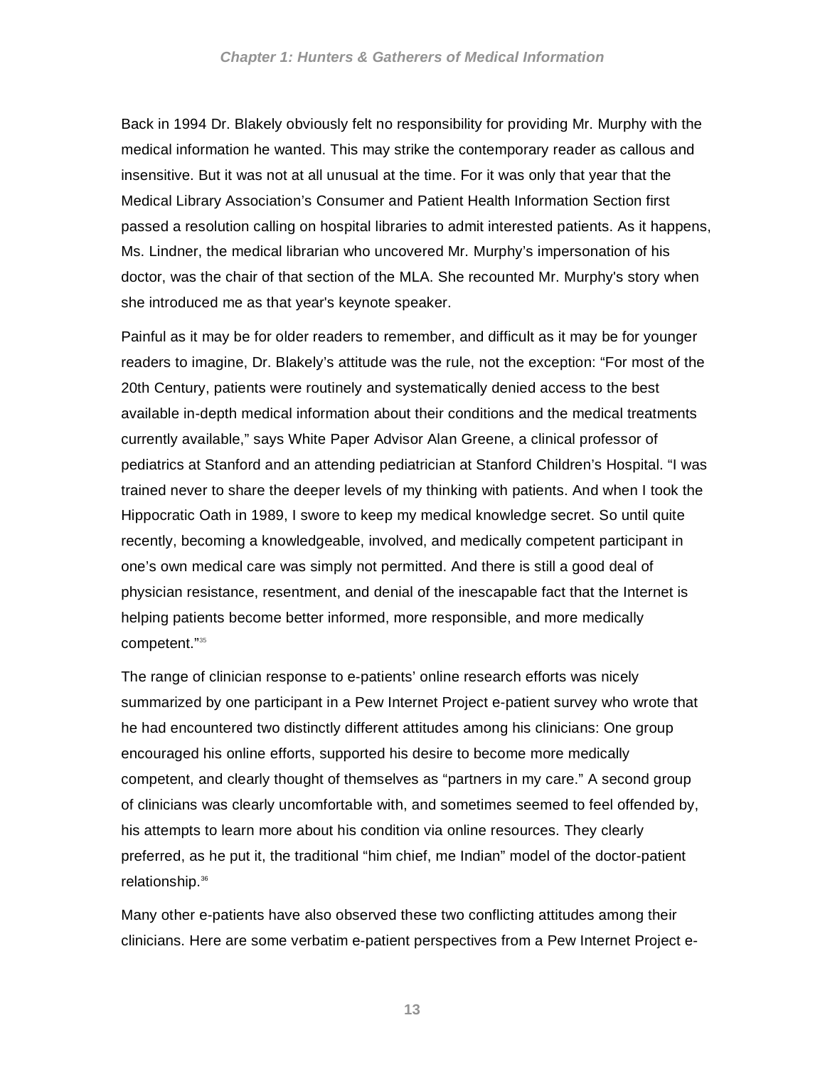Back in 1994 Dr. Blakely obviously felt no responsibility for providing Mr. Murphy with the medical information he wanted. This may strike the contemporary reader as callous and insensitive. But it was not at all unusual at the time. For it was only that year that the Medical Library Association's Consumer and Patient Health Information Section first passed a resolution calling on hospital libraries to admit interested patients. As it happens, Ms. Lindner, the medical librarian who uncovered Mr. Murphy's impersonation of his doctor, was the chair of that section of the MLA. She recounted Mr. Murphy's story when she introduced me as that year's keynote speaker.

Painful as it may be for older readers to remember, and difficult as it may be for younger readers to imagine, Dr. Blakely's attitude was the rule, not the exception: "For most of the 20th Century, patients were routinely and systematically denied access to the best available in-depth medical information about their conditions and the medical treatments currently available," says White Paper Advisor Alan Greene, a clinical professor of pediatrics at Stanford and an attending pediatrician at Stanford Children's Hospital. "I was trained never to share the deeper levels of my thinking with patients. And when I took the Hippocratic Oath in 1989, I swore to keep my medical knowledge secret. So until quite recently, becoming a knowledgeable, involved, and medically competent participant in one's own medical care was simply not permitted. And there is still a good deal of physician resistance, resentment, and denial of the inescapable fact that the Internet is helping patients become better informed, more responsible, and more medically competent."[35]

The range of clinician response to e-patients' online research efforts was nicely summarized by one participant in a Pew Internet Project e-patient survey who wrote that he had encountered two distinctly different attitudes among his clinicians: One group encouraged his online efforts, supported his desire to become more medically competent, and clearly thought of themselves as "partners in my care." A second group of clinicians was clearly uncomfortable with, and sometimes seemed to feel offended by, his attempts to learn more about his condition via online resources. They clearly preferred, as he put it, the traditional "him chief, me Indian" model of the doctor-patient relationship.[36]

Many other e-patients have also observed these two conflicting attitudes among their clinicians. Here are some verbatim e-patient perspectives from a Pew Internet Project e-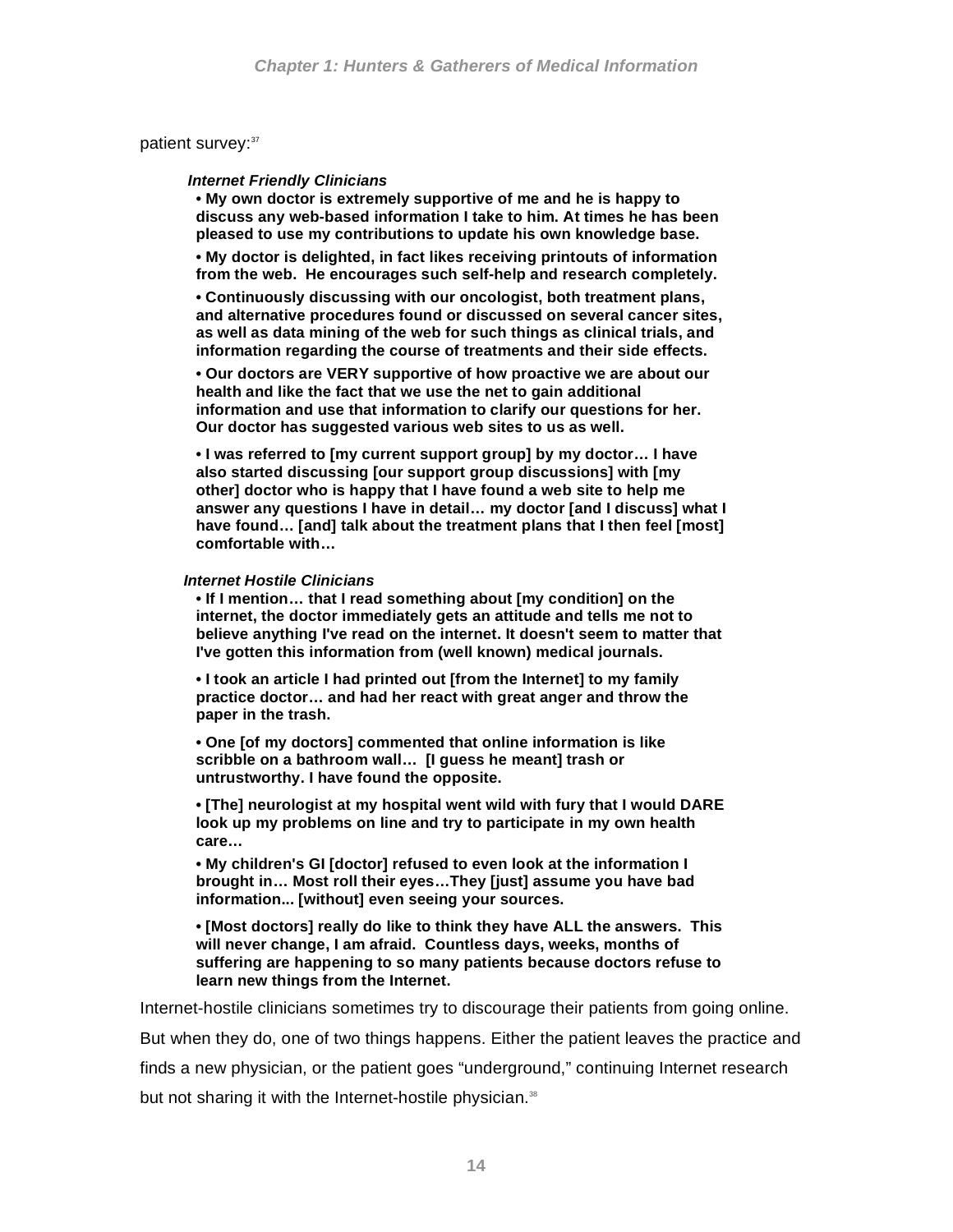patient survey:[37]

*Internet Friendly Clinicians*

**• My own doctor is extremely supportive of me and he is happy to discuss any web-based information I take to him. At times he has been pleased to use my contributions to update his own knowledge base.**

**• My doctor is delighted, in fact likes receiving printouts of information from the web. He encourages such self-help and research completely.**

**• Continuously discussing with our oncologist, both treatment plans, and alternative procedures found or discussed on several cancer sites, as well as data mining of the web for such things as clinical trials, and information regarding the course of treatments and their side effects.**

**• Our doctors are VERY supportive of how proactive we are about our health and like the fact that we use the net to gain additional information and use that information to clarify our questions for her. Our doctor has suggested various web sites to us as well.**

**• I was referred to [my current support group] by my doctor… I have also started discussing [our support group discussions] with [my other] doctor who is happy that I have found a web site to help me answer any questions I have in detail… my doctor [and I discuss] what I have found… [and] talk about the treatment plans that I then feel [most] comfortable with…**

*Internet Hostile Clinicians*

**• If I mention… that I read something about [my condition] on the internet, the doctor immediately gets an attitude and tells me not to believe anything I've read on the internet. It doesn't seem to matter that I've gotten this information from (well known) medical journals.**

**• I took an article I had printed out [from the Internet] to my family practice doctor… and had her react with great anger and throw the paper in the trash.**

**• One [of my doctors] commented that online information is like scribble on a bathroom wall… [I guess he meant] trash or untrustworthy. I have found the opposite.**

**• [The] neurologist at my hospital went wild with fury that I would DARE look up my problems on line and try to participate in my own health care…**

**• My children's GI [doctor] refused to even look at the information I brought in… Most roll their eyes…They [just] assume you have bad information... [without] even seeing your sources.**

**• [Most doctors] really do like to think they have ALL the answers. This will never change, I am afraid. Countless days, weeks, months of suffering are happening to so many patients because doctors refuse to learn new things from the Internet.**

Internet-hostile clinicians sometimes try to discourage their patients from going online. But when they do, one of two things happens. Either the patient leaves the practice and finds a new physician, or the patient goes "underground," continuing Internet research but not sharing it with the Internet-hostile physician.[38]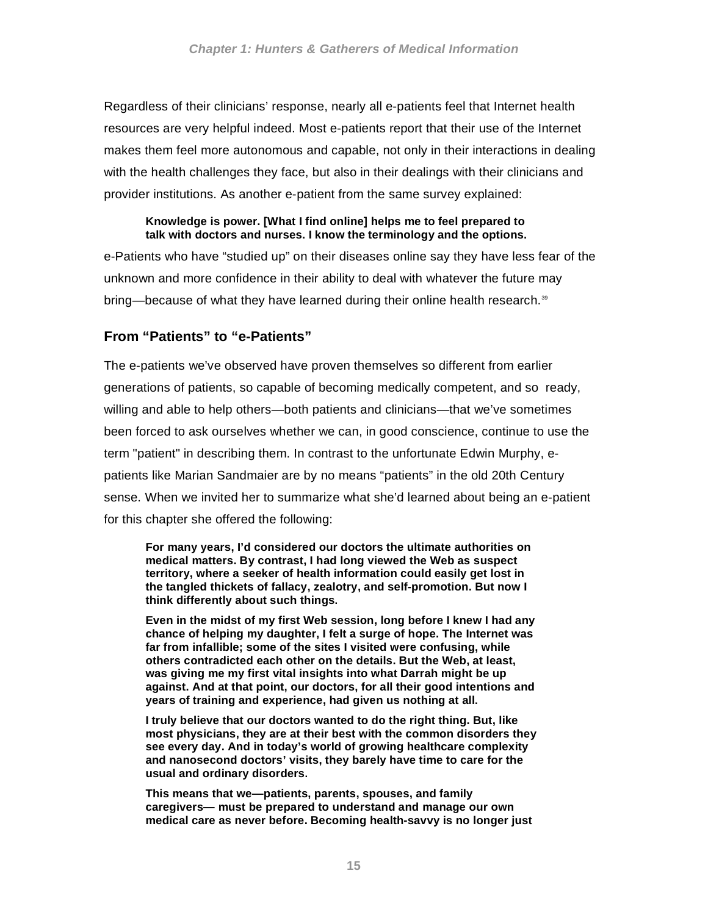Regardless of their clinicians' response, nearly all e-patients feel that Internet health resources are very helpful indeed. Most e-patients report that their use of the Internet makes them feel more autonomous and capable, not only in their interactions in dealing with the health challenges they face, but also in their dealings with their clinicians and provider institutions. As another e-patient from the same survey explained:

> **Knowledge is power. [What I find online] helps me to feel prepared to talk with doctors and nurses. I know the terminology and the options.**

e-Patients who have "studied up" on their diseases online say they have less fear of the unknown and more confidence in their ability to deal with whatever the future may bring—because of what they have learned during their online health research.[39]

## From "Patients" to "e-Patients"

The e-patients we've observed have proven themselves so different from earlier generations of patients, so capable of becoming medically competent, and so ready, willing and able to help others—both patients and clinicians—that we've sometimes been forced to ask ourselves whether we can, in good conscience, continue to use the term "patient" in describing them. In contrast to the unfortunate Edwin Murphy, e-patients like Marian Sandmaier are by no means "patients" in the old 20th Century sense. When we invited her to summarize what she'd learned about being an e-patient for this chapter she offered the following:

> **For many years, I'd considered our doctors the ultimate authorities on medical matters. By contrast, I had long viewed the Web as suspect territory, where a seeker of health information could easily get lost in the tangled thickets of fallacy, zealotry, and self-promotion. But now I think differently about such things.**
>
> **Even in the midst of my first Web session, long before I knew I had any chance of helping my daughter, I felt a surge of hope. The Internet was far from infallible; some of the sites I visited were confusing, while others contradicted each other on the details. But the Web, at least, was giving me my first vital insights into what Darrah might be up against. And at that point, our doctors, for all their good intentions and years of training and experience, had given us nothing at all.**
>
> **I truly believe that our doctors wanted to do the right thing. But, like most physicians, they are at their best with the common disorders they see every day. And in today's world of growing healthcare complexity and nanosecond doctors' visits, they barely have time to care for the usual and ordinary disorders.**
>
> **This means that we—patients, parents, spouses, and family caregivers— must be prepared to understand and manage our own medical care as never before. Becoming health-savvy is no longer just**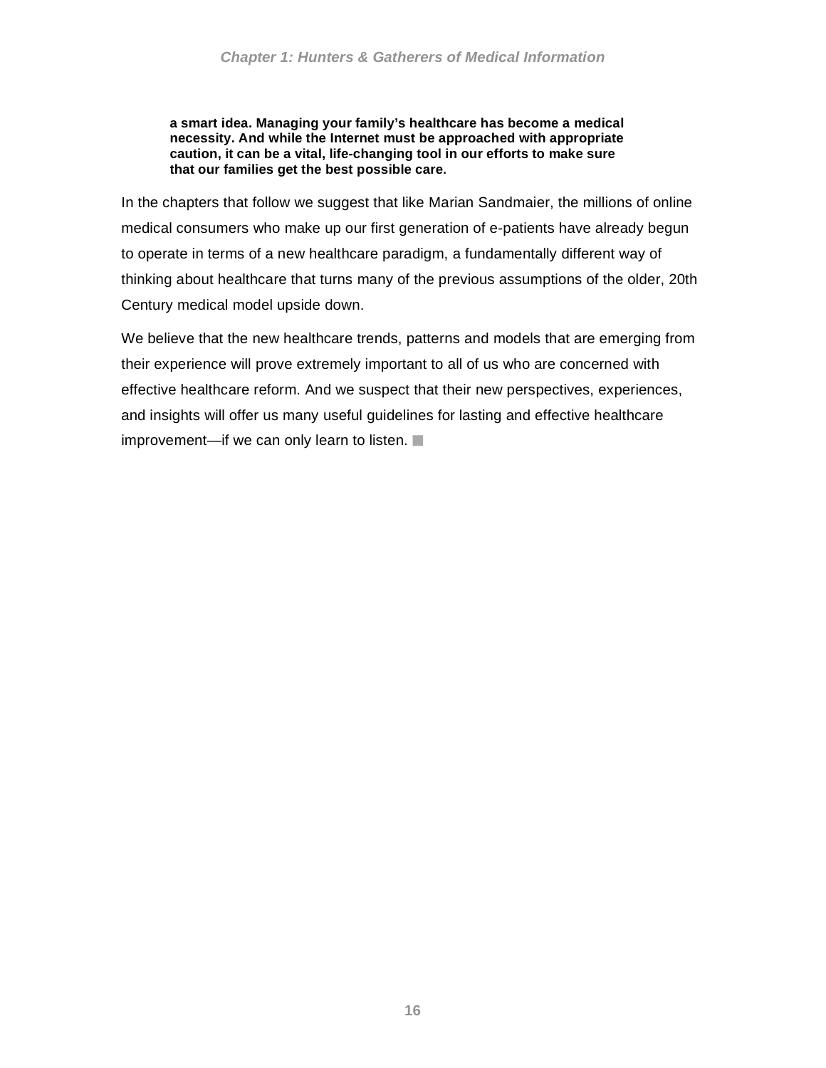**a smart idea. Managing your family's healthcare has become a medical necessity. And while the Internet must be approached with appropriate caution, it can be a vital, life-changing tool in our efforts to make sure that our families get the best possible care.**

In the chapters that follow we suggest that like Marian Sandmaier, the millions of online medical consumers who make up our first generation of e-patients have already begun to operate in terms of a new healthcare paradigm, a fundamentally different way of thinking about healthcare that turns many of the previous assumptions of the older, 20th Century medical model upside down.

We believe that the new healthcare trends, patterns and models that are emerging from their experience will prove extremely important to all of us who are concerned with effective healthcare reform. And we suspect that their new perspectives, experiences, and insights will offer us many useful guidelines for lasting and effective healthcare improvement—if we can only learn to listen. ■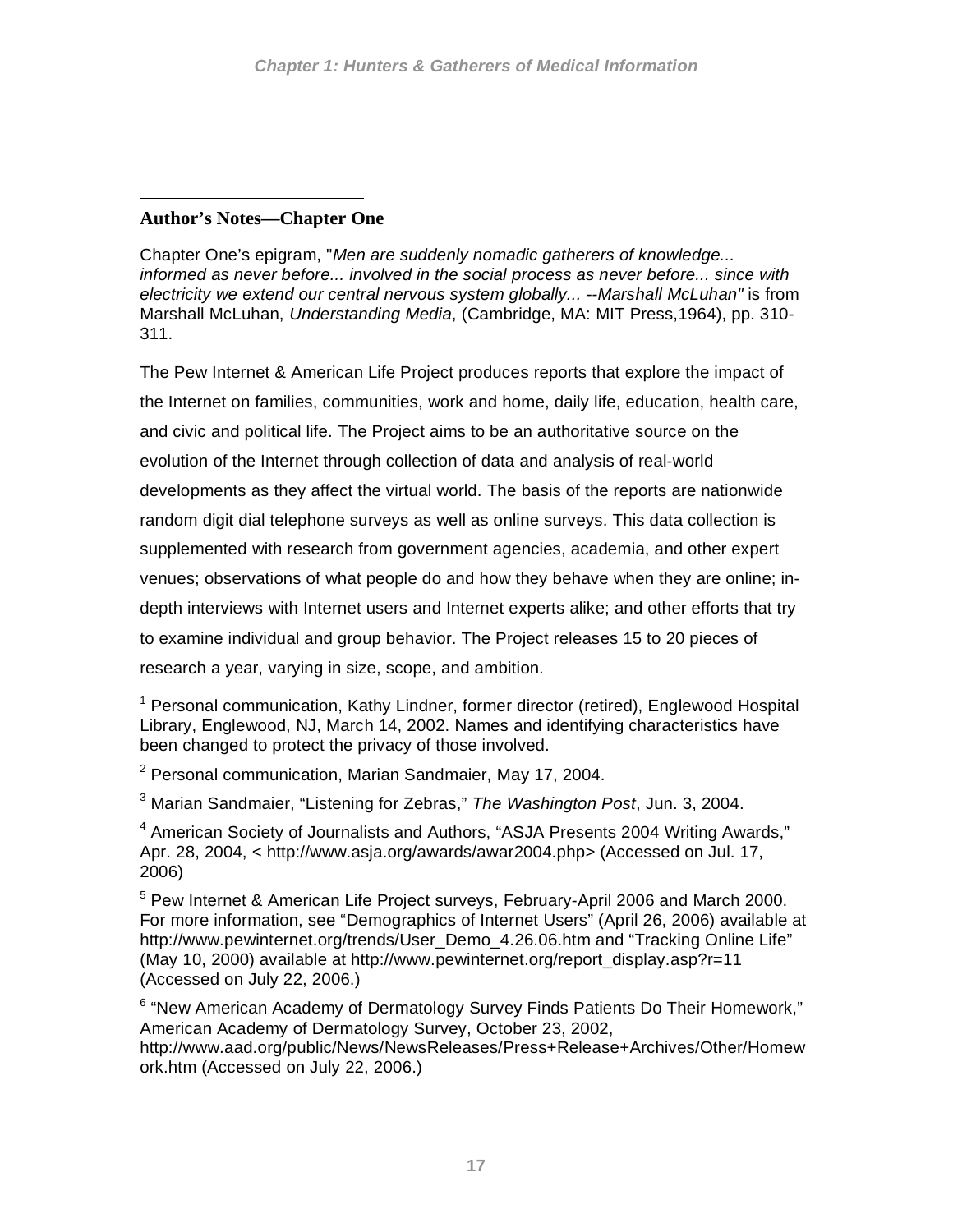## Author's Notes—Chapter One

Chapter One's epigram, "*Men are suddenly nomadic gatherers of knowledge... informed as never before... involved in the social process as never before... since with electricity we extend our central nervous system globally... --Marshall McLuhan"* is from Marshall McLuhan, *Understanding Media*, (Cambridge, MA: MIT Press,1964), pp. 310-311.

The Pew Internet & American Life Project produces reports that explore the impact of the Internet on families, communities, work and home, daily life, education, health care, and civic and political life. The Project aims to be an authoritative source on the evolution of the Internet through collection of data and analysis of real-world developments as they affect the virtual world. The basis of the reports are nationwide random digit dial telephone surveys as well as online surveys. This data collection is supplemented with research from government agencies, academia, and other expert venues; observations of what people do and how they behave when they are online; in-depth interviews with Internet users and Internet experts alike; and other efforts that try to examine individual and group behavior. The Project releases 15 to 20 pieces of research a year, varying in size, scope, and ambition.

[1] Personal communication, Kathy Lindner, former director (retired), Englewood Hospital Library, Englewood, NJ, March 14, 2002. Names and identifying characteristics have been changed to protect the privacy of those involved.

[2] Personal communication, Marian Sandmaier, May 17, 2004.

[3] Marian Sandmaier, "Listening for Zebras," *The Washington Post*, Jun. 3, 2004.

[4] American Society of Journalists and Authors, "ASJA Presents 2004 Writing Awards," Apr. 28, 2004, < http://www.asja.org/awards/awar2004.php> (Accessed on Jul. 17, 2006)

[5] Pew Internet & American Life Project surveys, February-April 2006 and March 2000. For more information, see "Demographics of Internet Users" (April 26, 2006) available at http://www.pewinternet.org/trends/User_Demo_4.26.06.htm and "Tracking Online Life" (May 10, 2000) available at http://www.pewinternet.org/report_display.asp?r=11 (Accessed on July 22, 2006.)

[6] "New American Academy of Dermatology Survey Finds Patients Do Their Homework," American Academy of Dermatology Survey, October 23, 2002, http://www.aad.org/public/News/NewsReleases/Press+Release+Archives/Other/Homework.htm (Accessed on July 22, 2006.)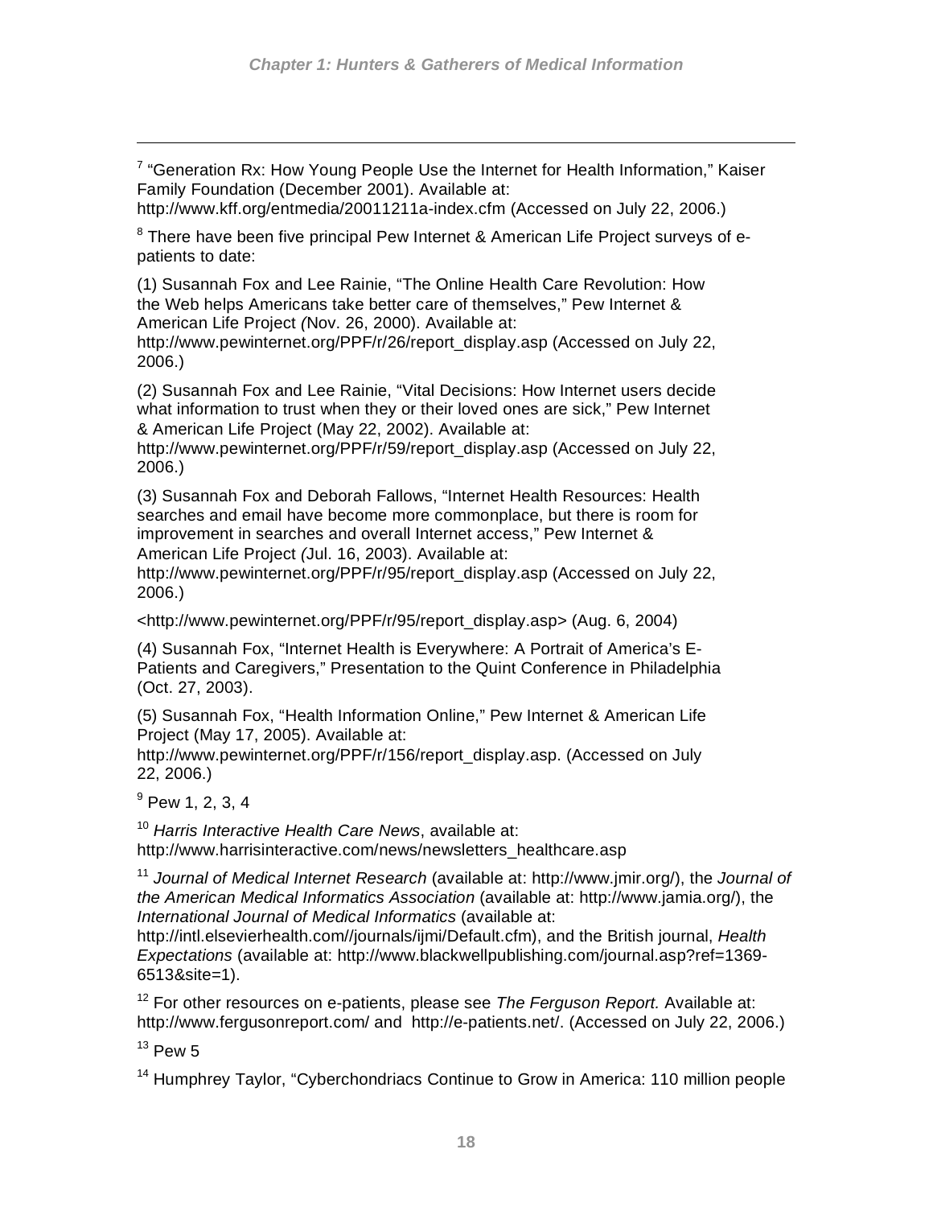[7] "Generation Rx: How Young People Use the Internet for Health Information," Kaiser Family Foundation (December 2001). Available at: http://www.kff.org/entmedia/20011211a-index.cfm (Accessed on July 22, 2006.)

[8] There have been five principal Pew Internet & American Life Project surveys of e-patients to date:

(1) Susannah Fox and Lee Rainie, "The Online Health Care Revolution: How the Web helps Americans take better care of themselves," Pew Internet & American Life Project *(*Nov. 26, 2000). Available at: http://www.pewinternet.org/PPF/r/26/report_display.asp (Accessed on July 22, 2006.)

(2) Susannah Fox and Lee Rainie, "Vital Decisions: How Internet users decide what information to trust when they or their loved ones are sick," Pew Internet & American Life Project (May 22, 2002). Available at: http://www.pewinternet.org/PPF/r/59/report_display.asp (Accessed on July 22, 2006.)

(3) Susannah Fox and Deborah Fallows, "Internet Health Resources: Health searches and email have become more commonplace, but there is room for improvement in searches and overall Internet access," Pew Internet & American Life Project *(*Jul. 16, 2003). Available at: http://www.pewinternet.org/PPF/r/95/report_display.asp (Accessed on July 22, 2006.)

<http://www.pewinternet.org/PPF/r/95/report_display.asp> (Aug. 6, 2004)

(4) Susannah Fox, "Internet Health is Everywhere: A Portrait of America's E-Patients and Caregivers," Presentation to the Quint Conference in Philadelphia (Oct. 27, 2003).

(5) Susannah Fox, "Health Information Online," Pew Internet & American Life Project (May 17, 2005). Available at: http://www.pewinternet.org/PPF/r/156/report_display.asp. (Accessed on July 22, 2006.)

[9] Pew 1, 2, 3, 4

[10] *Harris Interactive Health Care News*, available at: http://www.harrisinteractive.com/news/newsletters_healthcare.asp

[11] *Journal of Medical Internet Research* (available at: http://www.jmir.org/), the *Journal of the American Medical Informatics Association* (available at: http://www.jamia.org/), the *International Journal of Medical Informatics* (available at: http://intl.elsevierhealth.com//journals/ijmi/Default.cfm), and the British journal, *Health Expectations* (available at: http://www.blackwellpublishing.com/journal.asp?ref=1369-6513&site=1).

[12] For other resources on e-patients, please see *The Ferguson Report.* Available at: http://www.fergusonreport.com/ and http://e-patients.net/. (Accessed on July 22, 2006.)

[13] Pew 5

[14] Humphrey Taylor, "Cyberchondriacs Continue to Grow in America: 110 million people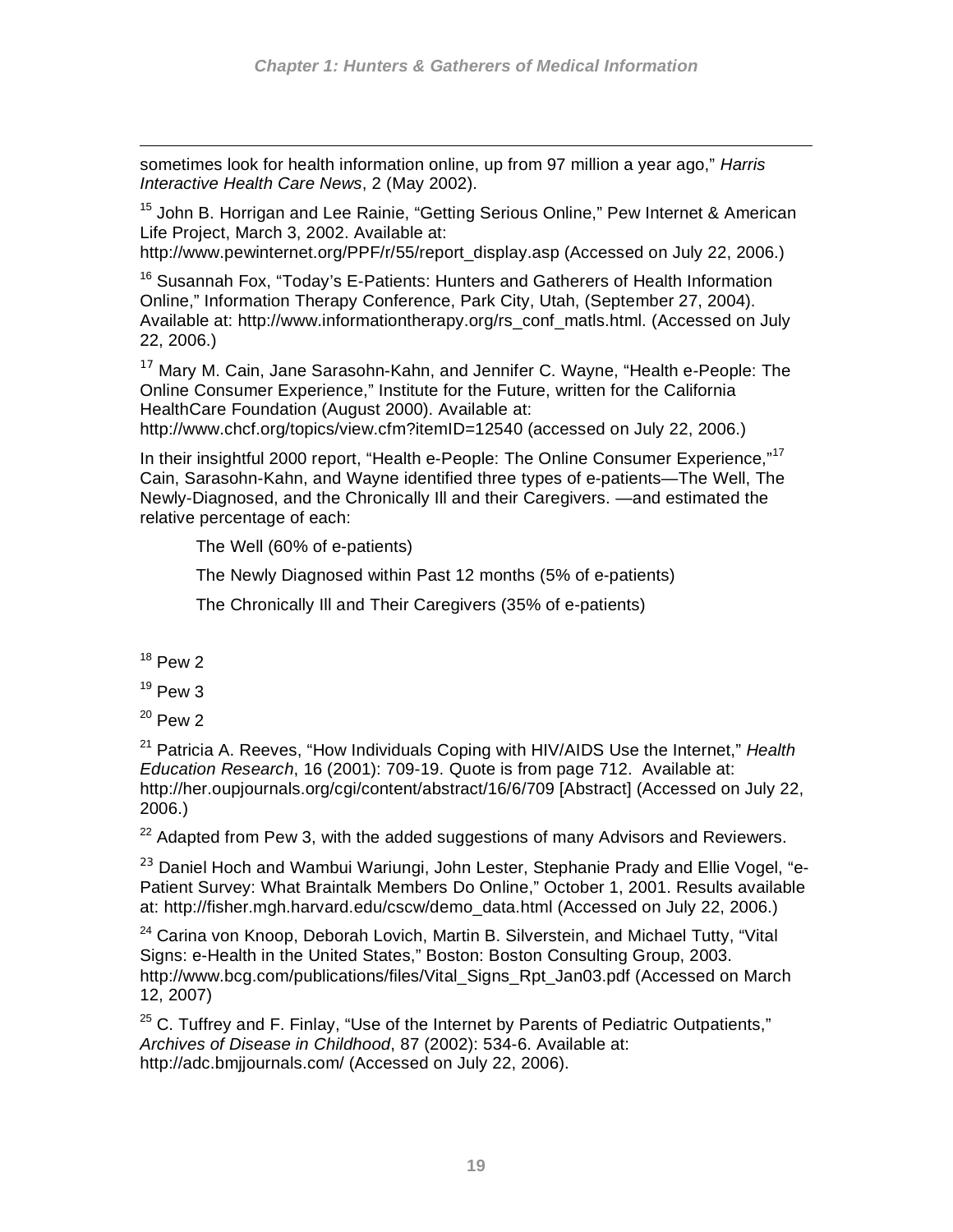sometimes look for health information online, up from 97 million a year ago," *Harris Interactive Health Care News*, 2 (May 2002).

[15] John B. Horrigan and Lee Rainie, "Getting Serious Online," Pew Internet & American Life Project, March 3, 2002. Available at: http://www.pewinternet.org/PPF/r/55/report_display.asp (Accessed on July 22, 2006.)

[16] Susannah Fox, "Today's E-Patients: Hunters and Gatherers of Health Information Online," Information Therapy Conference, Park City, Utah, (September 27, 2004). Available at: http://www.informationtherapy.org/rs_conf_matls.html. (Accessed on July 22, 2006.)

[17] Mary M. Cain, Jane Sarasohn-Kahn, and Jennifer C. Wayne, "Health e-People: The Online Consumer Experience," Institute for the Future, written for the California HealthCare Foundation (August 2000). Available at: http://www.chcf.org/topics/view.cfm?itemID=12540 (accessed on July 22, 2006.)

In their insightful 2000 report, "Health e-People: The Online Consumer Experience,"[17] Cain, Sarasohn-Kahn, and Wayne identified three types of e-patients—The Well, The Newly-Diagnosed, and the Chronically Ill and their Caregivers. —and estimated the relative percentage of each:

The Well (60% of e-patients)

The Newly Diagnosed within Past 12 months (5% of e-patients)

The Chronically Ill and Their Caregivers (35% of e-patients)

[18] Pew 2

[19] Pew 3

[20] Pew 2

[21] Patricia A. Reeves, "How Individuals Coping with HIV/AIDS Use the Internet," *Health Education Research*, 16 (2001): 709-19. Quote is from page 712. Available at: http://her.oupjournals.org/cgi/content/abstract/16/6/709 [Abstract] (Accessed on July 22, 2006.)

[22] Adapted from Pew 3, with the added suggestions of many Advisors and Reviewers.

[23] Daniel Hoch and Wambui Wariungi, John Lester, Stephanie Prady and Ellie Vogel, "e-Patient Survey: What Braintalk Members Do Online," October 1, 2001. Results available at: http://fisher.mgh.harvard.edu/cscw/demo_data.html (Accessed on July 22, 2006.)

[24] Carina von Knoop, Deborah Lovich, Martin B. Silverstein, and Michael Tutty, "Vital Signs: e-Health in the United States," Boston: Boston Consulting Group, 2003. http://www.bcg.com/publications/files/Vital_Signs_Rpt_Jan03.pdf (Accessed on March 12, 2007)

[25] C. Tuffrey and F. Finlay, "Use of the Internet by Parents of Pediatric Outpatients," *Archives of Disease in Childhood*, 87 (2002): 534-6. Available at: http://adc.bmjjournals.com/ (Accessed on July 22, 2006).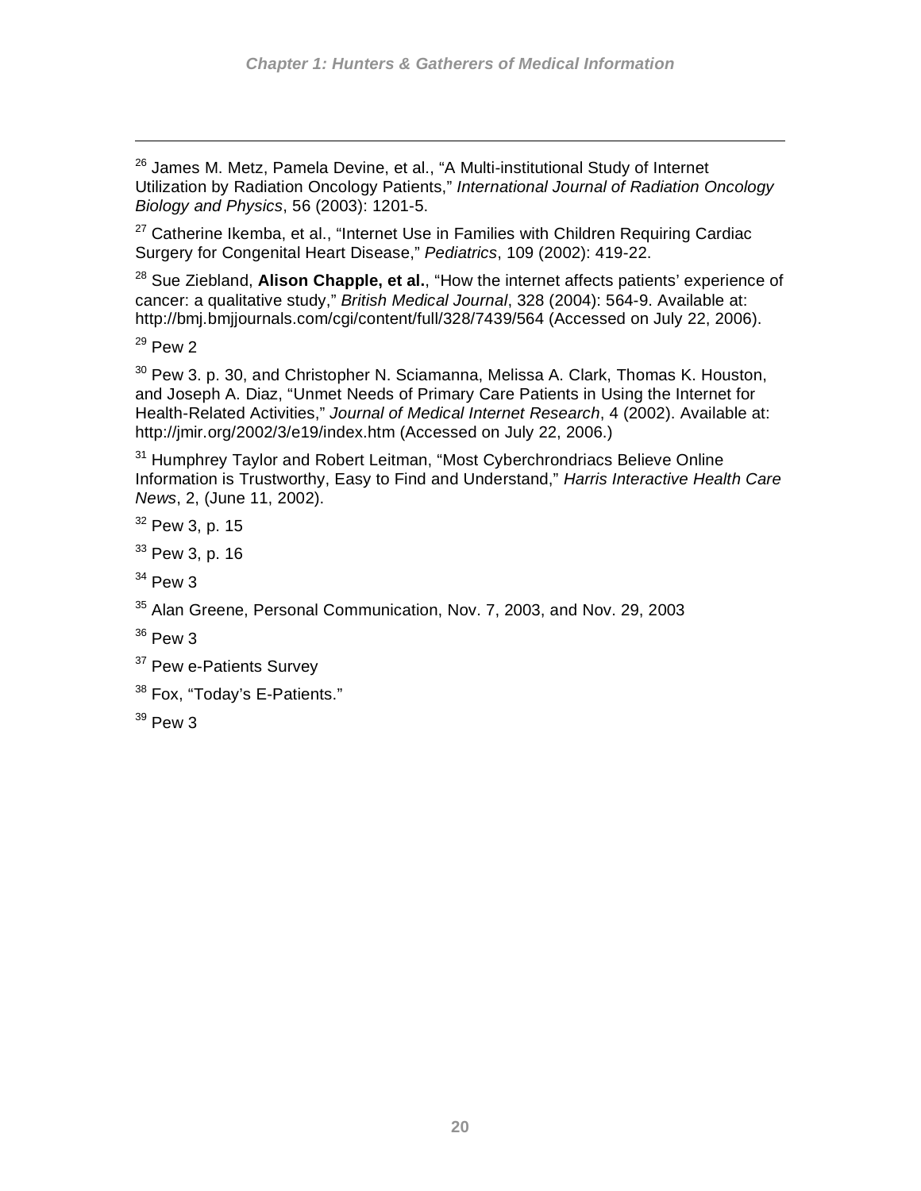[26] James M. Metz, Pamela Devine, et al., "A Multi-institutional Study of Internet Utilization by Radiation Oncology Patients," *International Journal of Radiation Oncology Biology and Physics*, 56 (2003): 1201-5.

[27] Catherine Ikemba, et al., "Internet Use in Families with Children Requiring Cardiac Surgery for Congenital Heart Disease," *Pediatrics*, 109 (2002): 419-22.

[28] Sue Ziebland, **Alison Chapple, et al.**, "How the internet affects patients' experience of cancer: a qualitative study," *British Medical Journal*, 328 (2004): 564-9. Available at: http://bmj.bmjjournals.com/cgi/content/full/328/7439/564 (Accessed on July 22, 2006).

[29] Pew 2

[30] Pew 3. p. 30, and Christopher N. Sciamanna, Melissa A. Clark, Thomas K. Houston, and Joseph A. Diaz, "Unmet Needs of Primary Care Patients in Using the Internet for Health-Related Activities," *Journal of Medical Internet Research*, 4 (2002). Available at: http://jmir.org/2002/3/e19/index.htm (Accessed on July 22, 2006.)

[31] Humphrey Taylor and Robert Leitman, "Most Cyberchrondriacs Believe Online Information is Trustworthy, Easy to Find and Understand," *Harris Interactive Health Care News*, 2, (June 11, 2002).

[32] Pew 3, p. 15

[33] Pew 3, p. 16

[34] Pew 3

[35] Alan Greene, Personal Communication, Nov. 7, 2003, and Nov. 29, 2003

[36] Pew 3

[37] Pew e-Patients Survey

[38] Fox, "Today's E-Patients."

[39] Pew 3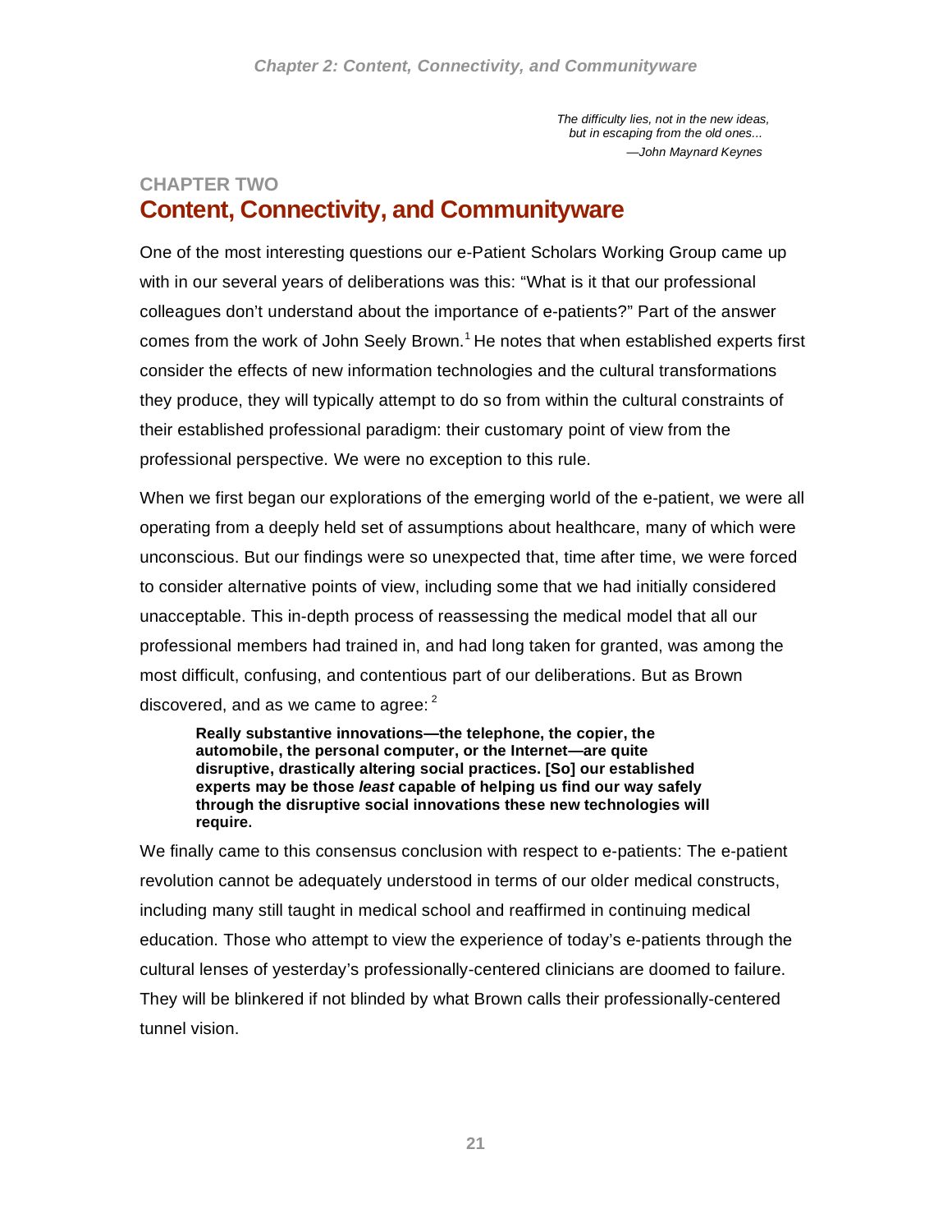*The difficulty lies, not in the new ideas,*
*but in escaping from the old ones...*
*—John Maynard Keynes*

## CHAPTER TWO

# Content, Connectivity, and Communityware

One of the most interesting questions our e-Patient Scholars Working Group came up with in our several years of deliberations was this: "What is it that our professional colleagues don't understand about the importance of e-patients?" Part of the answer comes from the work of John Seely Brown.[1] He notes that when established experts first consider the effects of new information technologies and the cultural transformations they produce, they will typically attempt to do so from within the cultural constraints of their established professional paradigm: their customary point of view from the professional perspective. We were no exception to this rule.

When we first began our explorations of the emerging world of the e-patient, we were all operating from a deeply held set of assumptions about healthcare, many of which were unconscious. But our findings were so unexpected that, time after time, we were forced to consider alternative points of view, including some that we had initially considered unacceptable. This in-depth process of reassessing the medical model that all our professional members had trained in, and had long taken for granted, was among the most difficult, confusing, and contentious part of our deliberations. But as Brown discovered, and as we came to agree: [2]

> **Really substantive innovations—the telephone, the copier, the automobile, the personal computer, or the Internet—are quite disruptive, drastically altering social practices. [So] our established experts may be those *least* capable of helping us find our way safely through the disruptive social innovations these new technologies will require.**

We finally came to this consensus conclusion with respect to e-patients: The e-patient revolution cannot be adequately understood in terms of our older medical constructs, including many still taught in medical school and reaffirmed in continuing medical education. Those who attempt to view the experience of today's e-patients through the cultural lenses of yesterday's professionally-centered clinicians are doomed to failure. They will be blinkered if not blinded by what Brown calls their professionally-centered tunnel vision.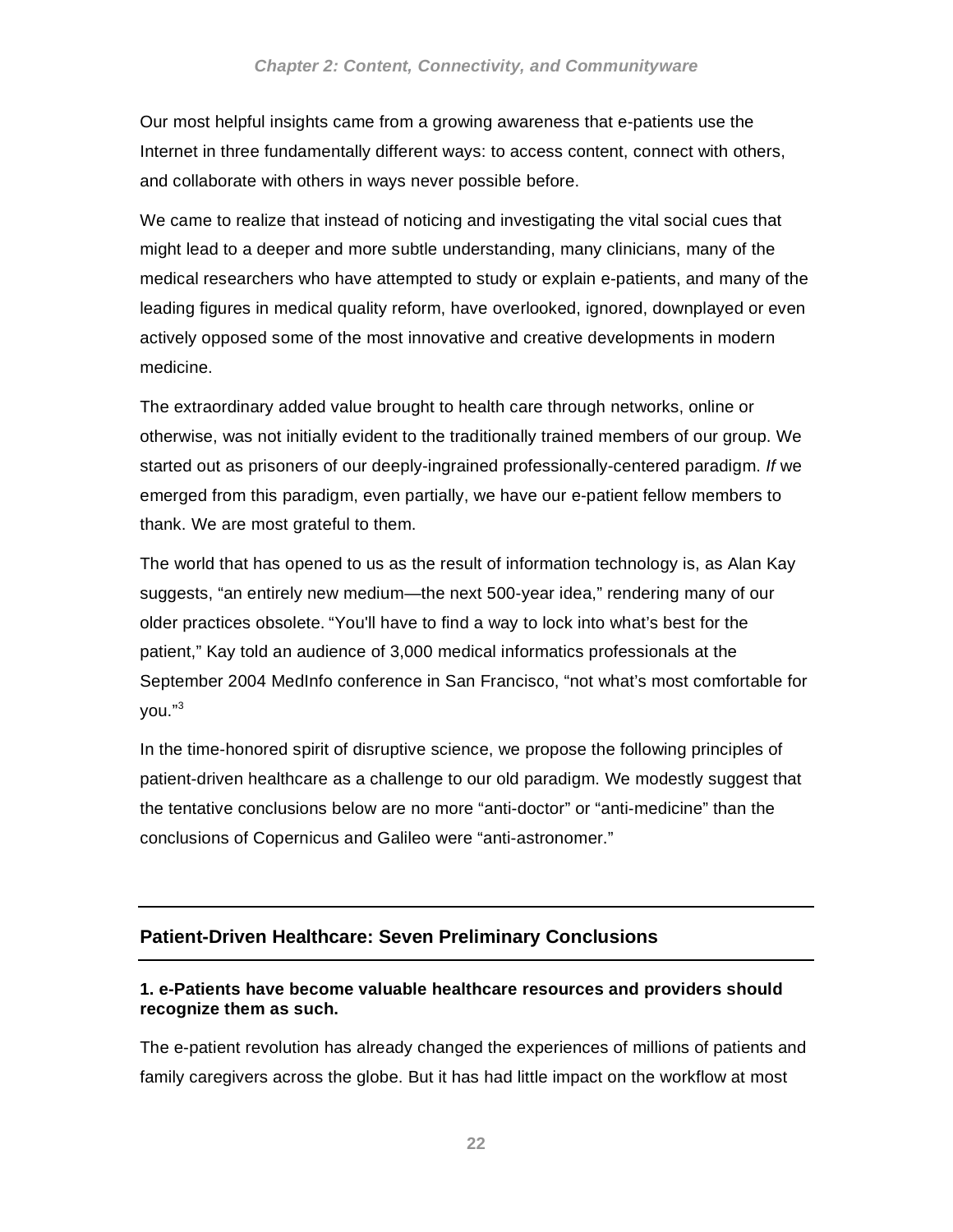Our most helpful insights came from a growing awareness that e-patients use the Internet in three fundamentally different ways: to access content, connect with others, and collaborate with others in ways never possible before.

We came to realize that instead of noticing and investigating the vital social cues that might lead to a deeper and more subtle understanding, many clinicians, many of the medical researchers who have attempted to study or explain e-patients, and many of the leading figures in medical quality reform, have overlooked, ignored, downplayed or even actively opposed some of the most innovative and creative developments in modern medicine.

The extraordinary added value brought to health care through networks, online or otherwise, was not initially evident to the traditionally trained members of our group. We started out as prisoners of our deeply-ingrained professionally-centered paradigm. *If* we emerged from this paradigm, even partially, we have our e-patient fellow members to thank. We are most grateful to them.

The world that has opened to us as the result of information technology is, as Alan Kay suggests, "an entirely new medium—the next 500-year idea," rendering many of our older practices obsolete. "You'll have to find a way to lock into what's best for the patient," Kay told an audience of 3,000 medical informatics professionals at the September 2004 MedInfo conference in San Francisco, "not what's most comfortable for you."[3]

In the time-honored spirit of disruptive science, we propose the following principles of patient-driven healthcare as a challenge to our old paradigm. We modestly suggest that the tentative conclusions below are no more "anti-doctor" or "anti-medicine" than the conclusions of Copernicus and Galileo were "anti-astronomer."

## Patient-Driven Healthcare: Seven Preliminary Conclusions

**1. e-Patients have become valuable healthcare resources and providers should recognize them as such.**

The e-patient revolution has already changed the experiences of millions of patients and family caregivers across the globe. But it has had little impact on the workflow at most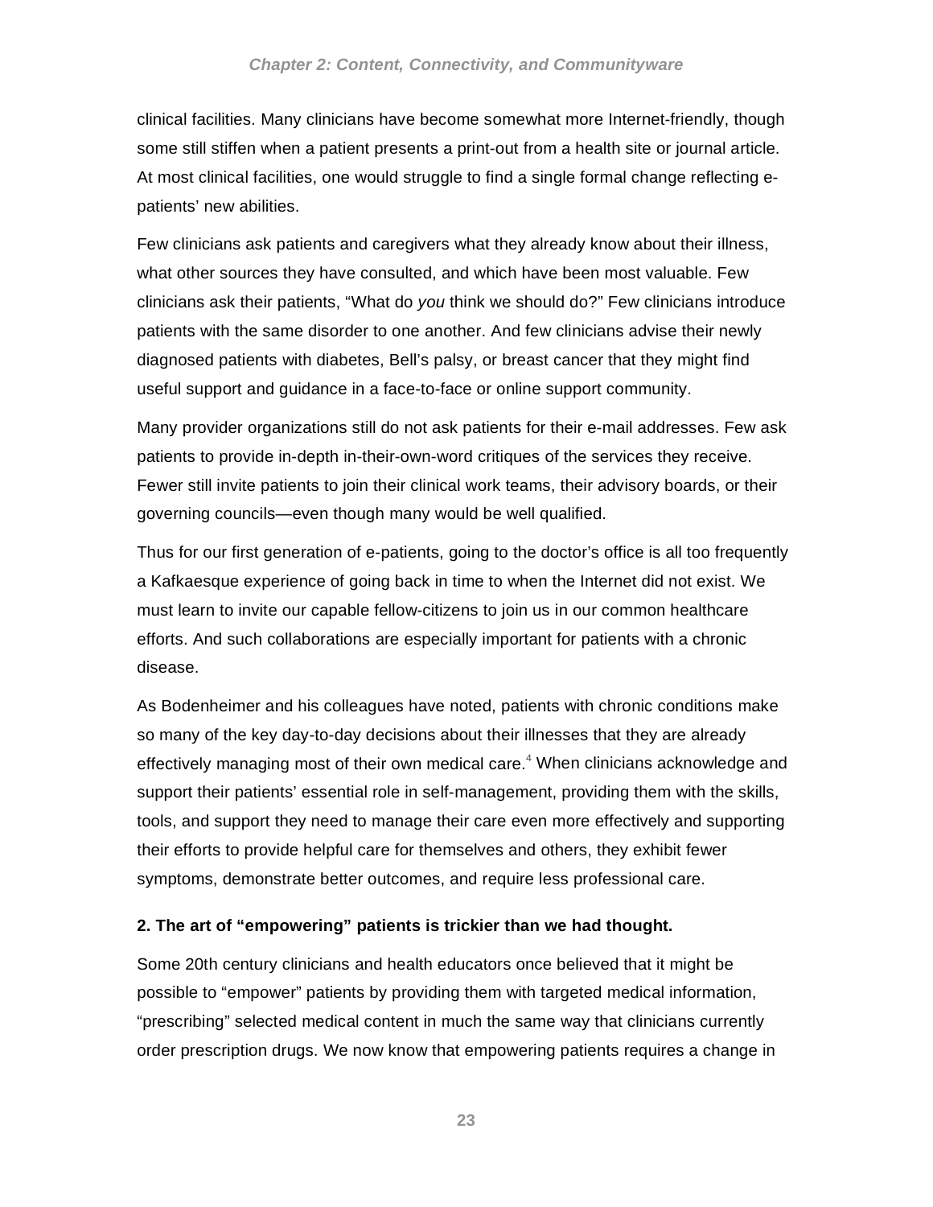clinical facilities. Many clinicians have become somewhat more Internet-friendly, though some still stiffen when a patient presents a print-out from a health site or journal article. At most clinical facilities, one would struggle to find a single formal change reflecting e-patients' new abilities.

Few clinicians ask patients and caregivers what they already know about their illness, what other sources they have consulted, and which have been most valuable. Few clinicians ask their patients, "What do *you* think we should do?" Few clinicians introduce patients with the same disorder to one another. And few clinicians advise their newly diagnosed patients with diabetes, Bell's palsy, or breast cancer that they might find useful support and guidance in a face-to-face or online support community.

Many provider organizations still do not ask patients for their e-mail addresses. Few ask patients to provide in-depth in-their-own-word critiques of the services they receive. Fewer still invite patients to join their clinical work teams, their advisory boards, or their governing councils—even though many would be well qualified.

Thus for our first generation of e-patients, going to the doctor's office is all too frequently a Kafkaesque experience of going back in time to when the Internet did not exist. We must learn to invite our capable fellow-citizens to join us in our common healthcare efforts. And such collaborations are especially important for patients with a chronic disease.

As Bodenheimer and his colleagues have noted, patients with chronic conditions make so many of the key day-to-day decisions about their illnesses that they are already effectively managing most of their own medical care.[4] When clinicians acknowledge and support their patients' essential role in self-management, providing them with the skills, tools, and support they need to manage their care even more effectively and supporting their efforts to provide helpful care for themselves and others, they exhibit fewer symptoms, demonstrate better outcomes, and require less professional care.

**2. The art of "empowering" patients is trickier than we had thought.**

Some 20th century clinicians and health educators once believed that it might be possible to "empower" patients by providing them with targeted medical information, "prescribing" selected medical content in much the same way that clinicians currently order prescription drugs. We now know that empowering patients requires a change in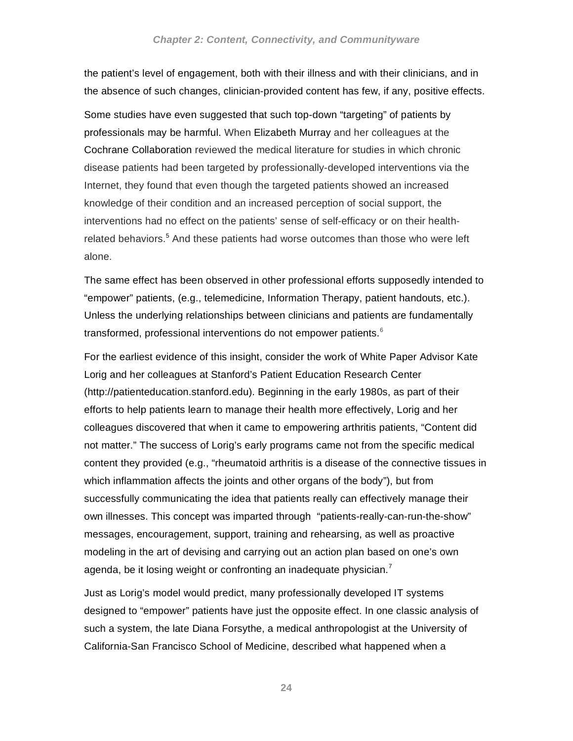the patient's level of engagement, both with their illness and with their clinicians, and in the absence of such changes, clinician-provided content has few, if any, positive effects.

Some studies have even suggested that such top-down "targeting" of patients by professionals may be harmful. When Elizabeth Murray and her colleagues at the Cochrane Collaboration reviewed the medical literature for studies in which chronic disease patients had been targeted by professionally-developed interventions via the Internet, they found that even though the targeted patients showed an increased knowledge of their condition and an increased perception of social support, the interventions had no effect on the patients' sense of self-efficacy or on their health-related behaviors.[5] And these patients had worse outcomes than those who were left alone.

The same effect has been observed in other professional efforts supposedly intended to "empower" patients, (e.g., telemedicine, Information Therapy, patient handouts, etc.). Unless the underlying relationships between clinicians and patients are fundamentally transformed, professional interventions do not empower patients.[6]

For the earliest evidence of this insight, consider the work of White Paper Advisor Kate Lorig and her colleagues at Stanford's Patient Education Research Center (http://patienteducation.stanford.edu). Beginning in the early 1980s, as part of their efforts to help patients learn to manage their health more effectively, Lorig and her colleagues discovered that when it came to empowering arthritis patients, "Content did not matter." The success of Lorig's early programs came not from the specific medical content they provided (e.g., "rheumatoid arthritis is a disease of the connective tissues in which inflammation affects the joints and other organs of the body"), but from successfully communicating the idea that patients really can effectively manage their own illnesses. This concept was imparted through "patients-really-can-run-the-show" messages, encouragement, support, training and rehearsing, as well as proactive modeling in the art of devising and carrying out an action plan based on one's own agenda, be it losing weight or confronting an inadequate physician.[7]

Just as Lorig's model would predict, many professionally developed IT systems designed to "empower" patients have just the opposite effect. In one classic analysis of such a system, the late Diana Forsythe, a medical anthropologist at the University of California-San Francisco School of Medicine, described what happened when a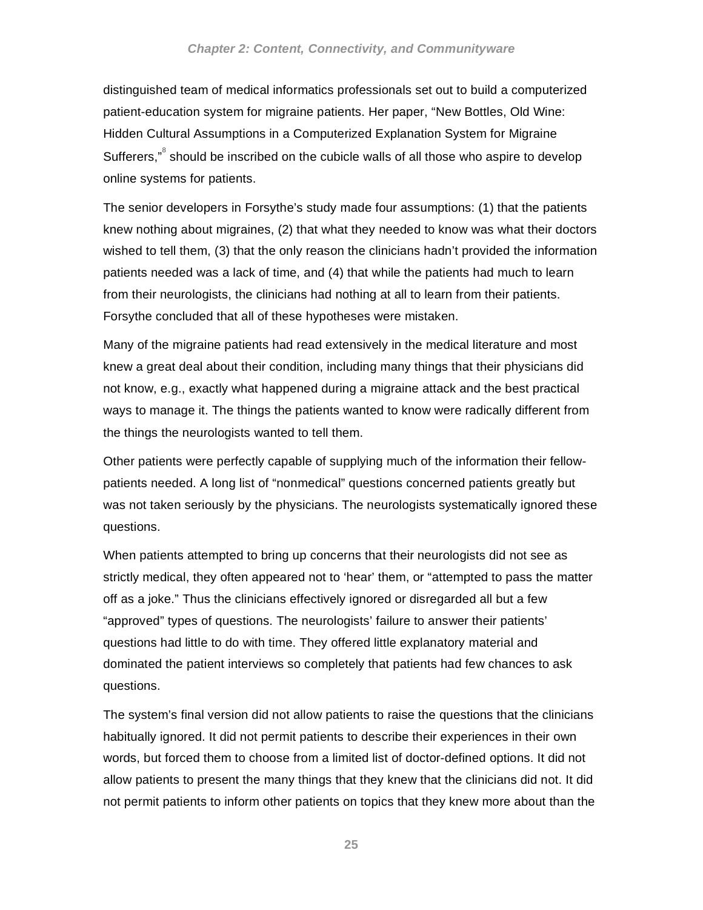distinguished team of medical informatics professionals set out to build a computerized patient-education system for migraine patients. Her paper, "New Bottles, Old Wine: Hidden Cultural Assumptions in a Computerized Explanation System for Migraine Sufferers,"[8] should be inscribed on the cubicle walls of all those who aspire to develop online systems for patients.

The senior developers in Forsythe's study made four assumptions: (1) that the patients knew nothing about migraines, (2) that what they needed to know was what their doctors wished to tell them, (3) that the only reason the clinicians hadn't provided the information patients needed was a lack of time, and (4) that while the patients had much to learn from their neurologists, the clinicians had nothing at all to learn from their patients. Forsythe concluded that all of these hypotheses were mistaken.

Many of the migraine patients had read extensively in the medical literature and most knew a great deal about their condition, including many things that their physicians did not know, e.g., exactly what happened during a migraine attack and the best practical ways to manage it. The things the patients wanted to know were radically different from the things the neurologists wanted to tell them.

Other patients were perfectly capable of supplying much of the information their fellow-patients needed. A long list of "nonmedical" questions concerned patients greatly but was not taken seriously by the physicians. The neurologists systematically ignored these questions.

When patients attempted to bring up concerns that their neurologists did not see as strictly medical, they often appeared not to 'hear' them, or "attempted to pass the matter off as a joke." Thus the clinicians effectively ignored or disregarded all but a few "approved" types of questions. The neurologists' failure to answer their patients' questions had little to do with time. They offered little explanatory material and dominated the patient interviews so completely that patients had few chances to ask questions.

The system's final version did not allow patients to raise the questions that the clinicians habitually ignored. It did not permit patients to describe their experiences in their own words, but forced them to choose from a limited list of doctor-defined options. It did not allow patients to present the many things that they knew that the clinicians did not. It did not permit patients to inform other patients on topics that they knew more about than the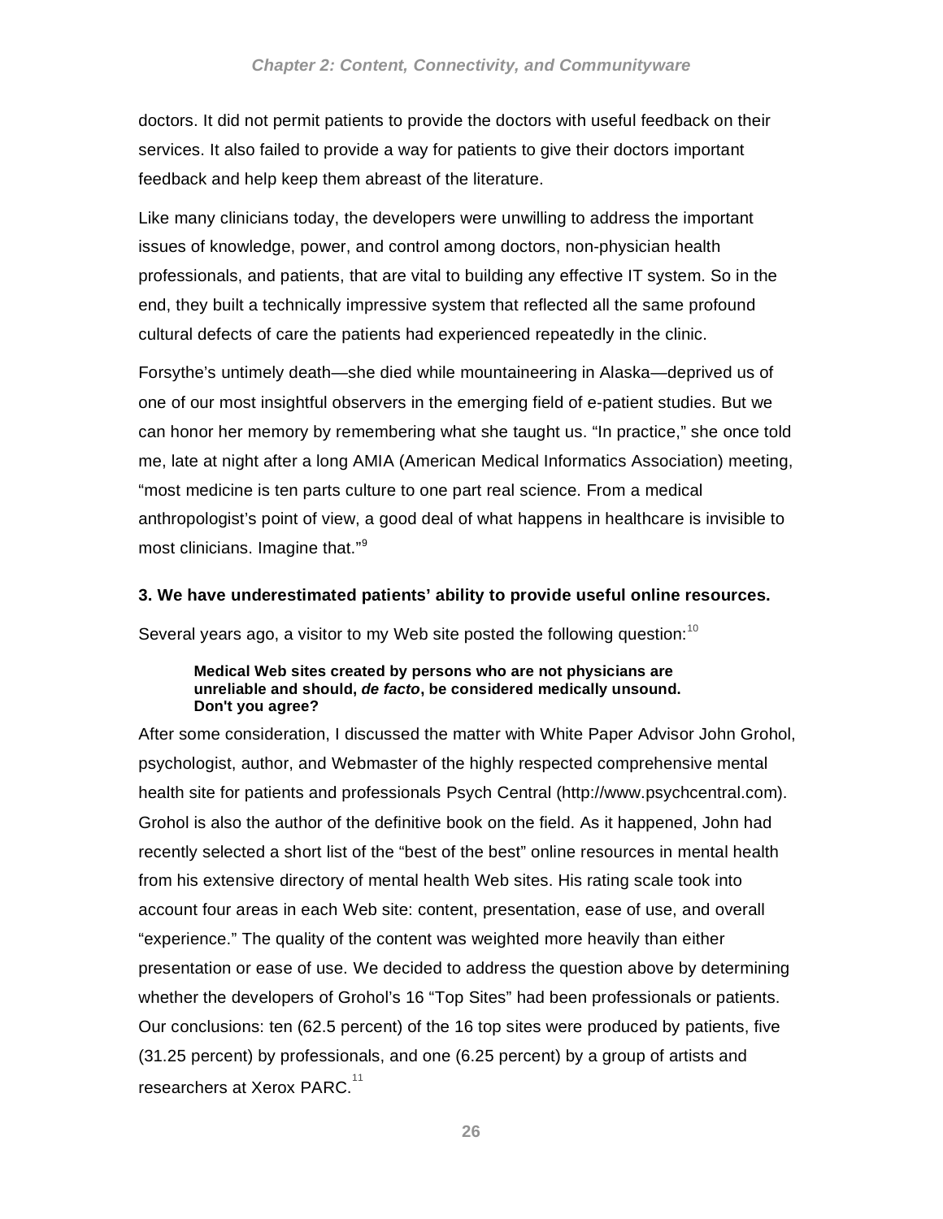doctors. It did not permit patients to provide the doctors with useful feedback on their services. It also failed to provide a way for patients to give their doctors important feedback and help keep them abreast of the literature.

Like many clinicians today, the developers were unwilling to address the important issues of knowledge, power, and control among doctors, non-physician health professionals, and patients, that are vital to building any effective IT system. So in the end, they built a technically impressive system that reflected all the same profound cultural defects of care the patients had experienced repeatedly in the clinic.

Forsythe's untimely death—she died while mountaineering in Alaska—deprived us of one of our most insightful observers in the emerging field of e-patient studies. But we can honor her memory by remembering what she taught us. "In practice," she once told me, late at night after a long AMIA (American Medical Informatics Association) meeting, "most medicine is ten parts culture to one part real science. From a medical anthropologist's point of view, a good deal of what happens in healthcare is invisible to most clinicians. Imagine that."[9]

**3. We have underestimated patients' ability to provide useful online resources.**

Several years ago, a visitor to my Web site posted the following question:[10]

> **Medical Web sites created by persons who are not physicians are unreliable and should, *de facto*, be considered medically unsound. Don't you agree?**

After some consideration, I discussed the matter with White Paper Advisor John Grohol, psychologist, author, and Webmaster of the highly respected comprehensive mental health site for patients and professionals Psych Central (http://www.psychcentral.com). Grohol is also the author of the definitive book on the field. As it happened, John had recently selected a short list of the "best of the best" online resources in mental health from his extensive directory of mental health Web sites. His rating scale took into account four areas in each Web site: content, presentation, ease of use, and overall "experience." The quality of the content was weighted more heavily than either presentation or ease of use. We decided to address the question above by determining whether the developers of Grohol's 16 "Top Sites" had been professionals or patients. Our conclusions: ten (62.5 percent) of the 16 top sites were produced by patients, five (31.25 percent) by professionals, and one (6.25 percent) by a group of artists and researchers at Xerox PARC.[11]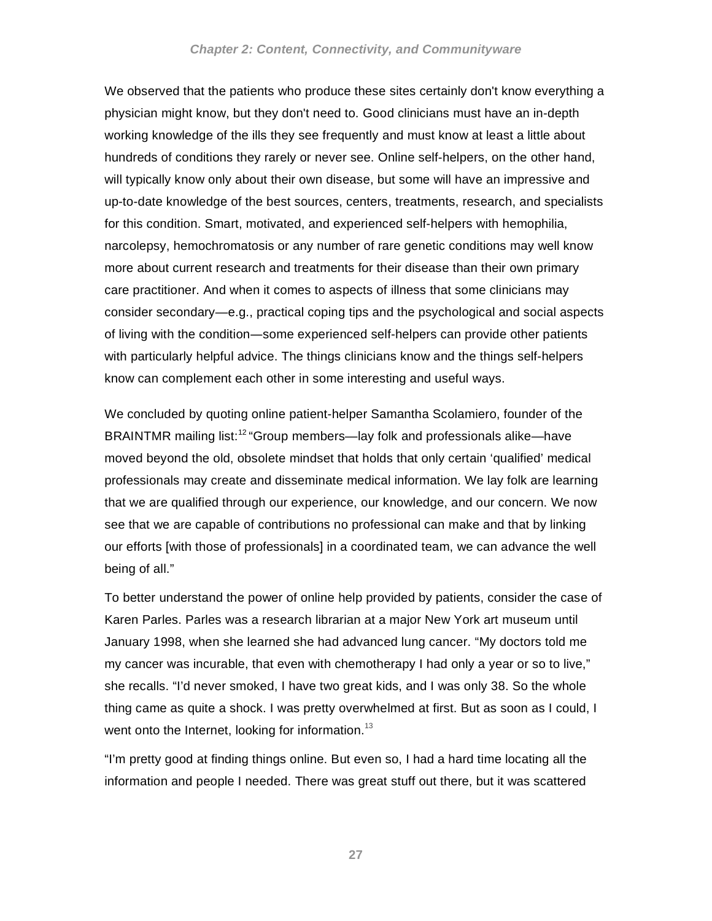We observed that the patients who produce these sites certainly don't know everything a physician might know, but they don't need to. Good clinicians must have an in-depth working knowledge of the ills they see frequently and must know at least a little about hundreds of conditions they rarely or never see. Online self-helpers, on the other hand, will typically know only about their own disease, but some will have an impressive and up-to-date knowledge of the best sources, centers, treatments, research, and specialists for this condition. Smart, motivated, and experienced self-helpers with hemophilia, narcolepsy, hemochromatosis or any number of rare genetic conditions may well know more about current research and treatments for their disease than their own primary care practitioner. And when it comes to aspects of illness that some clinicians may consider secondary—e.g., practical coping tips and the psychological and social aspects of living with the condition—some experienced self-helpers can provide other patients with particularly helpful advice. The things clinicians know and the things self-helpers know can complement each other in some interesting and useful ways.

We concluded by quoting online patient-helper Samantha Scolamiero, founder of the BRAINTMR mailing list:[12] "Group members—lay folk and professionals alike—have moved beyond the old, obsolete mindset that holds that only certain 'qualified' medical professionals may create and disseminate medical information. We lay folk are learning that we are qualified through our experience, our knowledge, and our concern. We now see that we are capable of contributions no professional can make and that by linking our efforts [with those of professionals] in a coordinated team, we can advance the well being of all."

To better understand the power of online help provided by patients, consider the case of Karen Parles. Parles was a research librarian at a major New York art museum until January 1998, when she learned she had advanced lung cancer. "My doctors told me my cancer was incurable, that even with chemotherapy I had only a year or so to live," she recalls. "I'd never smoked, I have two great kids, and I was only 38. So the whole thing came as quite a shock. I was pretty overwhelmed at first. But as soon as I could, I went onto the Internet, looking for information.[13]

"I'm pretty good at finding things online. But even so, I had a hard time locating all the information and people I needed. There was great stuff out there, but it was scattered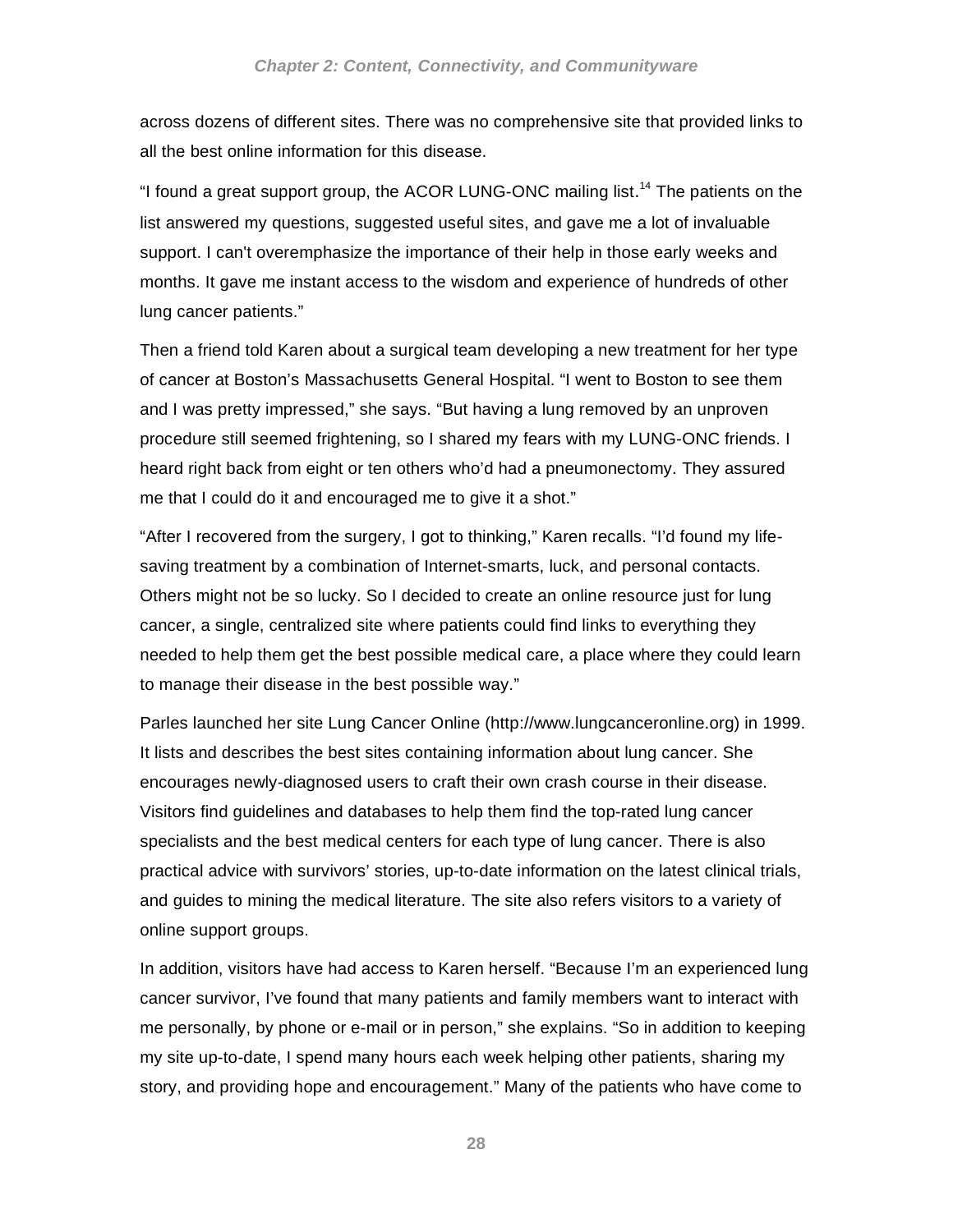across dozens of different sites. There was no comprehensive site that provided links to all the best online information for this disease.

"I found a great support group, the ACOR LUNG-ONC mailing list.[14] The patients on the list answered my questions, suggested useful sites, and gave me a lot of invaluable support. I can't overemphasize the importance of their help in those early weeks and months. It gave me instant access to the wisdom and experience of hundreds of other lung cancer patients."

Then a friend told Karen about a surgical team developing a new treatment for her type of cancer at Boston's Massachusetts General Hospital. "I went to Boston to see them and I was pretty impressed," she says. "But having a lung removed by an unproven procedure still seemed frightening, so I shared my fears with my LUNG-ONC friends. I heard right back from eight or ten others who'd had a pneumonectomy. They assured me that I could do it and encouraged me to give it a shot."

"After I recovered from the surgery, I got to thinking," Karen recalls. "I'd found my life-saving treatment by a combination of Internet-smarts, luck, and personal contacts. Others might not be so lucky. So I decided to create an online resource just for lung cancer, a single, centralized site where patients could find links to everything they needed to help them get the best possible medical care, a place where they could learn to manage their disease in the best possible way."

Parles launched her site Lung Cancer Online (http://www.lungcanceronline.org) in 1999. It lists and describes the best sites containing information about lung cancer. She encourages newly-diagnosed users to craft their own crash course in their disease. Visitors find guidelines and databases to help them find the top-rated lung cancer specialists and the best medical centers for each type of lung cancer. There is also practical advice with survivors' stories, up-to-date information on the latest clinical trials, and guides to mining the medical literature. The site also refers visitors to a variety of online support groups.

In addition, visitors have had access to Karen herself. "Because I'm an experienced lung cancer survivor, I've found that many patients and family members want to interact with me personally, by phone or e-mail or in person," she explains. "So in addition to keeping my site up-to-date, I spend many hours each week helping other patients, sharing my story, and providing hope and encouragement." Many of the patients who have come to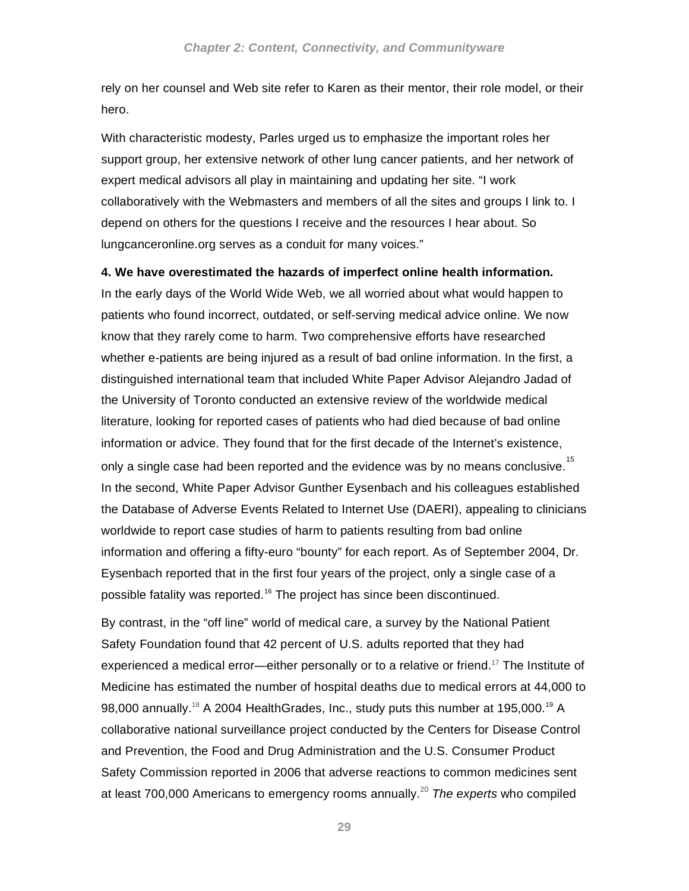rely on her counsel and Web site refer to Karen as their mentor, their role model, or their hero.

With characteristic modesty, Parles urged us to emphasize the important roles her support group, her extensive network of other lung cancer patients, and her network of expert medical advisors all play in maintaining and updating her site. “I work collaboratively with the Webmasters and members of all the sites and groups I link to. I depend on others for the questions I receive and the resources I hear about. So lungcanceronline.org serves as a conduit for many voices.”

**4. We have overestimated the hazards of imperfect online health information.**

In the early days of the World Wide Web, we all worried about what would happen to patients who found incorrect, outdated, or self-serving medical advice online. We now know that they rarely come to harm. Two comprehensive efforts have researched whether e-patients are being injured as a result of bad online information. In the first, a distinguished international team that included White Paper Advisor Alejandro Jadad of the University of Toronto conducted an extensive review of the worldwide medical literature, looking for reported cases of patients who had died because of bad online information or advice. They found that for the first decade of the Internet’s existence, only a single case had been reported and the evidence was by no means conclusive.[15] In the second, White Paper Advisor Gunther Eysenbach and his colleagues established the Database of Adverse Events Related to Internet Use (DAERI), appealing to clinicians worldwide to report case studies of harm to patients resulting from bad online information and offering a fifty-euro “bounty” for each report. As of September 2004, Dr. Eysenbach reported that in the first four years of the project, only a single case of a possible fatality was reported.[16] The project has since been discontinued.

By contrast, in the “off line” world of medical care, a survey by the National Patient Safety Foundation found that 42 percent of U.S. adults reported that they had experienced a medical error—either personally or to a relative or friend.[17] The Institute of Medicine has estimated the number of hospital deaths due to medical errors at 44,000 to 98,000 annually.[18] A 2004 HealthGrades, Inc., study puts this number at 195,000.[19] A collaborative national surveillance project conducted by the Centers for Disease Control and Prevention, the Food and Drug Administration and the U.S. Consumer Product Safety Commission reported in 2006 that adverse reactions to common medicines sent at least 700,000 Americans to emergency rooms annually.[20] *The experts* who compiled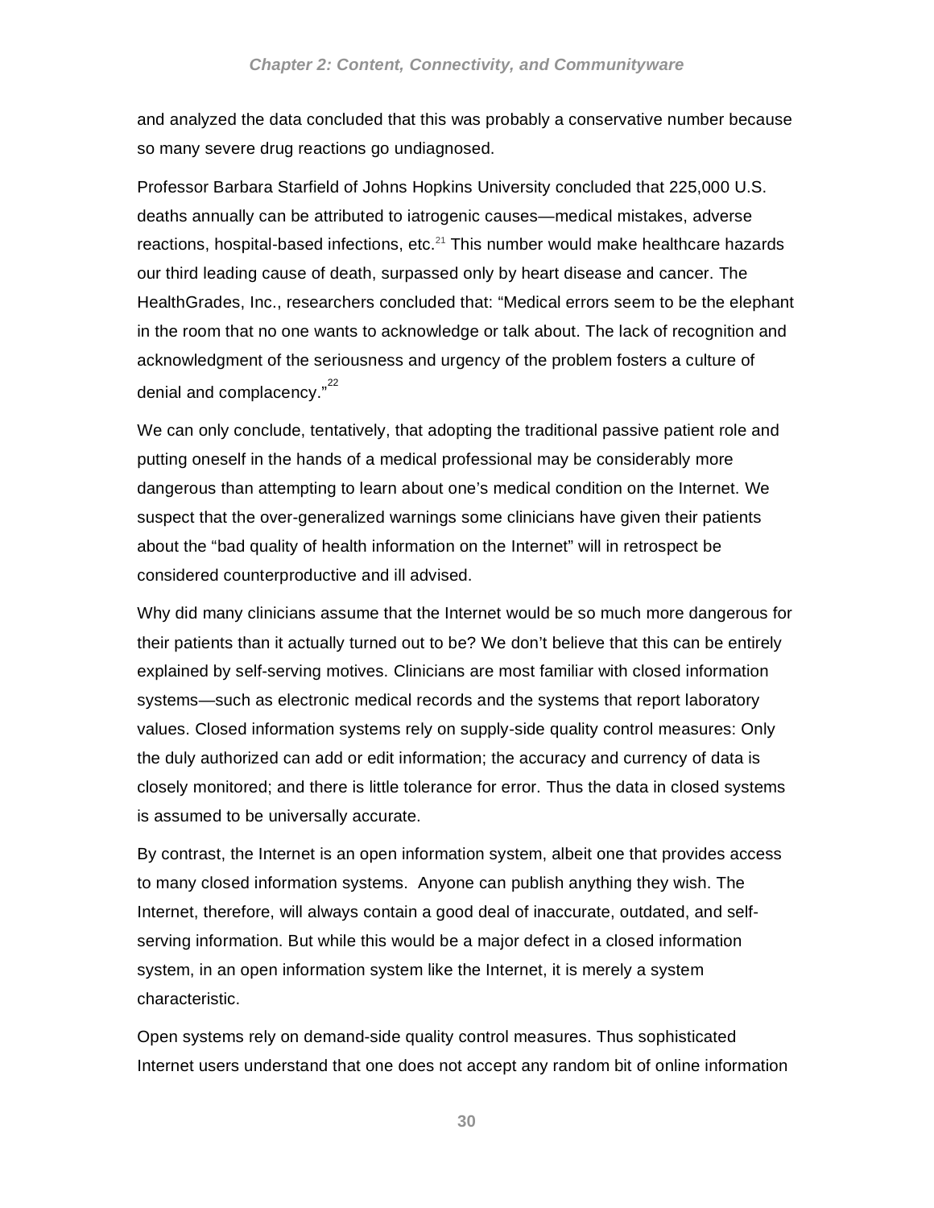and analyzed the data concluded that this was probably a conservative number because so many severe drug reactions go undiagnosed.

Professor Barbara Starfield of Johns Hopkins University concluded that 225,000 U.S. deaths annually can be attributed to iatrogenic causes—medical mistakes, adverse reactions, hospital-based infections, etc.[21] This number would make healthcare hazards our third leading cause of death, surpassed only by heart disease and cancer. The HealthGrades, Inc., researchers concluded that: “Medical errors seem to be the elephant in the room that no one wants to acknowledge or talk about. The lack of recognition and acknowledgment of the seriousness and urgency of the problem fosters a culture of denial and complacency.”[22]

We can only conclude, tentatively, that adopting the traditional passive patient role and putting oneself in the hands of a medical professional may be considerably more dangerous than attempting to learn about one’s medical condition on the Internet. We suspect that the over-generalized warnings some clinicians have given their patients about the “bad quality of health information on the Internet” will in retrospect be considered counterproductive and ill advised.

Why did many clinicians assume that the Internet would be so much more dangerous for their patients than it actually turned out to be? We don’t believe that this can be entirely explained by self-serving motives. Clinicians are most familiar with closed information systems—such as electronic medical records and the systems that report laboratory values. Closed information systems rely on supply-side quality control measures: Only the duly authorized can add or edit information; the accuracy and currency of data is closely monitored; and there is little tolerance for error. Thus the data in closed systems is assumed to be universally accurate.

By contrast, the Internet is an open information system, albeit one that provides access to many closed information systems. Anyone can publish anything they wish. The Internet, therefore, will always contain a good deal of inaccurate, outdated, and self-serving information. But while this would be a major defect in a closed information system, in an open information system like the Internet, it is merely a system characteristic.

Open systems rely on demand-side quality control measures. Thus sophisticated Internet users understand that one does not accept any random bit of online information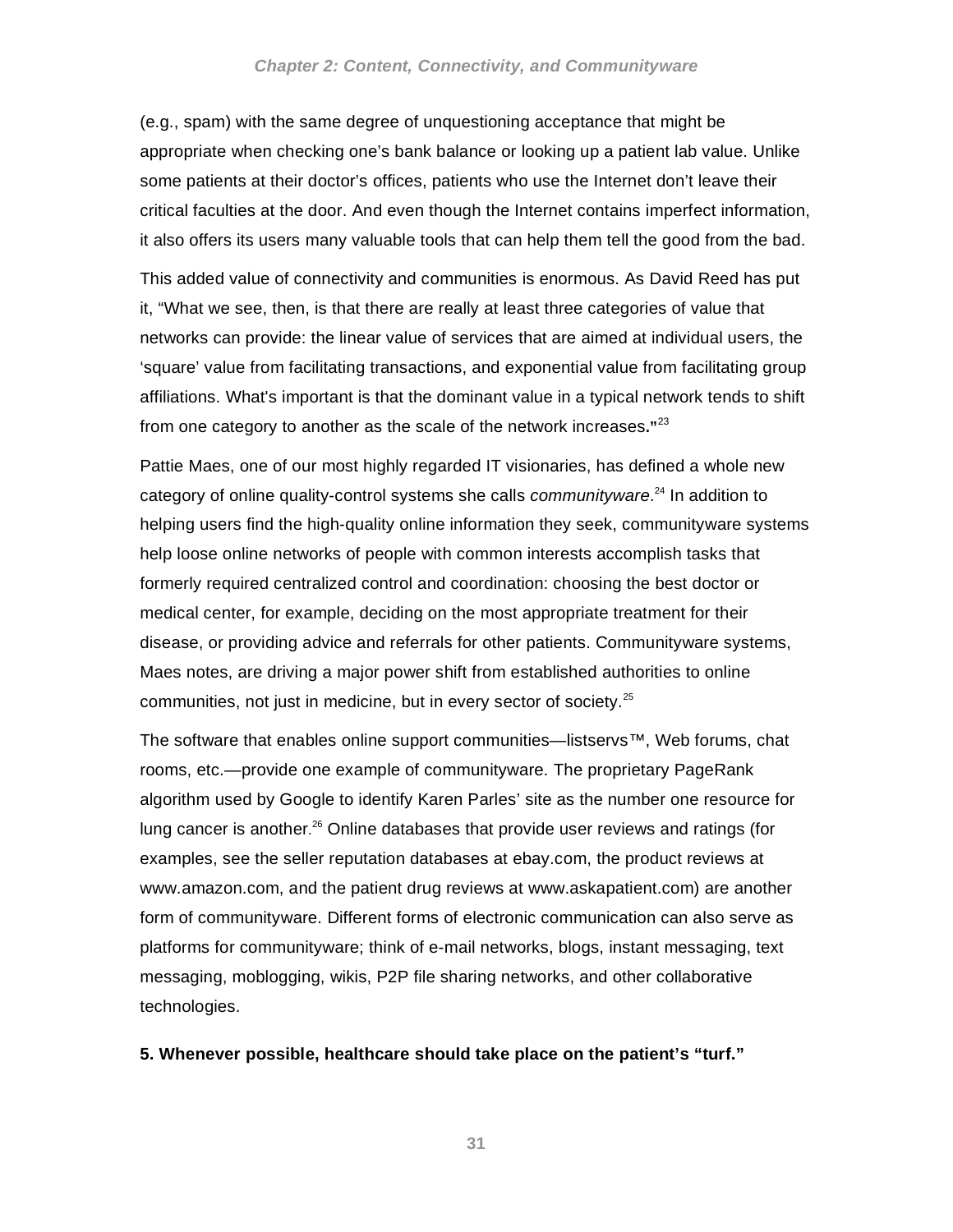(e.g., spam) with the same degree of unquestioning acceptance that might be appropriate when checking one's bank balance or looking up a patient lab value. Unlike some patients at their doctor's offices, patients who use the Internet don't leave their critical faculties at the door. And even though the Internet contains imperfect information, it also offers its users many valuable tools that can help them tell the good from the bad.

This added value of connectivity and communities is enormous. As David Reed has put it, "What we see, then, is that there are really at least three categories of value that networks can provide: the linear value of services that are aimed at individual users, the 'square' value from facilitating transactions, and exponential value from facilitating group affiliations. What's important is that the dominant value in a typical network tends to shift from one category to another as the scale of the network increases**."**[23]

Pattie Maes, one of our most highly regarded IT visionaries, has defined a whole new category of online quality-control systems she calls *communityware*.[24] In addition to helping users find the high-quality online information they seek, communityware systems help loose online networks of people with common interests accomplish tasks that formerly required centralized control and coordination: choosing the best doctor or medical center, for example, deciding on the most appropriate treatment for their disease, or providing advice and referrals for other patients. Communityware systems, Maes notes, are driving a major power shift from established authorities to online communities, not just in medicine, but in every sector of society.[25]

The software that enables online support communities—listservs™, Web forums, chat rooms, etc.—provide one example of communityware. The proprietary PageRank algorithm used by Google to identify Karen Parles' site as the number one resource for lung cancer is another.[26] Online databases that provide user reviews and ratings (for examples, see the seller reputation databases at ebay.com, the product reviews at www.amazon.com, and the patient drug reviews at www.askapatient.com) are another form of communityware. Different forms of electronic communication can also serve as platforms for communityware; think of e-mail networks, blogs, instant messaging, text messaging, moblogging, wikis, P2P file sharing networks, and other collaborative technologies.

**5. Whenever possible, healthcare should take place on the patient's "turf."**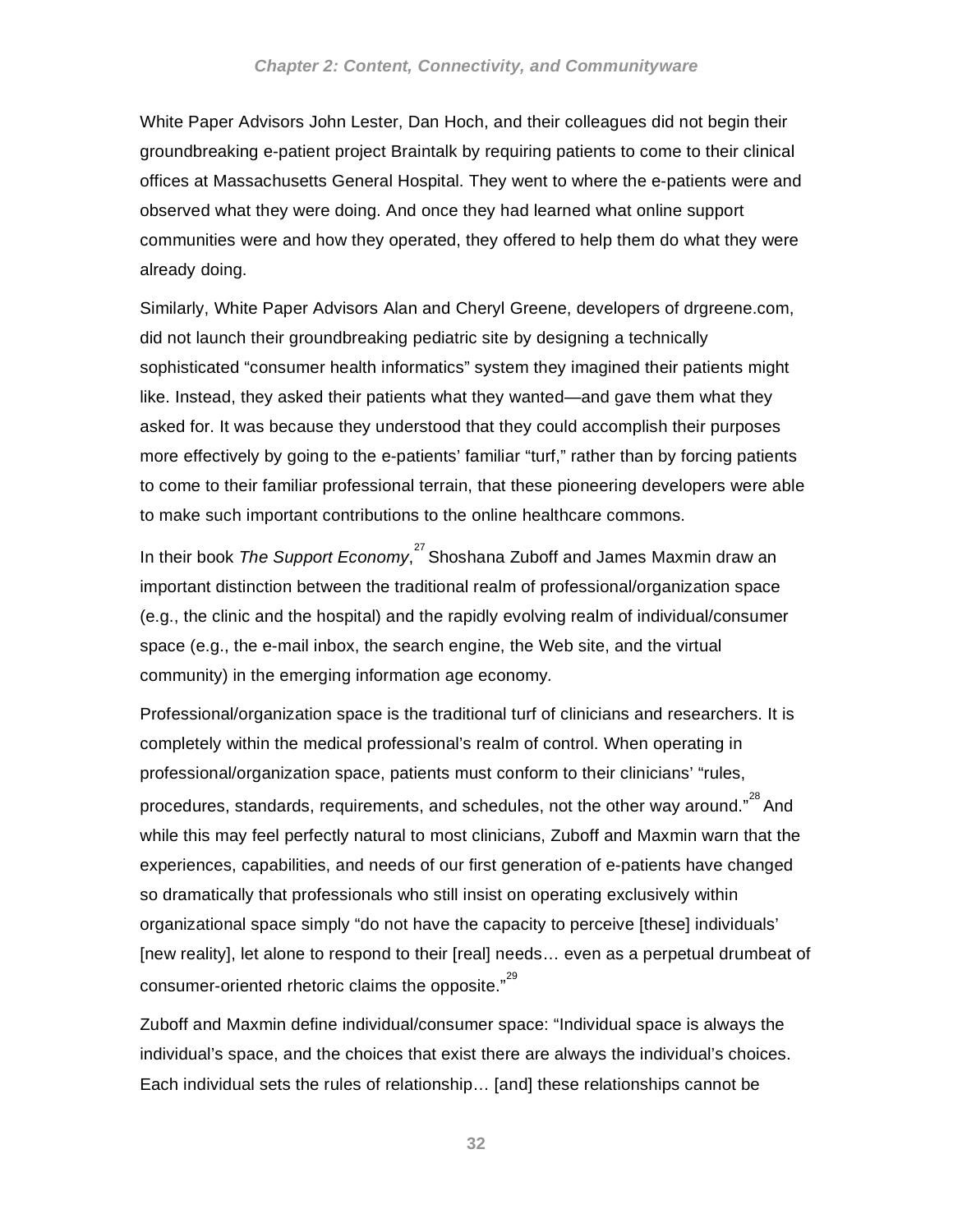White Paper Advisors John Lester, Dan Hoch, and their colleagues did not begin their groundbreaking e-patient project Braintalk by requiring patients to come to their clinical offices at Massachusetts General Hospital. They went to where the e-patients were and observed what they were doing. And once they had learned what online support communities were and how they operated, they offered to help them do what they were already doing.

Similarly, White Paper Advisors Alan and Cheryl Greene, developers of drgreene.com, did not launch their groundbreaking pediatric site by designing a technically sophisticated "consumer health informatics" system they imagined their patients might like. Instead, they asked their patients what they wanted—and gave them what they asked for. It was because they understood that they could accomplish their purposes more effectively by going to the e-patients' familiar "turf," rather than by forcing patients to come to their familiar professional terrain, that these pioneering developers were able to make such important contributions to the online healthcare commons.

In their book *The Support Economy*,[27] Shoshana Zuboff and James Maxmin draw an important distinction between the traditional realm of professional/organization space (e.g., the clinic and the hospital) and the rapidly evolving realm of individual/consumer space (e.g., the e-mail inbox, the search engine, the Web site, and the virtual community) in the emerging information age economy.

Professional/organization space is the traditional turf of clinicians and researchers. It is completely within the medical professional's realm of control. When operating in professional/organization space, patients must conform to their clinicians' "rules, procedures, standards, requirements, and schedules, not the other way around."[28] And while this may feel perfectly natural to most clinicians, Zuboff and Maxmin warn that the experiences, capabilities, and needs of our first generation of e-patients have changed so dramatically that professionals who still insist on operating exclusively within organizational space simply "do not have the capacity to perceive [these] individuals' [new reality], let alone to respond to their [real] needs… even as a perpetual drumbeat of consumer-oriented rhetoric claims the opposite."[29]

Zuboff and Maxmin define individual/consumer space: "Individual space is always the individual's space, and the choices that exist there are always the individual's choices. Each individual sets the rules of relationship… [and] these relationships cannot be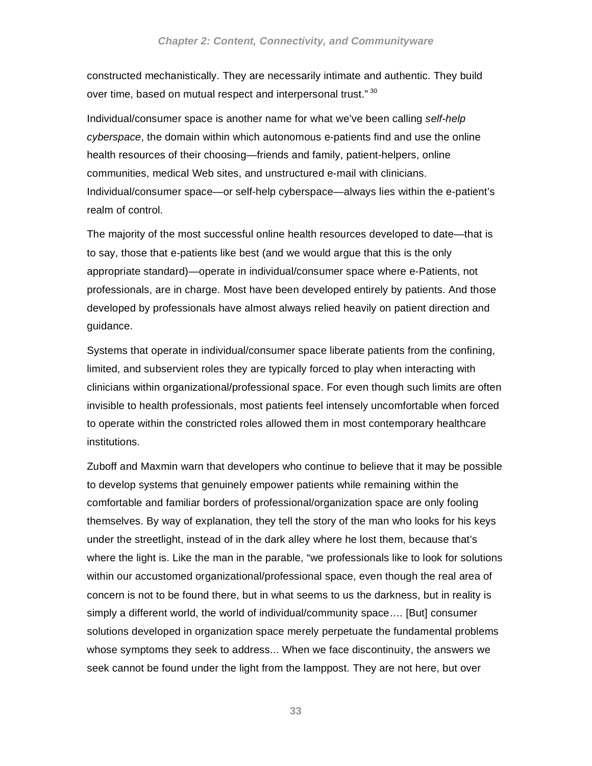constructed mechanistically. They are necessarily intimate and authentic. They build over time, based on mutual respect and interpersonal trust." [30]

Individual/consumer space is another name for what we've been calling *self-help cyberspace*, the domain within which autonomous e-patients find and use the online health resources of their choosing—friends and family, patient-helpers, online communities, medical Web sites, and unstructured e-mail with clinicians. Individual/consumer space—or self-help cyberspace—always lies within the e-patient's realm of control.

The majority of the most successful online health resources developed to date—that is to say, those that e-patients like best (and we would argue that this is the only appropriate standard)—operate in individual/consumer space where e-Patients, not professionals, are in charge. Most have been developed entirely by patients. And those developed by professionals have almost always relied heavily on patient direction and guidance.

Systems that operate in individual/consumer space liberate patients from the confining, limited, and subservient roles they are typically forced to play when interacting with clinicians within organizational/professional space. For even though such limits are often invisible to health professionals, most patients feel intensely uncomfortable when forced to operate within the constricted roles allowed them in most contemporary healthcare institutions.

Zuboff and Maxmin warn that developers who continue to believe that it may be possible to develop systems that genuinely empower patients while remaining within the comfortable and familiar borders of professional/organization space are only fooling themselves. By way of explanation, they tell the story of the man who looks for his keys under the streetlight, instead of in the dark alley where he lost them, because that's where the light is. Like the man in the parable, "we professionals like to look for solutions within our accustomed organizational/professional space, even though the real area of concern is not to be found there, but in what seems to us the darkness, but in reality is simply a different world, the world of individual/community space…. [But] consumer solutions developed in organization space merely perpetuate the fundamental problems whose symptoms they seek to address... When we face discontinuity, the answers we seek cannot be found under the light from the lamppost. They are not here, but over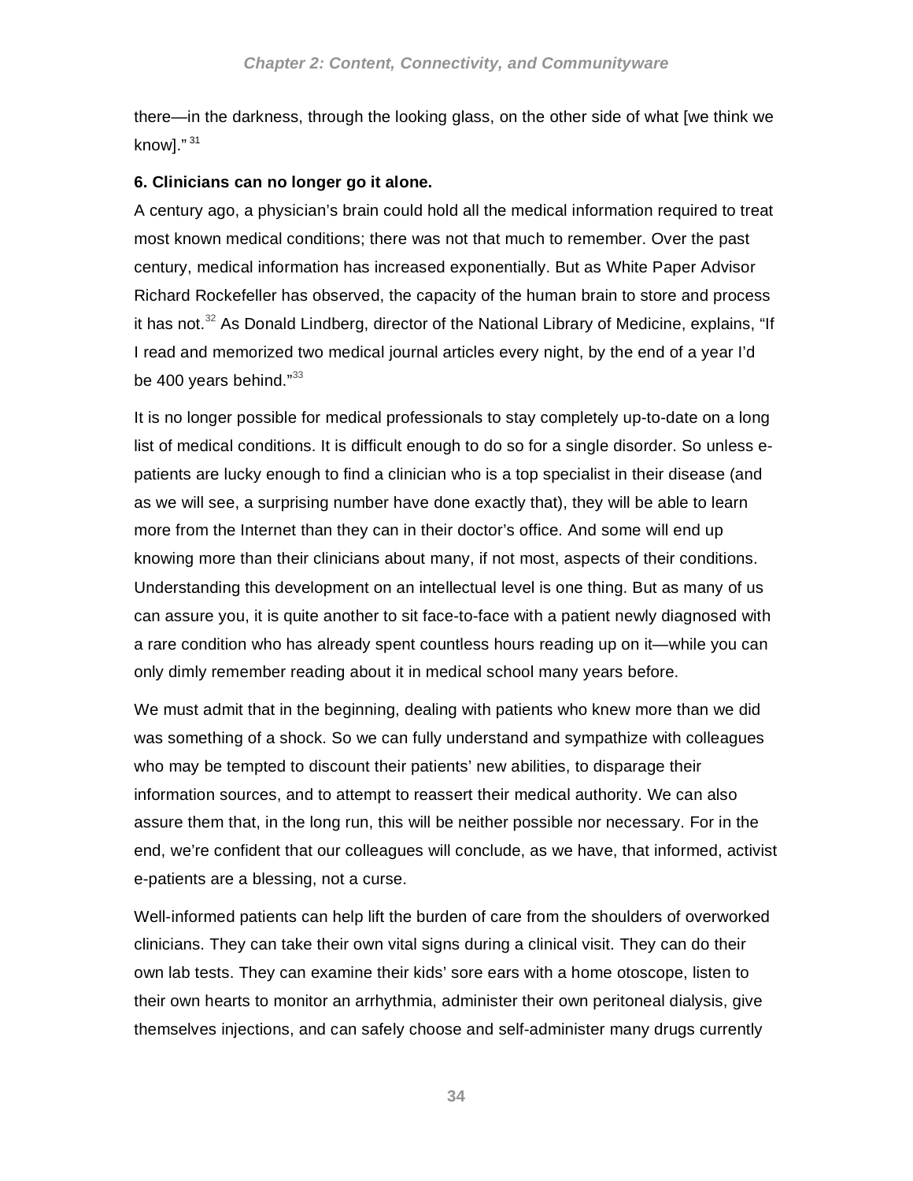there—in the darkness, through the looking glass, on the other side of what [we think we know]."[31]

**6. Clinicians can no longer go it alone.**

A century ago, a physician's brain could hold all the medical information required to treat most known medical conditions; there was not that much to remember. Over the past century, medical information has increased exponentially. But as White Paper Advisor Richard Rockefeller has observed, the capacity of the human brain to store and process it has not.[32] As Donald Lindberg, director of the National Library of Medicine, explains, "If I read and memorized two medical journal articles every night, by the end of a year I'd be 400 years behind."[33]

It is no longer possible for medical professionals to stay completely up-to-date on a long list of medical conditions. It is difficult enough to do so for a single disorder. So unless e-patients are lucky enough to find a clinician who is a top specialist in their disease (and as we will see, a surprising number have done exactly that), they will be able to learn more from the Internet than they can in their doctor's office. And some will end up knowing more than their clinicians about many, if not most, aspects of their conditions. Understanding this development on an intellectual level is one thing. But as many of us can assure you, it is quite another to sit face-to-face with a patient newly diagnosed with a rare condition who has already spent countless hours reading up on it—while you can only dimly remember reading about it in medical school many years before.

We must admit that in the beginning, dealing with patients who knew more than we did was something of a shock. So we can fully understand and sympathize with colleagues who may be tempted to discount their patients' new abilities, to disparage their information sources, and to attempt to reassert their medical authority. We can also assure them that, in the long run, this will be neither possible nor necessary. For in the end, we're confident that our colleagues will conclude, as we have, that informed, activist e-patients are a blessing, not a curse.

Well-informed patients can help lift the burden of care from the shoulders of overworked clinicians. They can take their own vital signs during a clinical visit. They can do their own lab tests. They can examine their kids' sore ears with a home otoscope, listen to their own hearts to monitor an arrhythmia, administer their own peritoneal dialysis, give themselves injections, and can safely choose and self-administer many drugs currently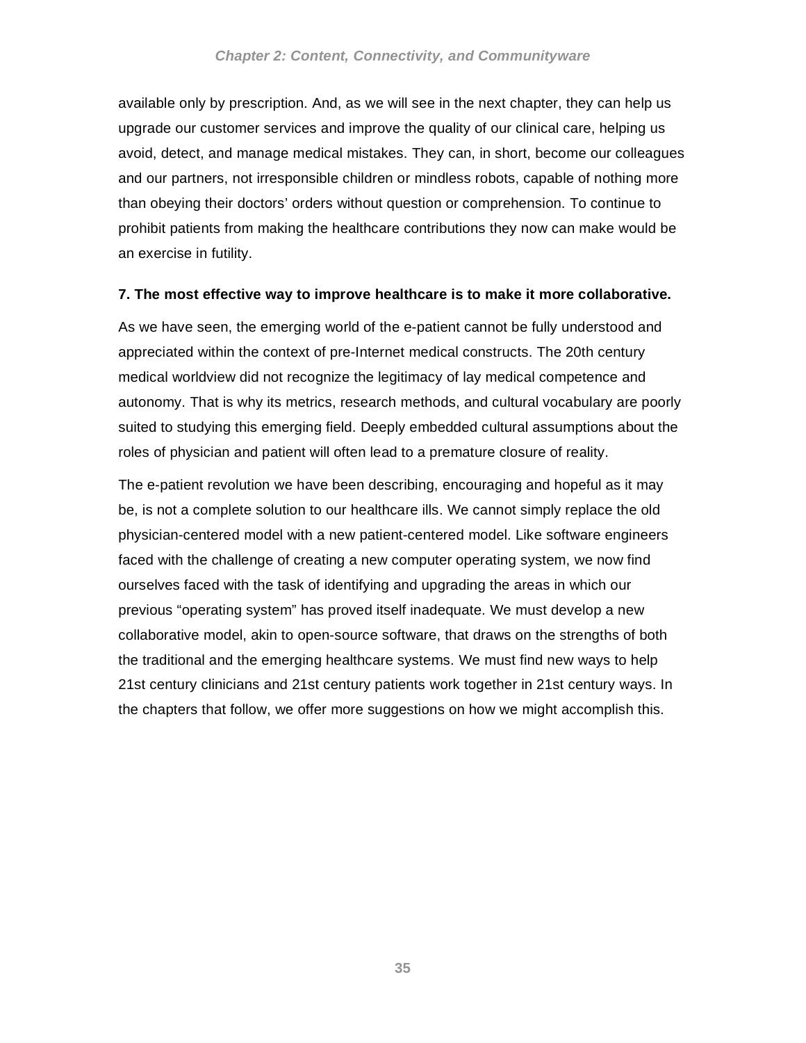available only by prescription. And, as we will see in the next chapter, they can help us upgrade our customer services and improve the quality of our clinical care, helping us avoid, detect, and manage medical mistakes. They can, in short, become our colleagues and our partners, not irresponsible children or mindless robots, capable of nothing more than obeying their doctors' orders without question or comprehension. To continue to prohibit patients from making the healthcare contributions they now can make would be an exercise in futility.

**7. The most effective way to improve healthcare is to make it more collaborative.**

As we have seen, the emerging world of the e-patient cannot be fully understood and appreciated within the context of pre-Internet medical constructs. The 20th century medical worldview did not recognize the legitimacy of lay medical competence and autonomy. That is why its metrics, research methods, and cultural vocabulary are poorly suited to studying this emerging field. Deeply embedded cultural assumptions about the roles of physician and patient will often lead to a premature closure of reality.

The e-patient revolution we have been describing, encouraging and hopeful as it may be, is not a complete solution to our healthcare ills. We cannot simply replace the old physician-centered model with a new patient-centered model. Like software engineers faced with the challenge of creating a new computer operating system, we now find ourselves faced with the task of identifying and upgrading the areas in which our previous "operating system" has proved itself inadequate. We must develop a new collaborative model, akin to open-source software, that draws on the strengths of both the traditional and the emerging healthcare systems. We must find new ways to help 21st century clinicians and 21st century patients work together in 21st century ways. In the chapters that follow, we offer more suggestions on how we might accomplish this.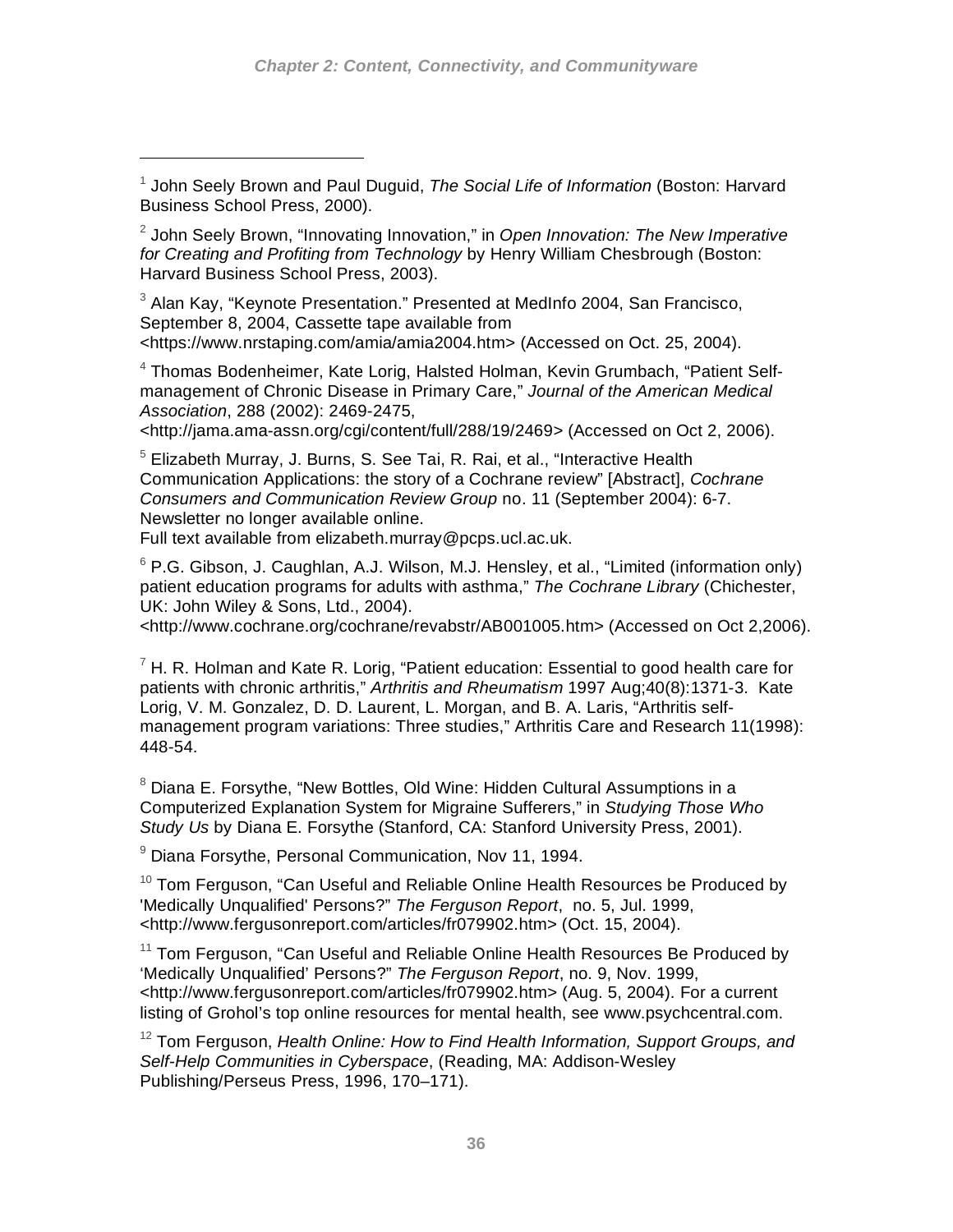---

[1] John Seely Brown and Paul Duguid, *The Social Life of Information* (Boston: Harvard Business School Press, 2000).

[2] John Seely Brown, "Innovating Innovation," in *Open Innovation: The New Imperative for Creating and Profiting from Technology* by Henry William Chesbrough (Boston: Harvard Business School Press, 2003).

[3] Alan Kay, "Keynote Presentation." Presented at MedInfo 2004, San Francisco, September 8, 2004, Cassette tape available from <https://www.nrstaping.com/amia/amia2004.htm> (Accessed on Oct. 25, 2004).

[4] Thomas Bodenheimer, Kate Lorig, Halsted Holman, Kevin Grumbach, "Patient Self-management of Chronic Disease in Primary Care," *Journal of the American Medical Association*, 288 (2002): 2469-2475, <http://jama.ama-assn.org/cgi/content/full/288/19/2469> (Accessed on Oct 2, 2006).

[5] Elizabeth Murray, J. Burns, S. See Tai, R. Rai, et al., "Interactive Health Communication Applications: the story of a Cochrane review" [Abstract], *Cochrane Consumers and Communication Review Group* no. 11 (September 2004): 6-7. Newsletter no longer available online.
Full text available from elizabeth.murray@pcps.ucl.ac.uk.

[6] P.G. Gibson, J. Caughlan, A.J. Wilson, M.J. Hensley, et al., "Limited (information only) patient education programs for adults with asthma," *The Cochrane Library* (Chichester, UK: John Wiley & Sons, Ltd., 2004). <http://www.cochrane.org/cochrane/revabstr/AB001005.htm> (Accessed on Oct 2,2006).

[7] H. R. Holman and Kate R. Lorig, "Patient education: Essential to good health care for patients with chronic arthritis," *Arthritis and Rheumatism* 1997 Aug;40(8):1371-3. Kate Lorig, V. M. Gonzalez, D. D. Laurent, L. Morgan, and B. A. Laris, "Arthritis self-management program variations: Three studies," Arthritis Care and Research 11(1998): 448-54.

[8] Diana E. Forsythe, "New Bottles, Old Wine: Hidden Cultural Assumptions in a Computerized Explanation System for Migraine Sufferers," in *Studying Those Who Study Us* by Diana E. Forsythe (Stanford, CA: Stanford University Press, 2001).

[9] Diana Forsythe, Personal Communication, Nov 11, 1994.

[10] Tom Ferguson, "Can Useful and Reliable Online Health Resources be Produced by 'Medically Unqualified' Persons?" *The Ferguson Report*, no. 5, Jul. 1999, <http://www.fergusonreport.com/articles/fr079902.htm> (Oct. 15, 2004).

[11] Tom Ferguson, "Can Useful and Reliable Online Health Resources Be Produced by 'Medically Unqualified' Persons?" *The Ferguson Report*, no. 9, Nov. 1999, <http://www.fergusonreport.com/articles/fr079902.htm> (Aug. 5, 2004). For a current listing of Grohol's top online resources for mental health, see www.psychcentral.com.

[12] Tom Ferguson, *Health Online: How to Find Health Information, Support Groups, and Self-Help Communities in Cyberspace*, (Reading, MA: Addison-Wesley Publishing/Perseus Press, 1996, 170–171).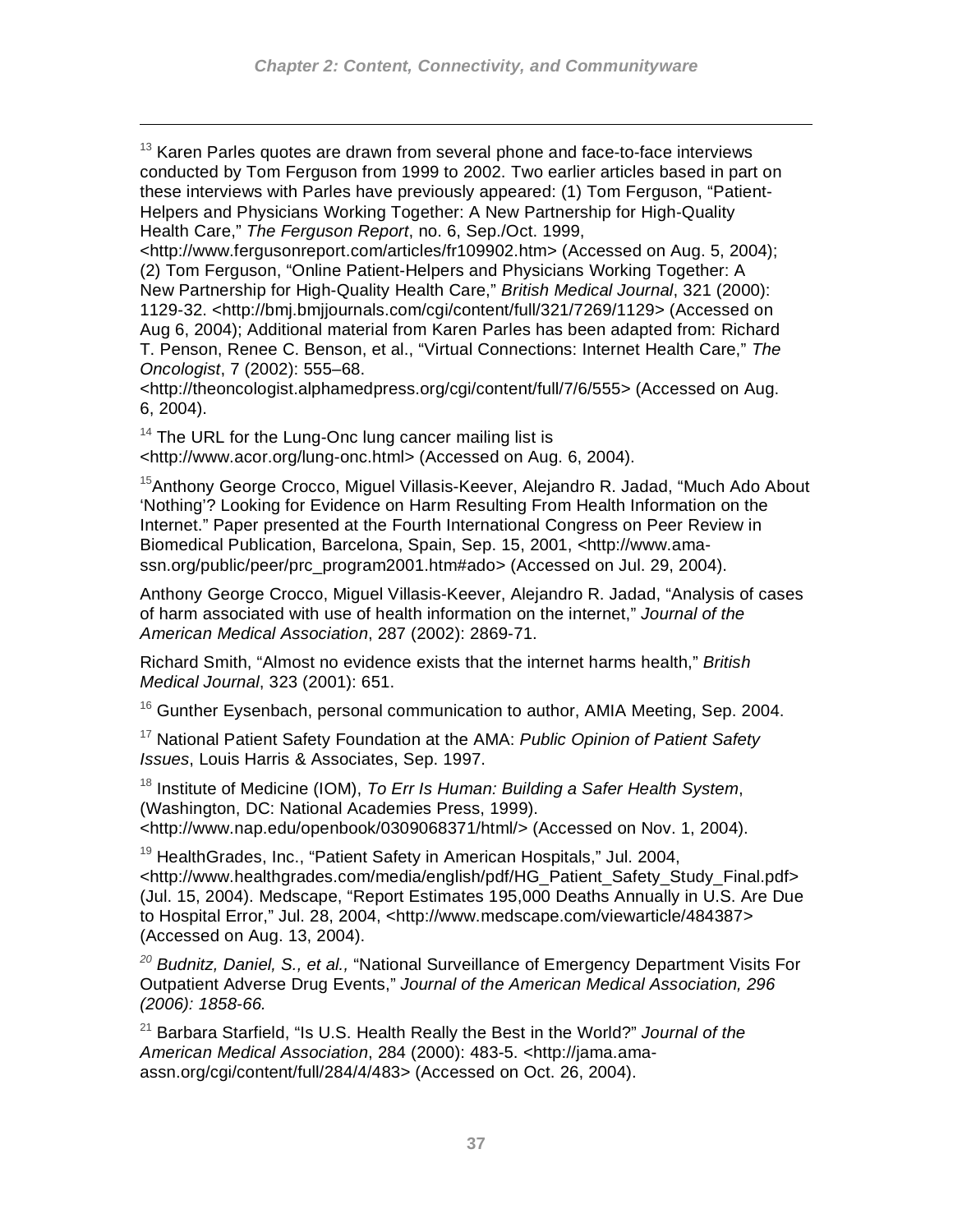[13] Karen Parles quotes are drawn from several phone and face-to-face interviews conducted by Tom Ferguson from 1999 to 2002. Two earlier articles based in part on these interviews with Parles have previously appeared: (1) Tom Ferguson, "Patient-Helpers and Physicians Working Together: A New Partnership for High-Quality Health Care," *The Ferguson Report*, no. 6, Sep./Oct. 1999, <http://www.fergusonreport.com/articles/fr109902.htm> (Accessed on Aug. 5, 2004); (2) Tom Ferguson, "Online Patient-Helpers and Physicians Working Together: A New Partnership for High-Quality Health Care," *British Medical Journal*, 321 (2000): 1129-32. <http://bmj.bmjjournals.com/cgi/content/full/321/7269/1129> (Accessed on Aug 6, 2004); Additional material from Karen Parles has been adapted from: Richard T. Penson, Renee C. Benson, et al., "Virtual Connections: Internet Health Care," *The Oncologist*, 7 (2002): 555–68. <http://theoncologist.alphamedpress.org/cgi/content/full/7/6/555> (Accessed on Aug. 6, 2004).

[14] The URL for the Lung-Onc lung cancer mailing list is <http://www.acor.org/lung-onc.html> (Accessed on Aug. 6, 2004).

[15] Anthony George Crocco, Miguel Villasis-Keever, Alejandro R. Jadad, "Much Ado About 'Nothing'? Looking for Evidence on Harm Resulting From Health Information on the Internet." Paper presented at the Fourth International Congress on Peer Review in Biomedical Publication, Barcelona, Spain, Sep. 15, 2001, <http://www.ama-ssn.org/public/peer/prc_program2001.htm#ado> (Accessed on Jul. 29, 2004).

Anthony George Crocco, Miguel Villasis-Keever, Alejandro R. Jadad, "Analysis of cases of harm associated with use of health information on the internet," *Journal of the American Medical Association*, 287 (2002): 2869-71.

Richard Smith, "Almost no evidence exists that the internet harms health," *British Medical Journal*, 323 (2001): 651.

[16] Gunther Eysenbach, personal communication to author, AMIA Meeting, Sep. 2004.

[17] National Patient Safety Foundation at the AMA: *Public Opinion of Patient Safety Issues*, Louis Harris & Associates, Sep. 1997.

[18] Institute of Medicine (IOM), *To Err Is Human: Building a Safer Health System*, (Washington, DC: National Academies Press, 1999). <http://www.nap.edu/openbook/0309068371/html/> (Accessed on Nov. 1, 2004).

[19] HealthGrades, Inc., "Patient Safety in American Hospitals," Jul. 2004, <http://www.healthgrades.com/media/english/pdf/HG_Patient_Safety_Study_Final.pdf> (Jul. 15, 2004). Medscape, "Report Estimates 195,000 Deaths Annually in U.S. Are Due to Hospital Error," Jul. 28, 2004, <http://www.medscape.com/viewarticle/484387> (Accessed on Aug. 13, 2004).

[20] *Budnitz, Daniel, S., et al.,* "National Surveillance of Emergency Department Visits For Outpatient Adverse Drug Events," *Journal of the American Medical Association, 296 (2006): 1858-66.*

[21] Barbara Starfield, "Is U.S. Health Really the Best in the World?" *Journal of the American Medical Association*, 284 (2000): 483-5. <http://jama.ama-assn.org/cgi/content/full/284/4/483> (Accessed on Oct. 26, 2004).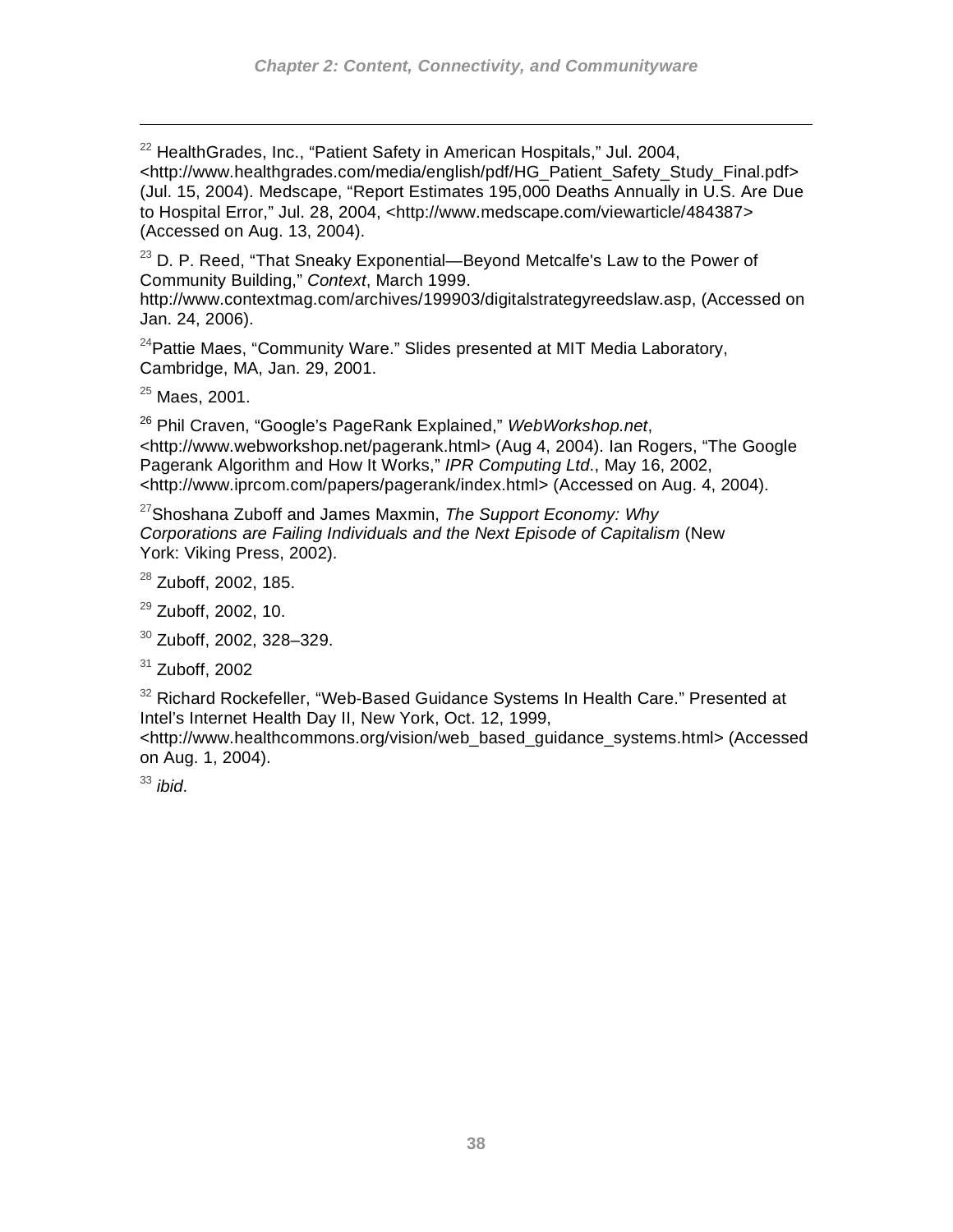[22] HealthGrades, Inc., “Patient Safety in American Hospitals,” Jul. 2004, <http://www.healthgrades.com/media/english/pdf/HG_Patient_Safety_Study_Final.pdf> (Jul. 15, 2004). Medscape, “Report Estimates 195,000 Deaths Annually in U.S. Are Due to Hospital Error,” Jul. 28, 2004, <http://www.medscape.com/viewarticle/484387> (Accessed on Aug. 13, 2004).

[23] D. P. Reed, “That Sneaky Exponential—Beyond Metcalfe's Law to the Power of Community Building,” *Context*, March 1999. http://www.contextmag.com/archives/199903/digitalstrategyreedslaw.asp, (Accessed on Jan. 24, 2006).

[24] Pattie Maes, “Community Ware.” Slides presented at MIT Media Laboratory, Cambridge, MA, Jan. 29, 2001.

[25] Maes, 2001.

[26] Phil Craven, “Google’s PageRank Explained,” *WebWorkshop.net*, <http://www.webworkshop.net/pagerank.html> (Aug 4, 2004). Ian Rogers, “The Google Pagerank Algorithm and How It Works,” *IPR Computing Ltd*., May 16, 2002, <http://www.iprcom.com/papers/pagerank/index.html> (Accessed on Aug. 4, 2004).

[27] Shoshana Zuboff and James Maxmin, *The Support Economy: Why Corporations are Failing Individuals and the Next Episode of Capitalism* (New York: Viking Press, 2002).

[28] Zuboff, 2002, 185.

[29] Zuboff, 2002, 10.

[30] Zuboff, 2002, 328–329.

[31] Zuboff, 2002

[32] Richard Rockefeller, “Web-Based Guidance Systems In Health Care.” Presented at Intel’s Internet Health Day II, New York, Oct. 12, 1999, <http://www.healthcommons.org/vision/web_based_guidance_systems.html> (Accessed on Aug. 1, 2004).

[33] *ibid*.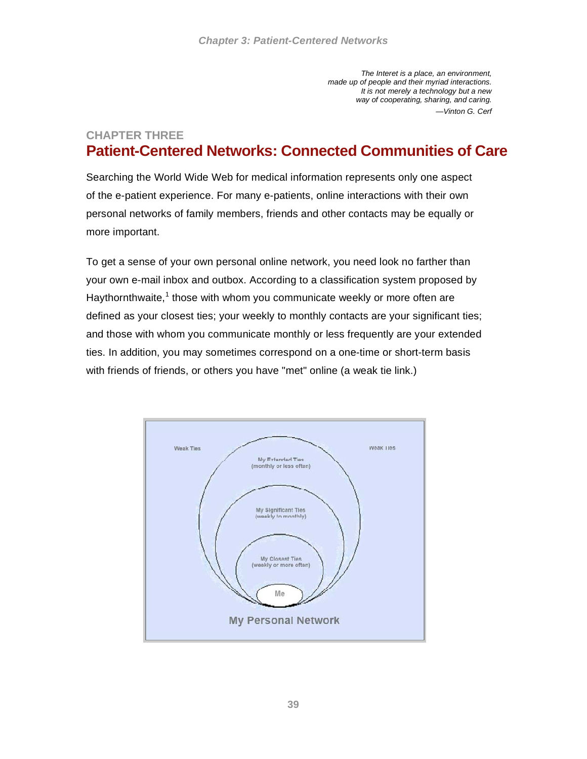*The Interet is a place, an environment,*
*made up of people and their myriad interactions.*
*It is not merely a technology but a new*
*way of cooperating, sharing, and caring.*
*—Vinton G. Cerf*

## CHAPTER THREE

# Patient-Centered Networks: Connected Communities of Care

Searching the World Wide Web for medical information represents only one aspect of the e-patient experience. For many e-patients, online interactions with their own personal networks of family members, friends and other contacts may be equally or more important.

To get a sense of your own personal online network, you need look no farther than your own e-mail inbox and outbox. According to a classification system proposed by Haythornthwaite,[1] those with whom you communicate weekly or more often are defined as your closest ties; your weekly to monthly contacts are your significant ties; and those with whom you communicate monthly or less frequently are your extended ties. In addition, you may sometimes correspond on a one-time or short-term basis with friends of friends, or others you have "met" online (a weak tie link.)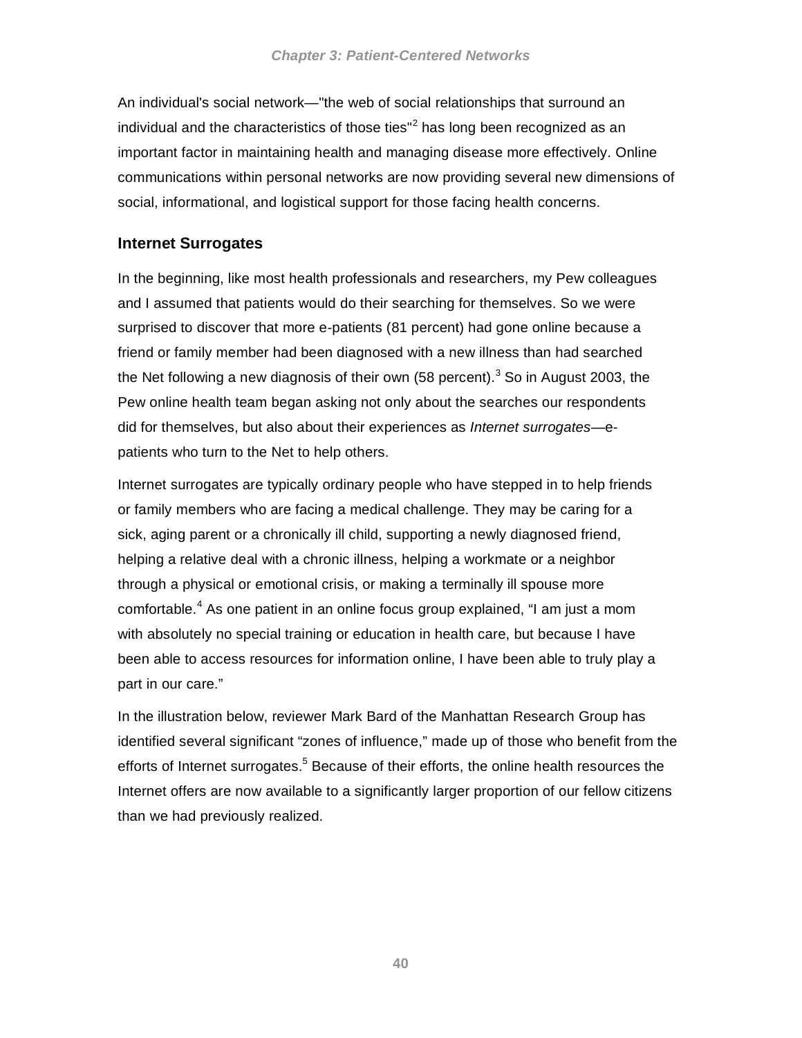An individual's social network—"the web of social relationships that surround an individual and the characteristics of those ties"[2] has long been recognized as an important factor in maintaining health and managing disease more effectively. Online communications within personal networks are now providing several new dimensions of social, informational, and logistical support for those facing health concerns.

## Internet Surrogates

In the beginning, like most health professionals and researchers, my Pew colleagues and I assumed that patients would do their searching for themselves. So we were surprised to discover that more e-patients (81 percent) had gone online because a friend or family member had been diagnosed with a new illness than had searched the Net following a new diagnosis of their own (58 percent).[3] So in August 2003, the Pew online health team began asking not only about the searches our respondents did for themselves, but also about their experiences as *Internet surrogates*—e-patients who turn to the Net to help others.

Internet surrogates are typically ordinary people who have stepped in to help friends or family members who are facing a medical challenge. They may be caring for a sick, aging parent or a chronically ill child, supporting a newly diagnosed friend, helping a relative deal with a chronic illness, helping a workmate or a neighbor through a physical or emotional crisis, or making a terminally ill spouse more comfortable.[4] As one patient in an online focus group explained, "I am just a mom with absolutely no special training or education in health care, but because I have been able to access resources for information online, I have been able to truly play a part in our care."

In the illustration below, reviewer Mark Bard of the Manhattan Research Group has identified several significant "zones of influence," made up of those who benefit from the efforts of Internet surrogates.[5] Because of their efforts, the online health resources the Internet offers are now available to a significantly larger proportion of our fellow citizens than we had previously realized.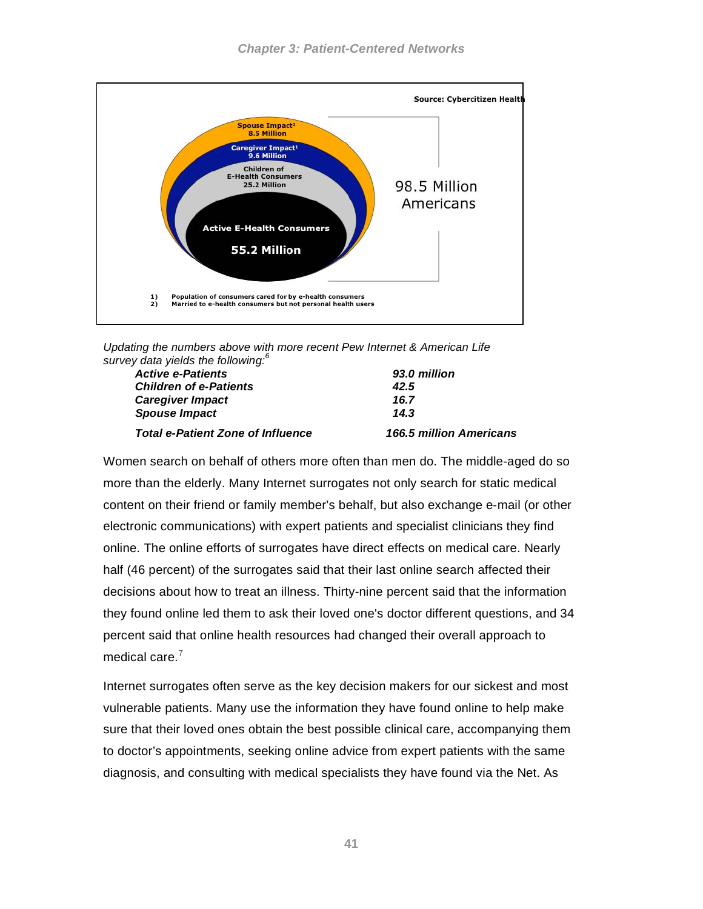Source: Cybercitizen Health

Spouse Impact[2] 8.5 Million

Caregiver Impact[1] 9.6 Million

Children of E-Health Consumers 25.2 Million

Active E-Health Consumers 55.2 Million

98.5 Million Americans

1) Population of consumers cared for by e-health consumers
2) Married to e-health consumers but not personal health users

*Updating the numbers above with more recent Pew Internet & American Life survey data yields the following:*[6]

| | |
|---|---|
| ***Active e-Patients*** | ***93.0 million*** |
| ***Children of e-Patients*** | ***42.5*** |
| ***Caregiver Impact*** | ***16.7*** |
| ***Spouse Impact*** | ***14.3*** |
| ***Total e-Patient Zone of Influence*** | ***166.5 million Americans*** |

Women search on behalf of others more often than men do. The middle-aged do so more than the elderly. Many Internet surrogates not only search for static medical content on their friend or family member's behalf, but also exchange e-mail (or other electronic communications) with expert patients and specialist clinicians they find online. The online efforts of surrogates have direct effects on medical care. Nearly half (46 percent) of the surrogates said that their last online search affected their decisions about how to treat an illness. Thirty-nine percent said that the information they found online led them to ask their loved one's doctor different questions, and 34 percent said that online health resources had changed their overall approach to medical care.[7]

Internet surrogates often serve as the key decision makers for our sickest and most vulnerable patients. Many use the information they have found online to help make sure that their loved ones obtain the best possible clinical care, accompanying them to doctor's appointments, seeking online advice from expert patients with the same diagnosis, and consulting with medical specialists they have found via the Net. As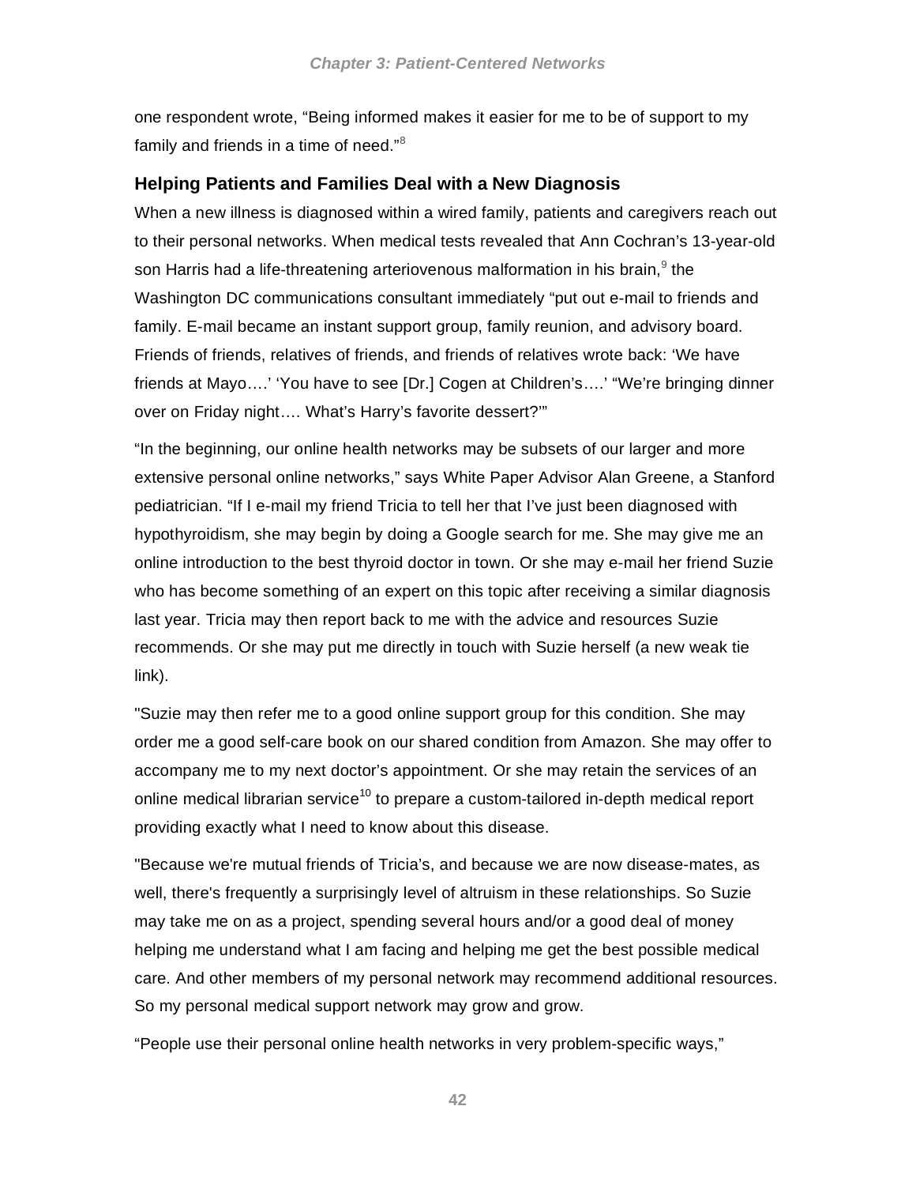one respondent wrote, “Being informed makes it easier for me to be of support to my family and friends in a time of need.”[8]

### Helping Patients and Families Deal with a New Diagnosis

When a new illness is diagnosed within a wired family, patients and caregivers reach out to their personal networks. When medical tests revealed that Ann Cochran’s 13-year-old son Harris had a life-threatening arteriovenous malformation in his brain,[9] the Washington DC communications consultant immediately “put out e-mail to friends and family. E-mail became an instant support group, family reunion, and advisory board. Friends of friends, relatives of friends, and friends of relatives wrote back: ‘We have friends at Mayo….’ ‘You have to see [Dr.] Cogen at Children’s….’ “We’re bringing dinner over on Friday night…. What’s Harry’s favorite dessert?’”

“In the beginning, our online health networks may be subsets of our larger and more extensive personal online networks,” says White Paper Advisor Alan Greene, a Stanford pediatrician. “If I e-mail my friend Tricia to tell her that I’ve just been diagnosed with hypothyroidism, she may begin by doing a Google search for me. She may give me an online introduction to the best thyroid doctor in town. Or she may e-mail her friend Suzie who has become something of an expert on this topic after receiving a similar diagnosis last year. Tricia may then report back to me with the advice and resources Suzie recommends. Or she may put me directly in touch with Suzie herself (a new weak tie link).

"Suzie may then refer me to a good online support group for this condition. She may order me a good self-care book on our shared condition from Amazon. She may offer to accompany me to my next doctor’s appointment. Or she may retain the services of an online medical librarian service[10] to prepare a custom-tailored in-depth medical report providing exactly what I need to know about this disease.

"Because we're mutual friends of Tricia’s, and because we are now disease-mates, as well, there's frequently a surprisingly level of altruism in these relationships. So Suzie may take me on as a project, spending several hours and/or a good deal of money helping me understand what I am facing and helping me get the best possible medical care. And other members of my personal network may recommend additional resources. So my personal medical support network may grow and grow.

“People use their personal online health networks in very problem-specific ways,”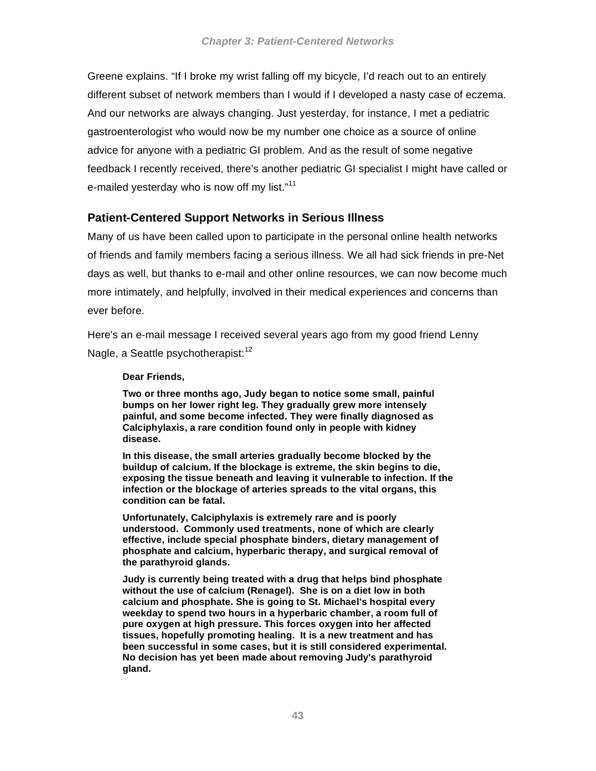Greene explains. “If I broke my wrist falling off my bicycle, I’d reach out to an entirely different subset of network members than I would if I developed a nasty case of eczema. And our networks are always changing. Just yesterday, for instance, I met a pediatric gastroenterologist who would now be my number one choice as a source of online advice for anyone with a pediatric GI problem. And as the result of some negative feedback I recently received, there’s another pediatric GI specialist I might have called or e-mailed yesterday who is now off my list.”[11]

## Patient-Centered Support Networks in Serious Illness

Many of us have been called upon to participate in the personal online health networks of friends and family members facing a serious illness. We all had sick friends in pre-Net days as well, but thanks to e-mail and other online resources, we can now become much more intimately, and helpfully, involved in their medical experiences and concerns than ever before.

Here's an e-mail message I received several years ago from my good friend Lenny Nagle, a Seattle psychotherapist:[12]

> **Dear Friends,**
>
> **Two or three months ago, Judy began to notice some small, painful bumps on her lower right leg. They gradually grew more intensely painful, and some become infected. They were finally diagnosed as Calciphylaxis, a rare condition found only in people with kidney disease.**
>
> **In this disease, the small arteries gradually become blocked by the buildup of calcium. If the blockage is extreme, the skin begins to die, exposing the tissue beneath and leaving it vulnerable to infection. If the infection or the blockage of arteries spreads to the vital organs, this condition can be fatal.**
>
> **Unfortunately, Calciphylaxis is extremely rare and is poorly understood. Commonly used treatments, none of which are clearly effective, include special phosphate binders, dietary management of phosphate and calcium, hyperbaric therapy, and surgical removal of the parathyroid glands.**
>
> **Judy is currently being treated with a drug that helps bind phosphate without the use of calcium (Renagel). She is on a diet low in both calcium and phosphate. She is going to St. Michael's hospital every weekday to spend two hours in a hyperbaric chamber, a room full of pure oxygen at high pressure. This forces oxygen into her affected tissues, hopefully promoting healing. It is a new treatment and has been successful in some cases, but it is still considered experimental. No decision has yet been made about removing Judy's parathyroid gland.**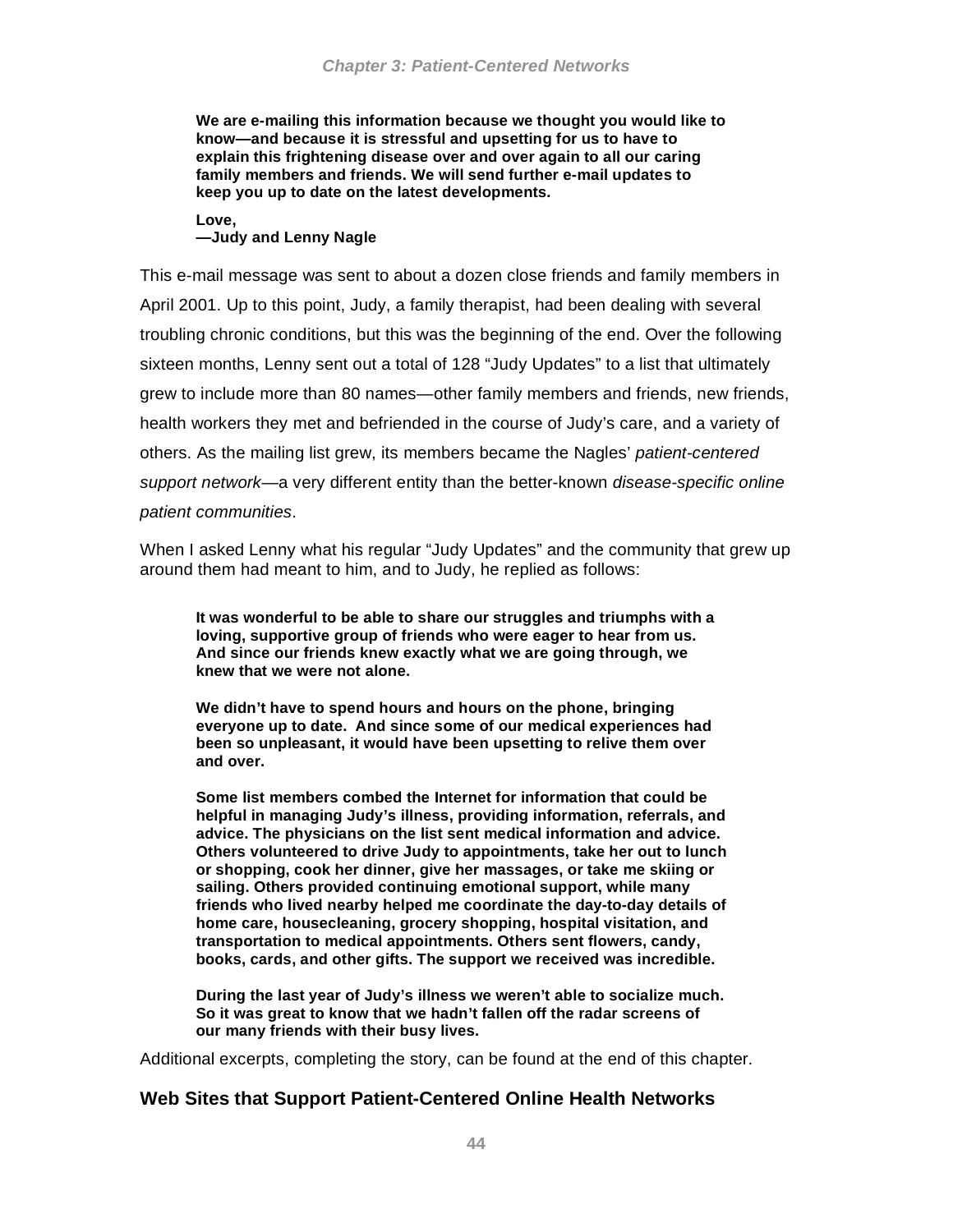> **We are e-mailing this information because we thought you would like to know—and because it is stressful and upsetting for us to have to explain this frightening disease over and over again to all our caring family members and friends. We will send further e-mail updates to keep you up to date on the latest developments.**
>
> **Love,**
> **—Judy and Lenny Nagle**

This e-mail message was sent to about a dozen close friends and family members in April 2001. Up to this point, Judy, a family therapist, had been dealing with several troubling chronic conditions, but this was the beginning of the end. Over the following sixteen months, Lenny sent out a total of 128 "Judy Updates" to a list that ultimately grew to include more than 80 names—other family members and friends, new friends, health workers they met and befriended in the course of Judy's care, and a variety of others. As the mailing list grew, its members became the Nagles' *patient-centered support network*—a very different entity than the better-known *disease-specific online patient communities*.

When I asked Lenny what his regular "Judy Updates" and the community that grew up around them had meant to him, and to Judy, he replied as follows:

> **It was wonderful to be able to share our struggles and triumphs with a loving, supportive group of friends who were eager to hear from us. And since our friends knew exactly what we are going through, we knew that we were not alone.**
>
> **We didn't have to spend hours and hours on the phone, bringing everyone up to date. And since some of our medical experiences had been so unpleasant, it would have been upsetting to relive them over and over.**
>
> **Some list members combed the Internet for information that could be helpful in managing Judy's illness, providing information, referrals, and advice. The physicians on the list sent medical information and advice. Others volunteered to drive Judy to appointments, take her out to lunch or shopping, cook her dinner, give her massages, or take me skiing or sailing. Others provided continuing emotional support, while many friends who lived nearby helped me coordinate the day-to-day details of home care, housecleaning, grocery shopping, hospital visitation, and transportation to medical appointments. Others sent flowers, candy, books, cards, and other gifts. The support we received was incredible.**
>
> **During the last year of Judy's illness we weren't able to socialize much. So it was great to know that we hadn't fallen off the radar screens of our many friends with their busy lives.**

Additional excerpts, completing the story, can be found at the end of this chapter.

## Web Sites that Support Patient-Centered Online Health Networks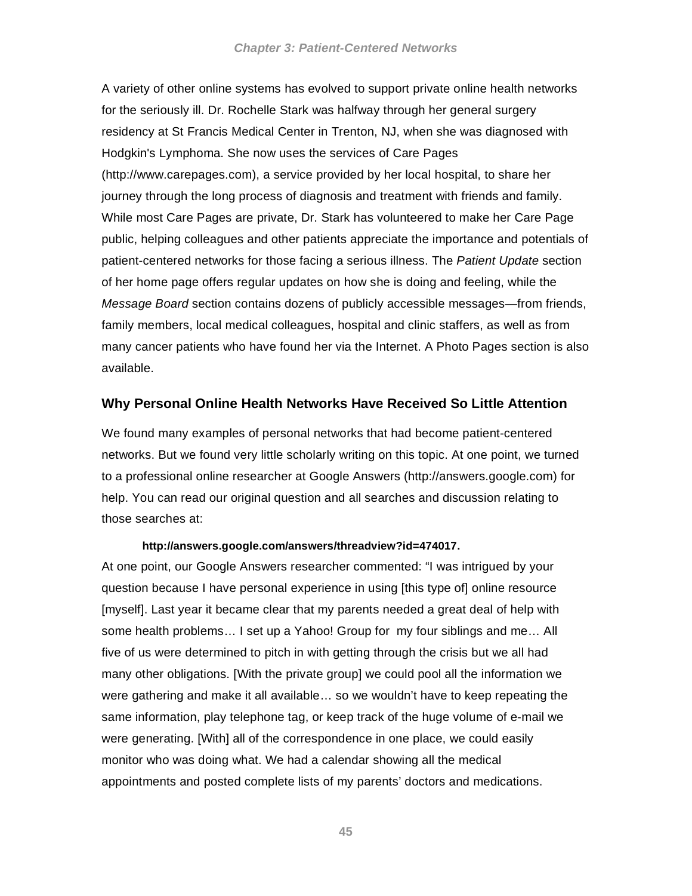A variety of other online systems has evolved to support private online health networks for the seriously ill. Dr. Rochelle Stark was halfway through her general surgery residency at St Francis Medical Center in Trenton, NJ, when she was diagnosed with Hodgkin's Lymphoma. She now uses the services of Care Pages (http://www.carepages.com), a service provided by her local hospital, to share her journey through the long process of diagnosis and treatment with friends and family. While most Care Pages are private, Dr. Stark has volunteered to make her Care Page public, helping colleagues and other patients appreciate the importance and potentials of patient-centered networks for those facing a serious illness. The *Patient Update* section of her home page offers regular updates on how she is doing and feeling, while the *Message Board* section contains dozens of publicly accessible messages—from friends, family members, local medical colleagues, hospital and clinic staffers, as well as from many cancer patients who have found her via the Internet. A Photo Pages section is also available.

### Why Personal Online Health Networks Have Received So Little Attention

We found many examples of personal networks that had become patient-centered networks. But we found very little scholarly writing on this topic. At one point, we turned to a professional online researcher at Google Answers (http://answers.google.com) for help. You can read our original question and all searches and discussion relating to those searches at:

> **http://answers.google.com/answers/threadview?id=474017.**

At one point, our Google Answers researcher commented: "I was intrigued by your question because I have personal experience in using [this type of] online resource [myself]. Last year it became clear that my parents needed a great deal of help with some health problems… I set up a Yahoo! Group for my four siblings and me… All five of us were determined to pitch in with getting through the crisis but we all had many other obligations. [With the private group] we could pool all the information we were gathering and make it all available… so we wouldn't have to keep repeating the same information, play telephone tag, or keep track of the huge volume of e-mail we were generating. [With] all of the correspondence in one place, we could easily monitor who was doing what. We had a calendar showing all the medical appointments and posted complete lists of my parents' doctors and medications.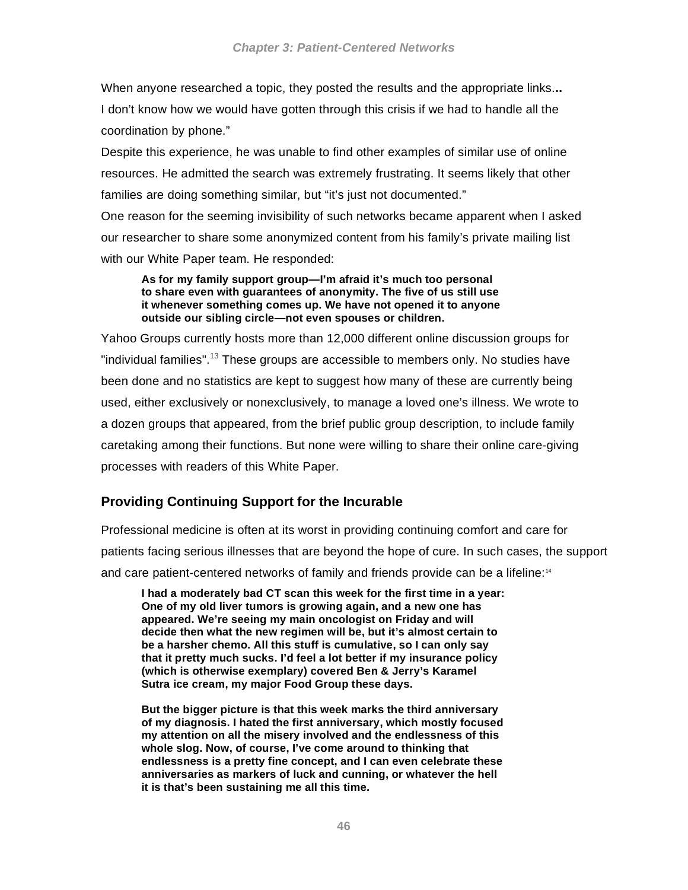When anyone researched a topic, they posted the results and the appropriate links... I don't know how we would have gotten through this crisis if we had to handle all the coordination by phone."

Despite this experience, he was unable to find other examples of similar use of online resources. He admitted the search was extremely frustrating. It seems likely that other families are doing something similar, but "it's just not documented."

One reason for the seeming invisibility of such networks became apparent when I asked our researcher to share some anonymized content from his family's private mailing list with our White Paper team. He responded:

> **As for my family support group—I'm afraid it's much too personal to share even with guarantees of anonymity. The five of us still use it whenever something comes up. We have not opened it to anyone outside our sibling circle—not even spouses or children.**

Yahoo Groups currently hosts more than 12,000 different online discussion groups for "individual families".[13] These groups are accessible to members only. No studies have been done and no statistics are kept to suggest how many of these are currently being used, either exclusively or nonexclusively, to manage a loved one's illness. We wrote to a dozen groups that appeared, from the brief public group description, to include family caretaking among their functions. But none were willing to share their online care-giving processes with readers of this White Paper.

## Providing Continuing Support for the Incurable

Professional medicine is often at its worst in providing continuing comfort and care for patients facing serious illnesses that are beyond the hope of cure. In such cases, the support and care patient-centered networks of family and friends provide can be a lifeline:[14]

> **I had a moderately bad CT scan this week for the first time in a year: One of my old liver tumors is growing again, and a new one has appeared. We're seeing my main oncologist on Friday and will decide then what the new regimen will be, but it's almost certain to be a harsher chemo. All this stuff is cumulative, so I can only say that it pretty much sucks. I'd feel a lot better if my insurance policy (which is otherwise exemplary) covered Ben & Jerry's Karamel Sutra ice cream, my major Food Group these days.**
>
> **But the bigger picture is that this week marks the third anniversary of my diagnosis. I hated the first anniversary, which mostly focused my attention on all the misery involved and the endlessness of this whole slog. Now, of course, I've come around to thinking that endlessness is a pretty fine concept, and I can even celebrate these anniversaries as markers of luck and cunning, or whatever the hell it is that's been sustaining me all this time.**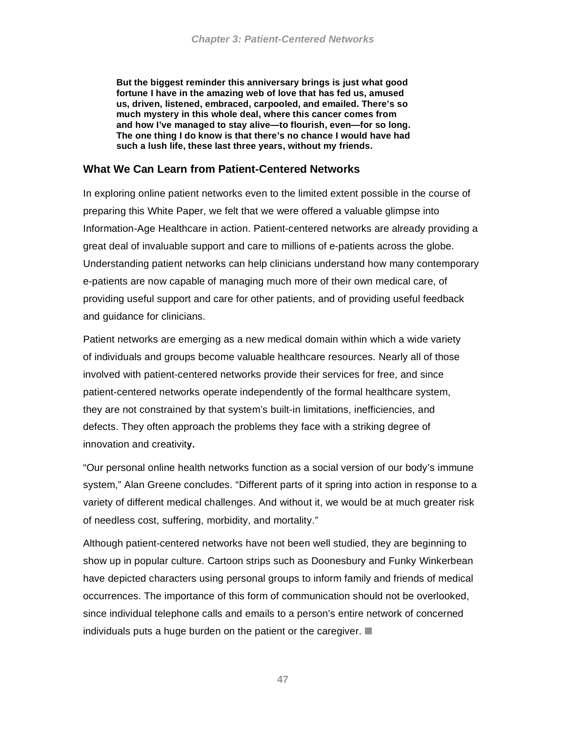> **But the biggest reminder this anniversary brings is just what good fortune I have in the amazing web of love that has fed us, amused us, driven, listened, embraced, carpooled, and emailed. There's so much mystery in this whole deal, where this cancer comes from and how I've managed to stay alive—to flourish, even—for so long. The one thing I do know is that there's no chance I would have had such a lush life, these last three years, without my friends.**

## What We Can Learn from Patient-Centered Networks

In exploring online patient networks even to the limited extent possible in the course of preparing this White Paper, we felt that we were offered a valuable glimpse into Information-Age Healthcare in action. Patient-centered networks are already providing a great deal of invaluable support and care to millions of e-patients across the globe. Understanding patient networks can help clinicians understand how many contemporary e-patients are now capable of managing much more of their own medical care, of providing useful support and care for other patients, and of providing useful feedback and guidance for clinicians.

Patient networks are emerging as a new medical domain within which a wide variety of individuals and groups become valuable healthcare resources. Nearly all of those involved with patient-centered networks provide their services for free, and since patient-centered networks operate independently of the formal healthcare system, they are not constrained by that system's built-in limitations, inefficiencies, and defects. They often approach the problems they face with a striking degree of innovation and creativity.

"Our personal online health networks function as a social version of our body's immune system," Alan Greene concludes. "Different parts of it spring into action in response to a variety of different medical challenges. And without it, we would be at much greater risk of needless cost, suffering, morbidity, and mortality."

Although patient-centered networks have not been well studied, they are beginning to show up in popular culture. Cartoon strips such as Doonesbury and Funky Winkerbean have depicted characters using personal groups to inform family and friends of medical occurrences. The importance of this form of communication should not be overlooked, since individual telephone calls and emails to a person's entire network of concerned individuals puts a huge burden on the patient or the caregiver. ■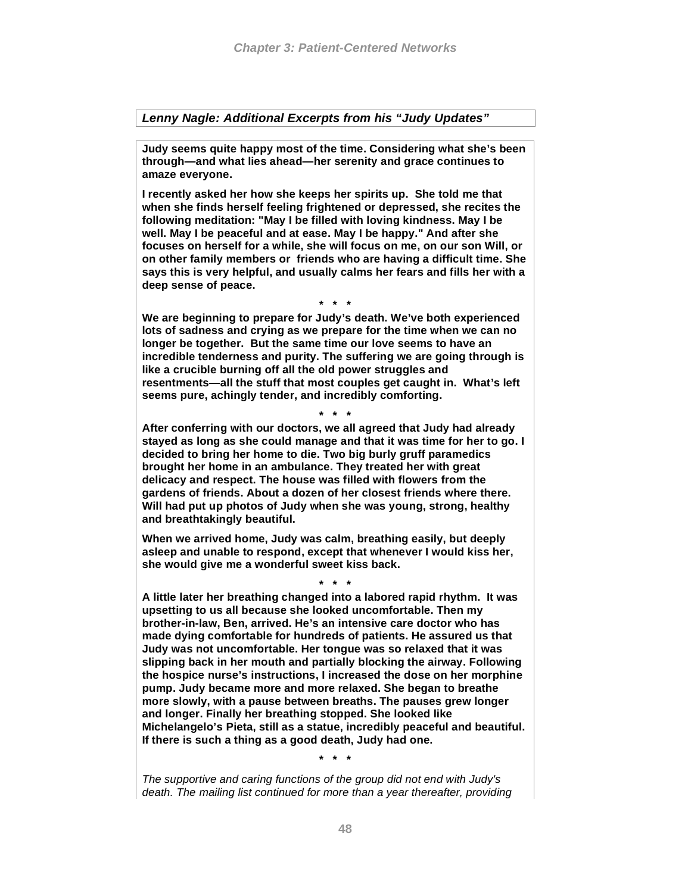***Lenny Nagle: Additional Excerpts from his "Judy Updates"***

**Judy seems quite happy most of the time. Considering what she's been through—and what lies ahead—her serenity and grace continues to amaze everyone.**

**I recently asked her how she keeps her spirits up. She told me that when she finds herself feeling frightened or depressed, she recites the following meditation: "May I be filled with loving kindness. May I be well. May I be peaceful and at ease. May I be happy." And after she focuses on herself for a while, she will focus on me, on our son Will, or on other family members or friends who are having a difficult time. She says this is very helpful, and usually calms her fears and fills her with a deep sense of peace.**

**\* \* \***

**We are beginning to prepare for Judy's death. We've both experienced lots of sadness and crying as we prepare for the time when we can no longer be together. But the same time our love seems to have an incredible tenderness and purity. The suffering we are going through is like a crucible burning off all the old power struggles and resentments—all the stuff that most couples get caught in. What's left seems pure, achingly tender, and incredibly comforting.**

**\* \* \***

**After conferring with our doctors, we all agreed that Judy had already stayed as long as she could manage and that it was time for her to go. I decided to bring her home to die. Two big burly gruff paramedics brought her home in an ambulance. They treated her with great delicacy and respect. The house was filled with flowers from the gardens of friends. About a dozen of her closest friends where there. Will had put up photos of Judy when she was young, strong, healthy and breathtakingly beautiful.**

**When we arrived home, Judy was calm, breathing easily, but deeply asleep and unable to respond, except that whenever I would kiss her, she would give me a wonderful sweet kiss back.**

**\* \* \***

**A little later her breathing changed into a labored rapid rhythm. It was upsetting to us all because she looked uncomfortable. Then my brother-in-law, Ben, arrived. He's an intensive care doctor who has made dying comfortable for hundreds of patients. He assured us that Judy was not uncomfortable. Her tongue was so relaxed that it was slipping back in her mouth and partially blocking the airway. Following the hospice nurse's instructions, I increased the dose on her morphine pump. Judy became more and more relaxed. She began to breathe more slowly, with a pause between breaths. The pauses grew longer and longer. Finally her breathing stopped. She looked like Michelangelo's Pieta, still as a statue, incredibly peaceful and beautiful. If there is such a thing as a good death, Judy had one.**

**\* \* \***

*The supportive and caring functions of the group did not end with Judy's death. The mailing list continued for more than a year thereafter, providing*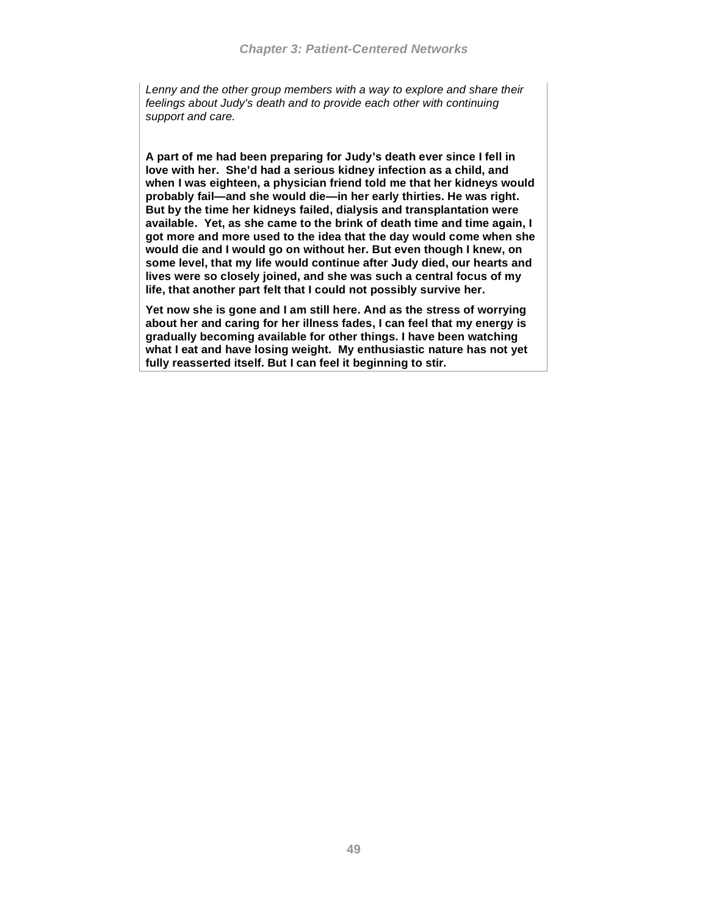*Lenny and the other group members with a way to explore and share their feelings about Judy's death and to provide each other with continuing support and care.*

**A part of me had been preparing for Judy's death ever since I fell in love with her. She'd had a serious kidney infection as a child, and when I was eighteen, a physician friend told me that her kidneys would probably fail—and she would die—in her early thirties. He was right. But by the time her kidneys failed, dialysis and transplantation were available. Yet, as she came to the brink of death time and time again, I got more and more used to the idea that the day would come when she would die and I would go on without her. But even though I knew, on some level, that my life would continue after Judy died, our hearts and lives were so closely joined, and she was such a central focus of my life, that another part felt that I could not possibly survive her.**

**Yet now she is gone and I am still here. And as the stress of worrying about her and caring for her illness fades, I can feel that my energy is gradually becoming available for other things. I have been watching what I eat and have losing weight. My enthusiastic nature has not yet fully reasserted itself. But I can feel it beginning to stir.**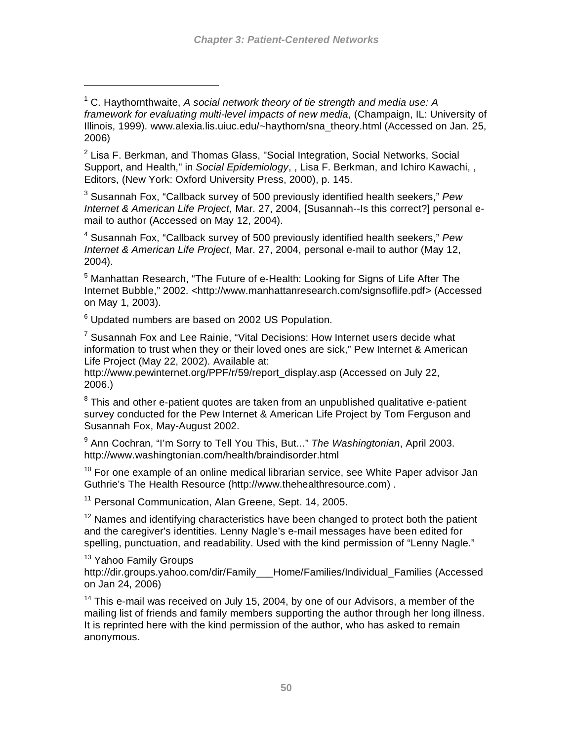[1] C. Haythornthwaite, *A social network theory of tie strength and media use: A framework for evaluating multi-level impacts of new media*, (Champaign, IL: University of Illinois, 1999). www.alexia.lis.uiuc.edu/~haythorn/sna_theory.html (Accessed on Jan. 25, 2006)

[2] Lisa F. Berkman, and Thomas Glass, "Social Integration, Social Networks, Social Support, and Health," in *Social Epidemiology*, , Lisa F. Berkman, and Ichiro Kawachi, , Editors, (New York: Oxford University Press, 2000), p. 145.

[3] Susannah Fox, "Callback survey of 500 previously identified health seekers," *Pew Internet & American Life Project*, Mar. 27, 2004, [Susannah--Is this correct?] personal e-mail to author (Accessed on May 12, 2004).

[4] Susannah Fox, "Callback survey of 500 previously identified health seekers," *Pew Internet & American Life Project*, Mar. 27, 2004, personal e-mail to author (May 12, 2004).

[5] Manhattan Research, "The Future of e-Health: Looking for Signs of Life After The Internet Bubble," 2002. <http://www.manhattanresearch.com/signsoflife.pdf> (Accessed on May 1, 2003).

[6] Updated numbers are based on 2002 US Population.

[7] Susannah Fox and Lee Rainie, "Vital Decisions: How Internet users decide what information to trust when they or their loved ones are sick," Pew Internet & American Life Project (May 22, 2002). Available at:
http://www.pewinternet.org/PPF/r/59/report_display.asp (Accessed on July 22, 2006.)

[8] This and other e-patient quotes are taken from an unpublished qualitative e-patient survey conducted for the Pew Internet & American Life Project by Tom Ferguson and Susannah Fox, May-August 2002.

[9] Ann Cochran, "I'm Sorry to Tell You This, But..." *The Washingtonian*, April 2003. http://www.washingtonian.com/health/braindisorder.html

[10] For one example of an online medical librarian service, see White Paper advisor Jan Guthrie's The Health Resource (http://www.thehealthresource.com) .

[11] Personal Communication, Alan Greene, Sept. 14, 2005.

[12] Names and identifying characteristics have been changed to protect both the patient and the caregiver's identities. Lenny Nagle's e-mail messages have been edited for spelling, punctuation, and readability. Used with the kind permission of "Lenny Nagle."

[13] Yahoo Family Groups
http://dir.groups.yahoo.com/dir/Family___Home/Families/Individual_Families (Accessed on Jan 24, 2006)

[14] This e-mail was received on July 15, 2004, by one of our Advisors, a member of the mailing list of friends and family members supporting the author through her long illness. It is reprinted here with the kind permission of the author, who has asked to remain anonymous.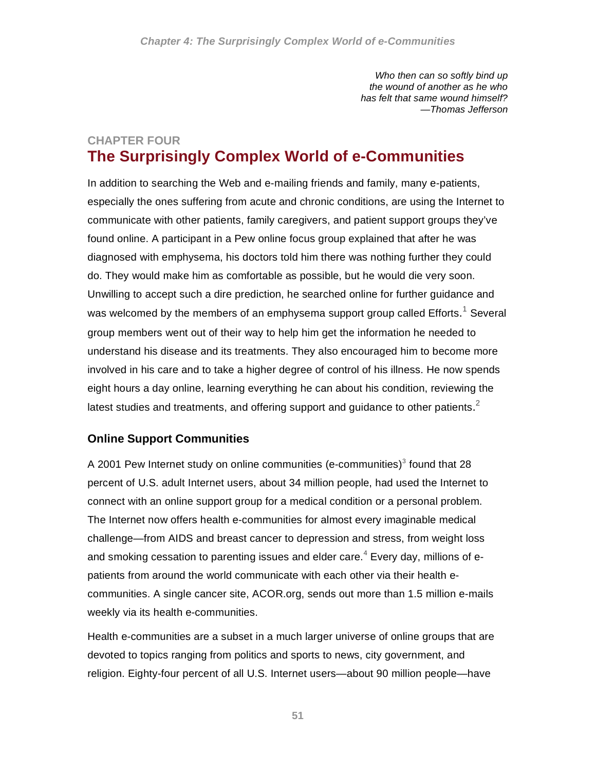*Who then can so softly bind up*
*the wound of another as he who*
*has felt that same wound himself?*
*—Thomas Jefferson*

## CHAPTER FOUR

# The Surprisingly Complex World of e-Communities

In addition to searching the Web and e-mailing friends and family, many e-patients, especially the ones suffering from acute and chronic conditions, are using the Internet to communicate with other patients, family caregivers, and patient support groups they've found online. A participant in a Pew online focus group explained that after he was diagnosed with emphysema, his doctors told him there was nothing further they could do. They would make him as comfortable as possible, but he would die very soon. Unwilling to accept such a dire prediction, he searched online for further guidance and was welcomed by the members of an emphysema support group called Efforts.[1] Several group members went out of their way to help him get the information he needed to understand his disease and its treatments. They also encouraged him to become more involved in his care and to take a higher degree of control of his illness. He now spends eight hours a day online, learning everything he can about his condition, reviewing the latest studies and treatments, and offering support and guidance to other patients.[2]

### Online Support Communities

A 2001 Pew Internet study on online communities (e-communities)[3] found that 28 percent of U.S. adult Internet users, about 34 million people, had used the Internet to connect with an online support group for a medical condition or a personal problem. The Internet now offers health e-communities for almost every imaginable medical challenge—from AIDS and breast cancer to depression and stress, from weight loss and smoking cessation to parenting issues and elder care.[4] Every day, millions of e-patients from around the world communicate with each other via their health e-communities. A single cancer site, ACOR.org, sends out more than 1.5 million e-mails weekly via its health e-communities.

Health e-communities are a subset in a much larger universe of online groups that are devoted to topics ranging from politics and sports to news, city government, and religion. Eighty-four percent of all U.S. Internet users—about 90 million people—have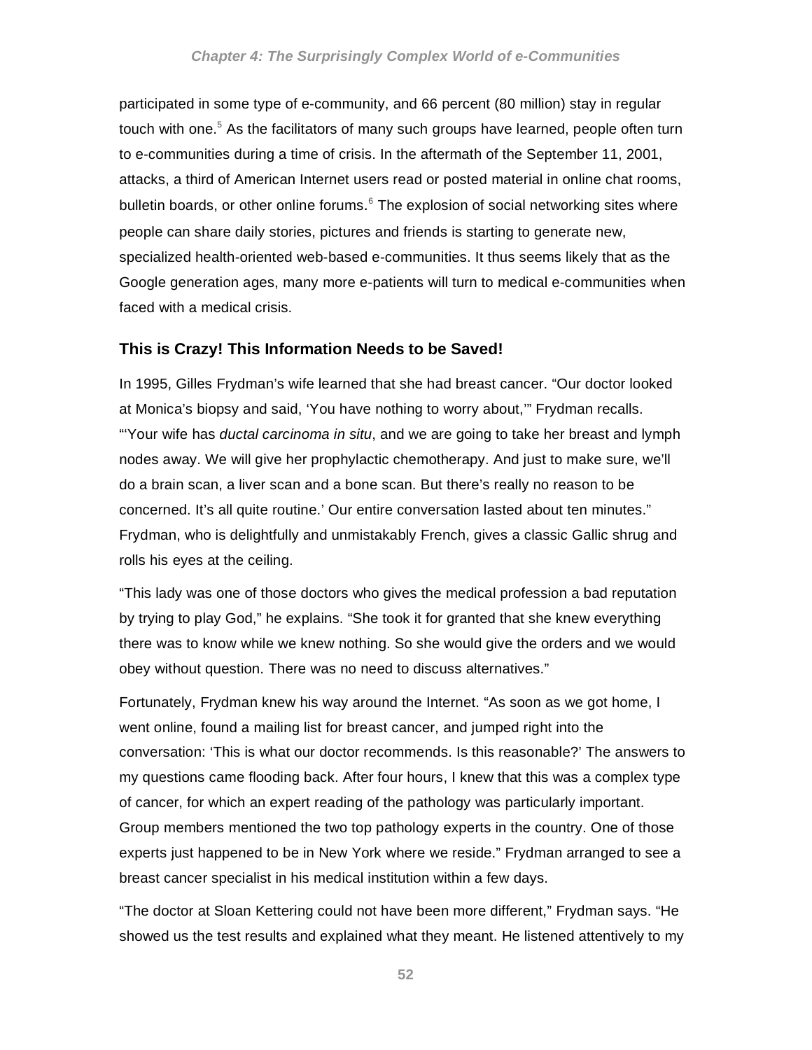participated in some type of e-community, and 66 percent (80 million) stay in regular touch with one.[5] As the facilitators of many such groups have learned, people often turn to e-communities during a time of crisis. In the aftermath of the September 11, 2001, attacks, a third of American Internet users read or posted material in online chat rooms, bulletin boards, or other online forums.[6] The explosion of social networking sites where people can share daily stories, pictures and friends is starting to generate new, specialized health-oriented web-based e-communities. It thus seems likely that as the Google generation ages, many more e-patients will turn to medical e-communities when faced with a medical crisis.

### This is Crazy! This Information Needs to be Saved!

In 1995, Gilles Frydman's wife learned that she had breast cancer. "Our doctor looked at Monica's biopsy and said, 'You have nothing to worry about,'" Frydman recalls. "'Your wife has *ductal carcinoma in situ*, and we are going to take her breast and lymph nodes away. We will give her prophylactic chemotherapy. And just to make sure, we'll do a brain scan, a liver scan and a bone scan. But there's really no reason to be concerned. It's all quite routine.' Our entire conversation lasted about ten minutes." Frydman, who is delightfully and unmistakably French, gives a classic Gallic shrug and rolls his eyes at the ceiling.

"This lady was one of those doctors who gives the medical profession a bad reputation by trying to play God," he explains. "She took it for granted that she knew everything there was to know while we knew nothing. So she would give the orders and we would obey without question. There was no need to discuss alternatives."

Fortunately, Frydman knew his way around the Internet. "As soon as we got home, I went online, found a mailing list for breast cancer, and jumped right into the conversation: 'This is what our doctor recommends. Is this reasonable?' The answers to my questions came flooding back. After four hours, I knew that this was a complex type of cancer, for which an expert reading of the pathology was particularly important. Group members mentioned the two top pathology experts in the country. One of those experts just happened to be in New York where we reside." Frydman arranged to see a breast cancer specialist in his medical institution within a few days.

"The doctor at Sloan Kettering could not have been more different," Frydman says. "He showed us the test results and explained what they meant. He listened attentively to my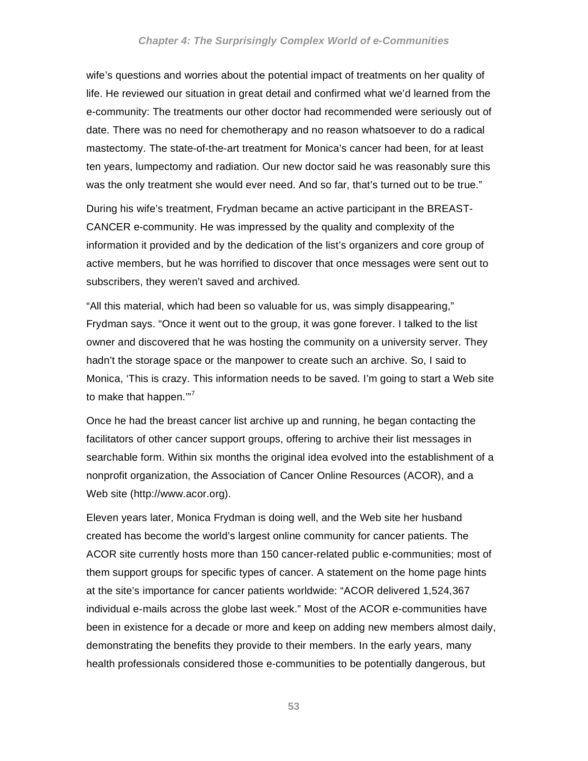wife's questions and worries about the potential impact of treatments on her quality of life. He reviewed our situation in great detail and confirmed what we'd learned from the e-community: The treatments our other doctor had recommended were seriously out of date. There was no need for chemotherapy and no reason whatsoever to do a radical mastectomy. The state-of-the-art treatment for Monica's cancer had been, for at least ten years, lumpectomy and radiation. Our new doctor said he was reasonably sure this was the only treatment she would ever need. And so far, that's turned out to be true."

During his wife's treatment, Frydman became an active participant in the BREAST-CANCER e-community. He was impressed by the quality and complexity of the information it provided and by the dedication of the list's organizers and core group of active members, but he was horrified to discover that once messages were sent out to subscribers, they weren't saved and archived.

"All this material, which had been so valuable for us, was simply disappearing," Frydman says. "Once it went out to the group, it was gone forever. I talked to the list owner and discovered that he was hosting the community on a university server. They hadn't the storage space or the manpower to create such an archive. So, I said to Monica, 'This is crazy. This information needs to be saved. I'm going to start a Web site to make that happen.'"[7]

Once he had the breast cancer list archive up and running, he began contacting the facilitators of other cancer support groups, offering to archive their list messages in searchable form. Within six months the original idea evolved into the establishment of a nonprofit organization, the Association of Cancer Online Resources (ACOR), and a Web site (http://www.acor.org).

Eleven years later, Monica Frydman is doing well, and the Web site her husband created has become the world's largest online community for cancer patients. The ACOR site currently hosts more than 150 cancer-related public e-communities; most of them support groups for specific types of cancer. A statement on the home page hints at the site's importance for cancer patients worldwide: "ACOR delivered 1,524,367 individual e-mails across the globe last week." Most of the ACOR e-communities have been in existence for a decade or more and keep on adding new members almost daily, demonstrating the benefits they provide to their members. In the early years, many health professionals considered those e-communities to be potentially dangerous, but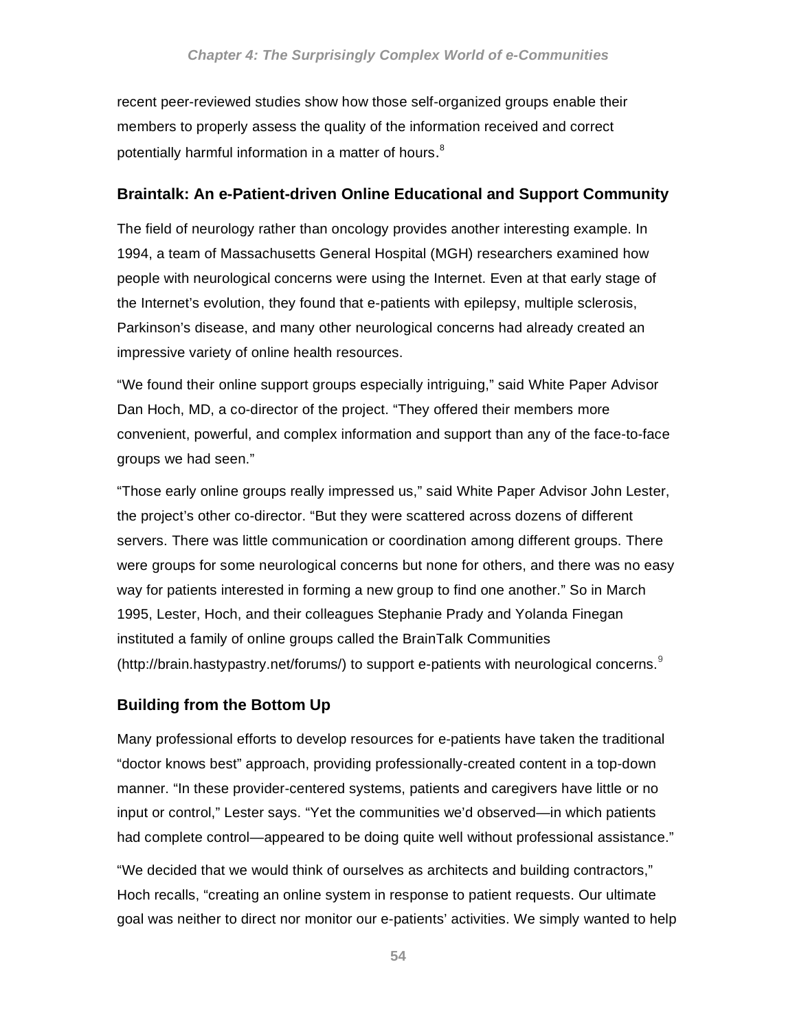recent peer-reviewed studies show how those self-organized groups enable their members to properly assess the quality of the information received and correct potentially harmful information in a matter of hours.[8]

## Braintalk: An e-Patient-driven Online Educational and Support Community

The field of neurology rather than oncology provides another interesting example. In 1994, a team of Massachusetts General Hospital (MGH) researchers examined how people with neurological concerns were using the Internet. Even at that early stage of the Internet's evolution, they found that e-patients with epilepsy, multiple sclerosis, Parkinson's disease, and many other neurological concerns had already created an impressive variety of online health resources.

"We found their online support groups especially intriguing," said White Paper Advisor Dan Hoch, MD, a co-director of the project. "They offered their members more convenient, powerful, and complex information and support than any of the face-to-face groups we had seen."

"Those early online groups really impressed us," said White Paper Advisor John Lester, the project's other co-director. "But they were scattered across dozens of different servers. There was little communication or coordination among different groups. There were groups for some neurological concerns but none for others, and there was no easy way for patients interested in forming a new group to find one another." So in March 1995, Lester, Hoch, and their colleagues Stephanie Prady and Yolanda Finegan instituted a family of online groups called the BrainTalk Communities (http://brain.hastypastry.net/forums/) to support e-patients with neurological concerns.[9]

## Building from the Bottom Up

Many professional efforts to develop resources for e-patients have taken the traditional "doctor knows best" approach, providing professionally-created content in a top-down manner. "In these provider-centered systems, patients and caregivers have little or no input or control," Lester says. "Yet the communities we'd observed—in which patients had complete control—appeared to be doing quite well without professional assistance."

"We decided that we would think of ourselves as architects and building contractors," Hoch recalls, "creating an online system in response to patient requests. Our ultimate goal was neither to direct nor monitor our e-patients' activities. We simply wanted to help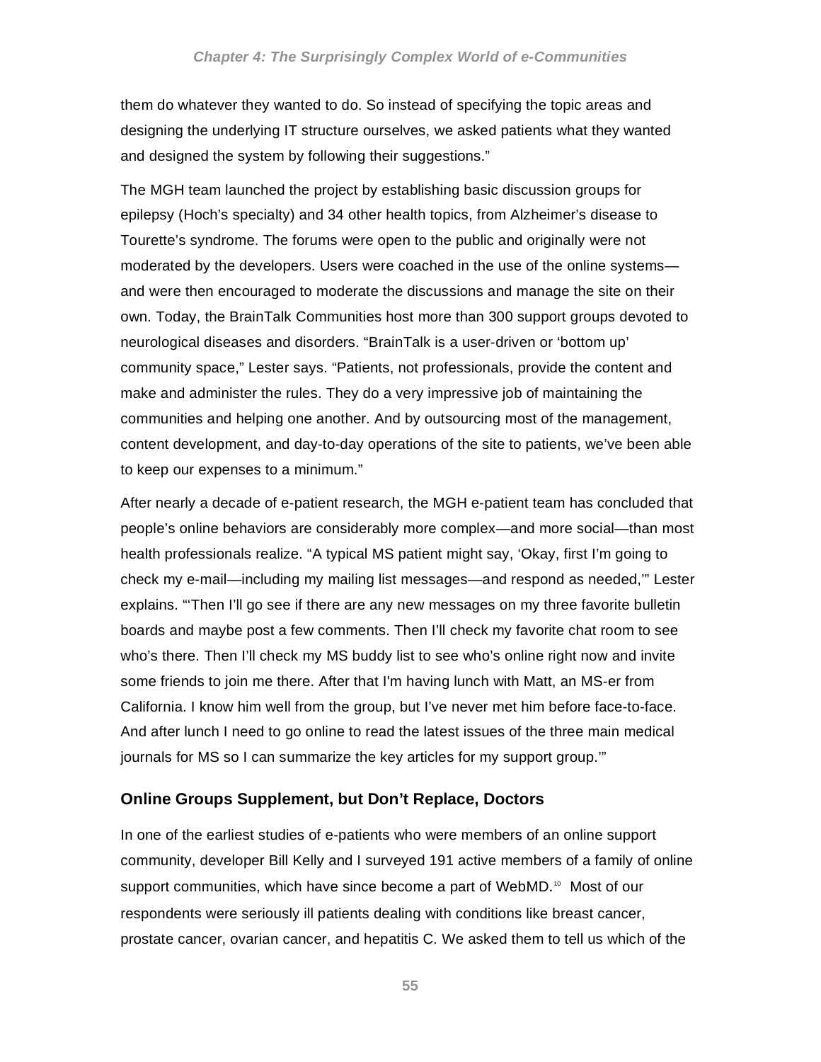them do whatever they wanted to do. So instead of specifying the topic areas and designing the underlying IT structure ourselves, we asked patients what they wanted and designed the system by following their suggestions."

The MGH team launched the project by establishing basic discussion groups for epilepsy (Hoch's specialty) and 34 other health topics, from Alzheimer's disease to Tourette's syndrome. The forums were open to the public and originally were not moderated by the developers. Users were coached in the use of the online systems—and were then encouraged to moderate the discussions and manage the site on their own. Today, the BrainTalk Communities host more than 300 support groups devoted to neurological diseases and disorders. "BrainTalk is a user-driven or 'bottom up' community space," Lester says. "Patients, not professionals, provide the content and make and administer the rules. They do a very impressive job of maintaining the communities and helping one another. And by outsourcing most of the management, content development, and day-to-day operations of the site to patients, we've been able to keep our expenses to a minimum."

After nearly a decade of e-patient research, the MGH e-patient team has concluded that people's online behaviors are considerably more complex—and more social—than most health professionals realize. "A typical MS patient might say, 'Okay, first I'm going to check my e-mail—including my mailing list messages—and respond as needed,'" Lester explains. "'Then I'll go see if there are any new messages on my three favorite bulletin boards and maybe post a few comments. Then I'll check my favorite chat room to see who's there. Then I'll check my MS buddy list to see who's online right now and invite some friends to join me there. After that I'm having lunch with Matt, an MS-er from California. I know him well from the group, but I've never met him before face-to-face. And after lunch I need to go online to read the latest issues of the three main medical journals for MS so I can summarize the key articles for my support group.'"

### Online Groups Supplement, but Don't Replace, Doctors

In one of the earliest studies of e-patients who were members of an online support community, developer Bill Kelly and I surveyed 191 active members of a family of online support communities, which have since become a part of WebMD.[10] Most of our respondents were seriously ill patients dealing with conditions like breast cancer, prostate cancer, ovarian cancer, and hepatitis C. We asked them to tell us which of the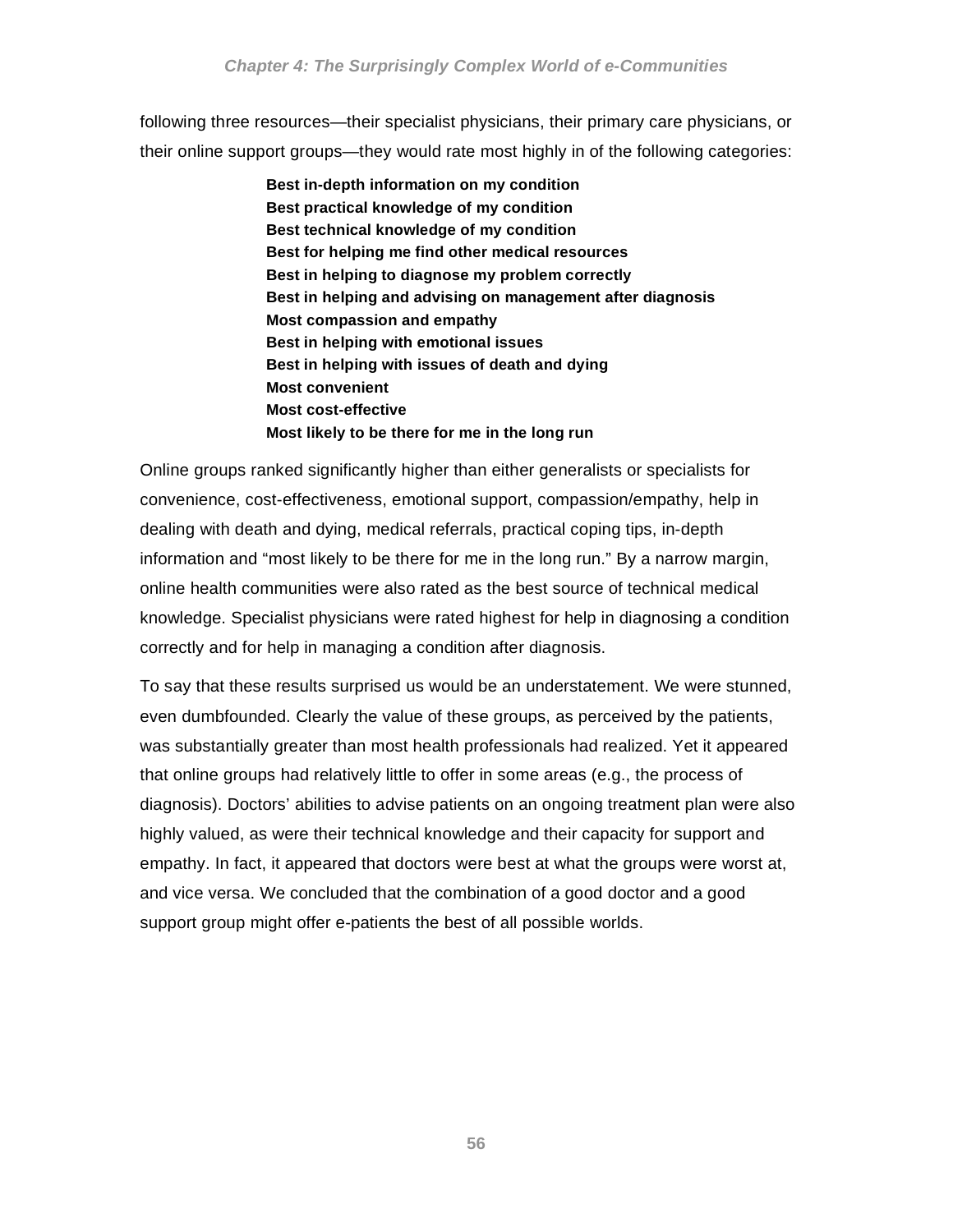following three resources—their specialist physicians, their primary care physicians, or their online support groups—they would rate most highly in of the following categories:

**Best in-depth information on my condition**
**Best practical knowledge of my condition**
**Best technical knowledge of my condition**
**Best for helping me find other medical resources**
**Best in helping to diagnose my problem correctly**
**Best in helping and advising on management after diagnosis**
**Most compassion and empathy**
**Best in helping with emotional issues**
**Best in helping with issues of death and dying**
**Most convenient**
**Most cost-effective**
**Most likely to be there for me in the long run**

Online groups ranked significantly higher than either generalists or specialists for convenience, cost-effectiveness, emotional support, compassion/empathy, help in dealing with death and dying, medical referrals, practical coping tips, in-depth information and "most likely to be there for me in the long run." By a narrow margin, online health communities were also rated as the best source of technical medical knowledge. Specialist physicians were rated highest for help in diagnosing a condition correctly and for help in managing a condition after diagnosis.

To say that these results surprised us would be an understatement. We were stunned, even dumbfounded. Clearly the value of these groups, as perceived by the patients, was substantially greater than most health professionals had realized. Yet it appeared that online groups had relatively little to offer in some areas (e.g., the process of diagnosis). Doctors' abilities to advise patients on an ongoing treatment plan were also highly valued, as were their technical knowledge and their capacity for support and empathy. In fact, it appeared that doctors were best at what the groups were worst at, and vice versa. We concluded that the combination of a good doctor and a good support group might offer e-patients the best of all possible worlds.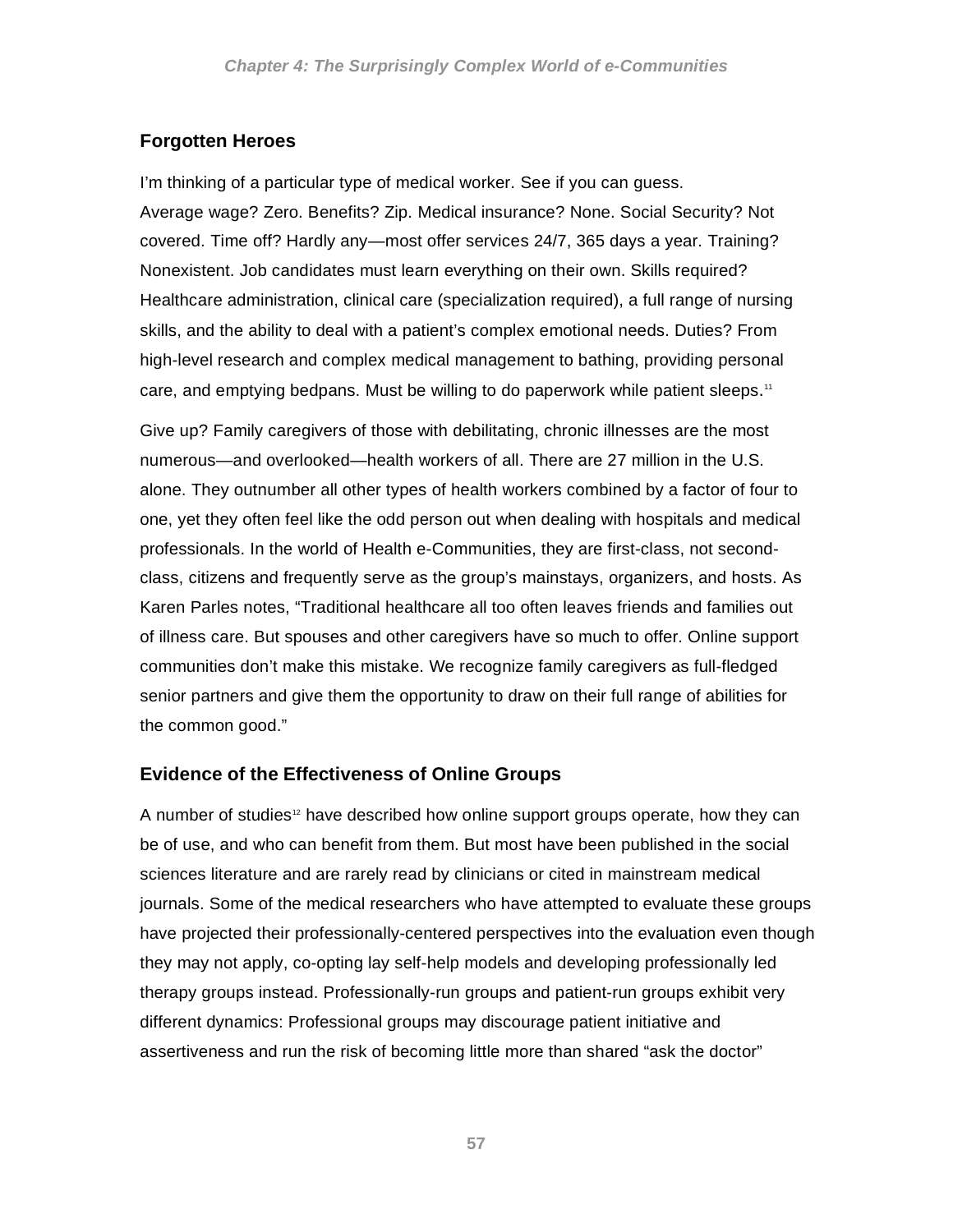## Forgotten Heroes

I'm thinking of a particular type of medical worker. See if you can guess.
Average wage? Zero. Benefits? Zip. Medical insurance? None. Social Security? Not covered. Time off? Hardly any—most offer services 24/7, 365 days a year. Training? Nonexistent. Job candidates must learn everything on their own. Skills required? Healthcare administration, clinical care (specialization required), a full range of nursing skills, and the ability to deal with a patient's complex emotional needs. Duties? From high-level research and complex medical management to bathing, providing personal care, and emptying bedpans. Must be willing to do paperwork while patient sleeps.[11]

Give up? Family caregivers of those with debilitating, chronic illnesses are the most numerous—and overlooked—health workers of all. There are 27 million in the U.S. alone. They outnumber all other types of health workers combined by a factor of four to one, yet they often feel like the odd person out when dealing with hospitals and medical professionals. In the world of Health e-Communities, they are first-class, not second-class, citizens and frequently serve as the group's mainstays, organizers, and hosts. As Karen Parles notes, "Traditional healthcare all too often leaves friends and families out of illness care. But spouses and other caregivers have so much to offer. Online support communities don't make this mistake. We recognize family caregivers as full-fledged senior partners and give them the opportunity to draw on their full range of abilities for the common good."

## Evidence of the Effectiveness of Online Groups

A number of studies[12] have described how online support groups operate, how they can be of use, and who can benefit from them. But most have been published in the social sciences literature and are rarely read by clinicians or cited in mainstream medical journals. Some of the medical researchers who have attempted to evaluate these groups have projected their professionally-centered perspectives into the evaluation even though they may not apply, co-opting lay self-help models and developing professionally led therapy groups instead. Professionally-run groups and patient-run groups exhibit very different dynamics: Professional groups may discourage patient initiative and assertiveness and run the risk of becoming little more than shared "ask the doctor"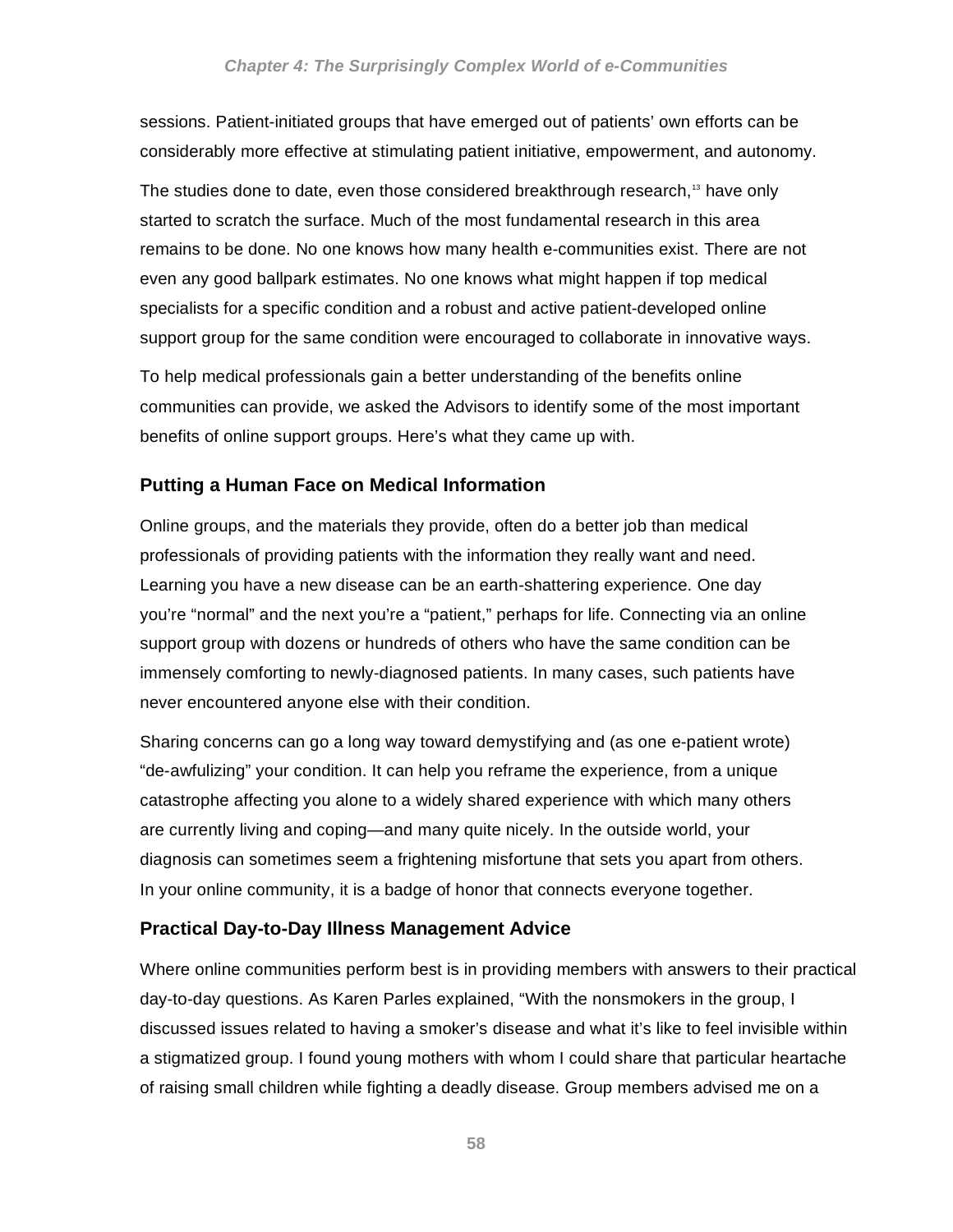sessions. Patient-initiated groups that have emerged out of patients' own efforts can be considerably more effective at stimulating patient initiative, empowerment, and autonomy.

The studies done to date, even those considered breakthrough research,[13] have only started to scratch the surface. Much of the most fundamental research in this area remains to be done. No one knows how many health e-communities exist. There are not even any good ballpark estimates. No one knows what might happen if top medical specialists for a specific condition and a robust and active patient-developed online support group for the same condition were encouraged to collaborate in innovative ways.

To help medical professionals gain a better understanding of the benefits online communities can provide, we asked the Advisors to identify some of the most important benefits of online support groups. Here's what they came up with.

### Putting a Human Face on Medical Information

Online groups, and the materials they provide, often do a better job than medical professionals of providing patients with the information they really want and need. Learning you have a new disease can be an earth-shattering experience. One day you're "normal" and the next you're a "patient," perhaps for life. Connecting via an online support group with dozens or hundreds of others who have the same condition can be immensely comforting to newly-diagnosed patients. In many cases, such patients have never encountered anyone else with their condition.

Sharing concerns can go a long way toward demystifying and (as one e-patient wrote) "de-awfulizing" your condition. It can help you reframe the experience, from a unique catastrophe affecting you alone to a widely shared experience with which many others are currently living and coping—and many quite nicely. In the outside world, your diagnosis can sometimes seem a frightening misfortune that sets you apart from others. In your online community, it is a badge of honor that connects everyone together.

### Practical Day-to-Day Illness Management Advice

Where online communities perform best is in providing members with answers to their practical day-to-day questions. As Karen Parles explained, "With the nonsmokers in the group, I discussed issues related to having a smoker's disease and what it's like to feel invisible within a stigmatized group. I found young mothers with whom I could share that particular heartache of raising small children while fighting a deadly disease. Group members advised me on a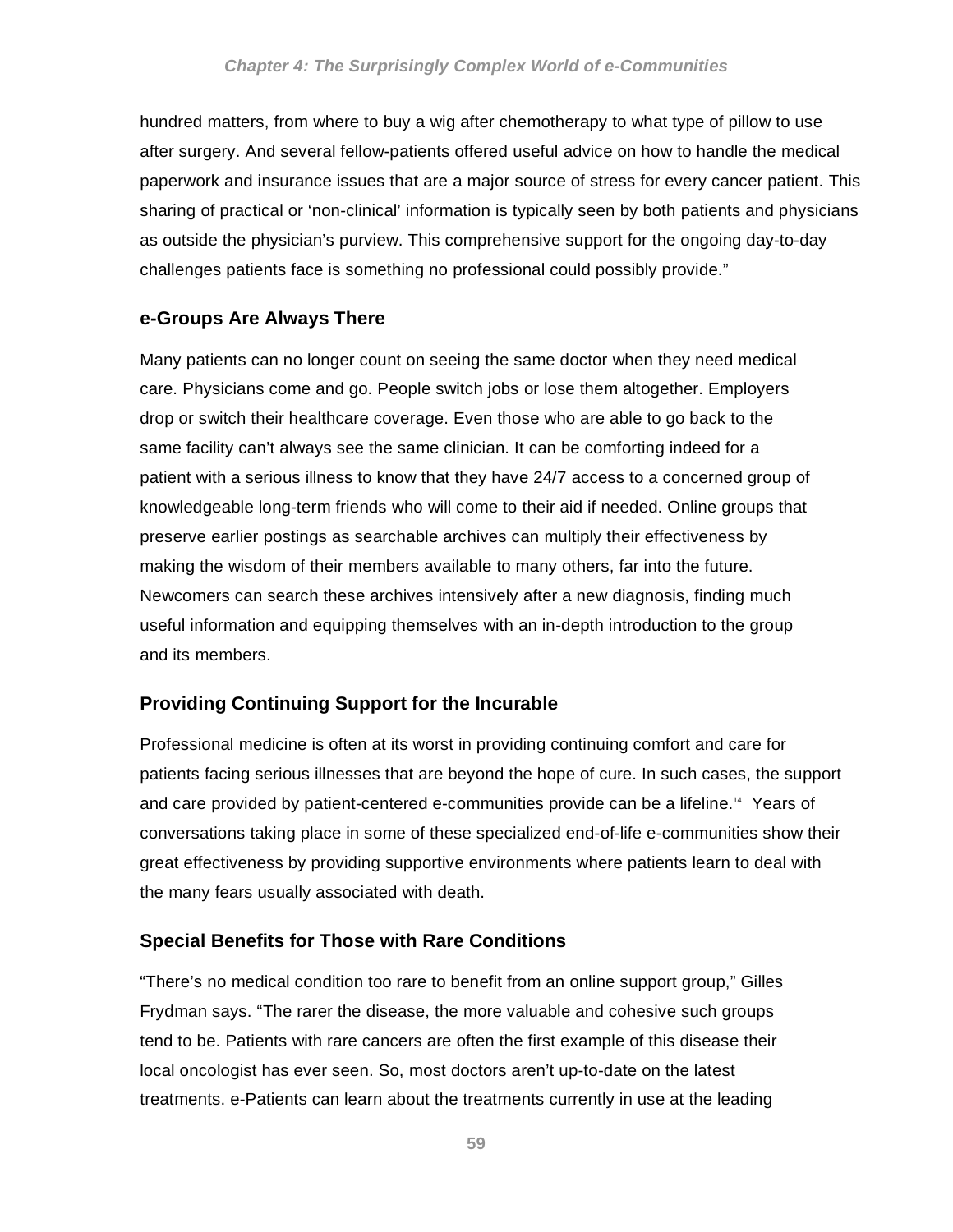hundred matters, from where to buy a wig after chemotherapy to what type of pillow to use after surgery. And several fellow-patients offered useful advice on how to handle the medical paperwork and insurance issues that are a major source of stress for every cancer patient. This sharing of practical or 'non-clinical' information is typically seen by both patients and physicians as outside the physician's purview. This comprehensive support for the ongoing day-to-day challenges patients face is something no professional could possibly provide."

### e-Groups Are Always There

Many patients can no longer count on seeing the same doctor when they need medical care. Physicians come and go. People switch jobs or lose them altogether. Employers drop or switch their healthcare coverage. Even those who are able to go back to the same facility can't always see the same clinician. It can be comforting indeed for a patient with a serious illness to know that they have 24/7 access to a concerned group of knowledgeable long-term friends who will come to their aid if needed. Online groups that preserve earlier postings as searchable archives can multiply their effectiveness by making the wisdom of their members available to many others, far into the future. Newcomers can search these archives intensively after a new diagnosis, finding much useful information and equipping themselves with an in-depth introduction to the group and its members.

### Providing Continuing Support for the Incurable

Professional medicine is often at its worst in providing continuing comfort and care for patients facing serious illnesses that are beyond the hope of cure. In such cases, the support and care provided by patient-centered e-communities provide can be a lifeline.[14] Years of conversations taking place in some of these specialized end-of-life e-communities show their great effectiveness by providing supportive environments where patients learn to deal with the many fears usually associated with death.

### Special Benefits for Those with Rare Conditions

"There's no medical condition too rare to benefit from an online support group," Gilles Frydman says. "The rarer the disease, the more valuable and cohesive such groups tend to be. Patients with rare cancers are often the first example of this disease their local oncologist has ever seen. So, most doctors aren't up-to-date on the latest treatments. e-Patients can learn about the treatments currently in use at the leading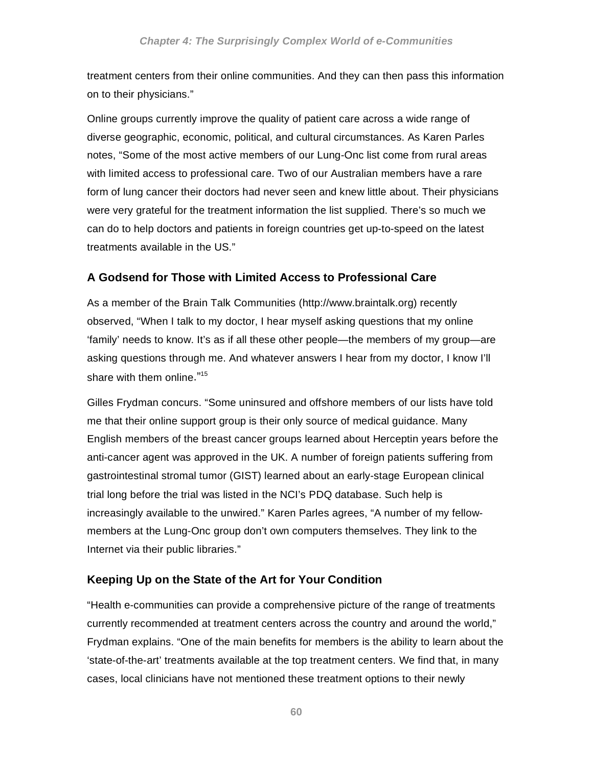treatment centers from their online communities. And they can then pass this information on to their physicians."

Online groups currently improve the quality of patient care across a wide range of diverse geographic, economic, political, and cultural circumstances. As Karen Parles notes, "Some of the most active members of our Lung-Onc list come from rural areas with limited access to professional care. Two of our Australian members have a rare form of lung cancer their doctors had never seen and knew little about. Their physicians were very grateful for the treatment information the list supplied. There's so much we can do to help doctors and patients in foreign countries get up-to-speed on the latest treatments available in the US."

### A Godsend for Those with Limited Access to Professional Care

As a member of the Brain Talk Communities (http://www.braintalk.org) recently observed, "When I talk to my doctor, I hear myself asking questions that my online 'family' needs to know. It's as if all these other people—the members of my group—are asking questions through me. And whatever answers I hear from my doctor, I know I'll share with them online."[15]

Gilles Frydman concurs. "Some uninsured and offshore members of our lists have told me that their online support group is their only source of medical guidance. Many English members of the breast cancer groups learned about Herceptin years before the anti-cancer agent was approved in the UK. A number of foreign patients suffering from gastrointestinal stromal tumor (GIST) learned about an early-stage European clinical trial long before the trial was listed in the NCI's PDQ database. Such help is increasingly available to the unwired." Karen Parles agrees, "A number of my fellow-members at the Lung-Onc group don't own computers themselves. They link to the Internet via their public libraries."

### Keeping Up on the State of the Art for Your Condition

"Health e-communities can provide a comprehensive picture of the range of treatments currently recommended at treatment centers across the country and around the world," Frydman explains. "One of the main benefits for members is the ability to learn about the 'state-of-the-art' treatments available at the top treatment centers. We find that, in many cases, local clinicians have not mentioned these treatment options to their newly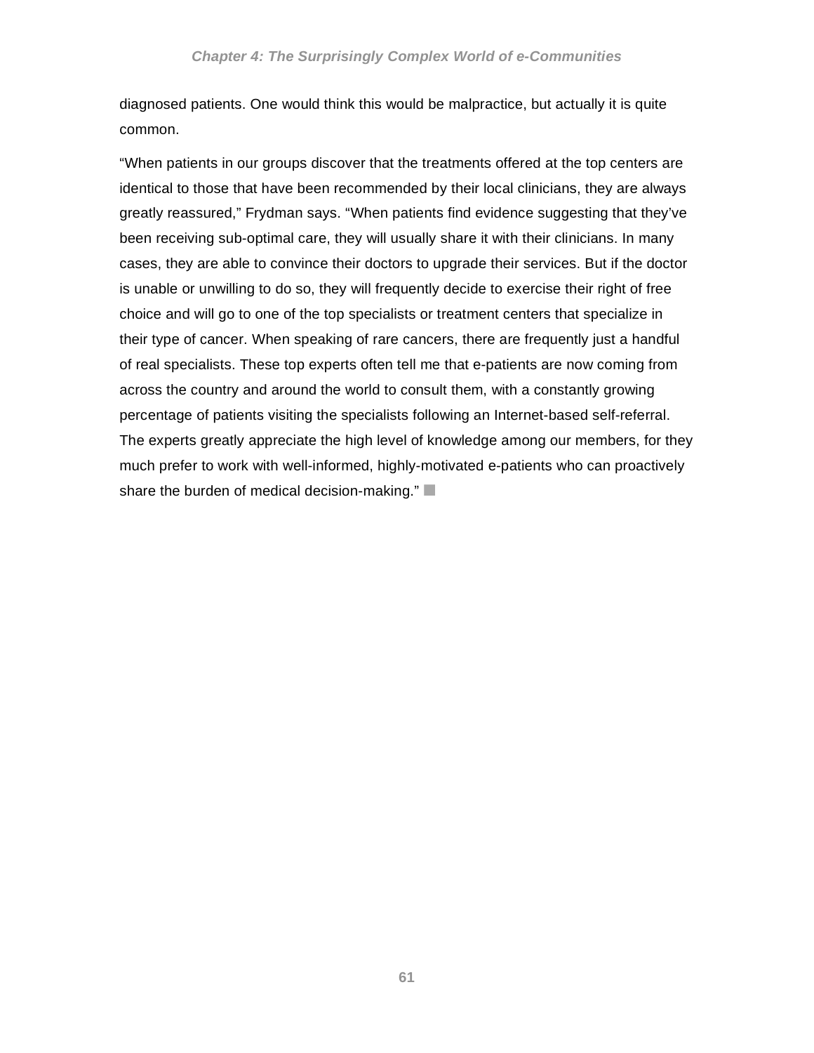diagnosed patients. One would think this would be malpractice, but actually it is quite common.

"When patients in our groups discover that the treatments offered at the top centers are identical to those that have been recommended by their local clinicians, they are always greatly reassured," Frydman says. "When patients find evidence suggesting that they've been receiving sub-optimal care, they will usually share it with their clinicians. In many cases, they are able to convince their doctors to upgrade their services. But if the doctor is unable or unwilling to do so, they will frequently decide to exercise their right of free choice and will go to one of the top specialists or treatment centers that specialize in their type of cancer. When speaking of rare cancers, there are frequently just a handful of real specialists. These top experts often tell me that e-patients are now coming from across the country and around the world to consult them, with a constantly growing percentage of patients visiting the specialists following an Internet-based self-referral. The experts greatly appreciate the high level of knowledge among our members, for they much prefer to work with well-informed, highly-motivated e-patients who can proactively share the burden of medical decision-making." ■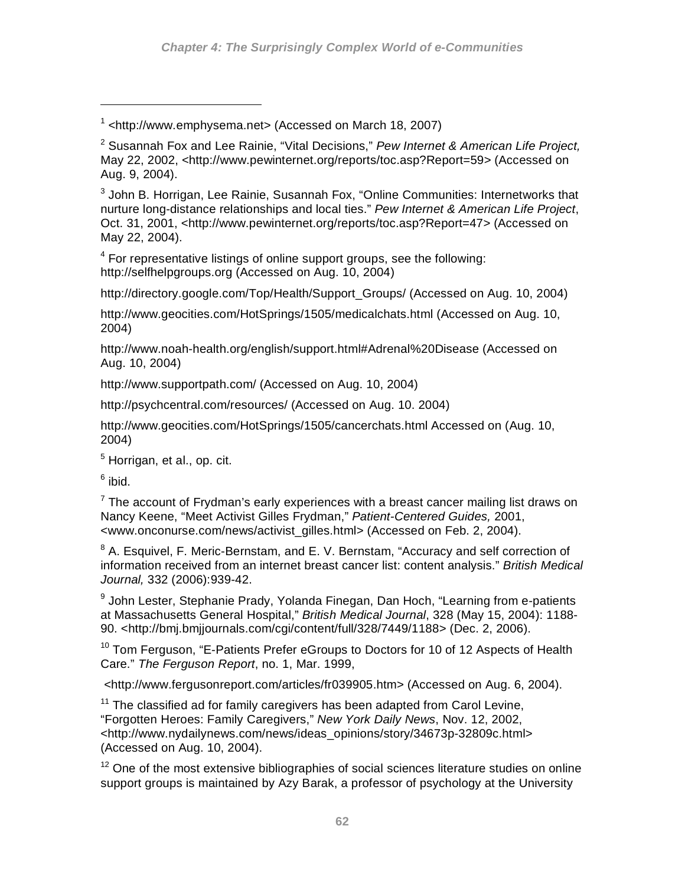[1] <http://www.emphysema.net> (Accessed on March 18, 2007)

[2] Susannah Fox and Lee Rainie, "Vital Decisions," *Pew Internet & American Life Project,* May 22, 2002, <http://www.pewinternet.org/reports/toc.asp?Report=59> (Accessed on Aug. 9, 2004).

[3] John B. Horrigan, Lee Rainie, Susannah Fox, "Online Communities: Internetworks that nurture long-distance relationships and local ties." *Pew Internet & American Life Project*, Oct. 31, 2001, <http://www.pewinternet.org/reports/toc.asp?Report=47> (Accessed on May 22, 2004).

[4] For representative listings of online support groups, see the following: http://selfhelpgroups.org (Accessed on Aug. 10, 2004)

http://directory.google.com/Top/Health/Support_Groups/ (Accessed on Aug. 10, 2004)

http://www.geocities.com/HotSprings/1505/medicalchats.html (Accessed on Aug. 10, 2004)

http://www.noah-health.org/english/support.html#Adrenal%20Disease (Accessed on Aug. 10, 2004)

http://www.supportpath.com/ (Accessed on Aug. 10, 2004)

http://psychcentral.com/resources/ (Accessed on Aug. 10. 2004)

http://www.geocities.com/HotSprings/1505/cancerchats.html Accessed on (Aug. 10, 2004)

[5] Horrigan, et al., op. cit.

[6] ibid.

[7] The account of Frydman's early experiences with a breast cancer mailing list draws on Nancy Keene, "Meet Activist Gilles Frydman," *Patient-Centered Guides,* 2001, <www.onconurse.com/news/activist_gilles.html> (Accessed on Feb. 2, 2004).

[8] A. Esquivel, F. Meric-Bernstam, and E. V. Bernstam, "Accuracy and self correction of information received from an internet breast cancer list: content analysis." *British Medical Journal,* 332 (2006):939-42.

[9] John Lester, Stephanie Prady, Yolanda Finegan, Dan Hoch, "Learning from e-patients at Massachusetts General Hospital," *British Medical Journal*, 328 (May 15, 2004): 1188-90. <http://bmj.bmjjournals.com/cgi/content/full/328/7449/1188> (Dec. 2, 2006).

[10] Tom Ferguson, "E-Patients Prefer eGroups to Doctors for 10 of 12 Aspects of Health Care." *The Ferguson Report*, no. 1, Mar. 1999,

<http://www.fergusonreport.com/articles/fr039905.htm> (Accessed on Aug. 6, 2004).

[11] The classified ad for family caregivers has been adapted from Carol Levine, "Forgotten Heroes: Family Caregivers," *New York Daily News*, Nov. 12, 2002, <http://www.nydailynews.com/news/ideas_opinions/story/34673p-32809c.html> (Accessed on Aug. 10, 2004).

[12] One of the most extensive bibliographies of social sciences literature studies on online support groups is maintained by Azy Barak, a professor of psychology at the University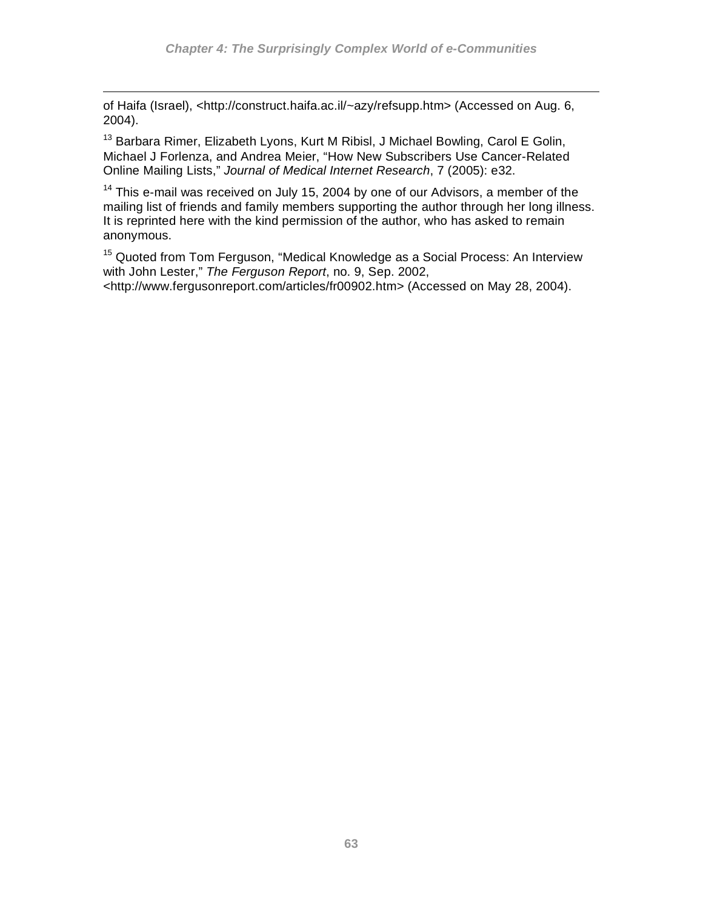of Haifa (Israel), <http://construct.haifa.ac.il/~azy/refsupp.htm> (Accessed on Aug. 6, 2004).

[13] Barbara Rimer, Elizabeth Lyons, Kurt M Ribisl, J Michael Bowling, Carol E Golin, Michael J Forlenza, and Andrea Meier, "How New Subscribers Use Cancer-Related Online Mailing Lists," *Journal of Medical Internet Research*, 7 (2005): e32.

[14] This e-mail was received on July 15, 2004 by one of our Advisors, a member of the mailing list of friends and family members supporting the author through her long illness. It is reprinted here with the kind permission of the author, who has asked to remain anonymous.

[15] Quoted from Tom Ferguson, "Medical Knowledge as a Social Process: An Interview with John Lester," *The Ferguson Report*, no. 9, Sep. 2002, <http://www.fergusonreport.com/articles/fr00902.htm> (Accessed on May 28, 2004).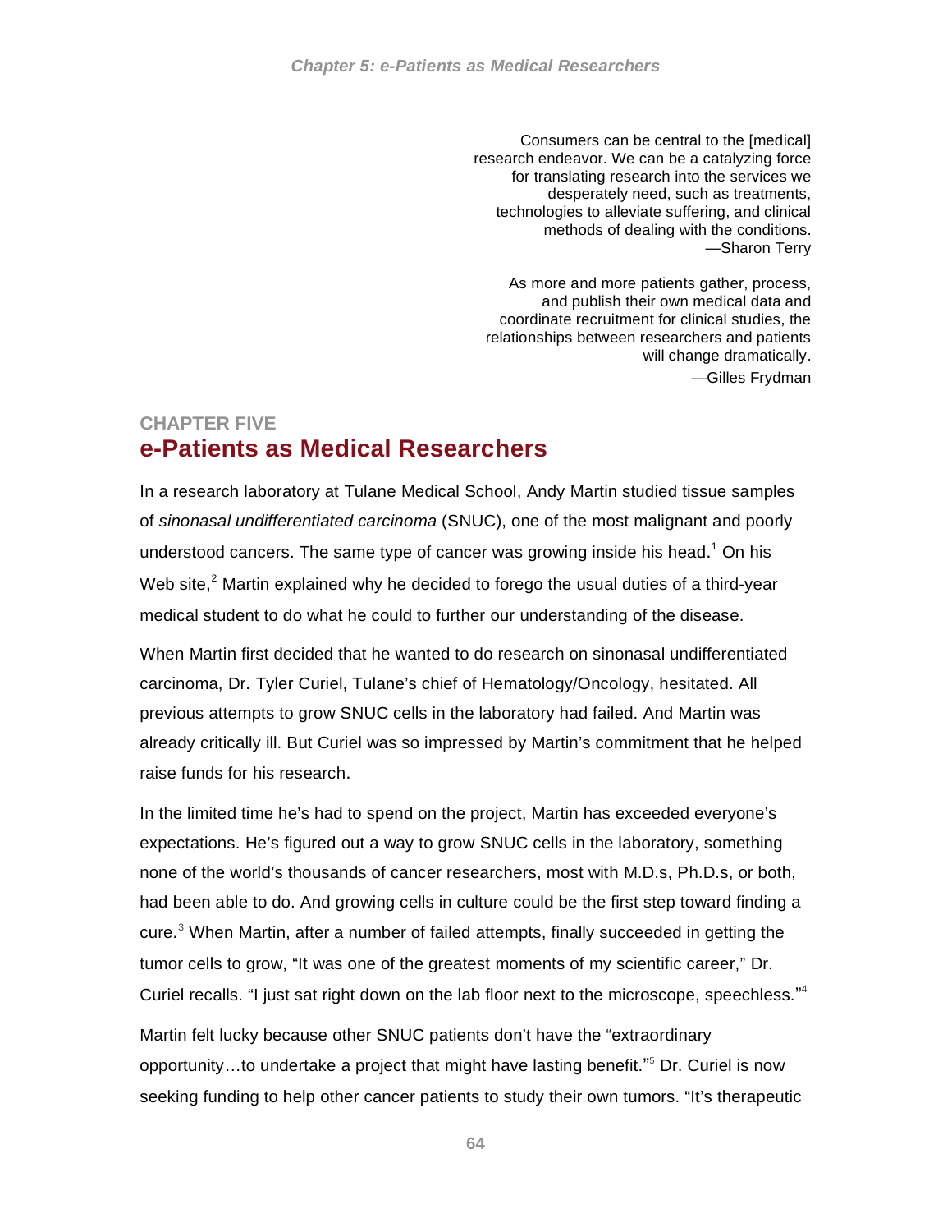> Consumers can be central to the [medical] research endeavor. We can be a catalyzing force for translating research into the services we desperately need, such as treatments, technologies to alleviate suffering, and clinical methods of dealing with the conditions.
> —Sharon Terry

> As more and more patients gather, process, and publish their own medical data and coordinate recruitment for clinical studies, the relationships between researchers and patients will change dramatically.
> —Gilles Frydman

## CHAPTER FIVE

# e-Patients as Medical Researchers

In a research laboratory at Tulane Medical School, Andy Martin studied tissue samples of *sinonasal undifferentiated carcinoma* (SNUC), one of the most malignant and poorly understood cancers. The same type of cancer was growing inside his head.[1] On his Web site,[2] Martin explained why he decided to forego the usual duties of a third-year medical student to do what he could to further our understanding of the disease.

When Martin first decided that he wanted to do research on sinonasal undifferentiated carcinoma, Dr. Tyler Curiel, Tulane's chief of Hematology/Oncology, hesitated. All previous attempts to grow SNUC cells in the laboratory had failed. And Martin was already critically ill. But Curiel was so impressed by Martin's commitment that he helped raise funds for his research.

In the limited time he's had to spend on the project, Martin has exceeded everyone's expectations. He's figured out a way to grow SNUC cells in the laboratory, something none of the world's thousands of cancer researchers, most with M.D.s, Ph.D.s, or both, had been able to do. And growing cells in culture could be the first step toward finding a cure.[3] When Martin, after a number of failed attempts, finally succeeded in getting the tumor cells to grow, "It was one of the greatest moments of my scientific career," Dr. Curiel recalls. "I just sat right down on the lab floor next to the microscope, speechless."[4]

Martin felt lucky because other SNUC patients don't have the "extraordinary opportunity…to undertake a project that might have lasting benefit."[5] Dr. Curiel is now seeking funding to help other cancer patients to study their own tumors. "It's therapeutic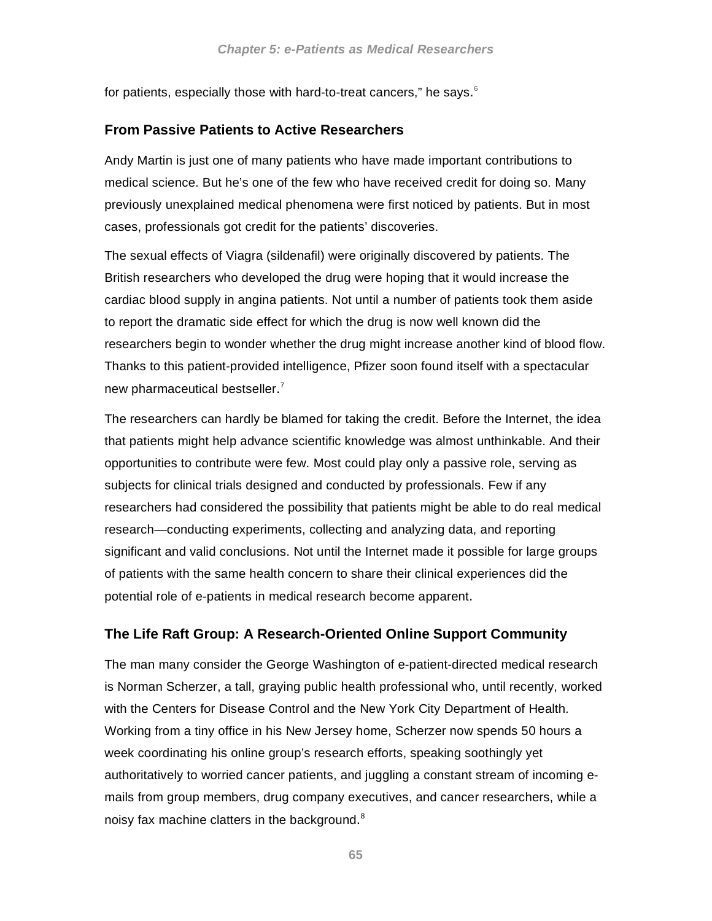for patients, especially those with hard-to-treat cancers," he says.[6]

## From Passive Patients to Active Researchers

Andy Martin is just one of many patients who have made important contributions to medical science. But he's one of the few who have received credit for doing so. Many previously unexplained medical phenomena were first noticed by patients. But in most cases, professionals got credit for the patients' discoveries.

The sexual effects of Viagra (sildenafil) were originally discovered by patients. The British researchers who developed the drug were hoping that it would increase the cardiac blood supply in angina patients. Not until a number of patients took them aside to report the dramatic side effect for which the drug is now well known did the researchers begin to wonder whether the drug might increase another kind of blood flow. Thanks to this patient-provided intelligence, Pfizer soon found itself with a spectacular new pharmaceutical bestseller.[7]

The researchers can hardly be blamed for taking the credit. Before the Internet, the idea that patients might help advance scientific knowledge was almost unthinkable. And their opportunities to contribute were few. Most could play only a passive role, serving as subjects for clinical trials designed and conducted by professionals. Few if any researchers had considered the possibility that patients might be able to do real medical research—conducting experiments, collecting and analyzing data, and reporting significant and valid conclusions. Not until the Internet made it possible for large groups of patients with the same health concern to share their clinical experiences did the potential role of e-patients in medical research become apparent.

## The Life Raft Group: A Research-Oriented Online Support Community

The man many consider the George Washington of e-patient-directed medical research is Norman Scherzer, a tall, graying public health professional who, until recently, worked with the Centers for Disease Control and the New York City Department of Health. Working from a tiny office in his New Jersey home, Scherzer now spends 50 hours a week coordinating his online group's research efforts, speaking soothingly yet authoritatively to worried cancer patients, and juggling a constant stream of incoming e-mails from group members, drug company executives, and cancer researchers, while a noisy fax machine clatters in the background.[8]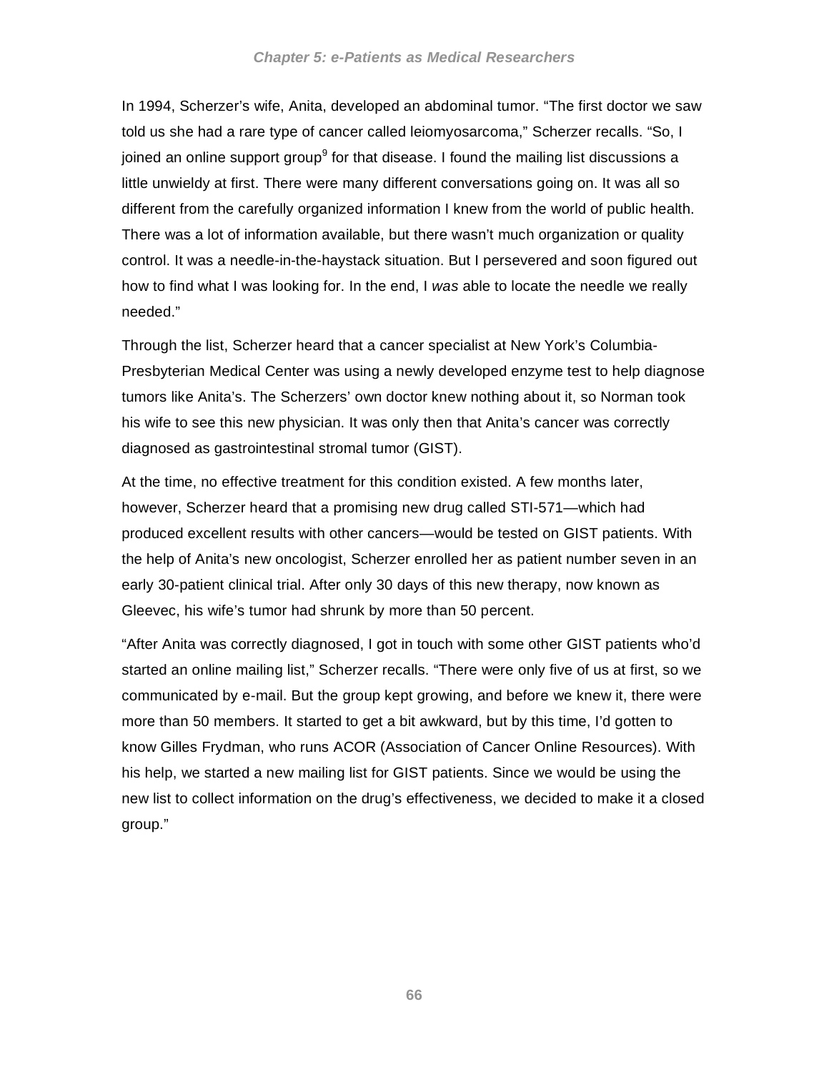In 1994, Scherzer's wife, Anita, developed an abdominal tumor. "The first doctor we saw told us she had a rare type of cancer called leiomyosarcoma," Scherzer recalls. "So, I joined an online support group[9] for that disease. I found the mailing list discussions a little unwieldy at first. There were many different conversations going on. It was all so different from the carefully organized information I knew from the world of public health. There was a lot of information available, but there wasn't much organization or quality control. It was a needle-in-the-haystack situation. But I persevered and soon figured out how to find what I was looking for. In the end, I *was* able to locate the needle we really needed."

Through the list, Scherzer heard that a cancer specialist at New York's Columbia-Presbyterian Medical Center was using a newly developed enzyme test to help diagnose tumors like Anita's. The Scherzers' own doctor knew nothing about it, so Norman took his wife to see this new physician. It was only then that Anita's cancer was correctly diagnosed as gastrointestinal stromal tumor (GIST).

At the time, no effective treatment for this condition existed. A few months later, however, Scherzer heard that a promising new drug called STI-571—which had produced excellent results with other cancers—would be tested on GIST patients. With the help of Anita's new oncologist, Scherzer enrolled her as patient number seven in an early 30-patient clinical trial. After only 30 days of this new therapy, now known as Gleevec, his wife's tumor had shrunk by more than 50 percent.

"After Anita was correctly diagnosed, I got in touch with some other GIST patients who'd started an online mailing list," Scherzer recalls. "There were only five of us at first, so we communicated by e-mail. But the group kept growing, and before we knew it, there were more than 50 members. It started to get a bit awkward, but by this time, I'd gotten to know Gilles Frydman, who runs ACOR (Association of Cancer Online Resources). With his help, we started a new mailing list for GIST patients. Since we would be using the new list to collect information on the drug's effectiveness, we decided to make it a closed group."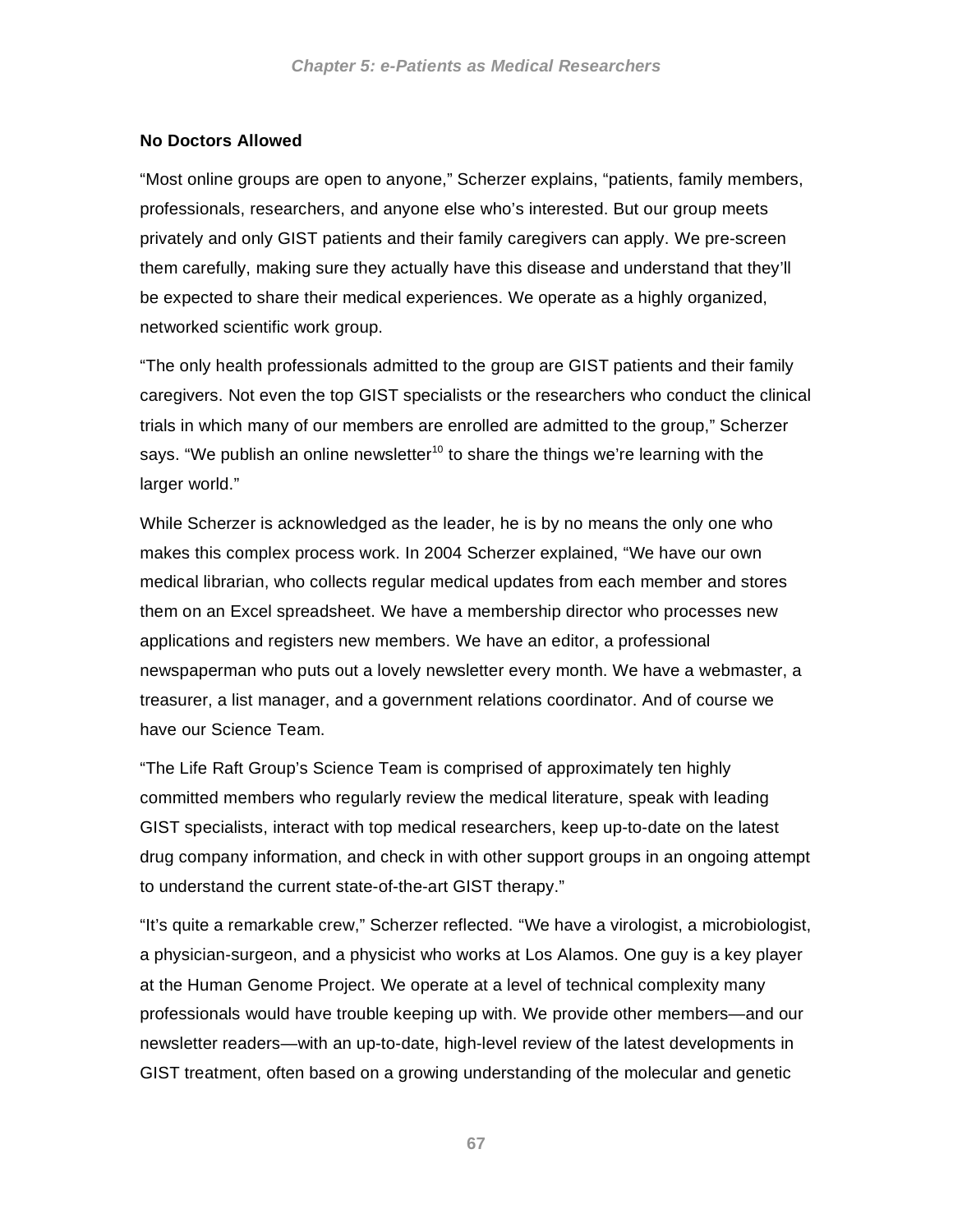### No Doctors Allowed

“Most online groups are open to anyone,” Scherzer explains, “patients, family members, professionals, researchers, and anyone else who’s interested. But our group meets privately and only GIST patients and their family caregivers can apply. We pre-screen them carefully, making sure they actually have this disease and understand that they’ll be expected to share their medical experiences. We operate as a highly organized, networked scientific work group.

“The only health professionals admitted to the group are GIST patients and their family caregivers. Not even the top GIST specialists or the researchers who conduct the clinical trials in which many of our members are enrolled are admitted to the group,” Scherzer says. “We publish an online newsletter[10] to share the things we’re learning with the larger world.”

While Scherzer is acknowledged as the leader, he is by no means the only one who makes this complex process work. In 2004 Scherzer explained, “We have our own medical librarian, who collects regular medical updates from each member and stores them on an Excel spreadsheet. We have a membership director who processes new applications and registers new members. We have an editor, a professional newspaperman who puts out a lovely newsletter every month. We have a webmaster, a treasurer, a list manager, and a government relations coordinator. And of course we have our Science Team.

“The Life Raft Group’s Science Team is comprised of approximately ten highly committed members who regularly review the medical literature, speak with leading GIST specialists, interact with top medical researchers, keep up-to-date on the latest drug company information, and check in with other support groups in an ongoing attempt to understand the current state-of-the-art GIST therapy.”

“It’s quite a remarkable crew,” Scherzer reflected. “We have a virologist, a microbiologist, a physician-surgeon, and a physicist who works at Los Alamos. One guy is a key player at the Human Genome Project. We operate at a level of technical complexity many professionals would have trouble keeping up with. We provide other members—and our newsletter readers—with an up-to-date, high-level review of the latest developments in GIST treatment, often based on a growing understanding of the molecular and genetic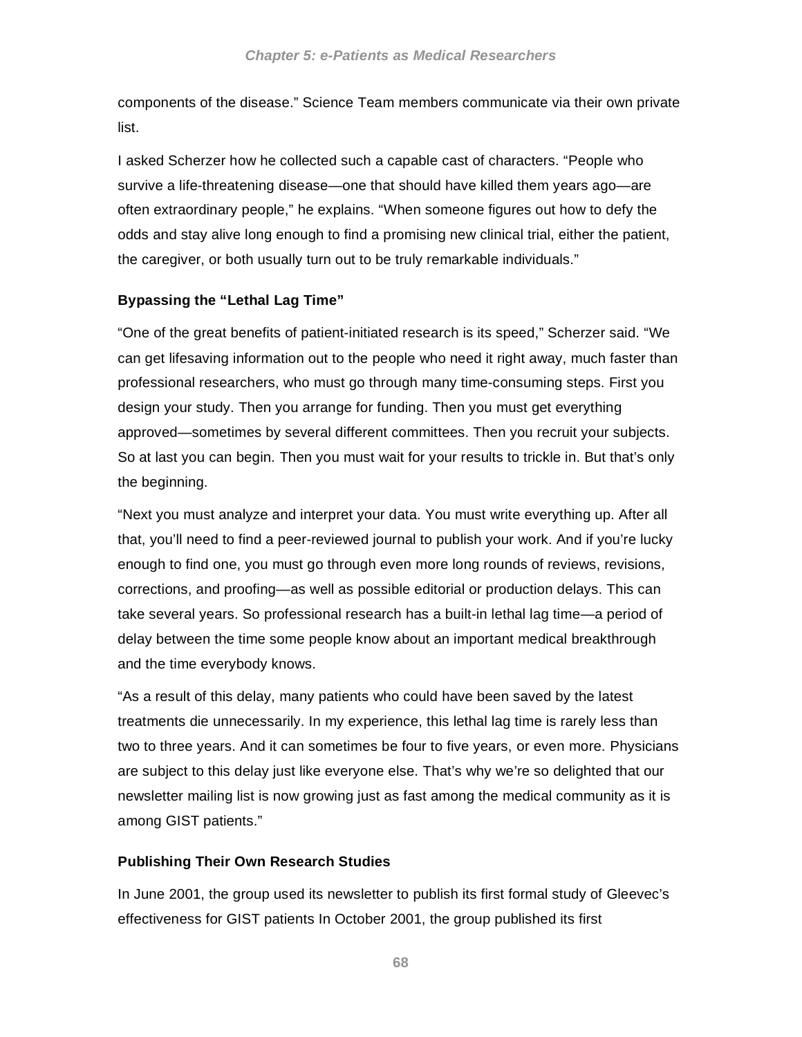components of the disease." Science Team members communicate via their own private list.

I asked Scherzer how he collected such a capable cast of characters. "People who survive a life-threatening disease—one that should have killed them years ago—are often extraordinary people," he explains. "When someone figures out how to defy the odds and stay alive long enough to find a promising new clinical trial, either the patient, the caregiver, or both usually turn out to be truly remarkable individuals."

### Bypassing the "Lethal Lag Time"

"One of the great benefits of patient-initiated research is its speed," Scherzer said. "We can get lifesaving information out to the people who need it right away, much faster than professional researchers, who must go through many time-consuming steps. First you design your study. Then you arrange for funding. Then you must get everything approved—sometimes by several different committees. Then you recruit your subjects. So at last you can begin. Then you must wait for your results to trickle in. But that's only the beginning.

"Next you must analyze and interpret your data. You must write everything up. After all that, you'll need to find a peer-reviewed journal to publish your work. And if you're lucky enough to find one, you must go through even more long rounds of reviews, revisions, corrections, and proofing—as well as possible editorial or production delays. This can take several years. So professional research has a built-in lethal lag time—a period of delay between the time some people know about an important medical breakthrough and the time everybody knows.

"As a result of this delay, many patients who could have been saved by the latest treatments die unnecessarily. In my experience, this lethal lag time is rarely less than two to three years. And it can sometimes be four to five years, or even more. Physicians are subject to this delay just like everyone else. That's why we're so delighted that our newsletter mailing list is now growing just as fast among the medical community as it is among GIST patients."

### Publishing Their Own Research Studies

In June 2001, the group used its newsletter to publish its first formal study of Gleevec's effectiveness for GIST patients In October 2001, the group published its first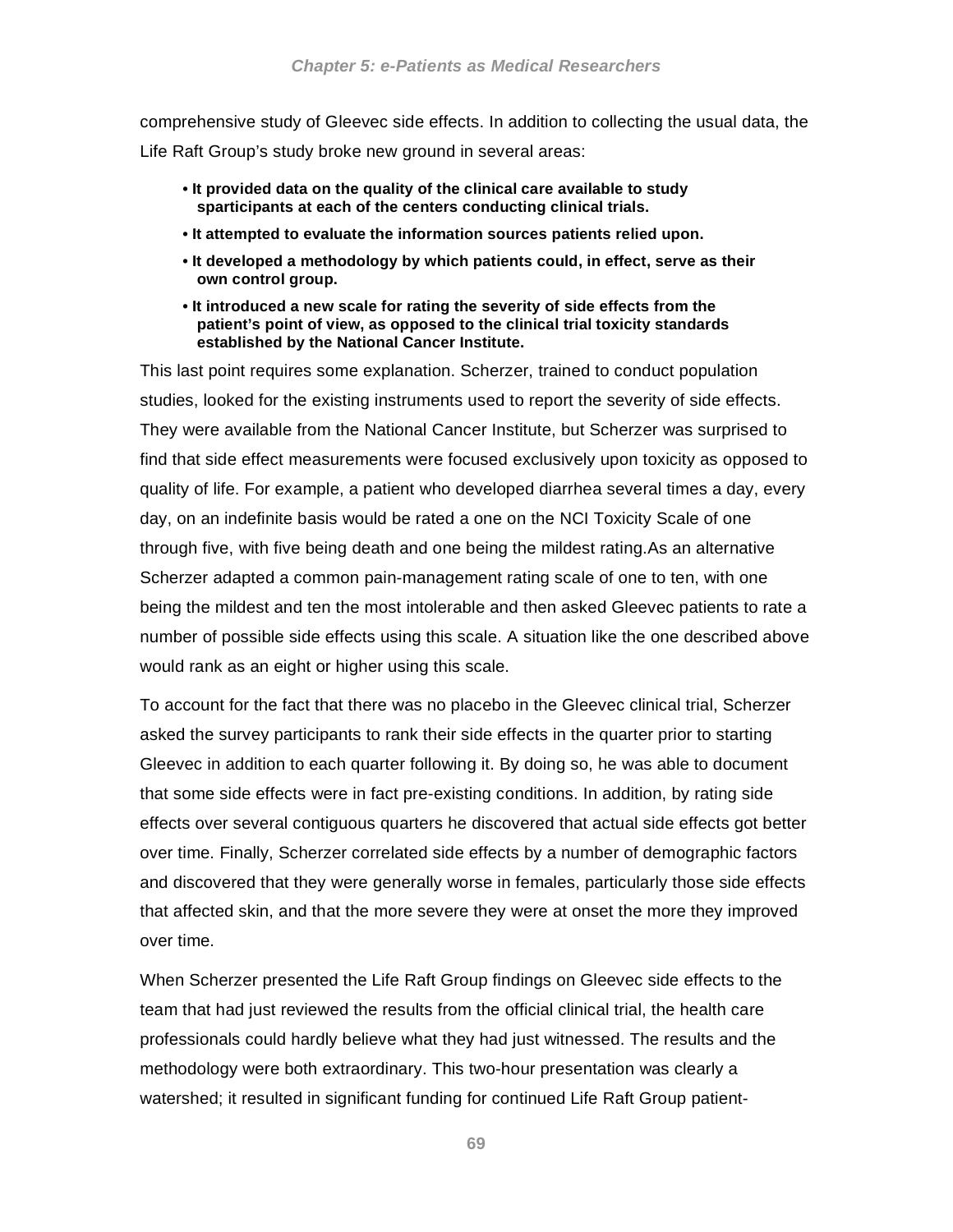comprehensive study of Gleevec side effects. In addition to collecting the usual data, the Life Raft Group's study broke new ground in several areas:

- **It provided data on the quality of the clinical care available to study sparticipants at each of the centers conducting clinical trials.**
- **It attempted to evaluate the information sources patients relied upon.**
- **It developed a methodology by which patients could, in effect, serve as their own control group.**
- **It introduced a new scale for rating the severity of side effects from the patient's point of view, as opposed to the clinical trial toxicity standards established by the National Cancer Institute.**

This last point requires some explanation. Scherzer, trained to conduct population studies, looked for the existing instruments used to report the severity of side effects. They were available from the National Cancer Institute, but Scherzer was surprised to find that side effect measurements were focused exclusively upon toxicity as opposed to quality of life. For example, a patient who developed diarrhea several times a day, every day, on an indefinite basis would be rated a one on the NCI Toxicity Scale of one through five, with five being death and one being the mildest rating.As an alternative Scherzer adapted a common pain-management rating scale of one to ten, with one being the mildest and ten the most intolerable and then asked Gleevec patients to rate a number of possible side effects using this scale. A situation like the one described above would rank as an eight or higher using this scale.

To account for the fact that there was no placebo in the Gleevec clinical trial, Scherzer asked the survey participants to rank their side effects in the quarter prior to starting Gleevec in addition to each quarter following it. By doing so, he was able to document that some side effects were in fact pre-existing conditions. In addition, by rating side effects over several contiguous quarters he discovered that actual side effects got better over time. Finally, Scherzer correlated side effects by a number of demographic factors and discovered that they were generally worse in females, particularly those side effects that affected skin, and that the more severe they were at onset the more they improved over time.

When Scherzer presented the Life Raft Group findings on Gleevec side effects to the team that had just reviewed the results from the official clinical trial, the health care professionals could hardly believe what they had just witnessed. The results and the methodology were both extraordinary. This two-hour presentation was clearly a watershed; it resulted in significant funding for continued Life Raft Group patient-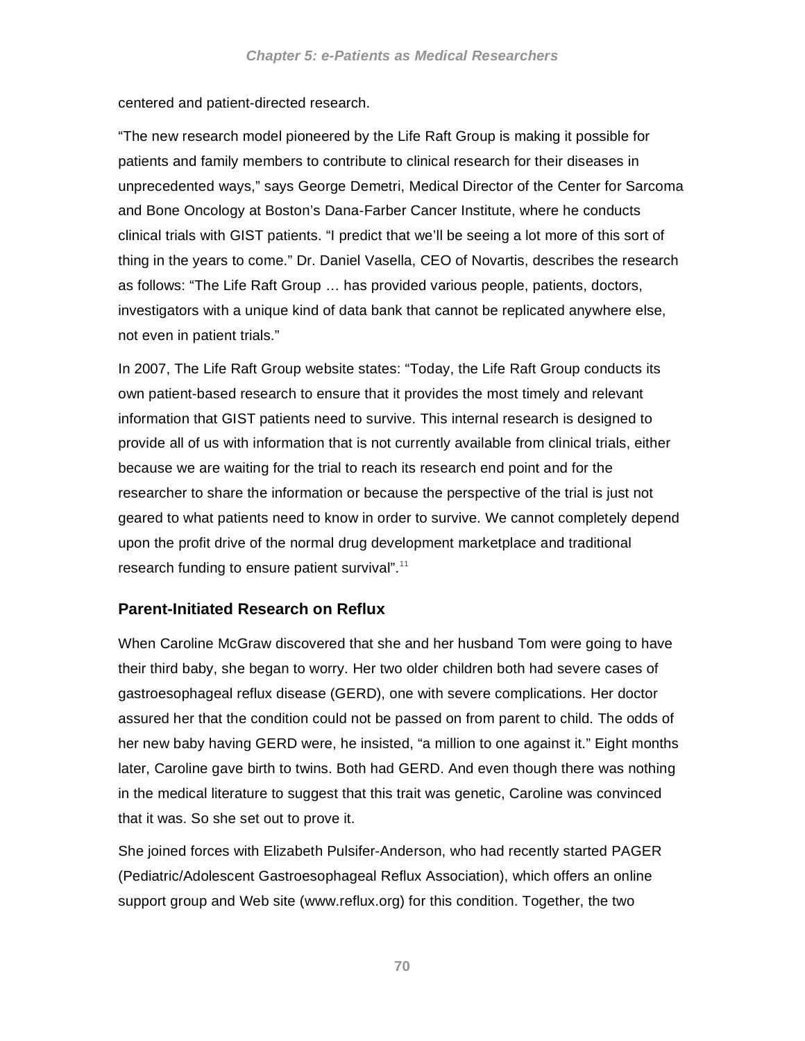centered and patient-directed research.

“The new research model pioneered by the Life Raft Group is making it possible for patients and family members to contribute to clinical research for their diseases in unprecedented ways,” says George Demetri, Medical Director of the Center for Sarcoma and Bone Oncology at Boston’s Dana-Farber Cancer Institute, where he conducts clinical trials with GIST patients. “I predict that we’ll be seeing a lot more of this sort of thing in the years to come.” Dr. Daniel Vasella, CEO of Novartis, describes the research as follows: “The Life Raft Group … has provided various people, patients, doctors, investigators with a unique kind of data bank that cannot be replicated anywhere else, not even in patient trials.”

In 2007, The Life Raft Group website states: “Today, the Life Raft Group conducts its own patient-based research to ensure that it provides the most timely and relevant information that GIST patients need to survive. This internal research is designed to provide all of us with information that is not currently available from clinical trials, either because we are waiting for the trial to reach its research end point and for the researcher to share the information or because the perspective of the trial is just not geared to what patients need to know in order to survive. We cannot completely depend upon the profit drive of the normal drug development marketplace and traditional research funding to ensure patient survival”.[11]

### Parent-Initiated Research on Reflux

When Caroline McGraw discovered that she and her husband Tom were going to have their third baby, she began to worry. Her two older children both had severe cases of gastroesophageal reflux disease (GERD), one with severe complications. Her doctor assured her that the condition could not be passed on from parent to child. The odds of her new baby having GERD were, he insisted, “a million to one against it.” Eight months later, Caroline gave birth to twins. Both had GERD. And even though there was nothing in the medical literature to suggest that this trait was genetic, Caroline was convinced that it was. So she set out to prove it.

She joined forces with Elizabeth Pulsifer-Anderson, who had recently started PAGER (Pediatric/Adolescent Gastroesophageal Reflux Association), which offers an online support group and Web site (www.reflux.org) for this condition. Together, the two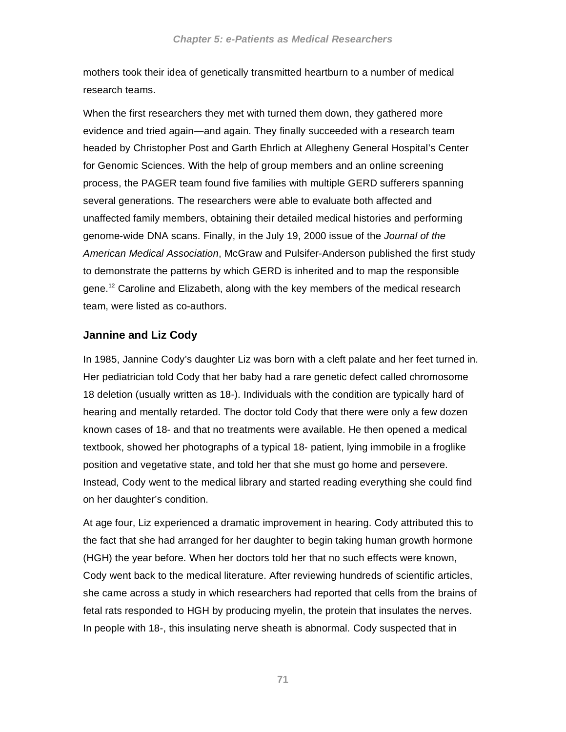mothers took their idea of genetically transmitted heartburn to a number of medical research teams.

When the first researchers they met with turned them down, they gathered more evidence and tried again—and again. They finally succeeded with a research team headed by Christopher Post and Garth Ehrlich at Allegheny General Hospital's Center for Genomic Sciences. With the help of group members and an online screening process, the PAGER team found five families with multiple GERD sufferers spanning several generations. The researchers were able to evaluate both affected and unaffected family members, obtaining their detailed medical histories and performing genome-wide DNA scans. Finally, in the July 19, 2000 issue of the *Journal of the American Medical Association*, McGraw and Pulsifer-Anderson published the first study to demonstrate the patterns by which GERD is inherited and to map the responsible gene.[12] Caroline and Elizabeth, along with the key members of the medical research team, were listed as co-authors.

### Jannine and Liz Cody

In 1985, Jannine Cody's daughter Liz was born with a cleft palate and her feet turned in. Her pediatrician told Cody that her baby had a rare genetic defect called chromosome 18 deletion (usually written as 18-). Individuals with the condition are typically hard of hearing and mentally retarded. The doctor told Cody that there were only a few dozen known cases of 18- and that no treatments were available. He then opened a medical textbook, showed her photographs of a typical 18- patient, lying immobile in a froglike position and vegetative state, and told her that she must go home and persevere. Instead, Cody went to the medical library and started reading everything she could find on her daughter's condition.

At age four, Liz experienced a dramatic improvement in hearing. Cody attributed this to the fact that she had arranged for her daughter to begin taking human growth hormone (HGH) the year before. When her doctors told her that no such effects were known, Cody went back to the medical literature. After reviewing hundreds of scientific articles, she came across a study in which researchers had reported that cells from the brains of fetal rats responded to HGH by producing myelin, the protein that insulates the nerves. In people with 18-, this insulating nerve sheath is abnormal. Cody suspected that in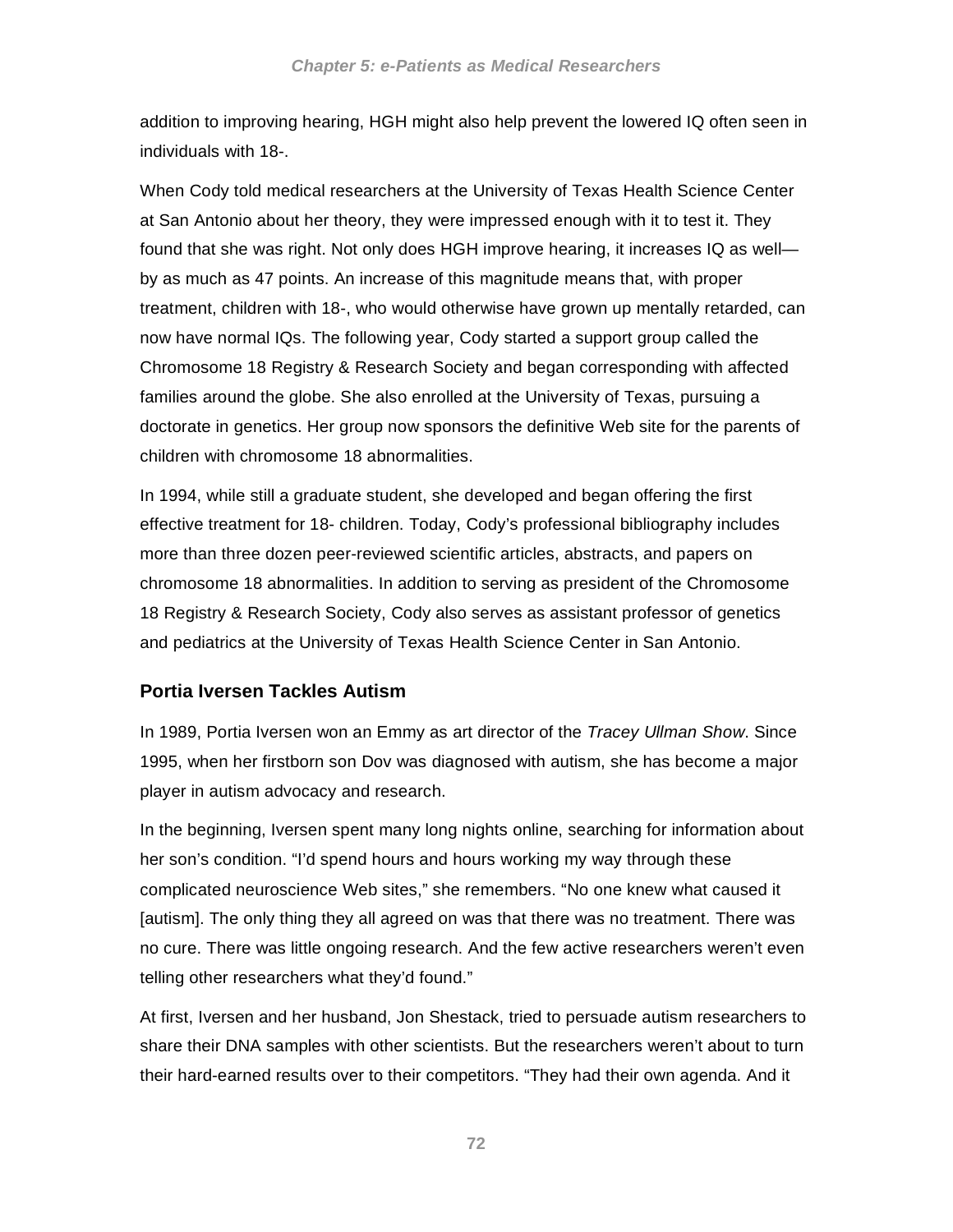addition to improving hearing, HGH might also help prevent the lowered IQ often seen in individuals with 18-.

When Cody told medical researchers at the University of Texas Health Science Center at San Antonio about her theory, they were impressed enough with it to test it. They found that she was right. Not only does HGH improve hearing, it increases IQ as well—by as much as 47 points. An increase of this magnitude means that, with proper treatment, children with 18-, who would otherwise have grown up mentally retarded, can now have normal IQs. The following year, Cody started a support group called the Chromosome 18 Registry & Research Society and began corresponding with affected families around the globe. She also enrolled at the University of Texas, pursuing a doctorate in genetics. Her group now sponsors the definitive Web site for the parents of children with chromosome 18 abnormalities.

In 1994, while still a graduate student, she developed and began offering the first effective treatment for 18- children. Today, Cody's professional bibliography includes more than three dozen peer-reviewed scientific articles, abstracts, and papers on chromosome 18 abnormalities. In addition to serving as president of the Chromosome 18 Registry & Research Society, Cody also serves as assistant professor of genetics and pediatrics at the University of Texas Health Science Center in San Antonio.

### Portia Iversen Tackles Autism

In 1989, Portia Iversen won an Emmy as art director of the *Tracey Ullman Show*. Since 1995, when her firstborn son Dov was diagnosed with autism, she has become a major player in autism advocacy and research.

In the beginning, Iversen spent many long nights online, searching for information about her son's condition. "I'd spend hours and hours working my way through these complicated neuroscience Web sites," she remembers. "No one knew what caused it [autism]. The only thing they all agreed on was that there was no treatment. There was no cure. There was little ongoing research. And the few active researchers weren't even telling other researchers what they'd found."

At first, Iversen and her husband, Jon Shestack, tried to persuade autism researchers to share their DNA samples with other scientists. But the researchers weren't about to turn their hard-earned results over to their competitors. "They had their own agenda. And it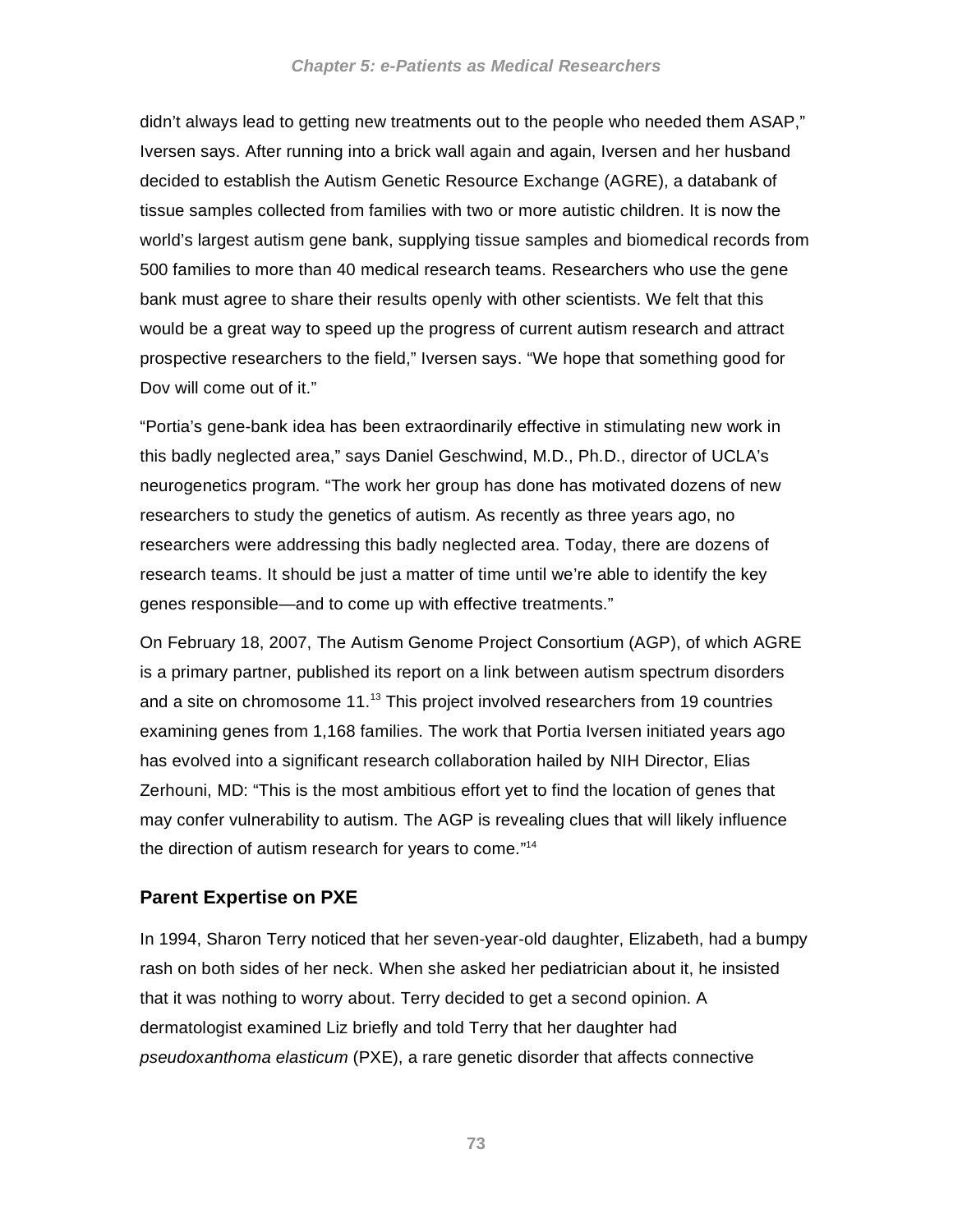didn't always lead to getting new treatments out to the people who needed them ASAP," Iversen says. After running into a brick wall again and again, Iversen and her husband decided to establish the Autism Genetic Resource Exchange (AGRE), a databank of tissue samples collected from families with two or more autistic children. It is now the world's largest autism gene bank, supplying tissue samples and biomedical records from 500 families to more than 40 medical research teams. Researchers who use the gene bank must agree to share their results openly with other scientists. We felt that this would be a great way to speed up the progress of current autism research and attract prospective researchers to the field," Iversen says. "We hope that something good for Dov will come out of it."

"Portia's gene-bank idea has been extraordinarily effective in stimulating new work in this badly neglected area," says Daniel Geschwind, M.D., Ph.D., director of UCLA's neurogenetics program. "The work her group has done has motivated dozens of new researchers to study the genetics of autism. As recently as three years ago, no researchers were addressing this badly neglected area. Today, there are dozens of research teams. It should be just a matter of time until we're able to identify the key genes responsible—and to come up with effective treatments."

On February 18, 2007, The Autism Genome Project Consortium (AGP), of which AGRE is a primary partner, published its report on a link between autism spectrum disorders and a site on chromosome 11.[13] This project involved researchers from 19 countries examining genes from 1,168 families. The work that Portia Iversen initiated years ago has evolved into a significant research collaboration hailed by NIH Director, Elias Zerhouni, MD: "This is the most ambitious effort yet to find the location of genes that may confer vulnerability to autism. The AGP is revealing clues that will likely influence the direction of autism research for years to come."[14]

### Parent Expertise on PXE

In 1994, Sharon Terry noticed that her seven-year-old daughter, Elizabeth, had a bumpy rash on both sides of her neck. When she asked her pediatrician about it, he insisted that it was nothing to worry about. Terry decided to get a second opinion. A dermatologist examined Liz briefly and told Terry that her daughter had *pseudoxanthoma elasticum* (PXE), a rare genetic disorder that affects connective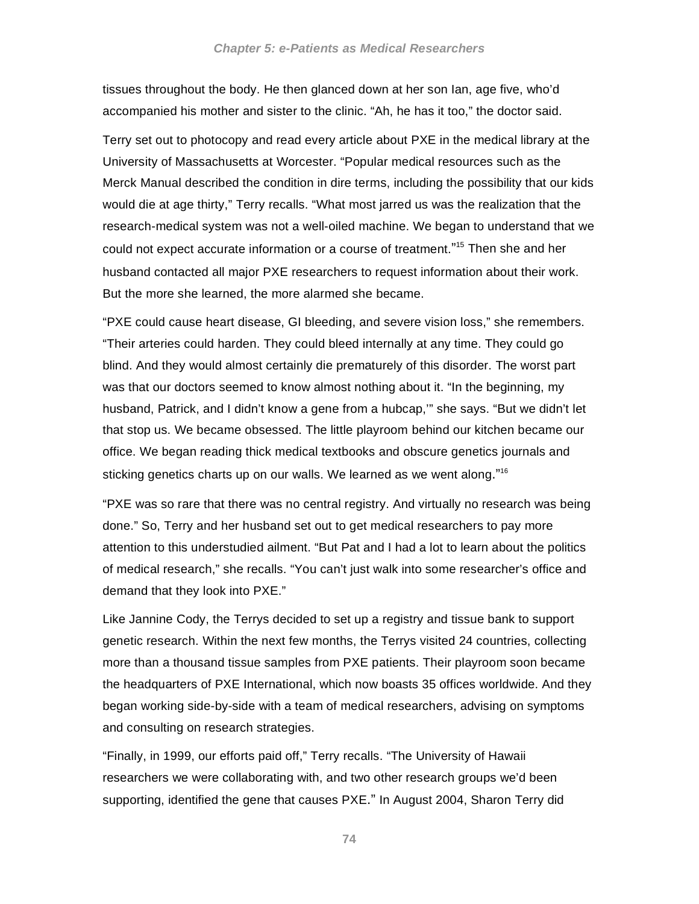tissues throughout the body. He then glanced down at her son Ian, age five, who'd accompanied his mother and sister to the clinic. "Ah, he has it too," the doctor said.

Terry set out to photocopy and read every article about PXE in the medical library at the University of Massachusetts at Worcester. "Popular medical resources such as the Merck Manual described the condition in dire terms, including the possibility that our kids would die at age thirty," Terry recalls. "What most jarred us was the realization that the research-medical system was not a well-oiled machine. We began to understand that we could not expect accurate information or a course of treatment."[15] Then she and her husband contacted all major PXE researchers to request information about their work. But the more she learned, the more alarmed she became.

"PXE could cause heart disease, GI bleeding, and severe vision loss," she remembers. "Their arteries could harden. They could bleed internally at any time. They could go blind. And they would almost certainly die prematurely of this disorder. The worst part was that our doctors seemed to know almost nothing about it. "In the beginning, my husband, Patrick, and I didn't know a gene from a hubcap,'" she says. "But we didn't let that stop us. We became obsessed. The little playroom behind our kitchen became our office. We began reading thick medical textbooks and obscure genetics journals and sticking genetics charts up on our walls. We learned as we went along."[16]

"PXE was so rare that there was no central registry. And virtually no research was being done." So, Terry and her husband set out to get medical researchers to pay more attention to this understudied ailment. "But Pat and I had a lot to learn about the politics of medical research," she recalls. "You can't just walk into some researcher's office and demand that they look into PXE."

Like Jannine Cody, the Terrys decided to set up a registry and tissue bank to support genetic research. Within the next few months, the Terrys visited 24 countries, collecting more than a thousand tissue samples from PXE patients. Their playroom soon became the headquarters of PXE International, which now boasts 35 offices worldwide. And they began working side-by-side with a team of medical researchers, advising on symptoms and consulting on research strategies.

"Finally, in 1999, our efforts paid off," Terry recalls. "The University of Hawaii researchers we were collaborating with, and two other research groups we'd been supporting, identified the gene that causes PXE." In August 2004, Sharon Terry did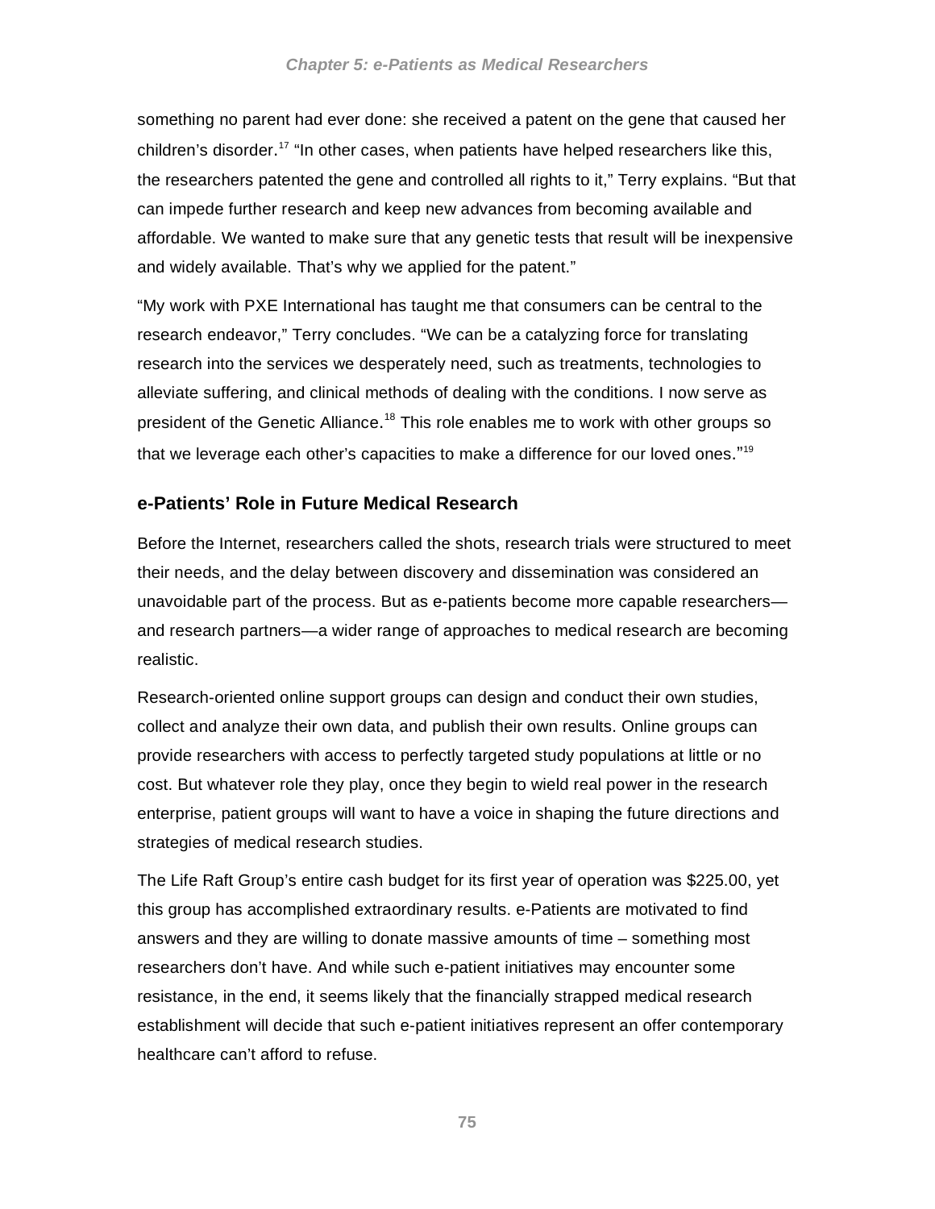something no parent had ever done: she received a patent on the gene that caused her children's disorder.[17] "In other cases, when patients have helped researchers like this, the researchers patented the gene and controlled all rights to it," Terry explains. "But that can impede further research and keep new advances from becoming available and affordable. We wanted to make sure that any genetic tests that result will be inexpensive and widely available. That's why we applied for the patent."

"My work with PXE International has taught me that consumers can be central to the research endeavor," Terry concludes. "We can be a catalyzing force for translating research into the services we desperately need, such as treatments, technologies to alleviate suffering, and clinical methods of dealing with the conditions. I now serve as president of the Genetic Alliance.[18] This role enables me to work with other groups so that we leverage each other's capacities to make a difference for our loved ones."[19]

### e-Patients' Role in Future Medical Research

Before the Internet, researchers called the shots, research trials were structured to meet their needs, and the delay between discovery and dissemination was considered an unavoidable part of the process. But as e-patients become more capable researchers—and research partners—a wider range of approaches to medical research are becoming realistic.

Research-oriented online support groups can design and conduct their own studies, collect and analyze their own data, and publish their own results. Online groups can provide researchers with access to perfectly targeted study populations at little or no cost. But whatever role they play, once they begin to wield real power in the research enterprise, patient groups will want to have a voice in shaping the future directions and strategies of medical research studies.

The Life Raft Group's entire cash budget for its first year of operation was $225.00, yet this group has accomplished extraordinary results. e-Patients are motivated to find answers and they are willing to donate massive amounts of time – something most researchers don't have. And while such e-patient initiatives may encounter some resistance, in the end, it seems likely that the financially strapped medical research establishment will decide that such e-patient initiatives represent an offer contemporary healthcare can't afford to refuse.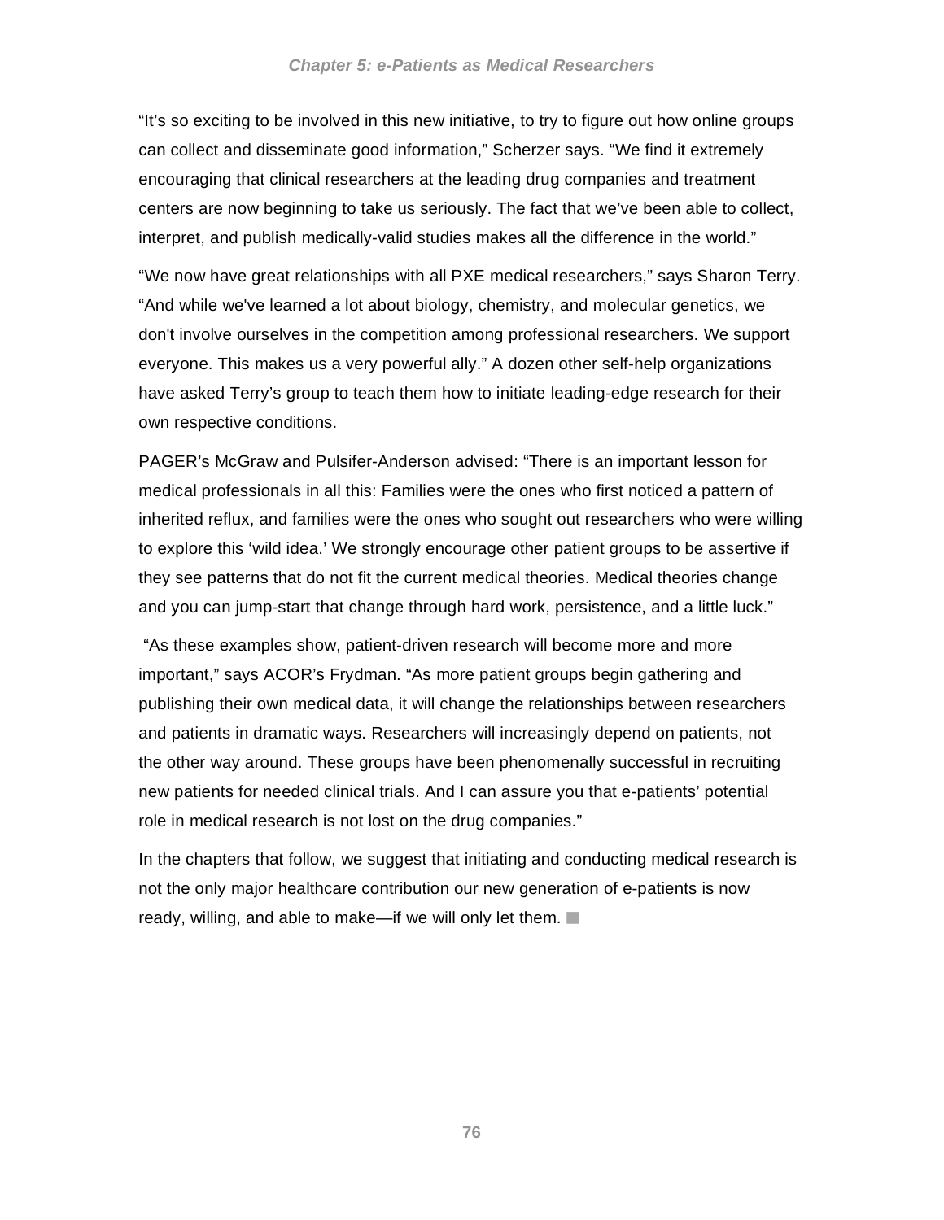"It's so exciting to be involved in this new initiative, to try to figure out how online groups can collect and disseminate good information," Scherzer says. "We find it extremely encouraging that clinical researchers at the leading drug companies and treatment centers are now beginning to take us seriously. The fact that we've been able to collect, interpret, and publish medically-valid studies makes all the difference in the world."

"We now have great relationships with all PXE medical researchers," says Sharon Terry. "And while we've learned a lot about biology, chemistry, and molecular genetics, we don't involve ourselves in the competition among professional researchers. We support everyone. This makes us a very powerful ally." A dozen other self-help organizations have asked Terry's group to teach them how to initiate leading-edge research for their own respective conditions.

PAGER's McGraw and Pulsifer-Anderson advised: "There is an important lesson for medical professionals in all this: Families were the ones who first noticed a pattern of inherited reflux, and families were the ones who sought out researchers who were willing to explore this 'wild idea.' We strongly encourage other patient groups to be assertive if they see patterns that do not fit the current medical theories. Medical theories change and you can jump-start that change through hard work, persistence, and a little luck."

"As these examples show, patient-driven research will become more and more important," says ACOR's Frydman. "As more patient groups begin gathering and publishing their own medical data, it will change the relationships between researchers and patients in dramatic ways. Researchers will increasingly depend on patients, not the other way around. These groups have been phenomenally successful in recruiting new patients for needed clinical trials. And I can assure you that e-patients' potential role in medical research is not lost on the drug companies."

In the chapters that follow, we suggest that initiating and conducting medical research is not the only major healthcare contribution our new generation of e-patients is now ready, willing, and able to make—if we will only let them. ■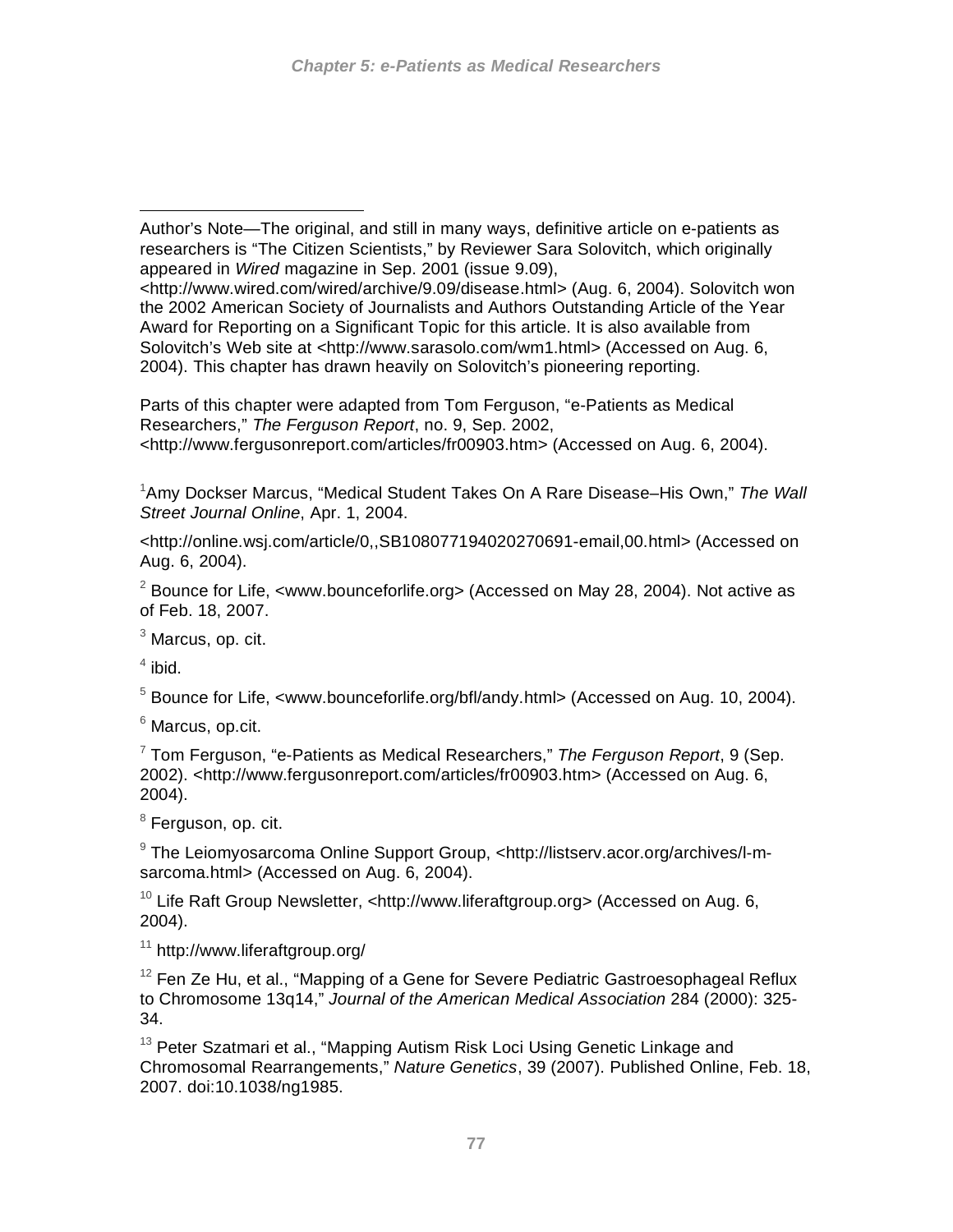Author's Note—The original, and still in many ways, definitive article on e-patients as researchers is "The Citizen Scientists," by Reviewer Sara Solovitch, which originally appeared in *Wired* magazine in Sep. 2001 (issue 9.09), <http://www.wired.com/wired/archive/9.09/disease.html> (Aug. 6, 2004). Solovitch won the 2002 American Society of Journalists and Authors Outstanding Article of the Year Award for Reporting on a Significant Topic for this article. It is also available from Solovitch's Web site at <http://www.sarasolo.com/wm1.html> (Accessed on Aug. 6, 2004). This chapter has drawn heavily on Solovitch's pioneering reporting.

Parts of this chapter were adapted from Tom Ferguson, "e-Patients as Medical Researchers," *The Ferguson Report*, no. 9, Sep. 2002, <http://www.fergusonreport.com/articles/fr00903.htm> (Accessed on Aug. 6, 2004).

[1] Amy Dockser Marcus, "Medical Student Takes On A Rare Disease–His Own," *The Wall Street Journal Online*, Apr. 1, 2004.

<http://online.wsj.com/article/0,,SB108077194020270691-email,00.html> (Accessed on Aug. 6, 2004).

[2] Bounce for Life, <www.bounceforlife.org> (Accessed on May 28, 2004). Not active as of Feb. 18, 2007.

[3] Marcus, op. cit.

[4] ibid.

[5] Bounce for Life, <www.bounceforlife.org/bfl/andy.html> (Accessed on Aug. 10, 2004).

[6] Marcus, op.cit.

[7] Tom Ferguson, "e-Patients as Medical Researchers," *The Ferguson Report*, 9 (Sep. 2002). <http://www.fergusonreport.com/articles/fr00903.htm> (Accessed on Aug. 6, 2004).

[8] Ferguson, op. cit.

[9] The Leiomyosarcoma Online Support Group, <http://listserv.acor.org/archives/l-m-sarcoma.html> (Accessed on Aug. 6, 2004).

[10] Life Raft Group Newsletter, <http://www.liferaftgroup.org> (Accessed on Aug. 6, 2004).

[11] http://www.liferaftgroup.org/

[12] Fen Ze Hu, et al., "Mapping of a Gene for Severe Pediatric Gastroesophageal Reflux to Chromosome 13q14," *Journal of the American Medical Association* 284 (2000): 325-34.

[13] Peter Szatmari et al., "Mapping Autism Risk Loci Using Genetic Linkage and Chromosomal Rearrangements," *Nature Genetics*, 39 (2007). Published Online, Feb. 18, 2007. doi:10.1038/ng1985.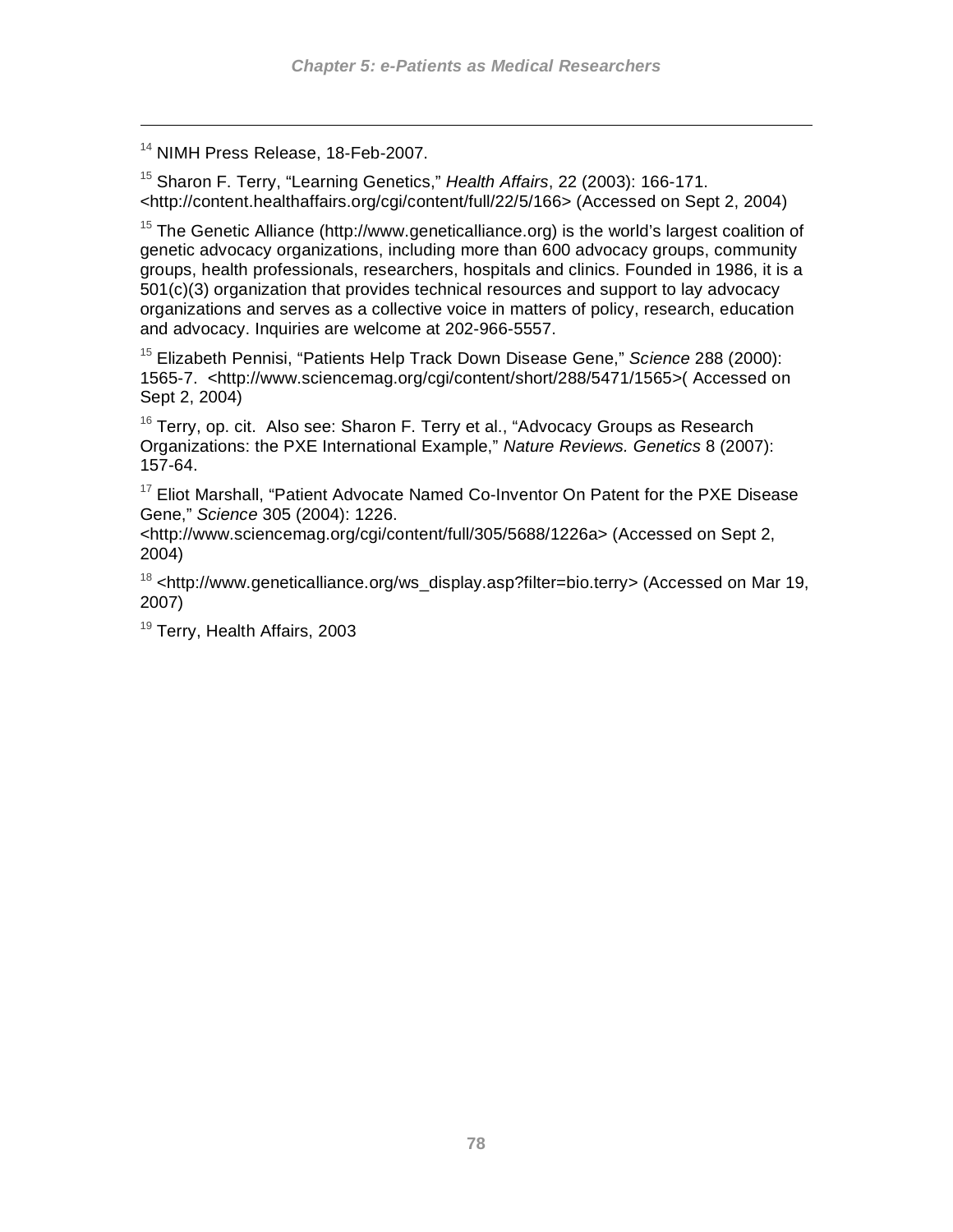[14] NIMH Press Release, 18-Feb-2007.

[15] Sharon F. Terry, "Learning Genetics," *Health Affairs*, 22 (2003): 166-171. <http://content.healthaffairs.org/cgi/content/full/22/5/166> (Accessed on Sept 2, 2004)

[15] The Genetic Alliance (http://www.geneticalliance.org) is the world's largest coalition of genetic advocacy organizations, including more than 600 advocacy groups, community groups, health professionals, researchers, hospitals and clinics. Founded in 1986, it is a 501(c)(3) organization that provides technical resources and support to lay advocacy organizations and serves as a collective voice in matters of policy, research, education and advocacy. Inquiries are welcome at 202-966-5557.

[15] Elizabeth Pennisi, "Patients Help Track Down Disease Gene," *Science* 288 (2000): 1565-7. <http://www.sciencemag.org/cgi/content/short/288/5471/1565>( Accessed on Sept 2, 2004)

[16] Terry, op. cit. Also see: Sharon F. Terry et al., "Advocacy Groups as Research Organizations: the PXE International Example," *Nature Reviews. Genetics* 8 (2007): 157-64.

[17] Eliot Marshall, "Patient Advocate Named Co-Inventor On Patent for the PXE Disease Gene," *Science* 305 (2004): 1226. <http://www.sciencemag.org/cgi/content/full/305/5688/1226a> (Accessed on Sept 2, 2004)

[18] <http://www.geneticalliance.org/ws_display.asp?filter=bio.terry> (Accessed on Mar 19, 2007)

[19] Terry, Health Affairs, 2003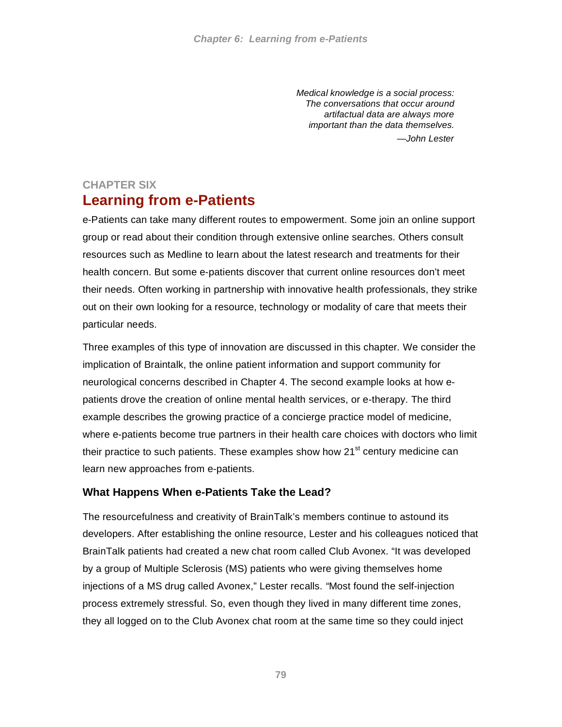*Medical knowledge is a social process: The conversations that occur around artifactual data are always more important than the data themselves.*

*—John Lester*

## CHAPTER SIX

# Learning from e-Patients

e-Patients can take many different routes to empowerment. Some join an online support group or read about their condition through extensive online searches. Others consult resources such as Medline to learn about the latest research and treatments for their health concern. But some e-patients discover that current online resources don't meet their needs. Often working in partnership with innovative health professionals, they strike out on their own looking for a resource, technology or modality of care that meets their particular needs.

Three examples of this type of innovation are discussed in this chapter. We consider the implication of Braintalk, the online patient information and support community for neurological concerns described in Chapter 4. The second example looks at how e-patients drove the creation of online mental health services, or e-therapy. The third example describes the growing practice of a concierge practice model of medicine, where e-patients become true partners in their health care choices with doctors who limit their practice to such patients. These examples show how 21st century medicine can learn new approaches from e-patients.

### What Happens When e-Patients Take the Lead?

The resourcefulness and creativity of BrainTalk's members continue to astound its developers. After establishing the online resource, Lester and his colleagues noticed that BrainTalk patients had created a new chat room called Club Avonex. "It was developed by a group of Multiple Sclerosis (MS) patients who were giving themselves home injections of a MS drug called Avonex," Lester recalls. "Most found the self-injection process extremely stressful. So, even though they lived in many different time zones, they all logged on to the Club Avonex chat room at the same time so they could inject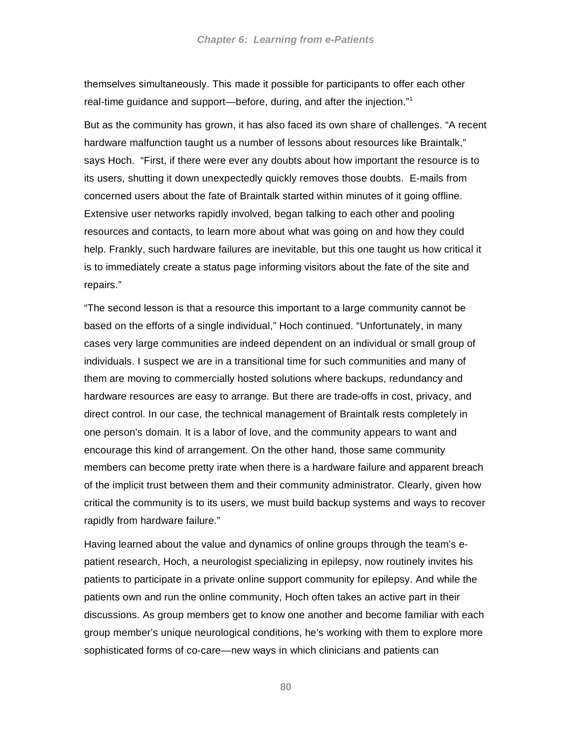themselves simultaneously. This made it possible for participants to offer each other real-time guidance and support—before, during, and after the injection."[1]

But as the community has grown, it has also faced its own share of challenges. "A recent hardware malfunction taught us a number of lessons about resources like Braintalk," says Hoch. "First, if there were ever any doubts about how important the resource is to its users, shutting it down unexpectedly quickly removes those doubts. E-mails from concerned users about the fate of Braintalk started within minutes of it going offline. Extensive user networks rapidly involved, began talking to each other and pooling resources and contacts, to learn more about what was going on and how they could help. Frankly, such hardware failures are inevitable, but this one taught us how critical it is to immediately create a status page informing visitors about the fate of the site and repairs."

"The second lesson is that a resource this important to a large community cannot be based on the efforts of a single individual," Hoch continued. "Unfortunately, in many cases very large communities are indeed dependent on an individual or small group of individuals. I suspect we are in a transitional time for such communities and many of them are moving to commercially hosted solutions where backups, redundancy and hardware resources are easy to arrange. But there are trade-offs in cost, privacy, and direct control. In our case, the technical management of Braintalk rests completely in one person's domain. It is a labor of love, and the community appears to want and encourage this kind of arrangement. On the other hand, those same community members can become pretty irate when there is a hardware failure and apparent breach of the implicit trust between them and their community administrator. Clearly, given how critical the community is to its users, we must build backup systems and ways to recover rapidly from hardware failure."

Having learned about the value and dynamics of online groups through the team's e-patient research, Hoch, a neurologist specializing in epilepsy, now routinely invites his patients to participate in a private online support community for epilepsy. And while the patients own and run the online community, Hoch often takes an active part in their discussions. As group members get to know one another and become familiar with each group member's unique neurological conditions, he's working with them to explore more sophisticated forms of co-care—new ways in which clinicians and patients can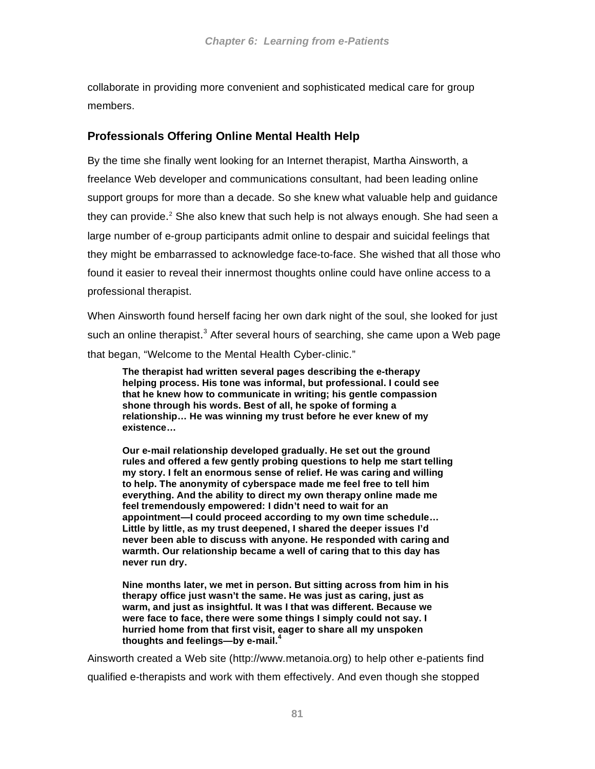collaborate in providing more convenient and sophisticated medical care for group members.

### Professionals Offering Online Mental Health Help

By the time she finally went looking for an Internet therapist, Martha Ainsworth, a freelance Web developer and communications consultant, had been leading online support groups for more than a decade. So she knew what valuable help and guidance they can provide.[2] She also knew that such help is not always enough. She had seen a large number of e-group participants admit online to despair and suicidal feelings that they might be embarrassed to acknowledge face-to-face. She wished that all those who found it easier to reveal their innermost thoughts online could have online access to a professional therapist.

When Ainsworth found herself facing her own dark night of the soul, she looked for just such an online therapist.[3] After several hours of searching, she came upon a Web page that began, "Welcome to the Mental Health Cyber-clinic."

> **The therapist had written several pages describing the e-therapy helping process. His tone was informal, but professional. I could see that he knew how to communicate in writing; his gentle compassion shone through his words. Best of all, he spoke of forming a relationship… He was winning my trust before he ever knew of my existence…**
>
> **Our e-mail relationship developed gradually. He set out the ground rules and offered a few gently probing questions to help me start telling my story. I felt an enormous sense of relief. He was caring and willing to help. The anonymity of cyberspace made me feel free to tell him everything. And the ability to direct my own therapy online made me feel tremendously empowered: I didn't need to wait for an appointment—I could proceed according to my own time schedule… Little by little, as my trust deepened, I shared the deeper issues I'd never been able to discuss with anyone. He responded with caring and warmth. Our relationship became a well of caring that to this day has never run dry.**
>
> **Nine months later, we met in person. But sitting across from him in his therapy office just wasn't the same. He was just as caring, just as warm, and just as insightful. It was I that was different. Because we were face to face, there were some things I simply could not say. I hurried home from that first visit, eager to share all my unspoken thoughts and feelings—by e-mail.[4]**

Ainsworth created a Web site (http://www.metanoia.org) to help other e-patients find qualified e-therapists and work with them effectively. And even though she stopped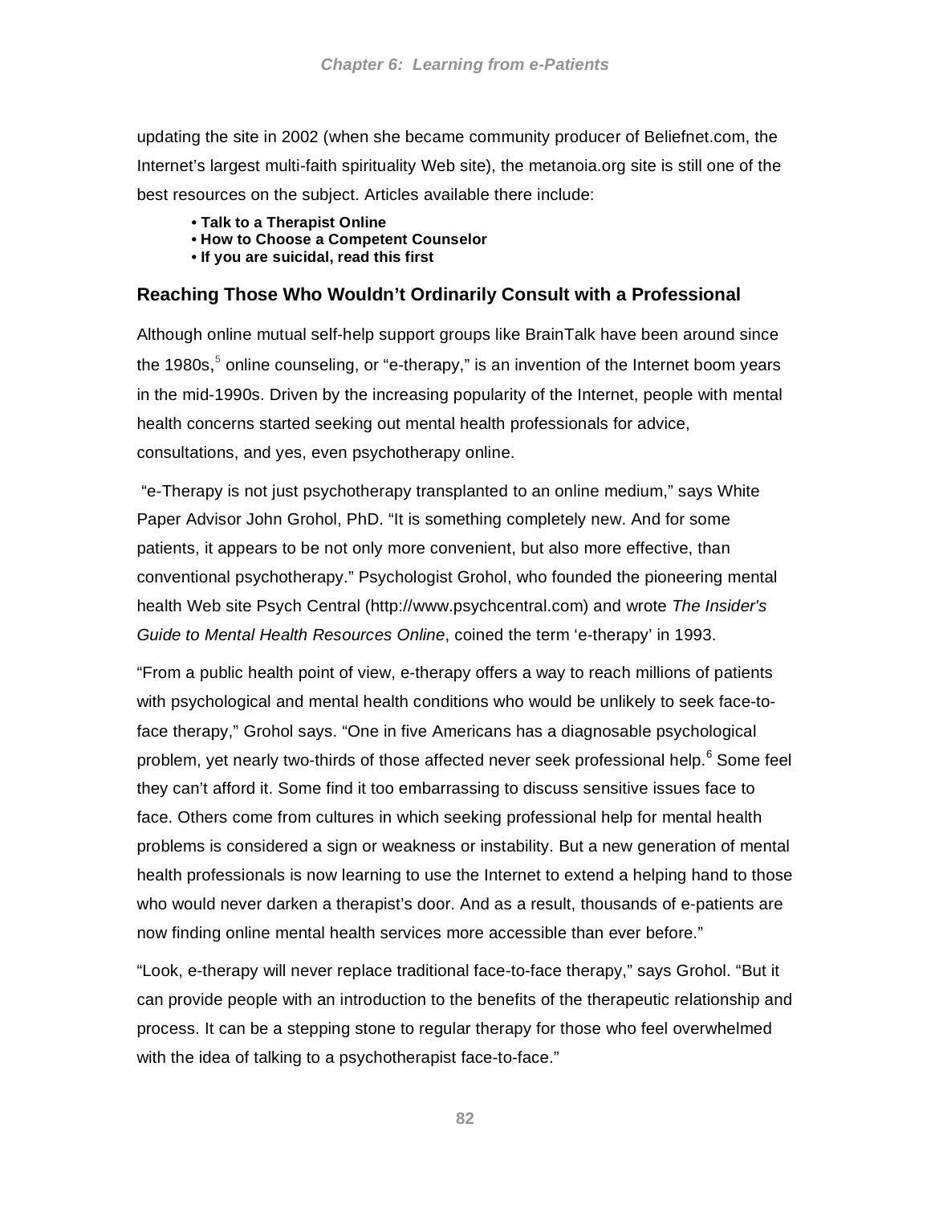updating the site in 2002 (when she became community producer of Beliefnet.com, the Internet's largest multi-faith spirituality Web site), the metanoia.org site is still one of the best resources on the subject. Articles available there include:

- **Talk to a Therapist Online**
- **How to Choose a Competent Counselor**
- **If you are suicidal, read this first**

### Reaching Those Who Wouldn't Ordinarily Consult with a Professional

Although online mutual self-help support groups like BrainTalk have been around since the 1980s,[5] online counseling, or "e-therapy," is an invention of the Internet boom years in the mid-1990s. Driven by the increasing popularity of the Internet, people with mental health concerns started seeking out mental health professionals for advice, consultations, and yes, even psychotherapy online.

"e-Therapy is not just psychotherapy transplanted to an online medium," says White Paper Advisor John Grohol, PhD. "It is something completely new. And for some patients, it appears to be not only more convenient, but also more effective, than conventional psychotherapy." Psychologist Grohol, who founded the pioneering mental health Web site Psych Central (http://www.psychcentral.com) and wrote *The Insider's Guide to Mental Health Resources Online*, coined the term 'e-therapy' in 1993.

"From a public health point of view, e-therapy offers a way to reach millions of patients with psychological and mental health conditions who would be unlikely to seek face-to-face therapy," Grohol says. "One in five Americans has a diagnosable psychological problem, yet nearly two-thirds of those affected never seek professional help.[6] Some feel they can't afford it. Some find it too embarrassing to discuss sensitive issues face to face. Others come from cultures in which seeking professional help for mental health problems is considered a sign or weakness or instability. But a new generation of mental health professionals is now learning to use the Internet to extend a helping hand to those who would never darken a therapist's door. And as a result, thousands of e-patients are now finding online mental health services more accessible than ever before."

"Look, e-therapy will never replace traditional face-to-face therapy," says Grohol. "But it can provide people with an introduction to the benefits of the therapeutic relationship and process. It can be a stepping stone to regular therapy for those who feel overwhelmed with the idea of talking to a psychotherapist face-to-face."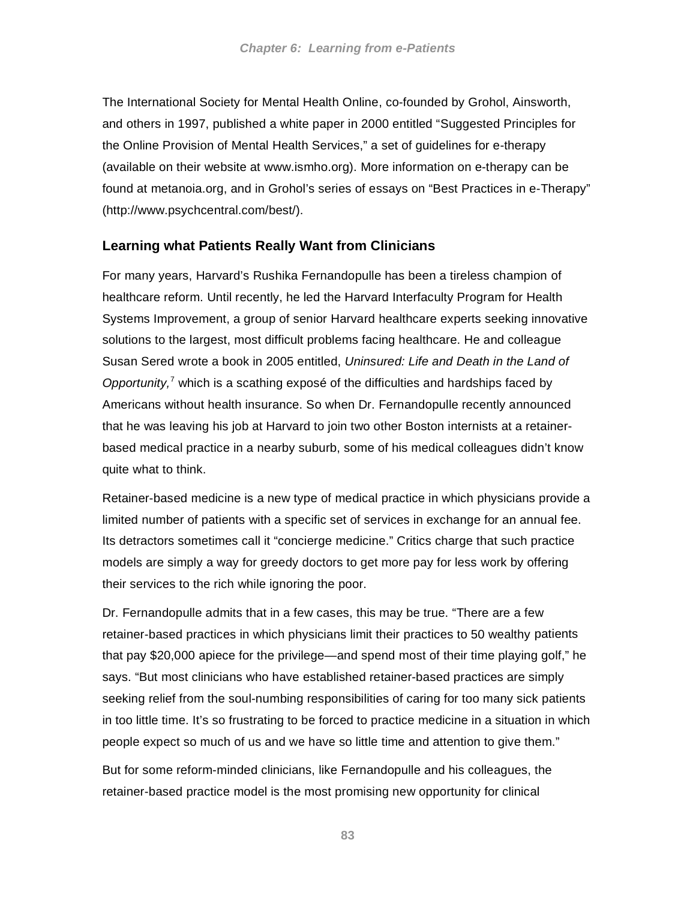The International Society for Mental Health Online, co-founded by Grohol, Ainsworth, and others in 1997, published a white paper in 2000 entitled "Suggested Principles for the Online Provision of Mental Health Services," a set of guidelines for e-therapy (available on their website at www.ismho.org). More information on e-therapy can be found at metanoia.org, and in Grohol's series of essays on "Best Practices in e-Therapy" (http://www.psychcentral.com/best/).

### Learning what Patients Really Want from Clinicians

For many years, Harvard's Rushika Fernandopulle has been a tireless champion of healthcare reform. Until recently, he led the Harvard Interfaculty Program for Health Systems Improvement, a group of senior Harvard healthcare experts seeking innovative solutions to the largest, most difficult problems facing healthcare. He and colleague Susan Sered wrote a book in 2005 entitled, *Uninsured: Life and Death in the Land of Opportunity,*[7] which is a scathing exposé of the difficulties and hardships faced by Americans without health insurance. So when Dr. Fernandopulle recently announced that he was leaving his job at Harvard to join two other Boston internists at a retainer-based medical practice in a nearby suburb, some of his medical colleagues didn't know quite what to think.

Retainer-based medicine is a new type of medical practice in which physicians provide a limited number of patients with a specific set of services in exchange for an annual fee. Its detractors sometimes call it "concierge medicine." Critics charge that such practice models are simply a way for greedy doctors to get more pay for less work by offering their services to the rich while ignoring the poor.

Dr. Fernandopulle admits that in a few cases, this may be true. "There are a few retainer-based practices in which physicians limit their practices to 50 wealthy patients that pay $20,000 apiece for the privilege—and spend most of their time playing golf," he says. "But most clinicians who have established retainer-based practices are simply seeking relief from the soul-numbing responsibilities of caring for too many sick patients in too little time. It's so frustrating to be forced to practice medicine in a situation in which people expect so much of us and we have so little time and attention to give them."

But for some reform-minded clinicians, like Fernandopulle and his colleagues, the retainer-based practice model is the most promising new opportunity for clinical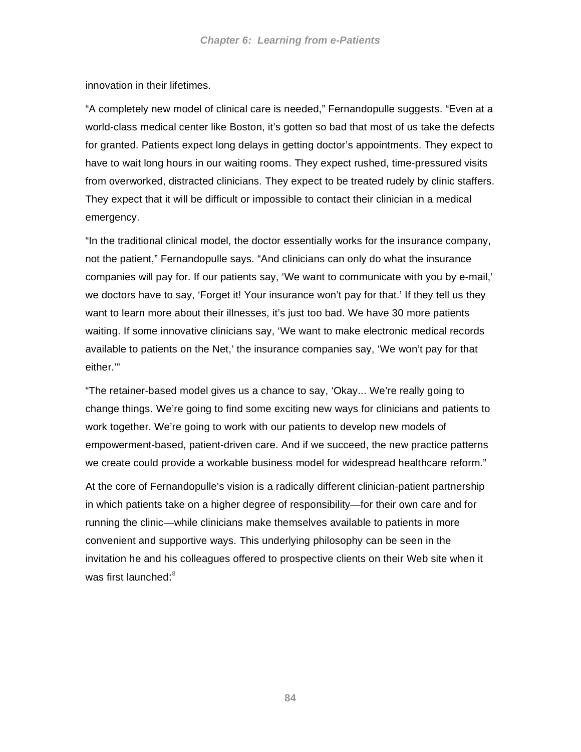innovation in their lifetimes.

“A completely new model of clinical care is needed,” Fernandopulle suggests. “Even at a world-class medical center like Boston, it’s gotten so bad that most of us take the defects for granted. Patients expect long delays in getting doctor’s appointments. They expect to have to wait long hours in our waiting rooms. They expect rushed, time-pressured visits from overworked, distracted clinicians. They expect to be treated rudely by clinic staffers. They expect that it will be difficult or impossible to contact their clinician in a medical emergency.

“In the traditional clinical model, the doctor essentially works for the insurance company, not the patient,” Fernandopulle says. “And clinicians can only do what the insurance companies will pay for. If our patients say, ‘We want to communicate with you by e-mail,’ we doctors have to say, ‘Forget it! Your insurance won’t pay for that.’ If they tell us they want to learn more about their illnesses, it’s just too bad. We have 30 more patients waiting. If some innovative clinicians say, ‘We want to make electronic medical records available to patients on the Net,’ the insurance companies say, ‘We won’t pay for that either.’”

“The retainer-based model gives us a chance to say, ‘Okay... We’re really going to change things. We’re going to find some exciting new ways for clinicians and patients to work together. We’re going to work with our patients to develop new models of empowerment-based, patient-driven care. And if we succeed, the new practice patterns we create could provide a workable business model for widespread healthcare reform.”

At the core of Fernandopulle’s vision is a radically different clinician-patient partnership in which patients take on a higher degree of responsibility—for their own care and for running the clinic—while clinicians make themselves available to patients in more convenient and supportive ways. This underlying philosophy can be seen in the invitation he and his colleagues offered to prospective clients on their Web site when it was first launched:[8]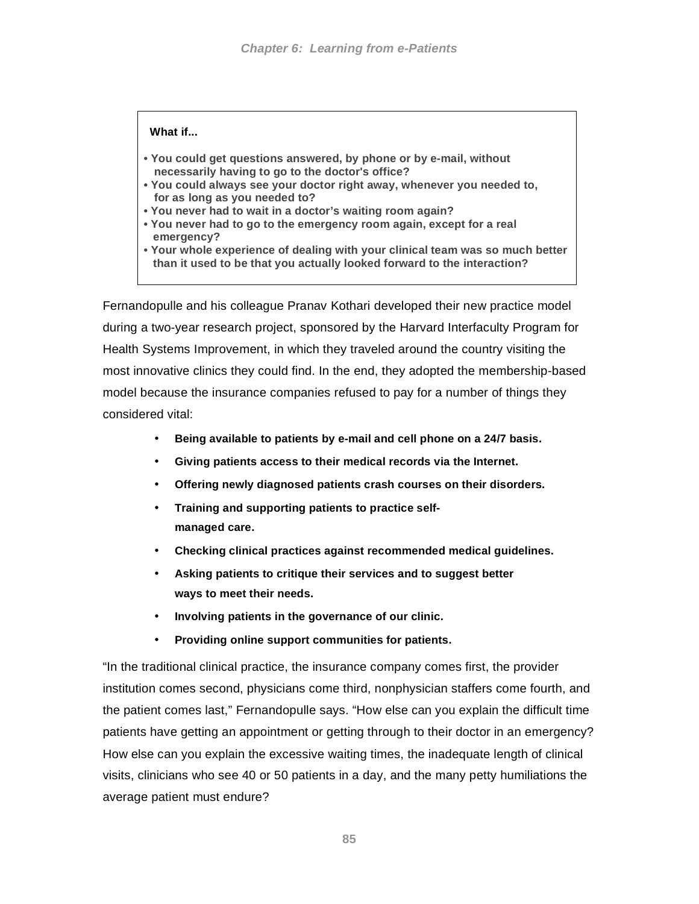> **What if...**
>
> - **You could get questions answered, by phone or by e-mail, without necessarily having to go to the doctor's office?**
> - **You could always see your doctor right away, whenever you needed to, for as long as you needed to?**
> - **You never had to wait in a doctor's waiting room again?**
> - **You never had to go to the emergency room again, except for a real emergency?**
> - **Your whole experience of dealing with your clinical team was so much better than it used to be that you actually looked forward to the interaction?**

Fernandopulle and his colleague Pranav Kothari developed their new practice model during a two-year research project, sponsored by the Harvard Interfaculty Program for Health Systems Improvement, in which they traveled around the country visiting the most innovative clinics they could find. In the end, they adopted the membership-based model because the insurance companies refused to pay for a number of things they considered vital:

- **Being available to patients by e-mail and cell phone on a 24/7 basis.**
- **Giving patients access to their medical records via the Internet.**
- **Offering newly diagnosed patients crash courses on their disorders.**
- **Training and supporting patients to practice self-managed care.**
- **Checking clinical practices against recommended medical guidelines.**
- **Asking patients to critique their services and to suggest better ways to meet their needs.**
- **Involving patients in the governance of our clinic.**
- **Providing online support communities for patients.**

"In the traditional clinical practice, the insurance company comes first, the provider institution comes second, physicians come third, nonphysician staffers come fourth, and the patient comes last," Fernandopulle says. "How else can you explain the difficult time patients have getting an appointment or getting through to their doctor in an emergency? How else can you explain the excessive waiting times, the inadequate length of clinical visits, clinicians who see 40 or 50 patients in a day, and the many petty humiliations the average patient must endure?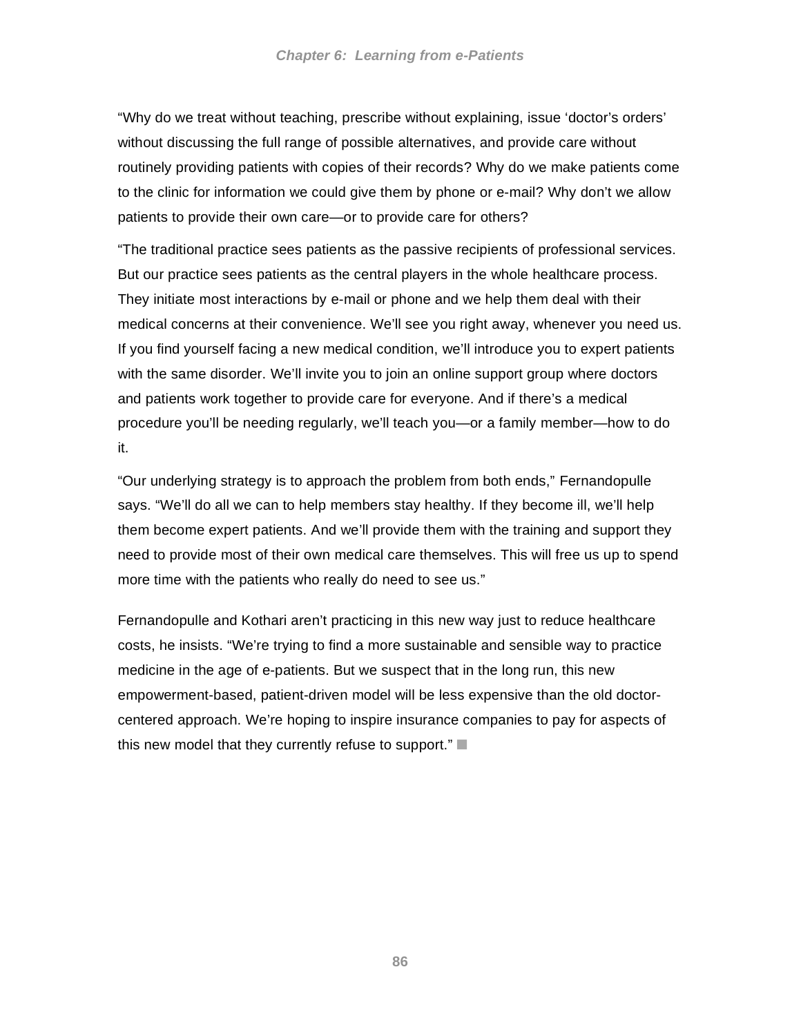"Why do we treat without teaching, prescribe without explaining, issue 'doctor's orders' without discussing the full range of possible alternatives, and provide care without routinely providing patients with copies of their records? Why do we make patients come to the clinic for information we could give them by phone or e-mail? Why don't we allow patients to provide their own care—or to provide care for others?

"The traditional practice sees patients as the passive recipients of professional services. But our practice sees patients as the central players in the whole healthcare process. They initiate most interactions by e-mail or phone and we help them deal with their medical concerns at their convenience. We'll see you right away, whenever you need us. If you find yourself facing a new medical condition, we'll introduce you to expert patients with the same disorder. We'll invite you to join an online support group where doctors and patients work together to provide care for everyone. And if there's a medical procedure you'll be needing regularly, we'll teach you—or a family member—how to do it.

"Our underlying strategy is to approach the problem from both ends," Fernandopulle says. "We'll do all we can to help members stay healthy. If they become ill, we'll help them become expert patients. And we'll provide them with the training and support they need to provide most of their own medical care themselves. This will free us up to spend more time with the patients who really do need to see us."

Fernandopulle and Kothari aren't practicing in this new way just to reduce healthcare costs, he insists. "We're trying to find a more sustainable and sensible way to practice medicine in the age of e-patients. But we suspect that in the long run, this new empowerment-based, patient-driven model will be less expensive than the old doctor-centered approach. We're hoping to inspire insurance companies to pay for aspects of this new model that they currently refuse to support." ■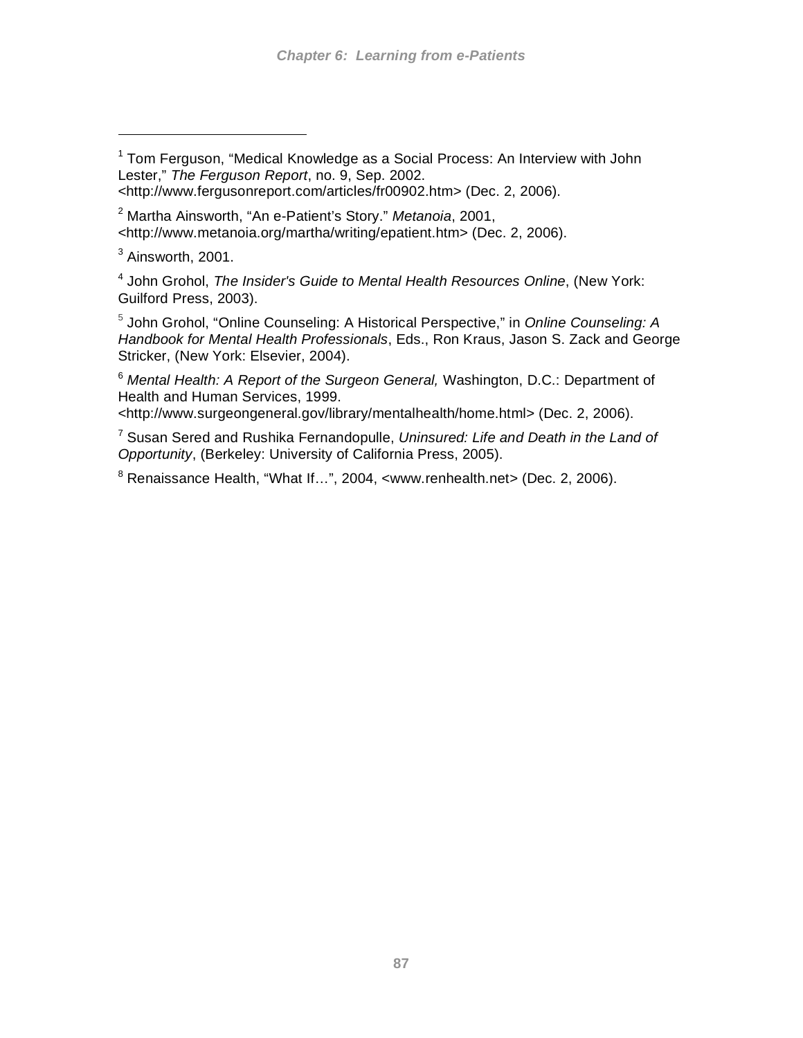[1] Tom Ferguson, "Medical Knowledge as a Social Process: An Interview with John Lester," *The Ferguson Report*, no. 9, Sep. 2002. <http://www.fergusonreport.com/articles/fr00902.htm> (Dec. 2, 2006).

[2] Martha Ainsworth, "An e-Patient's Story." *Metanoia*, 2001, <http://www.metanoia.org/martha/writing/epatient.htm> (Dec. 2, 2006).

[3] Ainsworth, 2001.

[4] John Grohol, *The Insider's Guide to Mental Health Resources Online*, (New York: Guilford Press, 2003).

[5] John Grohol, "Online Counseling: A Historical Perspective," in *Online Counseling: A Handbook for Mental Health Professionals*, Eds., Ron Kraus, Jason S. Zack and George Stricker, (New York: Elsevier, 2004).

[6] *Mental Health: A Report of the Surgeon General,* Washington, D.C.: Department of Health and Human Services, 1999. <http://www.surgeongeneral.gov/library/mentalhealth/home.html> (Dec. 2, 2006).

[7] Susan Sered and Rushika Fernandopulle, *Uninsured: Life and Death in the Land of Opportunity*, (Berkeley: University of California Press, 2005).

[8] Renaissance Health, "What If…", 2004, <www.renhealth.net> (Dec. 2, 2006).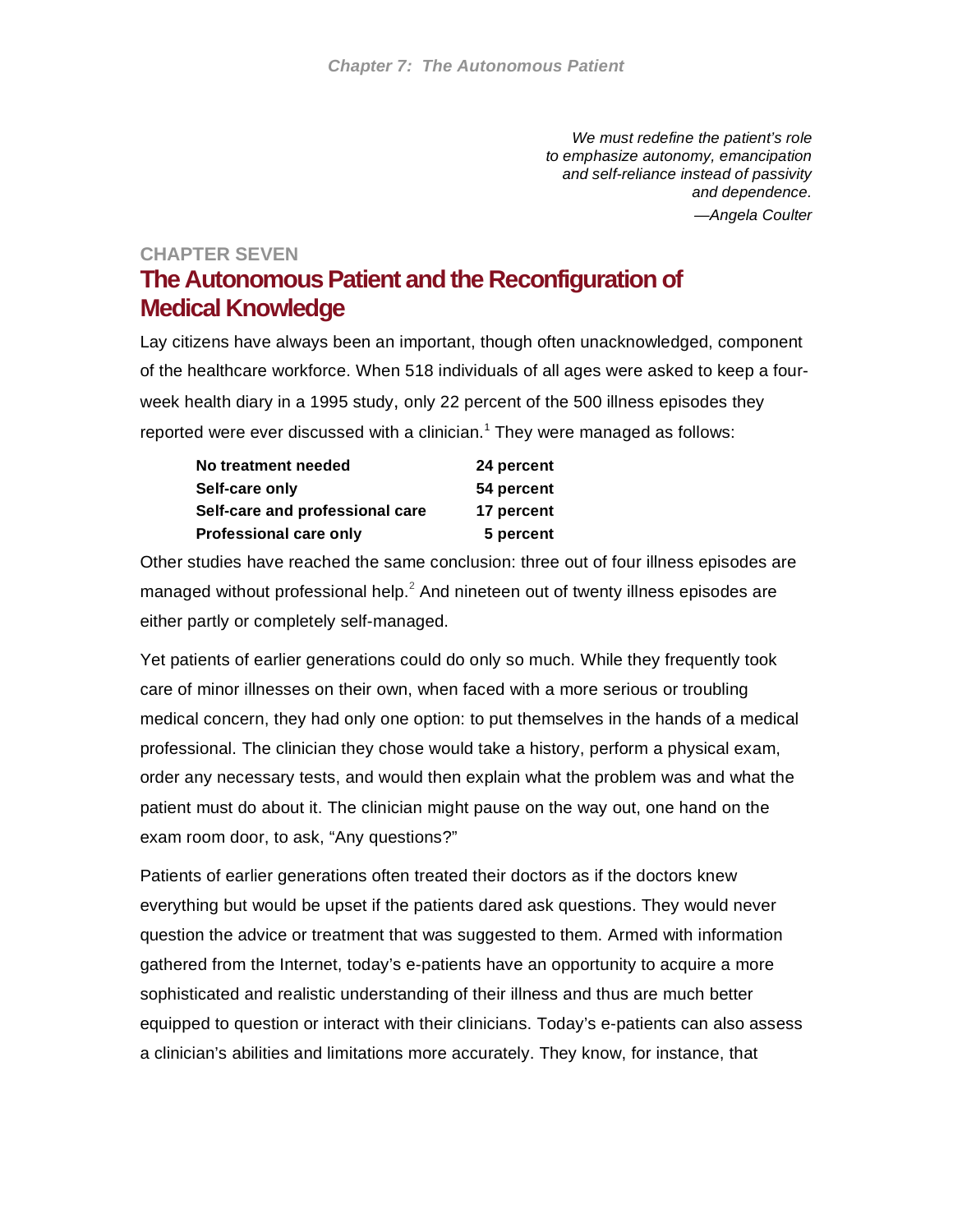*We must redefine the patient's role*
*to emphasize autonomy, emancipation*
*and self-reliance instead of passivity*
*and dependence.*

*—Angela Coulter*

## CHAPTER SEVEN

# The Autonomous Patient and the Reconfiguration of Medical Knowledge

Lay citizens have always been an important, though often unacknowledged, component of the healthcare workforce. When 518 individuals of all ages were asked to keep a four-week health diary in a 1995 study, only 22 percent of the 500 illness episodes they reported were ever discussed with a clinician.[1] They were managed as follows:

| | |
|---|---|
| **No treatment needed** | **24 percent** |
| **Self-care only** | **54 percent** |
| **Self-care and professional care** | **17 percent** |
| **Professional care only** | **5 percent** |

Other studies have reached the same conclusion: three out of four illness episodes are managed without professional help.[2] And nineteen out of twenty illness episodes are either partly or completely self-managed.

Yet patients of earlier generations could do only so much. While they frequently took care of minor illnesses on their own, when faced with a more serious or troubling medical concern, they had only one option: to put themselves in the hands of a medical professional. The clinician they chose would take a history, perform a physical exam, order any necessary tests, and would then explain what the problem was and what the patient must do about it. The clinician might pause on the way out, one hand on the exam room door, to ask, "Any questions?"

Patients of earlier generations often treated their doctors as if the doctors knew everything but would be upset if the patients dared ask questions. They would never question the advice or treatment that was suggested to them. Armed with information gathered from the Internet, today's e-patients have an opportunity to acquire a more sophisticated and realistic understanding of their illness and thus are much better equipped to question or interact with their clinicians. Today's e-patients can also assess a clinician's abilities and limitations more accurately. They know, for instance, that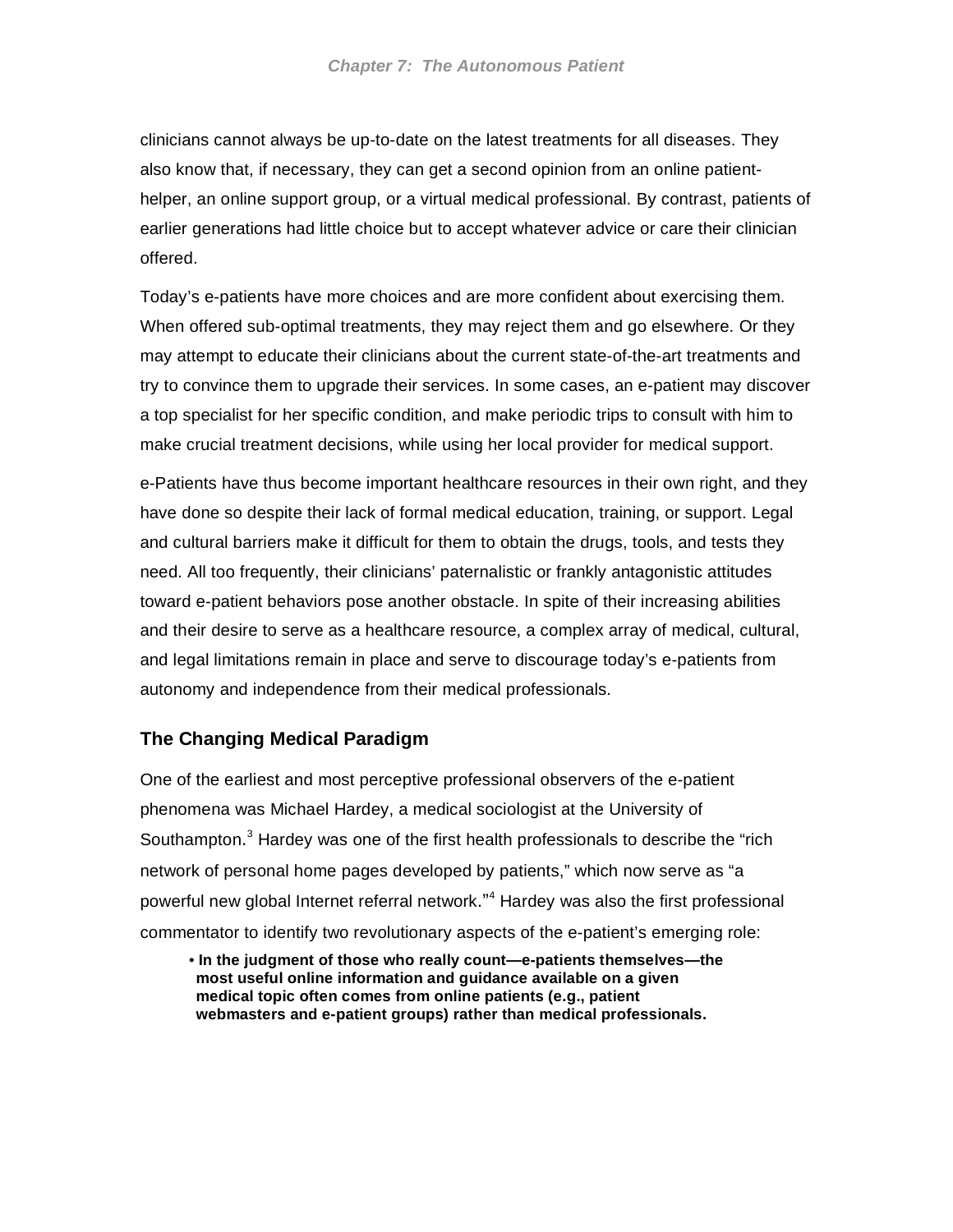clinicians cannot always be up-to-date on the latest treatments for all diseases. They also know that, if necessary, they can get a second opinion from an online patient-helper, an online support group, or a virtual medical professional. By contrast, patients of earlier generations had little choice but to accept whatever advice or care their clinician offered.

Today's e-patients have more choices and are more confident about exercising them. When offered sub-optimal treatments, they may reject them and go elsewhere. Or they may attempt to educate their clinicians about the current state-of-the-art treatments and try to convince them to upgrade their services. In some cases, an e-patient may discover a top specialist for her specific condition, and make periodic trips to consult with him to make crucial treatment decisions, while using her local provider for medical support.

e-Patients have thus become important healthcare resources in their own right, and they have done so despite their lack of formal medical education, training, or support. Legal and cultural barriers make it difficult for them to obtain the drugs, tools, and tests they need. All too frequently, their clinicians' paternalistic or frankly antagonistic attitudes toward e-patient behaviors pose another obstacle. In spite of their increasing abilities and their desire to serve as a healthcare resource, a complex array of medical, cultural, and legal limitations remain in place and serve to discourage today's e-patients from autonomy and independence from their medical professionals.

### The Changing Medical Paradigm

One of the earliest and most perceptive professional observers of the e-patient phenomena was Michael Hardey, a medical sociologist at the University of Southampton.[3] Hardey was one of the first health professionals to describe the "rich network of personal home pages developed by patients," which now serve as "a powerful new global Internet referral network."[4] Hardey was also the first professional commentator to identify two revolutionary aspects of the e-patient's emerging role:

- **In the judgment of those who really count—e-patients themselves—the most useful online information and guidance available on a given medical topic often comes from online patients (e.g., patient webmasters and e-patient groups) rather than medical professionals.**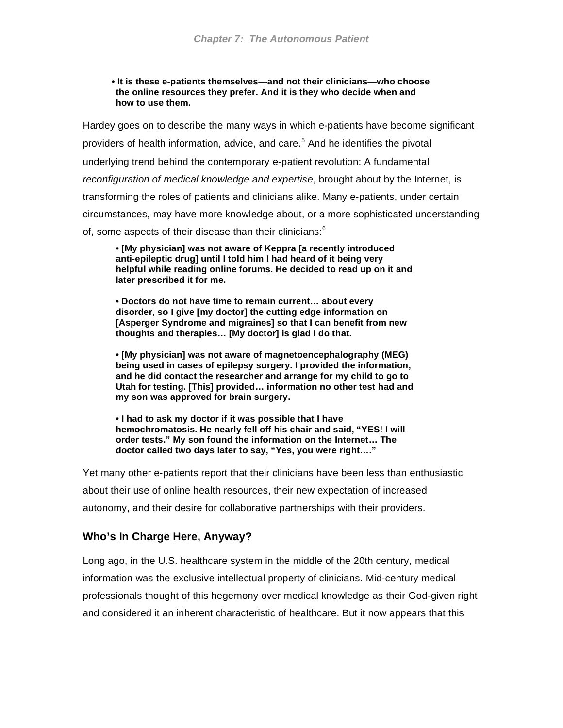**• It is these e-patients themselves—and not their clinicians—who choose the online resources they prefer. And it is they who decide when and how to use them.**

Hardey goes on to describe the many ways in which e-patients have become significant providers of health information, advice, and care.[5] And he identifies the pivotal underlying trend behind the contemporary e-patient revolution: A fundamental *reconfiguration of medical knowledge and expertise*, brought about by the Internet, is transforming the roles of patients and clinicians alike. Many e-patients, under certain circumstances, may have more knowledge about, or a more sophisticated understanding of, some aspects of their disease than their clinicians:[6]

**• [My physician] was not aware of Keppra [a recently introduced anti-epileptic drug] until I told him I had heard of it being very helpful while reading online forums. He decided to read up on it and later prescribed it for me.**

**• Doctors do not have time to remain current… about every disorder, so I give [my doctor] the cutting edge information on [Asperger Syndrome and migraines] so that I can benefit from new thoughts and therapies… [My doctor] is glad I do that.**

**• [My physician] was not aware of magnetoencephalography (MEG) being used in cases of epilepsy surgery. I provided the information, and he did contact the researcher and arrange for my child to go to Utah for testing. [This] provided… information no other test had and my son was approved for brain surgery.**

**• I had to ask my doctor if it was possible that I have hemochromatosis. He nearly fell off his chair and said, "YES! I will order tests." My son found the information on the Internet… The doctor called two days later to say, "Yes, you were right.…"**

Yet many other e-patients report that their clinicians have been less than enthusiastic about their use of online health resources, their new expectation of increased autonomy, and their desire for collaborative partnerships with their providers.

## Who's In Charge Here, Anyway?

Long ago, in the U.S. healthcare system in the middle of the 20th century, medical information was the exclusive intellectual property of clinicians. Mid-century medical professionals thought of this hegemony over medical knowledge as their God-given right and considered it an inherent characteristic of healthcare. But it now appears that this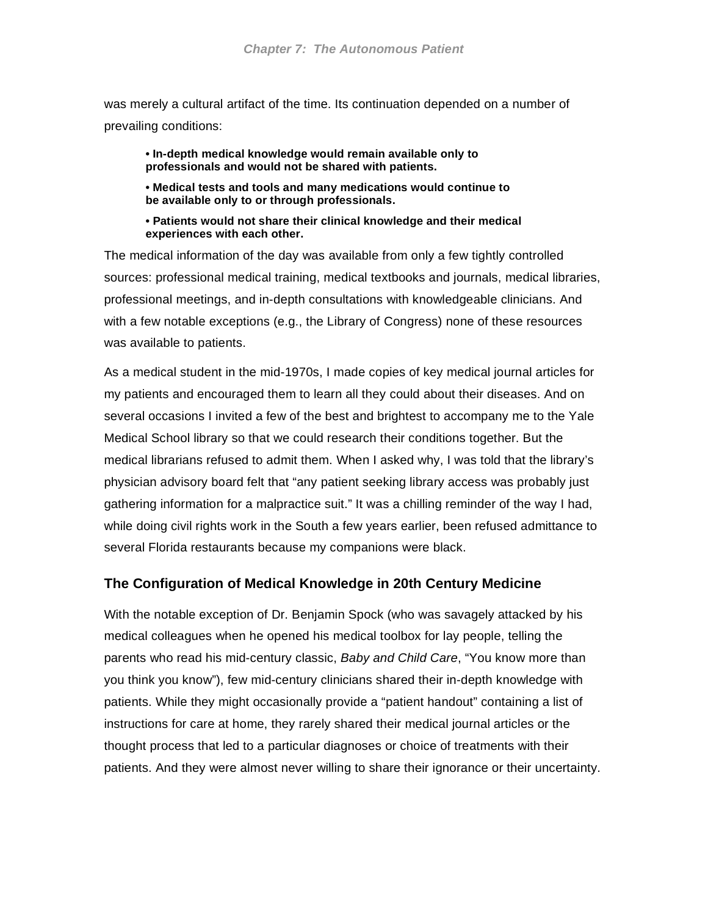was merely a cultural artifact of the time. Its continuation depended on a number of prevailing conditions:

- **In-depth medical knowledge would remain available only to professionals and would not be shared with patients.**
- **Medical tests and tools and many medications would continue to be available only to or through professionals.**
- **Patients would not share their clinical knowledge and their medical experiences with each other.**

The medical information of the day was available from only a few tightly controlled sources: professional medical training, medical textbooks and journals, medical libraries, professional meetings, and in-depth consultations with knowledgeable clinicians. And with a few notable exceptions (e.g., the Library of Congress) none of these resources was available to patients.

As a medical student in the mid-1970s, I made copies of key medical journal articles for my patients and encouraged them to learn all they could about their diseases. And on several occasions I invited a few of the best and brightest to accompany me to the Yale Medical School library so that we could research their conditions together. But the medical librarians refused to admit them. When I asked why, I was told that the library's physician advisory board felt that "any patient seeking library access was probably just gathering information for a malpractice suit." It was a chilling reminder of the way I had, while doing civil rights work in the South a few years earlier, been refused admittance to several Florida restaurants because my companions were black.

## The Configuration of Medical Knowledge in 20th Century Medicine

With the notable exception of Dr. Benjamin Spock (who was savagely attacked by his medical colleagues when he opened his medical toolbox for lay people, telling the parents who read his mid-century classic, *Baby and Child Care*, "You know more than you think you know"), few mid-century clinicians shared their in-depth knowledge with patients. While they might occasionally provide a "patient handout" containing a list of instructions for care at home, they rarely shared their medical journal articles or the thought process that led to a particular diagnoses or choice of treatments with their patients. And they were almost never willing to share their ignorance or their uncertainty.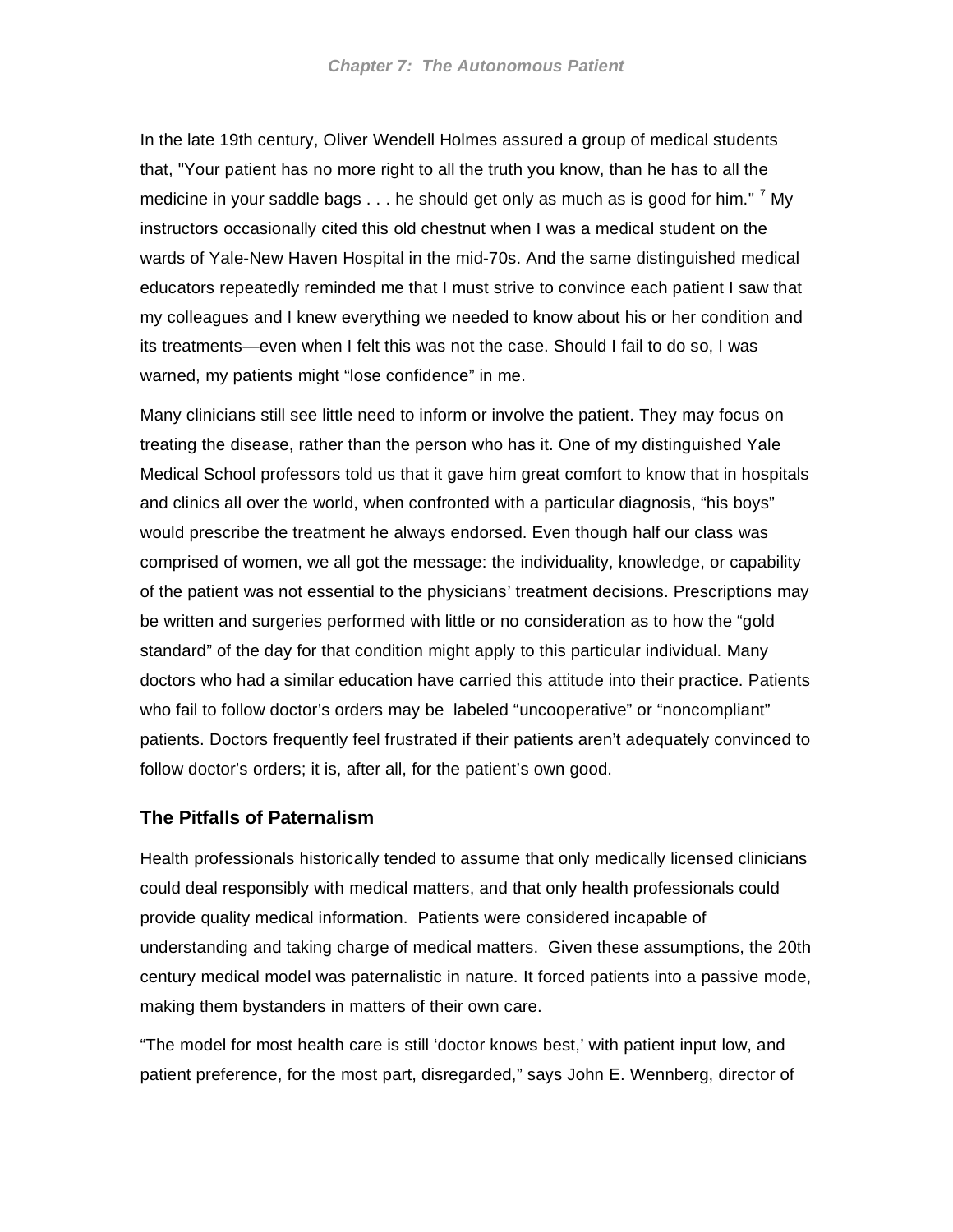In the late 19th century, Oliver Wendell Holmes assured a group of medical students that, "Your patient has no more right to all the truth you know, than he has to all the medicine in your saddle bags . . . he should get only as much as is good for him." [7] My instructors occasionally cited this old chestnut when I was a medical student on the wards of Yale-New Haven Hospital in the mid-70s. And the same distinguished medical educators repeatedly reminded me that I must strive to convince each patient I saw that my colleagues and I knew everything we needed to know about his or her condition and its treatments—even when I felt this was not the case. Should I fail to do so, I was warned, my patients might "lose confidence" in me.

Many clinicians still see little need to inform or involve the patient. They may focus on treating the disease, rather than the person who has it. One of my distinguished Yale Medical School professors told us that it gave him great comfort to know that in hospitals and clinics all over the world, when confronted with a particular diagnosis, "his boys" would prescribe the treatment he always endorsed. Even though half our class was comprised of women, we all got the message: the individuality, knowledge, or capability of the patient was not essential to the physicians' treatment decisions. Prescriptions may be written and surgeries performed with little or no consideration as to how the "gold standard" of the day for that condition might apply to this particular individual. Many doctors who had a similar education have carried this attitude into their practice. Patients who fail to follow doctor's orders may be labeled "uncooperative" or "noncompliant" patients. Doctors frequently feel frustrated if their patients aren't adequately convinced to follow doctor's orders; it is, after all, for the patient's own good.

### The Pitfalls of Paternalism

Health professionals historically tended to assume that only medically licensed clinicians could deal responsibly with medical matters, and that only health professionals could provide quality medical information. Patients were considered incapable of understanding and taking charge of medical matters. Given these assumptions, the 20th century medical model was paternalistic in nature. It forced patients into a passive mode, making them bystanders in matters of their own care.

"The model for most health care is still 'doctor knows best,' with patient input low, and patient preference, for the most part, disregarded," says John E. Wennberg, director of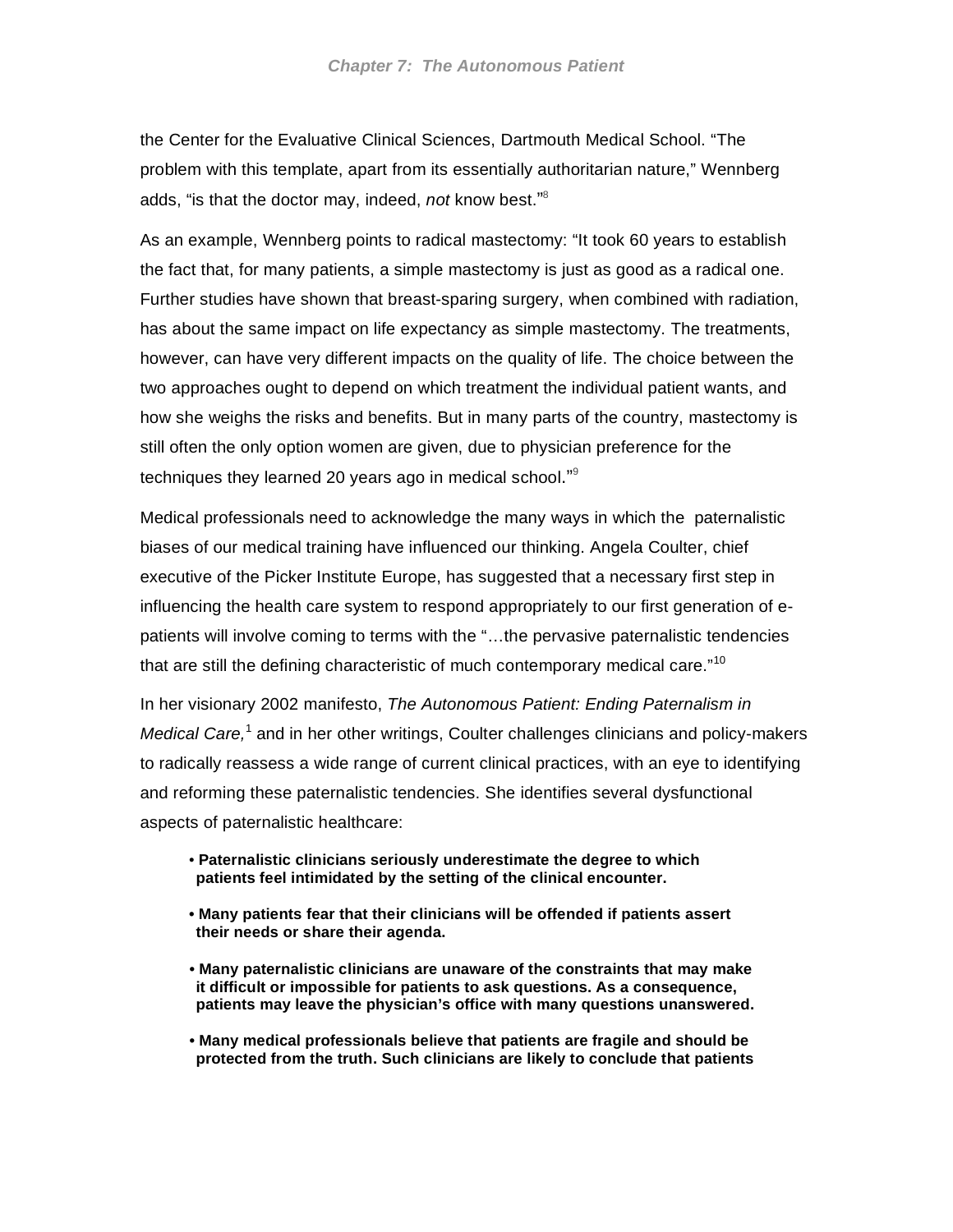the Center for the Evaluative Clinical Sciences, Dartmouth Medical School. “The problem with this template, apart from its essentially authoritarian nature,” Wennberg adds, “is that the doctor may, indeed, *not* know best.”[8]

As an example, Wennberg points to radical mastectomy: “It took 60 years to establish the fact that, for many patients, a simple mastectomy is just as good as a radical one. Further studies have shown that breast-sparing surgery, when combined with radiation, has about the same impact on life expectancy as simple mastectomy. The treatments, however, can have very different impacts on the quality of life. The choice between the two approaches ought to depend on which treatment the individual patient wants, and how she weighs the risks and benefits. But in many parts of the country, mastectomy is still often the only option women are given, due to physician preference for the techniques they learned 20 years ago in medical school.”[9]

Medical professionals need to acknowledge the many ways in which the paternalistic biases of our medical training have influenced our thinking. Angela Coulter, chief executive of the Picker Institute Europe, has suggested that a necessary first step in influencing the health care system to respond appropriately to our first generation of e-patients will involve coming to terms with the “…the pervasive paternalistic tendencies that are still the defining characteristic of much contemporary medical care.”[10]

In her visionary 2002 manifesto, *The Autonomous Patient: Ending Paternalism in Medical Care,*[1] and in her other writings, Coulter challenges clinicians and policy-makers to radically reassess a wide range of current clinical practices, with an eye to identifying and reforming these paternalistic tendencies. She identifies several dysfunctional aspects of paternalistic healthcare:

- **Paternalistic clinicians seriously underestimate the degree to which patients feel intimidated by the setting of the clinical encounter.**
- **Many patients fear that their clinicians will be offended if patients assert their needs or share their agenda.**
- **Many paternalistic clinicians are unaware of the constraints that may make it difficult or impossible for patients to ask questions. As a consequence, patients may leave the physician’s office with many questions unanswered.**
- **Many medical professionals believe that patients are fragile and should be protected from the truth. Such clinicians are likely to conclude that patients**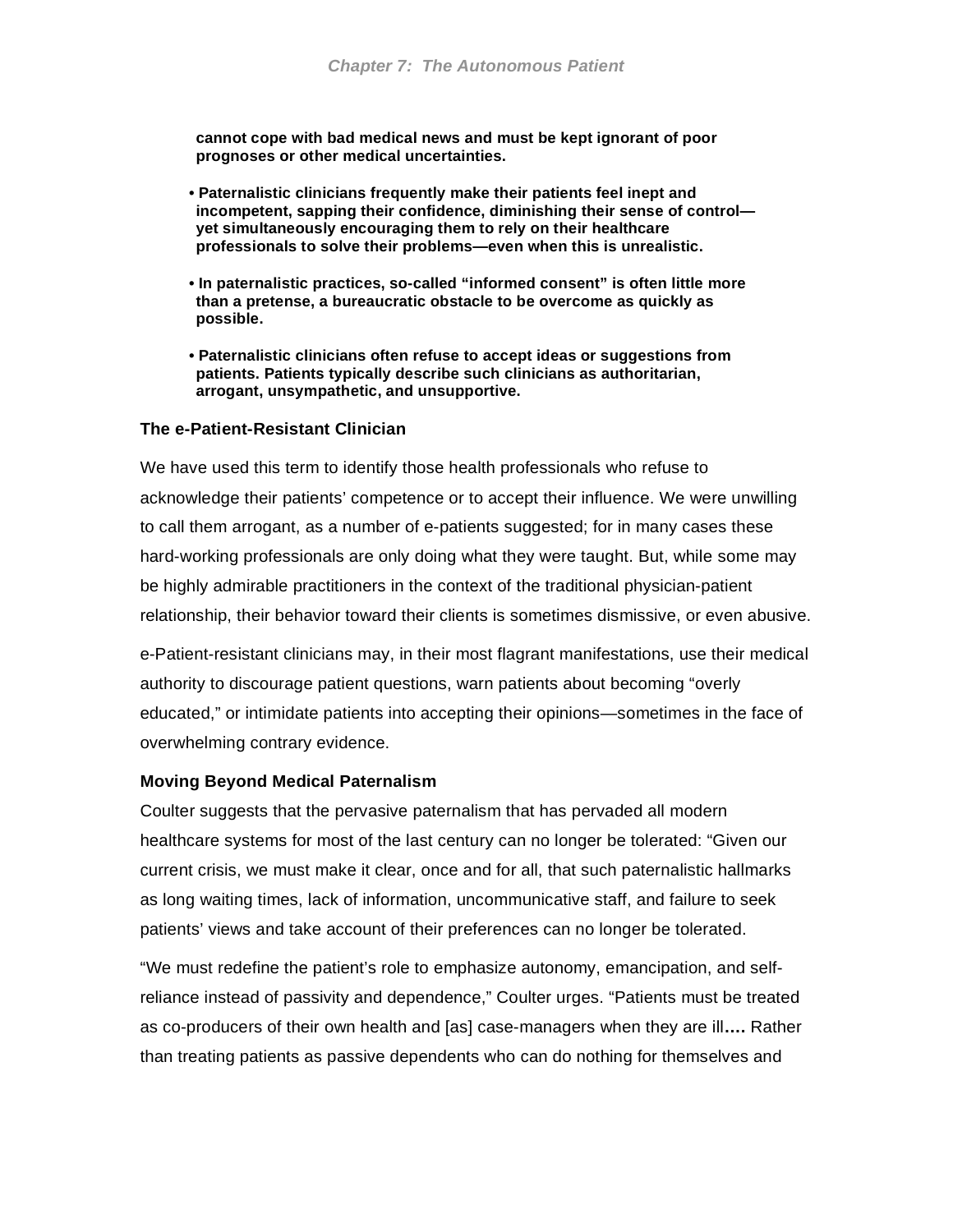**cannot cope with bad medical news and must be kept ignorant of poor prognoses or other medical uncertainties.**

- **Paternalistic clinicians frequently make their patients feel inept and incompetent, sapping their confidence, diminishing their sense of control—yet simultaneously encouraging them to rely on their healthcare professionals to solve their problems—even when this is unrealistic.**

- **In paternalistic practices, so-called "informed consent" is often little more than a pretense, a bureaucratic obstacle to be overcome as quickly as possible.**

- **Paternalistic clinicians often refuse to accept ideas or suggestions from patients. Patients typically describe such clinicians as authoritarian, arrogant, unsympathetic, and unsupportive.**

### The e-Patient-Resistant Clinician

We have used this term to identify those health professionals who refuse to acknowledge their patients' competence or to accept their influence. We were unwilling to call them arrogant, as a number of e-patients suggested; for in many cases these hard-working professionals are only doing what they were taught. But, while some may be highly admirable practitioners in the context of the traditional physician-patient relationship, their behavior toward their clients is sometimes dismissive, or even abusive.

e-Patient-resistant clinicians may, in their most flagrant manifestations, use their medical authority to discourage patient questions, warn patients about becoming "overly educated," or intimidate patients into accepting their opinions—sometimes in the face of overwhelming contrary evidence.

### Moving Beyond Medical Paternalism

Coulter suggests that the pervasive paternalism that has pervaded all modern healthcare systems for most of the last century can no longer be tolerated: "Given our current crisis, we must make it clear, once and for all, that such paternalistic hallmarks as long waiting times, lack of information, uncommunicative staff, and failure to seek patients' views and take account of their preferences can no longer be tolerated.

"We must redefine the patient's role to emphasize autonomy, emancipation, and self-reliance instead of passivity and dependence," Coulter urges. "Patients must be treated as co-producers of their own health and [as] case-managers when they are ill**….** Rather than treating patients as passive dependents who can do nothing for themselves and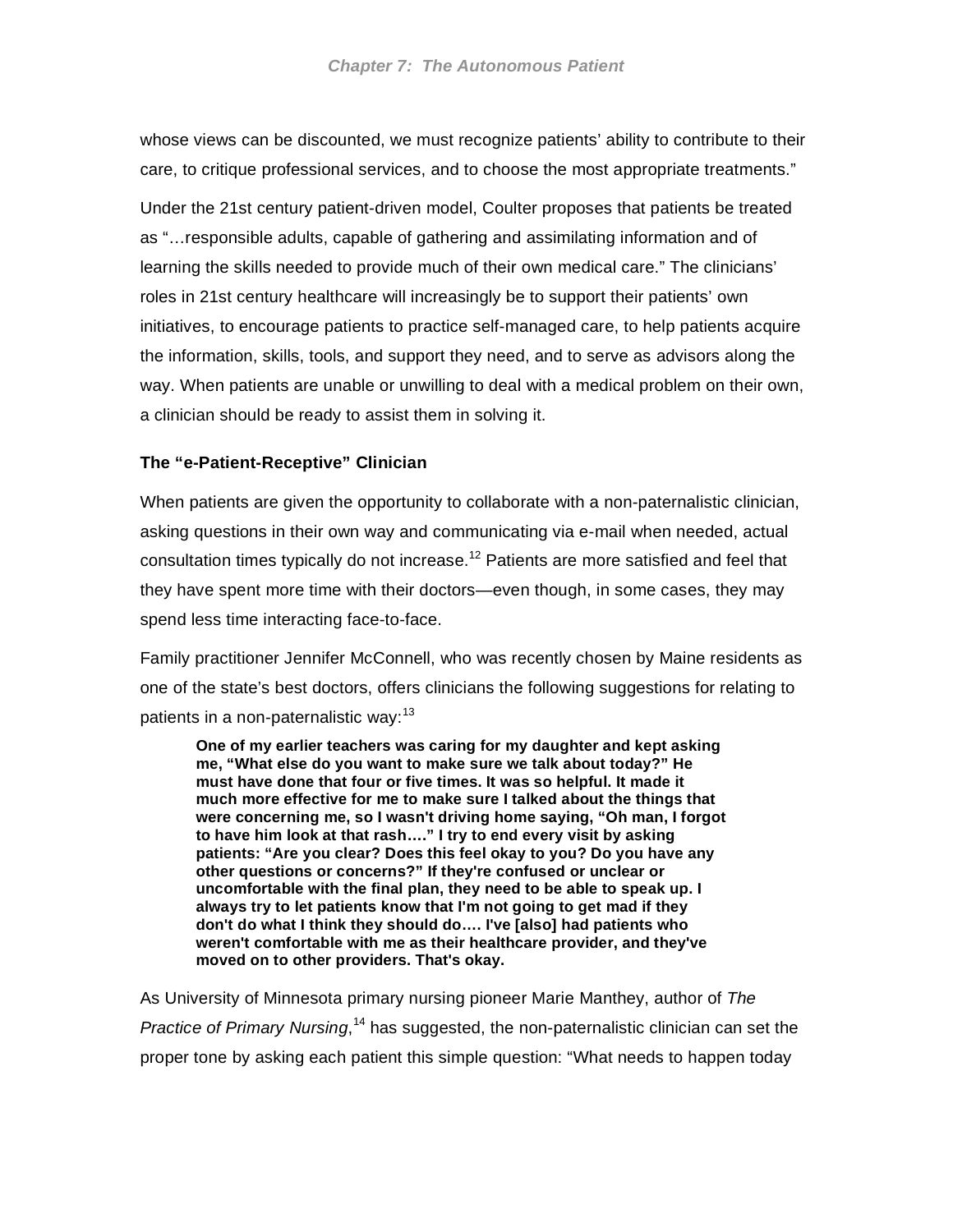whose views can be discounted, we must recognize patients' ability to contribute to their care, to critique professional services, and to choose the most appropriate treatments."

Under the 21st century patient-driven model, Coulter proposes that patients be treated as "…responsible adults, capable of gathering and assimilating information and of learning the skills needed to provide much of their own medical care." The clinicians' roles in 21st century healthcare will increasingly be to support their patients' own initiatives, to encourage patients to practice self-managed care, to help patients acquire the information, skills, tools, and support they need, and to serve as advisors along the way. When patients are unable or unwilling to deal with a medical problem on their own, a clinician should be ready to assist them in solving it.

### The "e-Patient-Receptive" Clinician

When patients are given the opportunity to collaborate with a non-paternalistic clinician, asking questions in their own way and communicating via e-mail when needed, actual consultation times typically do not increase.[12] Patients are more satisfied and feel that they have spent more time with their doctors—even though, in some cases, they may spend less time interacting face-to-face.

Family practitioner Jennifer McConnell, who was recently chosen by Maine residents as one of the state's best doctors, offers clinicians the following suggestions for relating to patients in a non-paternalistic way:[13]

> **One of my earlier teachers was caring for my daughter and kept asking me, "What else do you want to make sure we talk about today?" He must have done that four or five times. It was so helpful. It made it much more effective for me to make sure I talked about the things that were concerning me, so I wasn't driving home saying, "Oh man, I forgot to have him look at that rash…." I try to end every visit by asking patients: "Are you clear? Does this feel okay to you? Do you have any other questions or concerns?" If they're confused or unclear or uncomfortable with the final plan, they need to be able to speak up. I always try to let patients know that I'm not going to get mad if they don't do what I think they should do…. I've [also] had patients who weren't comfortable with me as their healthcare provider, and they've moved on to other providers. That's okay.**

As University of Minnesota primary nursing pioneer Marie Manthey, author of *The Practice of Primary Nursing*,[14] has suggested, the non-paternalistic clinician can set the proper tone by asking each patient this simple question: "What needs to happen today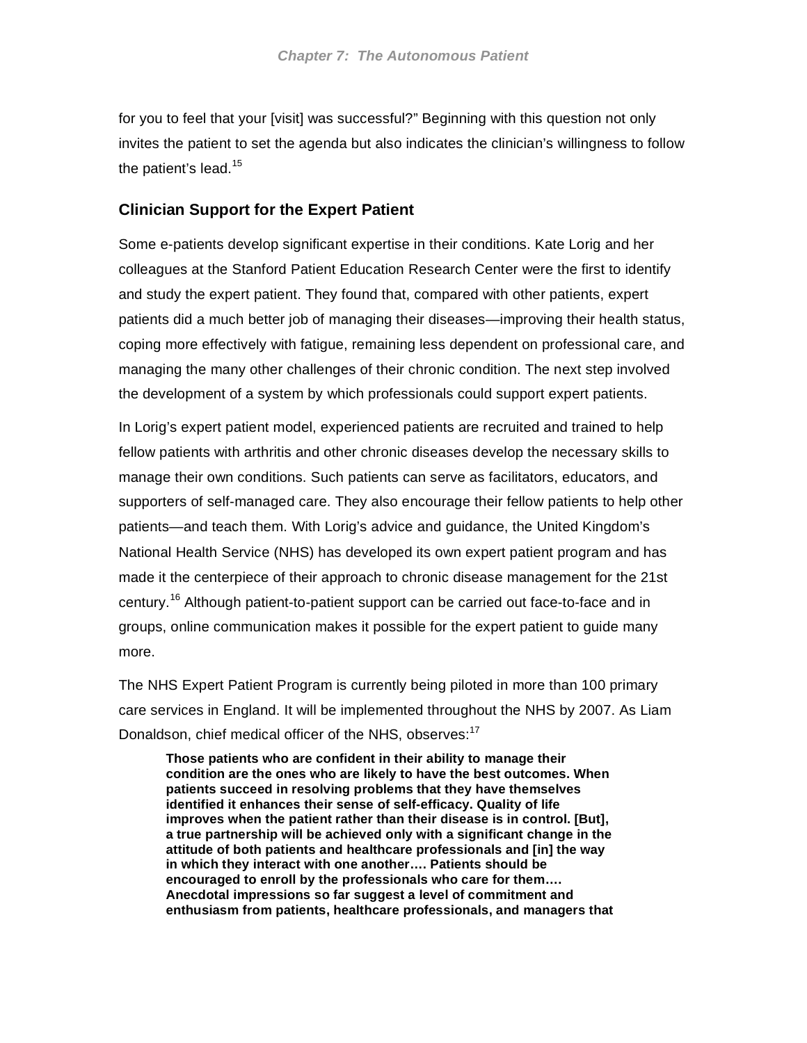for you to feel that your [visit] was successful?" Beginning with this question not only invites the patient to set the agenda but also indicates the clinician's willingness to follow the patient's lead.[15]

## Clinician Support for the Expert Patient

Some e-patients develop significant expertise in their conditions. Kate Lorig and her colleagues at the Stanford Patient Education Research Center were the first to identify and study the expert patient. They found that, compared with other patients, expert patients did a much better job of managing their diseases—improving their health status, coping more effectively with fatigue, remaining less dependent on professional care, and managing the many other challenges of their chronic condition. The next step involved the development of a system by which professionals could support expert patients.

In Lorig's expert patient model, experienced patients are recruited and trained to help fellow patients with arthritis and other chronic diseases develop the necessary skills to manage their own conditions. Such patients can serve as facilitators, educators, and supporters of self-managed care. They also encourage their fellow patients to help other patients—and teach them. With Lorig's advice and guidance, the United Kingdom's National Health Service (NHS) has developed its own expert patient program and has made it the centerpiece of their approach to chronic disease management for the 21st century.[16] Although patient-to-patient support can be carried out face-to-face and in groups, online communication makes it possible for the expert patient to guide many more.

The NHS Expert Patient Program is currently being piloted in more than 100 primary care services in England. It will be implemented throughout the NHS by 2007. As Liam Donaldson, chief medical officer of the NHS, observes:[17]

> **Those patients who are confident in their ability to manage their condition are the ones who are likely to have the best outcomes. When patients succeed in resolving problems that they have themselves identified it enhances their sense of self-efficacy. Quality of life improves when the patient rather than their disease is in control. [But], a true partnership will be achieved only with a significant change in the attitude of both patients and healthcare professionals and [in] the way in which they interact with one another…. Patients should be encouraged to enroll by the professionals who care for them…. Anecdotal impressions so far suggest a level of commitment and enthusiasm from patients, healthcare professionals, and managers that**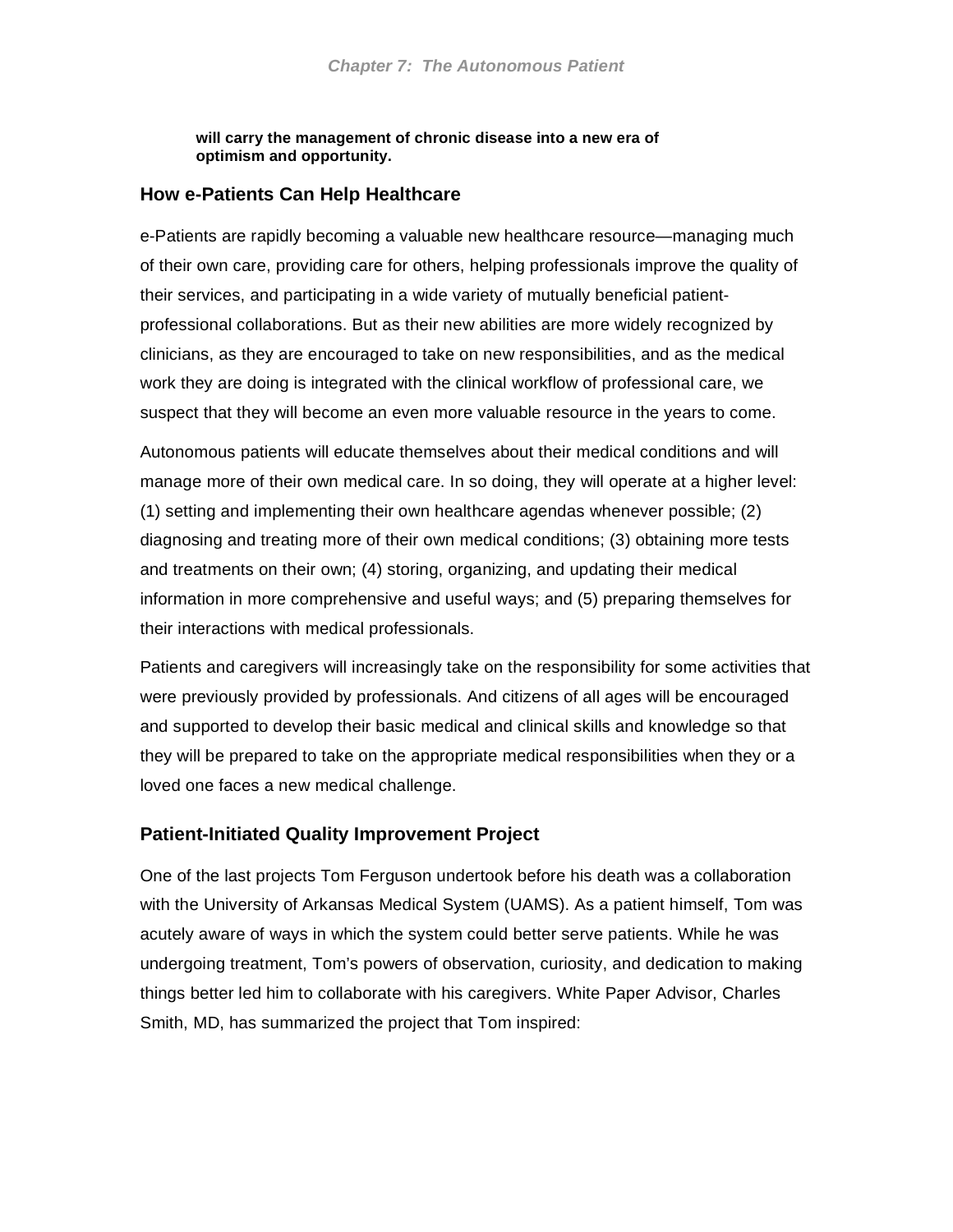**will carry the management of chronic disease into a new era of optimism and opportunity.**

## How e-Patients Can Help Healthcare

e-Patients are rapidly becoming a valuable new healthcare resource—managing much of their own care, providing care for others, helping professionals improve the quality of their services, and participating in a wide variety of mutually beneficial patient-professional collaborations. But as their new abilities are more widely recognized by clinicians, as they are encouraged to take on new responsibilities, and as the medical work they are doing is integrated with the clinical workflow of professional care, we suspect that they will become an even more valuable resource in the years to come.

Autonomous patients will educate themselves about their medical conditions and will manage more of their own medical care. In so doing, they will operate at a higher level: (1) setting and implementing their own healthcare agendas whenever possible; (2) diagnosing and treating more of their own medical conditions; (3) obtaining more tests and treatments on their own; (4) storing, organizing, and updating their medical information in more comprehensive and useful ways; and (5) preparing themselves for their interactions with medical professionals.

Patients and caregivers will increasingly take on the responsibility for some activities that were previously provided by professionals. And citizens of all ages will be encouraged and supported to develop their basic medical and clinical skills and knowledge so that they will be prepared to take on the appropriate medical responsibilities when they or a loved one faces a new medical challenge.

## Patient-Initiated Quality Improvement Project

One of the last projects Tom Ferguson undertook before his death was a collaboration with the University of Arkansas Medical System (UAMS). As a patient himself, Tom was acutely aware of ways in which the system could better serve patients. While he was undergoing treatment, Tom's powers of observation, curiosity, and dedication to making things better led him to collaborate with his caregivers. White Paper Advisor, Charles Smith, MD, has summarized the project that Tom inspired: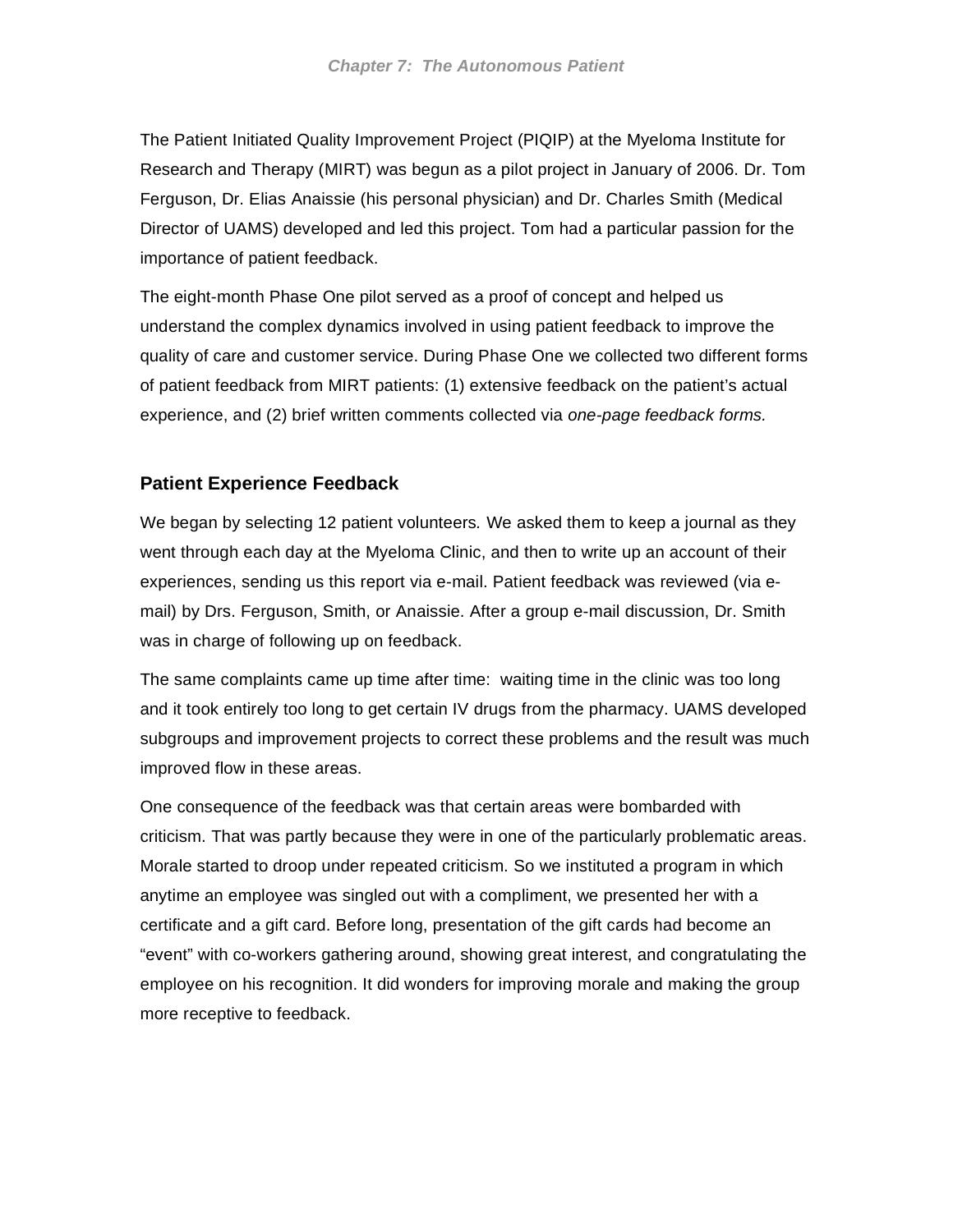The Patient Initiated Quality Improvement Project (PIQIP) at the Myeloma Institute for Research and Therapy (MIRT) was begun as a pilot project in January of 2006. Dr. Tom Ferguson, Dr. Elias Anaissie (his personal physician) and Dr. Charles Smith (Medical Director of UAMS) developed and led this project. Tom had a particular passion for the importance of patient feedback.

The eight-month Phase One pilot served as a proof of concept and helped us understand the complex dynamics involved in using patient feedback to improve the quality of care and customer service. During Phase One we collected two different forms of patient feedback from MIRT patients: (1) extensive feedback on the patient's actual experience, and (2) brief written comments collected via *one-page feedback forms.*

## Patient Experience Feedback

We began by selecting 12 patient volunteers*.* We asked them to keep a journal as they went through each day at the Myeloma Clinic, and then to write up an account of their experiences, sending us this report via e-mail. Patient feedback was reviewed (via e-mail) by Drs. Ferguson, Smith, or Anaissie. After a group e-mail discussion, Dr. Smith was in charge of following up on feedback.

The same complaints came up time after time: waiting time in the clinic was too long and it took entirely too long to get certain IV drugs from the pharmacy. UAMS developed subgroups and improvement projects to correct these problems and the result was much improved flow in these areas.

One consequence of the feedback was that certain areas were bombarded with criticism. That was partly because they were in one of the particularly problematic areas. Morale started to droop under repeated criticism. So we instituted a program in which anytime an employee was singled out with a compliment, we presented her with a certificate and a gift card. Before long, presentation of the gift cards had become an "event" with co-workers gathering around, showing great interest, and congratulating the employee on his recognition. It did wonders for improving morale and making the group more receptive to feedback.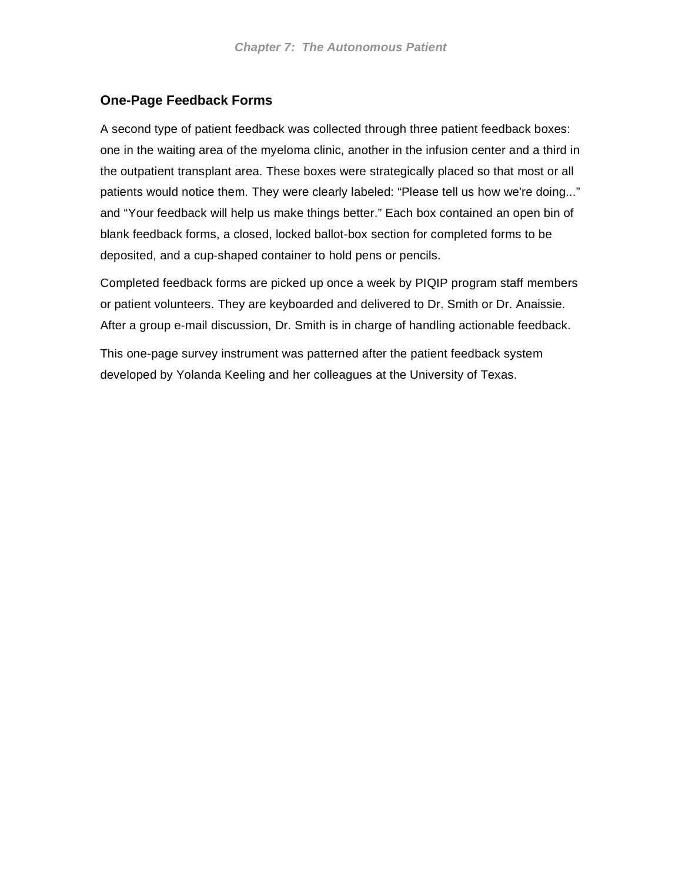## One-Page Feedback Forms

A second type of patient feedback was collected through three patient feedback boxes: one in the waiting area of the myeloma clinic, another in the infusion center and a third in the outpatient transplant area. These boxes were strategically placed so that most or all patients would notice them. They were clearly labeled: "Please tell us how we're doing..." and "Your feedback will help us make things better." Each box contained an open bin of blank feedback forms, a closed, locked ballot-box section for completed forms to be deposited, and a cup-shaped container to hold pens or pencils.

Completed feedback forms are picked up once a week by PIQIP program staff members or patient volunteers. They are keyboarded and delivered to Dr. Smith or Dr. Anaissie. After a group e-mail discussion, Dr. Smith is in charge of handling actionable feedback.

This one-page survey instrument was patterned after the patient feedback system developed by Yolanda Keeling and her colleagues at the University of Texas.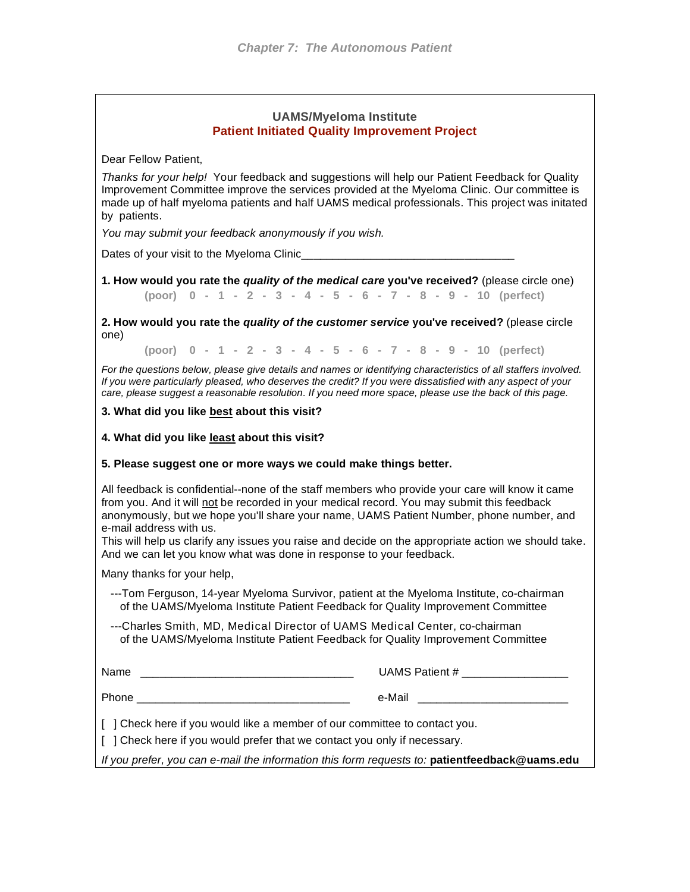## UAMS/Myeloma Institute
## Patient Initiated Quality Improvement Project

Dear Fellow Patient,

*Thanks for your help!* Your feedback and suggestions will help our Patient Feedback for Quality Improvement Committee improve the services provided at the Myeloma Clinic. Our committee is made up of half myeloma patients and half UAMS medical professionals. This project was initated by patients.

*You may submit your feedback anonymously if you wish.*

Dates of your visit to the Myeloma Clinic__________________________________

**1. How would you rate the *quality of the medical care* you've received?** (please circle one)

**(poor) 0 - 1 - 2 - 3 - 4 - 5 - 6 - 7 - 8 - 9 - 10 (perfect)**

**2. How would you rate the *quality of the customer service* you've received?** (please circle one)

**(poor) 0 - 1 - 2 - 3 - 4 - 5 - 6 - 7 - 8 - 9 - 10 (perfect)**

*For the questions below, please give details and names or identifying characteristics of all staffers involved. If you were particularly pleased, who deserves the credit? If you were dissatisfied with any aspect of your care, please suggest a reasonable resolution. If you need more space, please use the back of this page.*

**3. What did you like <u>best</u> about this visit?**

**4. What did you like <u>least</u> about this visit?**

**5. Please suggest one or more ways we could make things better.**

All feedback is confidential--none of the staff members who provide your care will know it came from you. And it will <u>not</u> be recorded in your medical record. You may submit this feedback anonymously, but we hope you'll share your name, UAMS Patient Number, phone number, and e-mail address with us.
This will help us clarify any issues you raise and decide on the appropriate action we should take. And we can let you know what was done in response to your feedback.

Many thanks for your help,

---Tom Ferguson, 14-year Myeloma Survivor, patient at the Myeloma Institute, co-chairman of the UAMS/Myeloma Institute Patient Feedback for Quality Improvement Committee

---Charles Smith, MD, Medical Director of UAMS Medical Center, co-chairman of the UAMS/Myeloma Institute Patient Feedback for Quality Improvement Committee

Name __________________________________ UAMS Patient # ________________

Phone __________________________________ e-Mail _______________________

[ ] Check here if you would like a member of our committee to contact you.

[ ] Check here if you would prefer that we contact you only if necessary.

*If you prefer, you can e-mail the information this form requests to:* **patientfeedback@uams.edu**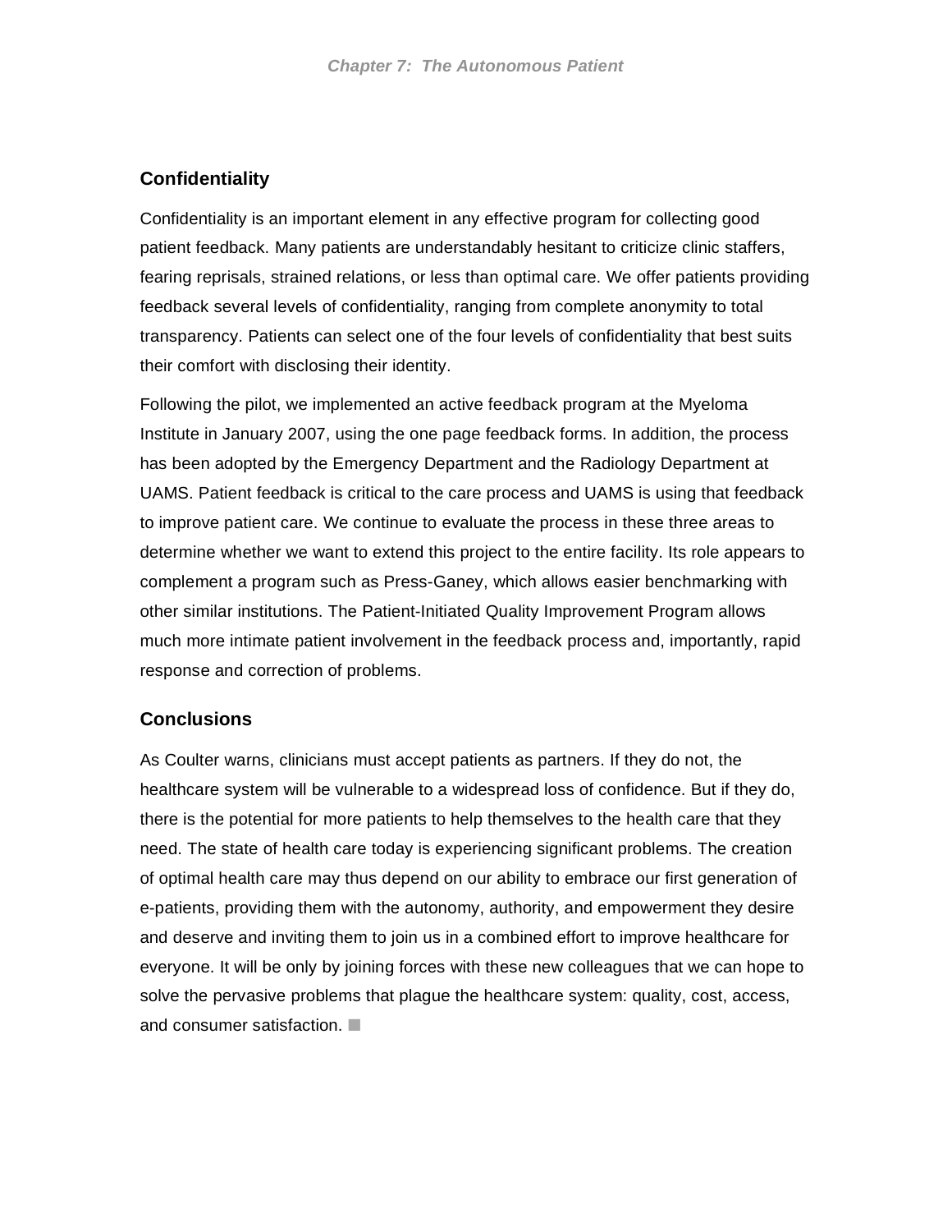## Confidentiality

Confidentiality is an important element in any effective program for collecting good patient feedback. Many patients are understandably hesitant to criticize clinic staffers, fearing reprisals, strained relations, or less than optimal care. We offer patients providing feedback several levels of confidentiality, ranging from complete anonymity to total transparency. Patients can select one of the four levels of confidentiality that best suits their comfort with disclosing their identity.

Following the pilot, we implemented an active feedback program at the Myeloma Institute in January 2007, using the one page feedback forms. In addition, the process has been adopted by the Emergency Department and the Radiology Department at UAMS. Patient feedback is critical to the care process and UAMS is using that feedback to improve patient care. We continue to evaluate the process in these three areas to determine whether we want to extend this project to the entire facility. Its role appears to complement a program such as Press-Ganey, which allows easier benchmarking with other similar institutions. The Patient-Initiated Quality Improvement Program allows much more intimate patient involvement in the feedback process and, importantly, rapid response and correction of problems.

## Conclusions

As Coulter warns, clinicians must accept patients as partners. If they do not, the healthcare system will be vulnerable to a widespread loss of confidence. But if they do, there is the potential for more patients to help themselves to the health care that they need. The state of health care today is experiencing significant problems. The creation of optimal health care may thus depend on our ability to embrace our first generation of e-patients, providing them with the autonomy, authority, and empowerment they desire and deserve and inviting them to join us in a combined effort to improve healthcare for everyone. It will be only by joining forces with these new colleagues that we can hope to solve the pervasive problems that plague the healthcare system: quality, cost, access, and consumer satisfaction. ■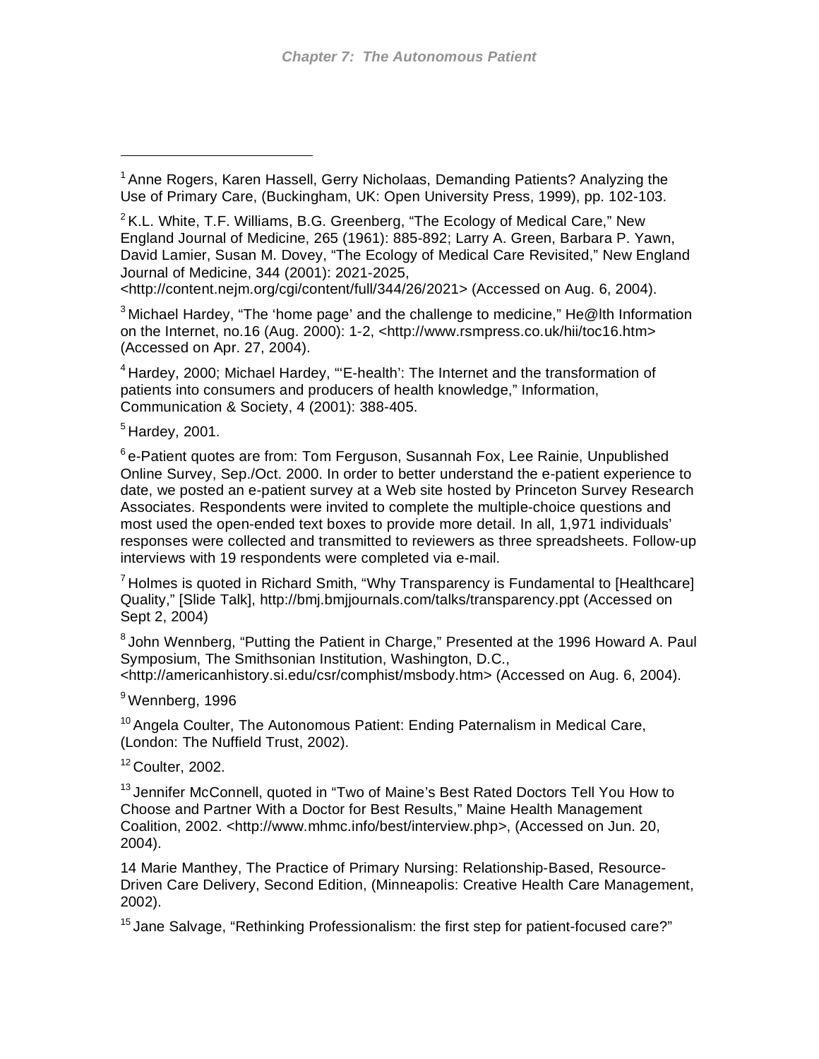[1] Anne Rogers, Karen Hassell, Gerry Nicholaas, Demanding Patients? Analyzing the Use of Primary Care, (Buckingham, UK: Open University Press, 1999), pp. 102-103.

[2] K.L. White, T.F. Williams, B.G. Greenberg, "The Ecology of Medical Care," New England Journal of Medicine, 265 (1961): 885-892; Larry A. Green, Barbara P. Yawn, David Lamier, Susan M. Dovey, "The Ecology of Medical Care Revisited," New England Journal of Medicine, 344 (2001): 2021-2025, <http://content.nejm.org/cgi/content/full/344/26/2021> (Accessed on Aug. 6, 2004).

[3] Michael Hardey, "The 'home page' and the challenge to medicine," He@lth Information on the Internet, no.16 (Aug. 2000): 1-2, <http://www.rsmpress.co.uk/hii/toc16.htm> (Accessed on Apr. 27, 2004).

[4] Hardey, 2000; Michael Hardey, "'E-health': The Internet and the transformation of patients into consumers and producers of health knowledge," Information, Communication & Society, 4 (2001): 388-405.

[5] Hardey, 2001.

[6] e-Patient quotes are from: Tom Ferguson, Susannah Fox, Lee Rainie, Unpublished Online Survey, Sep./Oct. 2000. In order to better understand the e-patient experience to date, we posted an e-patient survey at a Web site hosted by Princeton Survey Research Associates. Respondents were invited to complete the multiple-choice questions and most used the open-ended text boxes to provide more detail. In all, 1,971 individuals' responses were collected and transmitted to reviewers as three spreadsheets. Follow-up interviews with 19 respondents were completed via e-mail.

[7] Holmes is quoted in Richard Smith, "Why Transparency is Fundamental to [Healthcare] Quality," [Slide Talk], http://bmj.bmjjournals.com/talks/transparency.ppt (Accessed on Sept 2, 2004)

[8] John Wennberg, "Putting the Patient in Charge," Presented at the 1996 Howard A. Paul Symposium, The Smithsonian Institution, Washington, D.C., <http://americanhistory.si.edu/csr/comphist/msbody.htm> (Accessed on Aug. 6, 2004).

[9] Wennberg, 1996

[10] Angela Coulter, The Autonomous Patient: Ending Paternalism in Medical Care, (London: The Nuffield Trust, 2002).

[12] Coulter, 2002.

[13] Jennifer McConnell, quoted in "Two of Maine's Best Rated Doctors Tell You How to Choose and Partner With a Doctor for Best Results," Maine Health Management Coalition, 2002. <http://www.mhmc.info/best/interview.php>, (Accessed on Jun. 20, 2004).

14 Marie Manthey, The Practice of Primary Nursing: Relationship-Based, Resource-Driven Care Delivery, Second Edition, (Minneapolis: Creative Health Care Management, 2002).

[15] Jane Salvage, "Rethinking Professionalism: the first step for patient-focused care?"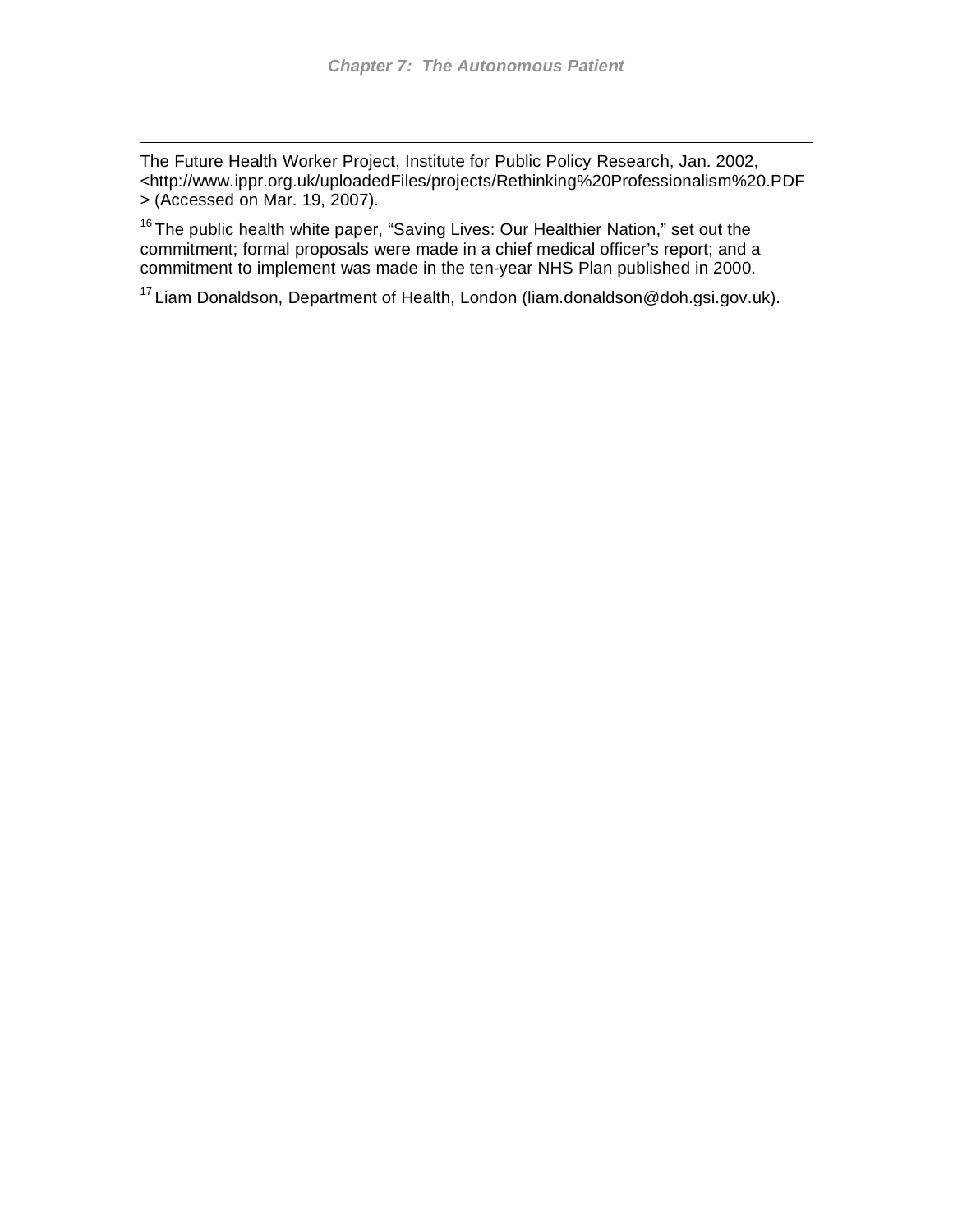The Future Health Worker Project, Institute for Public Policy Research, Jan. 2002, <http://www.ippr.org.uk/uploadedFiles/projects/Rethinking%20Professionalism%20.PDF> (Accessed on Mar. 19, 2007).

[16] The public health white paper, "Saving Lives: Our Healthier Nation," set out the commitment; formal proposals were made in a chief medical officer's report; and a commitment to implement was made in the ten-year NHS Plan published in 2000.

[17] Liam Donaldson, Department of Health, London (liam.donaldson@doh.gsi.gov.uk).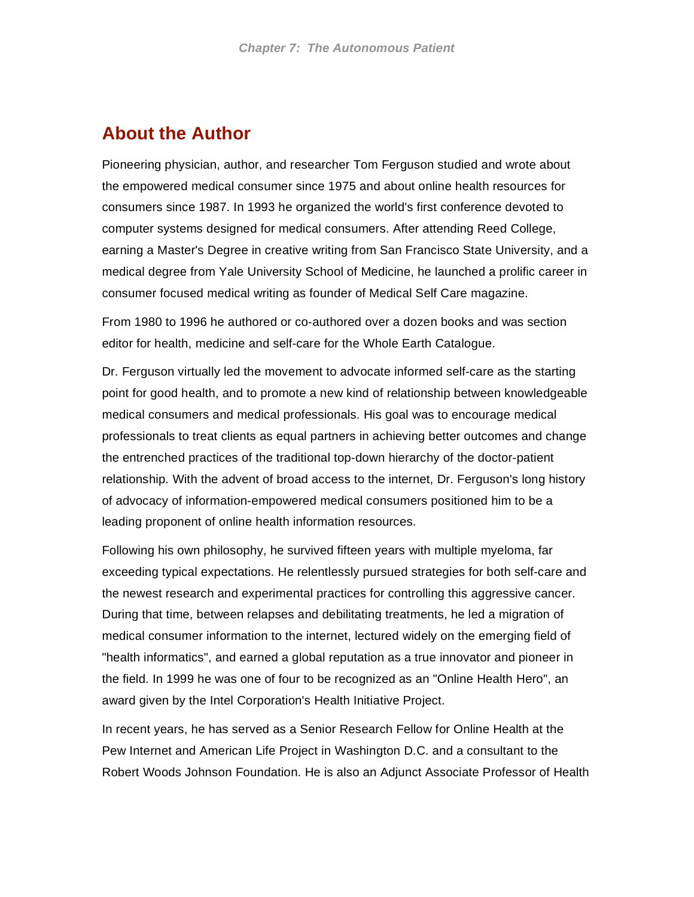## About the Author

Pioneering physician, author, and researcher Tom Ferguson studied and wrote about the empowered medical consumer since 1975 and about online health resources for consumers since 1987. In 1993 he organized the world's first conference devoted to computer systems designed for medical consumers. After attending Reed College, earning a Master's Degree in creative writing from San Francisco State University, and a medical degree from Yale University School of Medicine, he launched a prolific career in consumer focused medical writing as founder of Medical Self Care magazine.

From 1980 to 1996 he authored or co-authored over a dozen books and was section editor for health, medicine and self-care for the Whole Earth Catalogue.

Dr. Ferguson virtually led the movement to advocate informed self-care as the starting point for good health, and to promote a new kind of relationship between knowledgeable medical consumers and medical professionals. His goal was to encourage medical professionals to treat clients as equal partners in achieving better outcomes and change the entrenched practices of the traditional top-down hierarchy of the doctor-patient relationship. With the advent of broad access to the internet, Dr. Ferguson's long history of advocacy of information-empowered medical consumers positioned him to be a leading proponent of online health information resources.

Following his own philosophy, he survived fifteen years with multiple myeloma, far exceeding typical expectations. He relentlessly pursued strategies for both self-care and the newest research and experimental practices for controlling this aggressive cancer. During that time, between relapses and debilitating treatments, he led a migration of medical consumer information to the internet, lectured widely on the emerging field of "health informatics", and earned a global reputation as a true innovator and pioneer in the field. In 1999 he was one of four to be recognized as an "Online Health Hero", an award given by the Intel Corporation's Health Initiative Project.

In recent years, he has served as a Senior Research Fellow for Online Health at the Pew Internet and American Life Project in Washington D.C. and a consultant to the Robert Woods Johnson Foundation. He is also an Adjunct Associate Professor of Health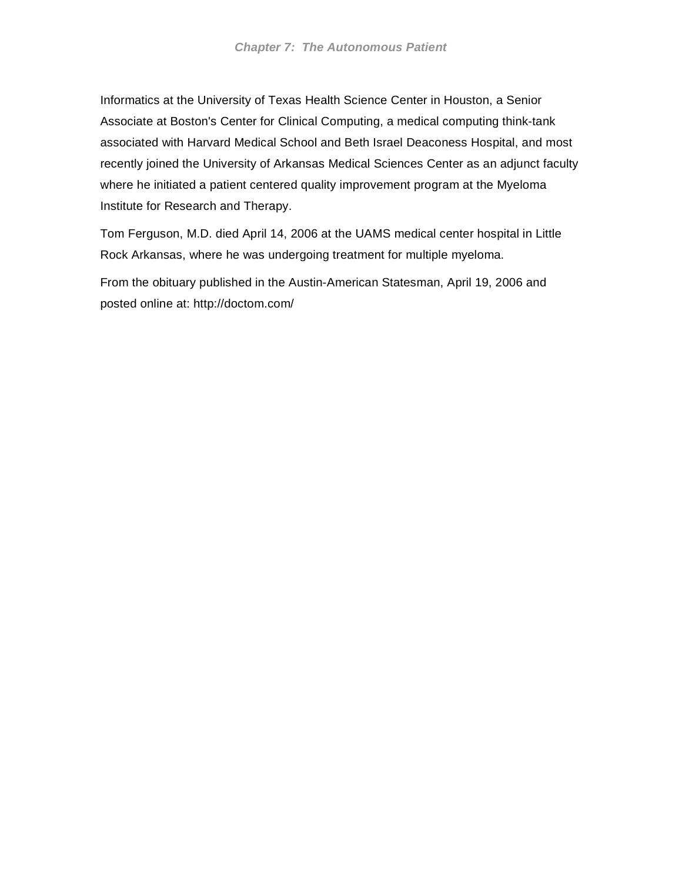Informatics at the University of Texas Health Science Center in Houston, a Senior Associate at Boston's Center for Clinical Computing, a medical computing think-tank associated with Harvard Medical School and Beth Israel Deaconess Hospital, and most recently joined the University of Arkansas Medical Sciences Center as an adjunct faculty where he initiated a patient centered quality improvement program at the Myeloma Institute for Research and Therapy.

Tom Ferguson, M.D. died April 14, 2006 at the UAMS medical center hospital in Little Rock Arkansas, where he was undergoing treatment for multiple myeloma.

From the obituary published in the Austin-American Statesman, April 19, 2006 and posted online at: http://doctom.com/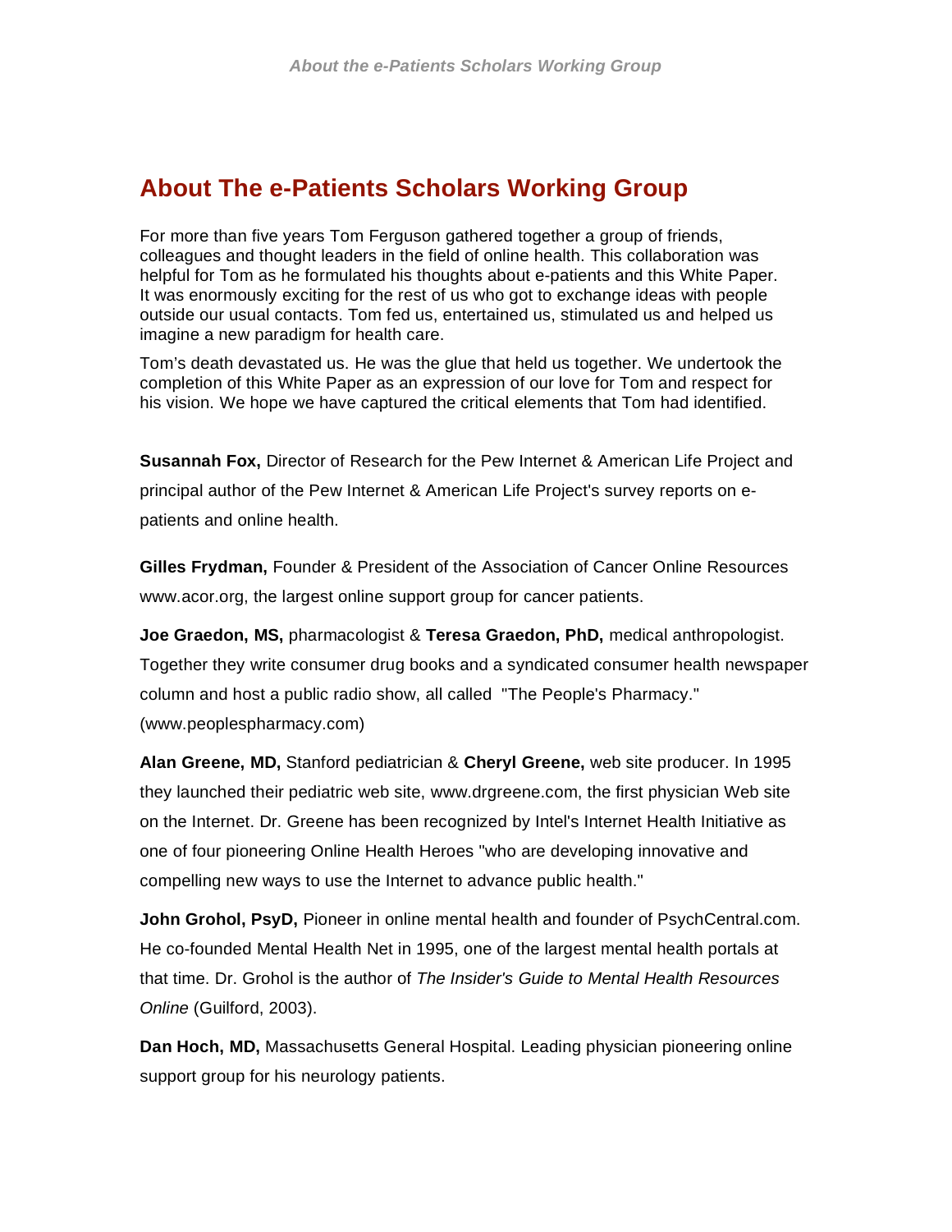## About The e-Patients Scholars Working Group

For more than five years Tom Ferguson gathered together a group of friends, colleagues and thought leaders in the field of online health. This collaboration was helpful for Tom as he formulated his thoughts about e-patients and this White Paper. It was enormously exciting for the rest of us who got to exchange ideas with people outside our usual contacts. Tom fed us, entertained us, stimulated us and helped us imagine a new paradigm for health care.

Tom's death devastated us. He was the glue that held us together. We undertook the completion of this White Paper as an expression of our love for Tom and respect for his vision. We hope we have captured the critical elements that Tom had identified.

**Susannah Fox,** Director of Research for the Pew Internet & American Life Project and principal author of the Pew Internet & American Life Project's survey reports on e-patients and online health.

**Gilles Frydman,** Founder & President of the Association of Cancer Online Resources www.acor.org, the largest online support group for cancer patients.

**Joe Graedon, MS,** pharmacologist & **Teresa Graedon, PhD,** medical anthropologist. Together they write consumer drug books and a syndicated consumer health newspaper column and host a public radio show, all called "The People's Pharmacy." (www.peoplespharmacy.com)

**Alan Greene, MD,** Stanford pediatrician & **Cheryl Greene,** web site producer. In 1995 they launched their pediatric web site, www.drgreene.com, the first physician Web site on the Internet. Dr. Greene has been recognized by Intel's Internet Health Initiative as one of four pioneering Online Health Heroes "who are developing innovative and compelling new ways to use the Internet to advance public health."

**John Grohol, PsyD,** Pioneer in online mental health and founder of PsychCentral.com. He co-founded Mental Health Net in 1995, one of the largest mental health portals at that time. Dr. Grohol is the author of *The Insider's Guide to Mental Health Resources Online* (Guilford, 2003).

**Dan Hoch, MD,** Massachusetts General Hospital. Leading physician pioneering online support group for his neurology patients.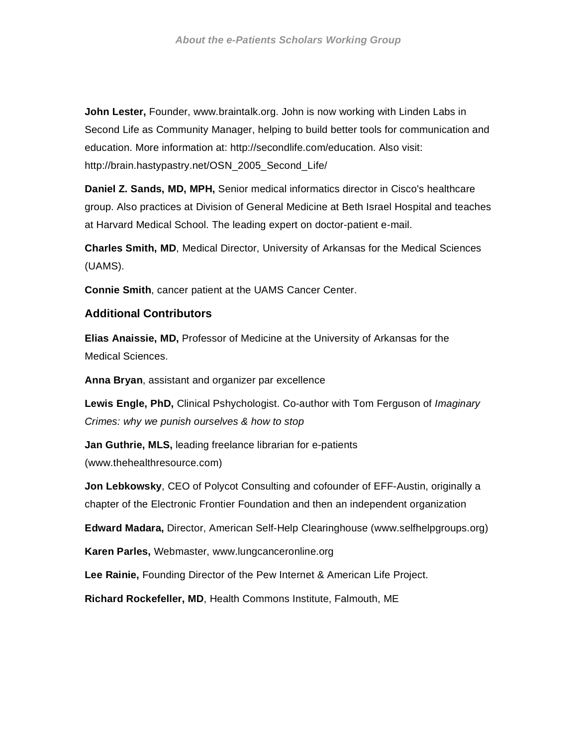**John Lester,** Founder, www.braintalk.org. John is now working with Linden Labs in Second Life as Community Manager, helping to build better tools for communication and education. More information at: http://secondlife.com/education. Also visit: http://brain.hastypastry.net/OSN_2005_Second_Life/

**Daniel Z. Sands, MD, MPH,** Senior medical informatics director in Cisco's healthcare group. Also practices at Division of General Medicine at Beth Israel Hospital and teaches at Harvard Medical School. The leading expert on doctor-patient e-mail.

**Charles Smith, MD**, Medical Director, University of Arkansas for the Medical Sciences (UAMS).

**Connie Smith**, cancer patient at the UAMS Cancer Center.

### Additional Contributors

**Elias Anaissie, MD,** Professor of Medicine at the University of Arkansas for the Medical Sciences.

**Anna Bryan**, assistant and organizer par excellence

**Lewis Engle, PhD,** Clinical Pshychologist. Co-author with Tom Ferguson of *Imaginary Crimes: why we punish ourselves & how to stop*

**Jan Guthrie, MLS,** leading freelance librarian for e-patients (www.thehealthresource.com)

**Jon Lebkowsky**, CEO of Polycot Consulting and cofounder of EFF-Austin, originally a chapter of the Electronic Frontier Foundation and then an independent organization

**Edward Madara,** Director, American Self-Help Clearinghouse (www.selfhelpgroups.org)

**Karen Parles,** Webmaster, www.lungcanceronline.org

**Lee Rainie,** Founding Director of the Pew Internet & American Life Project.

**Richard Rockefeller, MD**, Health Commons Institute, Falmouth, ME